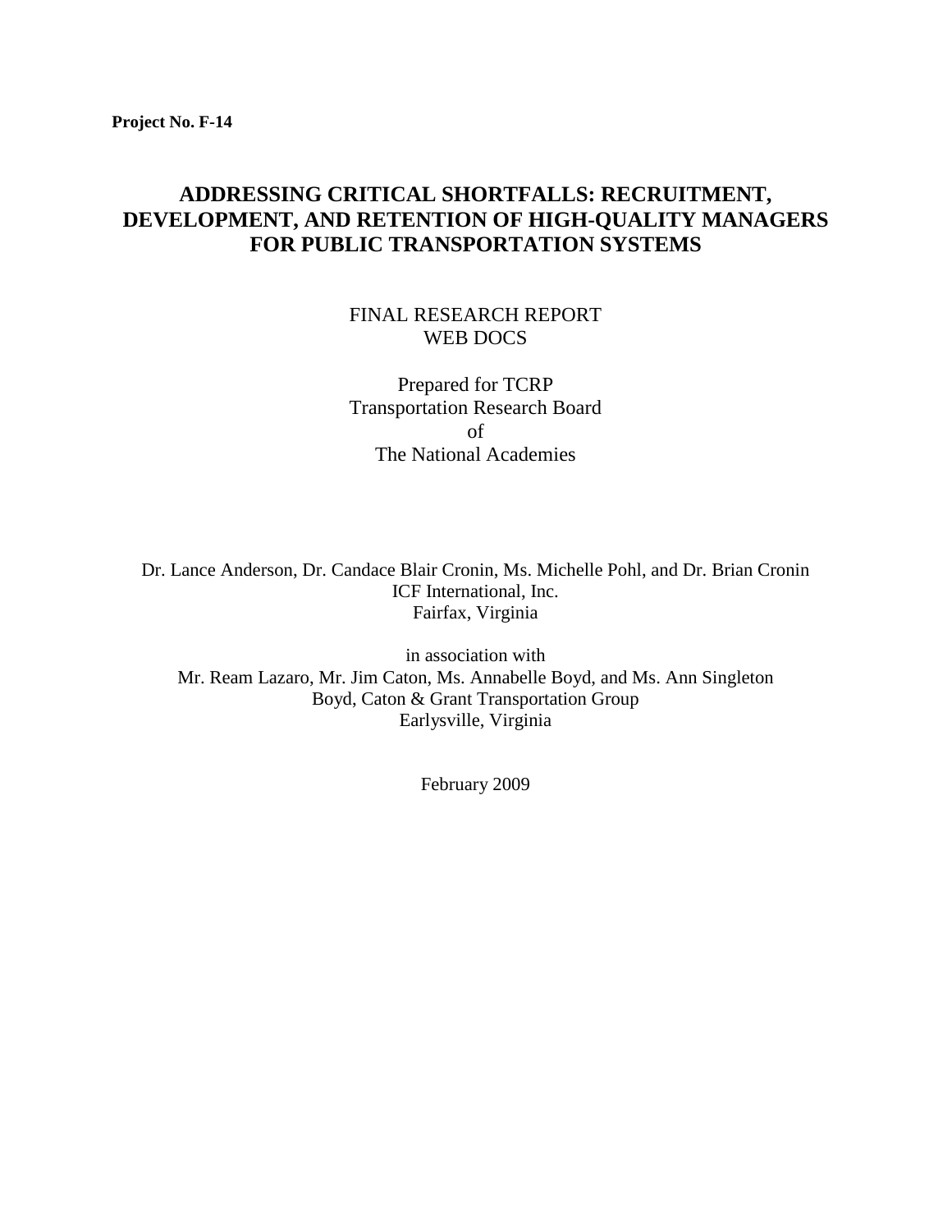**Project No. F-14**

# ADDRESSING CRITICAL SHORTFALLS: RECRUITMENT, DEVELOPMENT, AND RETENTION OF HIGH-QUALITY MANAGERS FOR PUBLIC TRANSPORTATION SYSTEMS

FINAL RESEARCH REPORT
WEB DOCS

Prepared for TCRP
Transportation Research Board
of
The National Academies

Dr. Lance Anderson, Dr. Candace Blair Cronin, Ms. Michelle Pohl, and Dr. Brian Cronin
ICF International, Inc.
Fairfax, Virginia

in association with
Mr. Ream Lazaro, Mr. Jim Caton, Ms. Annabelle Boyd, and Ms. Ann Singleton
Boyd, Caton & Grant Transportation Group
Earlysville, Virginia

February 2009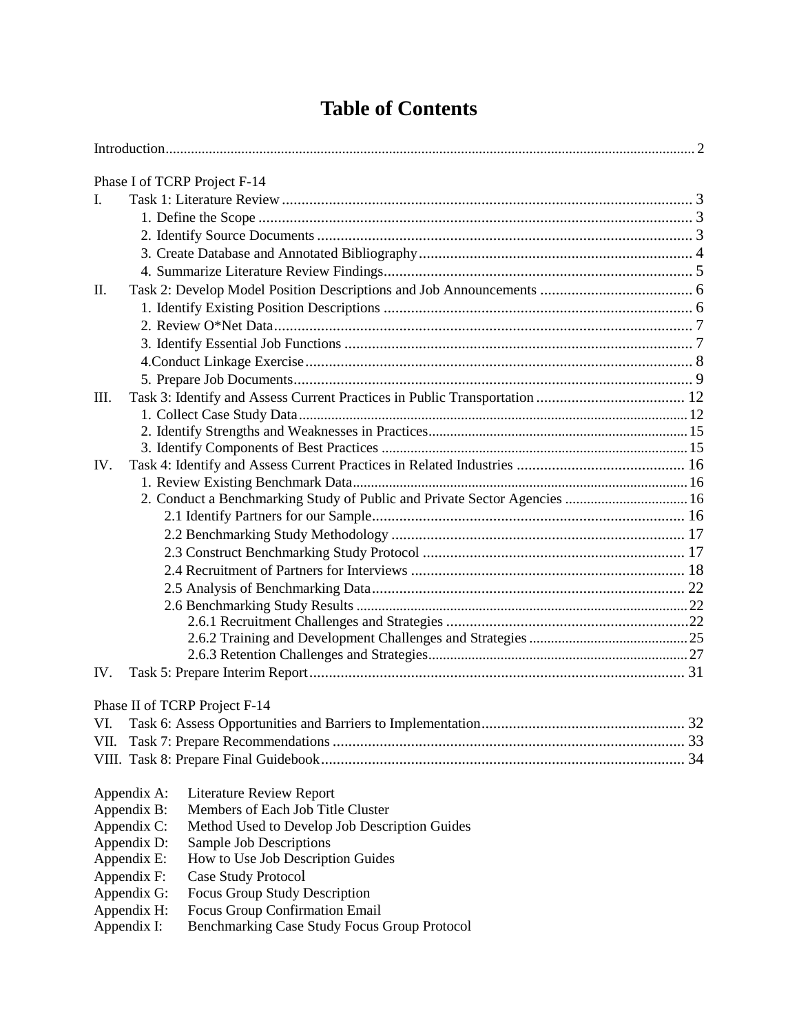# Table of Contents

Introduction .......... 2

Phase I of TCRP Project F-14

I. Task 1: Literature Review .......... 3
   1. Define the Scope .......... 3
   2. Identify Source Documents .......... 3
   3. Create Database and Annotated Bibliography .......... 4
   4. Summarize Literature Review Findings .......... 5

II. Task 2: Develop Model Position Descriptions and Job Announcements .......... 6
   1. Identify Existing Position Descriptions .......... 6
   2. Review O*Net Data .......... 7
   3. Identify Essential Job Functions .......... 7
   4. Conduct Linkage Exercise .......... 8
   5. Prepare Job Documents .......... 9

III. Task 3: Identify and Assess Current Practices in Public Transportation .......... 12
   1. Collect Case Study Data .......... 12
   2. Identify Strengths and Weaknesses in Practices .......... 15
   3. Identify Components of Best Practices .......... 15

IV. Task 4: Identify and Assess Current Practices in Related Industries .......... 16
   1. Review Existing Benchmark Data .......... 16
   2. Conduct a Benchmarking Study of Public and Private Sector Agencies .......... 16
      2.1 Identify Partners for our Sample .......... 16
      2.2 Benchmarking Study Methodology .......... 17
      2.3 Construct Benchmarking Study Protocol .......... 17
      2.4 Recruitment of Partners for Interviews .......... 18
      2.5 Analysis of Benchmarking Data .......... 22
      2.6 Benchmarking Study Results .......... 22
         2.6.1 Recruitment Challenges and Strategies .......... 22
         2.6.2 Training and Development Challenges and Strategies .......... 25
         2.6.3 Retention Challenges and Strategies .......... 27

IV. Task 5: Prepare Interim Report .......... 31

Phase II of TCRP Project F-14

VI. Task 6: Assess Opportunities and Barriers to Implementation .......... 32

VII. Task 7: Prepare Recommendations .......... 33

VIII. Task 8: Prepare Final Guidebook .......... 34

Appendix A: Literature Review Report
Appendix B: Members of Each Job Title Cluster
Appendix C: Method Used to Develop Job Description Guides
Appendix D: Sample Job Descriptions
Appendix E: How to Use Job Description Guides
Appendix F: Case Study Protocol
Appendix G: Focus Group Study Description
Appendix H: Focus Group Confirmation Email
Appendix I: Benchmarking Case Study Focus Group Protocol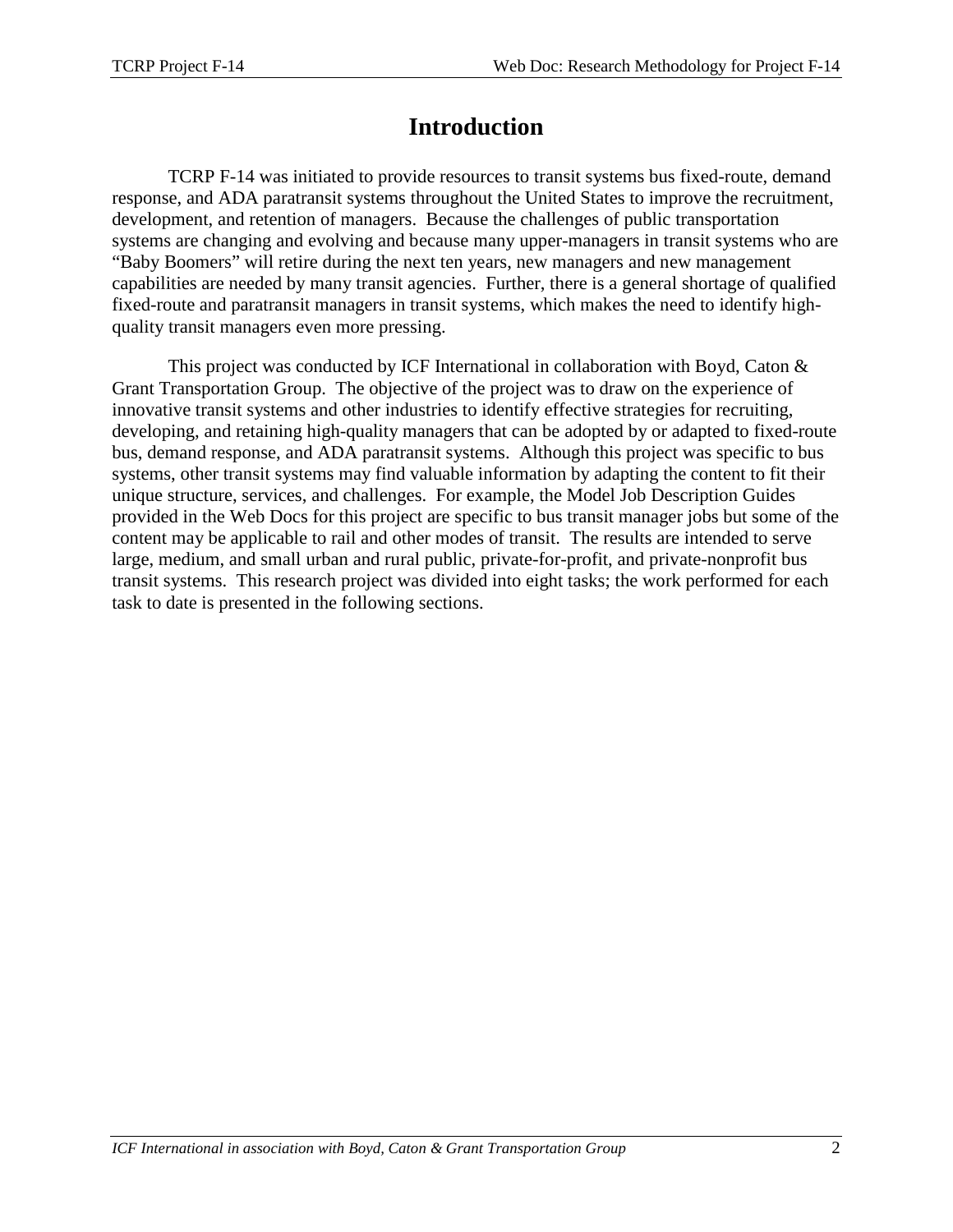# Introduction

TCRP F-14 was initiated to provide resources to transit systems bus fixed-route, demand response, and ADA paratransit systems throughout the United States to improve the recruitment, development, and retention of managers. Because the challenges of public transportation systems are changing and evolving and because many upper-managers in transit systems who are "Baby Boomers" will retire during the next ten years, new managers and new management capabilities are needed by many transit agencies. Further, there is a general shortage of qualified fixed-route and paratransit managers in transit systems, which makes the need to identify high-quality transit managers even more pressing.

This project was conducted by ICF International in collaboration with Boyd, Caton & Grant Transportation Group. The objective of the project was to draw on the experience of innovative transit systems and other industries to identify effective strategies for recruiting, developing, and retaining high-quality managers that can be adopted by or adapted to fixed-route bus, demand response, and ADA paratransit systems. Although this project was specific to bus systems, other transit systems may find valuable information by adapting the content to fit their unique structure, services, and challenges. For example, the Model Job Description Guides provided in the Web Docs for this project are specific to bus transit manager jobs but some of the content may be applicable to rail and other modes of transit. The results are intended to serve large, medium, and small urban and rural public, private-for-profit, and private-nonprofit bus transit systems. This research project was divided into eight tasks; the work performed for each task to date is presented in the following sections.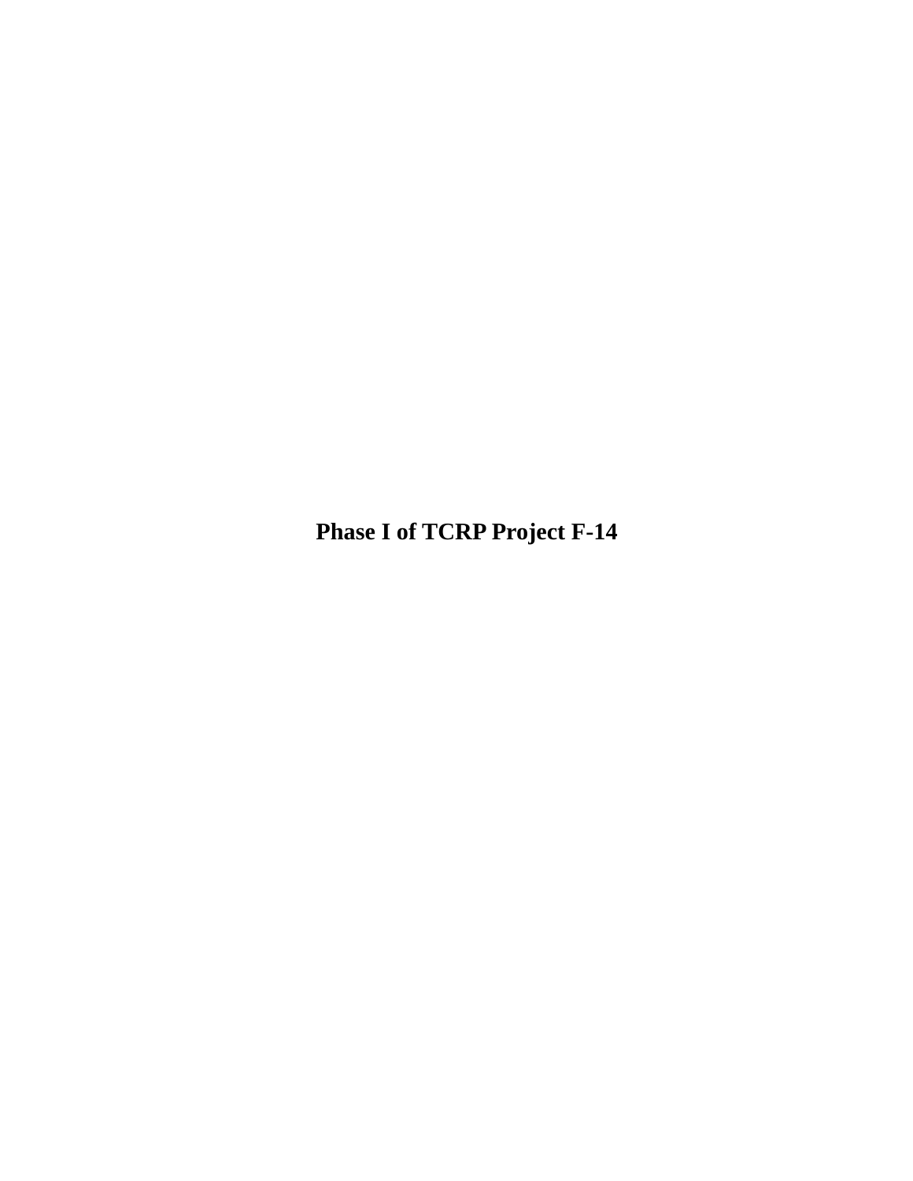**Phase I of TCRP Project F-14**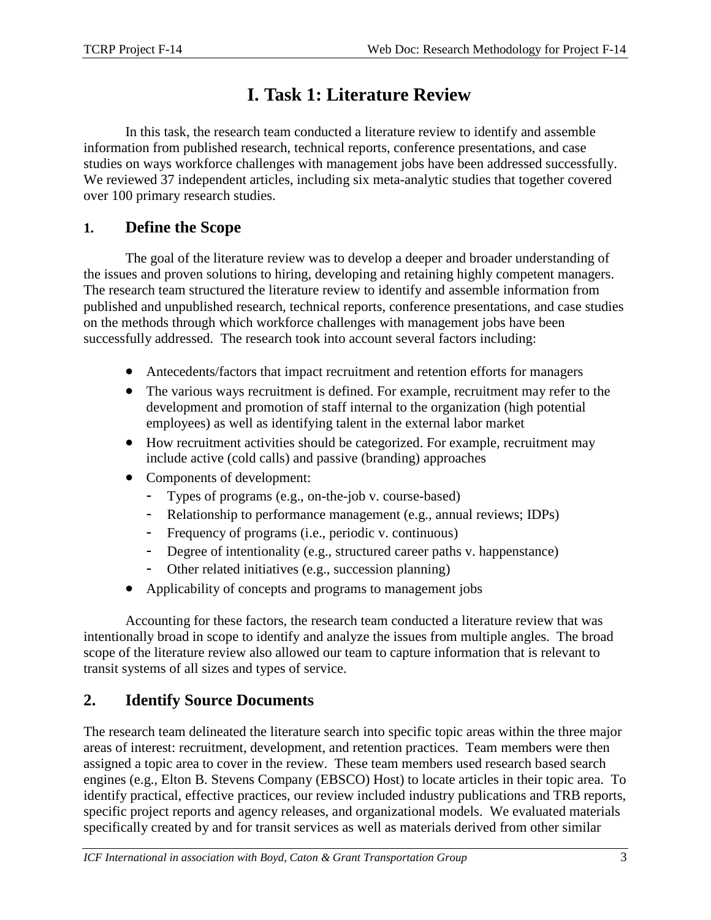# I. Task 1: Literature Review

In this task, the research team conducted a literature review to identify and assemble information from published research, technical reports, conference presentations, and case studies on ways workforce challenges with management jobs have been addressed successfully. We reviewed 37 independent articles, including six meta-analytic studies that together covered over 100 primary research studies.

## 1. Define the Scope

The goal of the literature review was to develop a deeper and broader understanding of the issues and proven solutions to hiring, developing and retaining highly competent managers. The research team structured the literature review to identify and assemble information from published and unpublished research, technical reports, conference presentations, and case studies on the methods through which workforce challenges with management jobs have been successfully addressed. The research took into account several factors including:

- Antecedents/factors that impact recruitment and retention efforts for managers
- The various ways recruitment is defined. For example, recruitment may refer to the development and promotion of staff internal to the organization (high potential employees) as well as identifying talent in the external labor market
- How recruitment activities should be categorized. For example, recruitment may include active (cold calls) and passive (branding) approaches
- Components of development:
  - Types of programs (e.g., on-the-job v. course-based)
  - Relationship to performance management (e.g., annual reviews; IDPs)
  - Frequency of programs (i.e., periodic v. continuous)
  - Degree of intentionality (e.g., structured career paths v. happenstance)
  - Other related initiatives (e.g., succession planning)
- Applicability of concepts and programs to management jobs

Accounting for these factors, the research team conducted a literature review that was intentionally broad in scope to identify and analyze the issues from multiple angles. The broad scope of the literature review also allowed our team to capture information that is relevant to transit systems of all sizes and types of service.

## 2. Identify Source Documents

The research team delineated the literature search into specific topic areas within the three major areas of interest: recruitment, development, and retention practices. Team members were then assigned a topic area to cover in the review. These team members used research based search engines (e.g., Elton B. Stevens Company (EBSCO) Host) to locate articles in their topic area. To identify practical, effective practices, our review included industry publications and TRB reports, specific project reports and agency releases, and organizational models. We evaluated materials specifically created by and for transit services as well as materials derived from other similar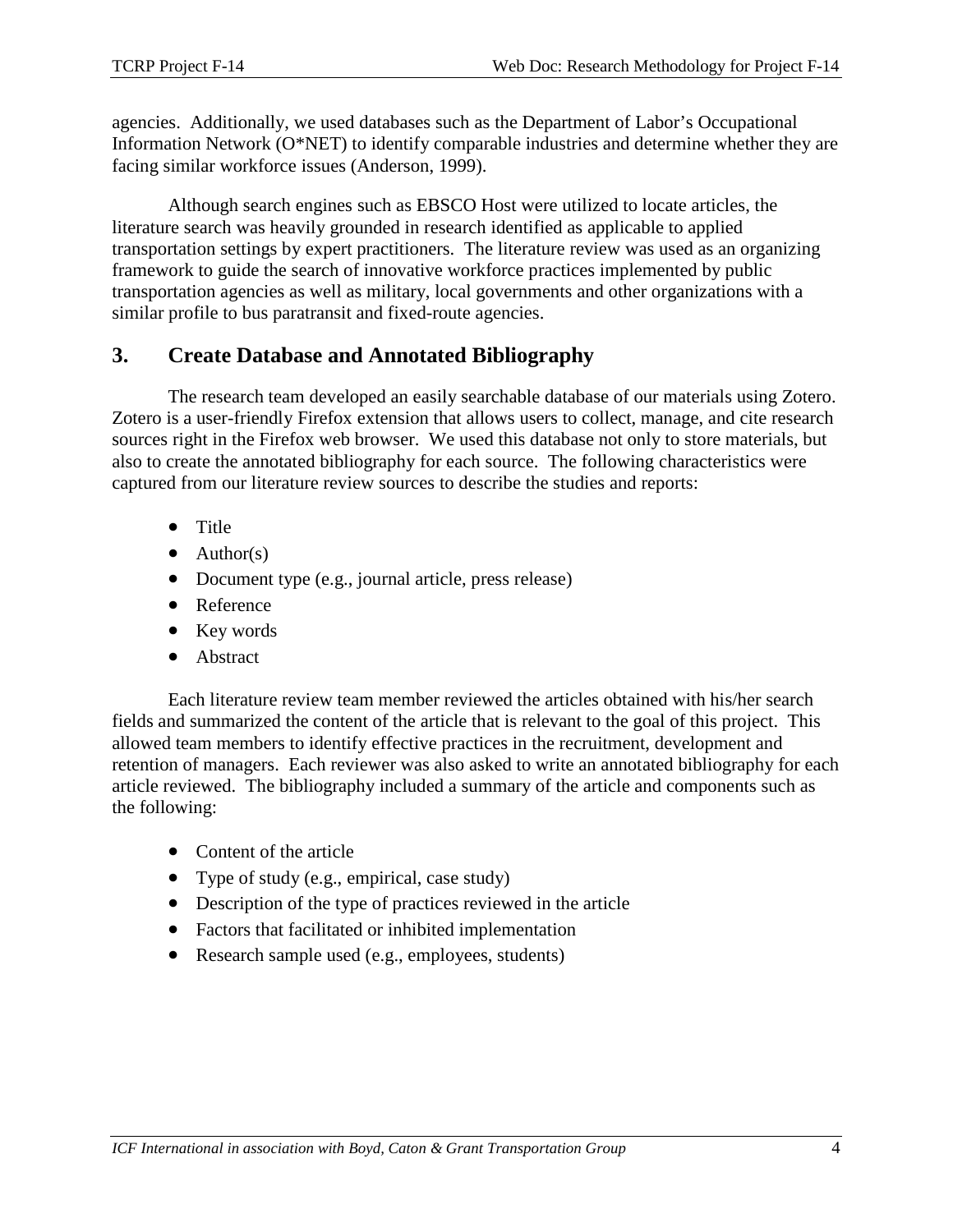agencies. Additionally, we used databases such as the Department of Labor's Occupational Information Network (O*NET) to identify comparable industries and determine whether they are facing similar workforce issues (Anderson, 1999).

Although search engines such as EBSCO Host were utilized to locate articles, the literature search was heavily grounded in research identified as applicable to applied transportation settings by expert practitioners. The literature review was used as an organizing framework to guide the search of innovative workforce practices implemented by public transportation agencies as well as military, local governments and other organizations with a similar profile to bus paratransit and fixed-route agencies.

## 3. Create Database and Annotated Bibliography

The research team developed an easily searchable database of our materials using Zotero. Zotero is a user-friendly Firefox extension that allows users to collect, manage, and cite research sources right in the Firefox web browser. We used this database not only to store materials, but also to create the annotated bibliography for each source. The following characteristics were captured from our literature review sources to describe the studies and reports:

- Title
- Author(s)
- Document type (e.g., journal article, press release)
- Reference
- Key words
- Abstract

Each literature review team member reviewed the articles obtained with his/her search fields and summarized the content of the article that is relevant to the goal of this project. This allowed team members to identify effective practices in the recruitment, development and retention of managers. Each reviewer was also asked to write an annotated bibliography for each article reviewed. The bibliography included a summary of the article and components such as the following:

- Content of the article
- Type of study (e.g., empirical, case study)
- Description of the type of practices reviewed in the article
- Factors that facilitated or inhibited implementation
- Research sample used (e.g., employees, students)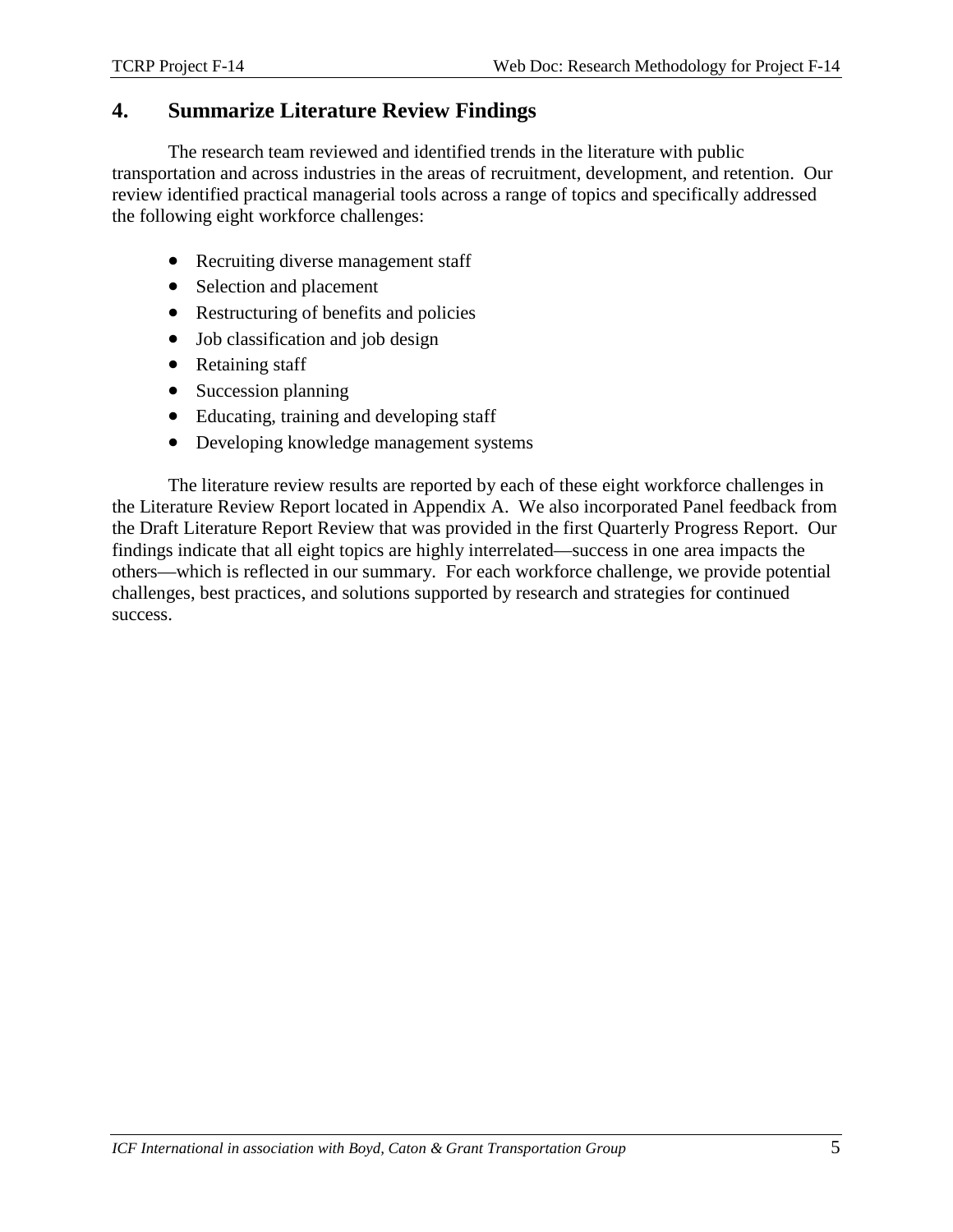## 4. Summarize Literature Review Findings

The research team reviewed and identified trends in the literature with public transportation and across industries in the areas of recruitment, development, and retention. Our review identified practical managerial tools across a range of topics and specifically addressed the following eight workforce challenges:

- Recruiting diverse management staff
- Selection and placement
- Restructuring of benefits and policies
- Job classification and job design
- Retaining staff
- Succession planning
- Educating, training and developing staff
- Developing knowledge management systems

The literature review results are reported by each of these eight workforce challenges in the Literature Review Report located in Appendix A. We also incorporated Panel feedback from the Draft Literature Report Review that was provided in the first Quarterly Progress Report. Our findings indicate that all eight topics are highly interrelated—success in one area impacts the others—which is reflected in our summary. For each workforce challenge, we provide potential challenges, best practices, and solutions supported by research and strategies for continued success.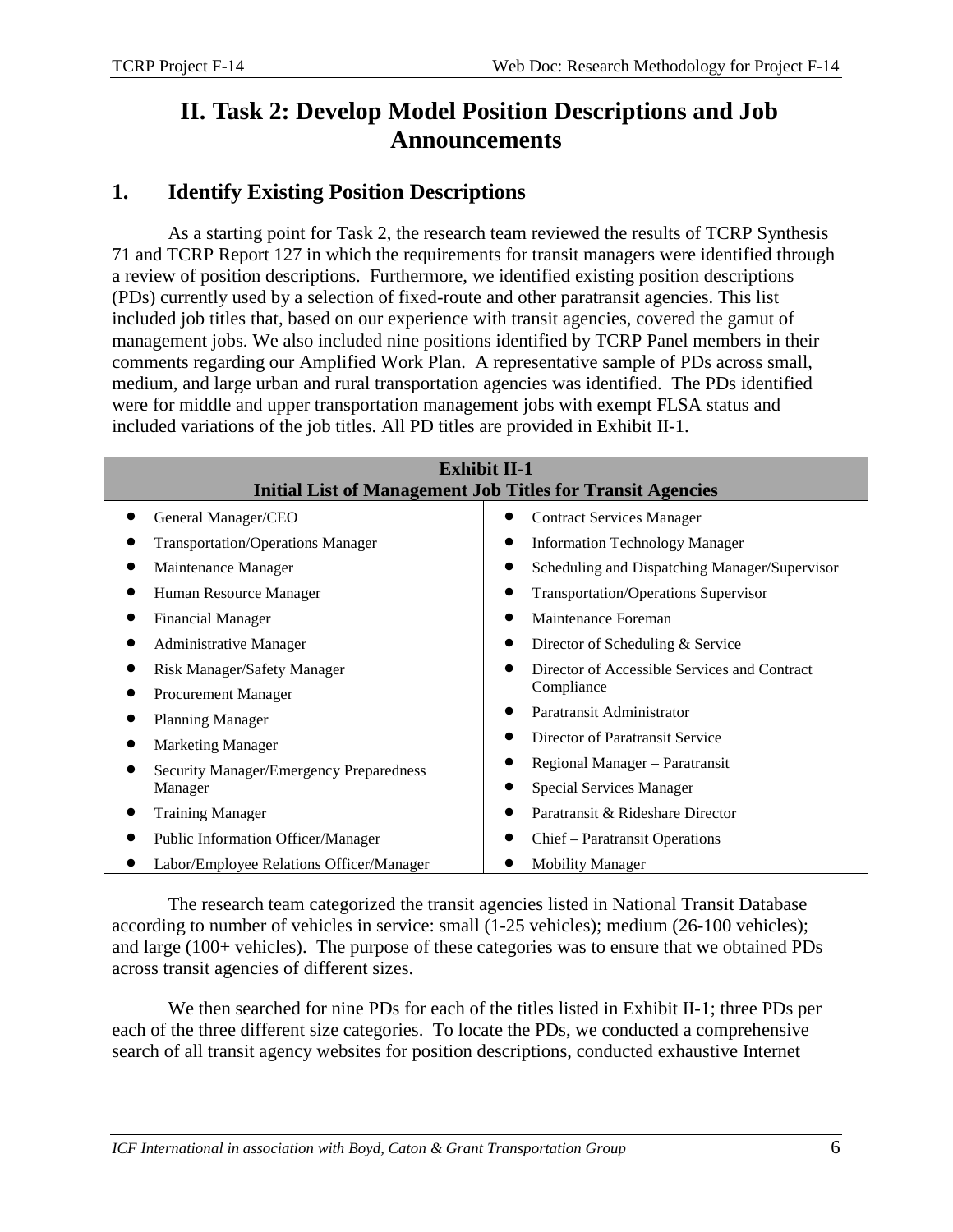# II. Task 2: Develop Model Position Descriptions and Job Announcements

## 1. Identify Existing Position Descriptions

As a starting point for Task 2, the research team reviewed the results of TCRP Synthesis 71 and TCRP Report 127 in which the requirements for transit managers were identified through a review of position descriptions. Furthermore, we identified existing position descriptions (PDs) currently used by a selection of fixed-route and other paratransit agencies. This list included job titles that, based on our experience with transit agencies, covered the gamut of management jobs. We also included nine positions identified by TCRP Panel members in their comments regarding our Amplified Work Plan. A representative sample of PDs across small, medium, and large urban and rural transportation agencies was identified. The PDs identified were for middle and upper transportation management jobs with exempt FLSA status and included variations of the job titles. All PD titles are provided in Exhibit II-1.

| Exhibit II-1 Initial List of Management Job Titles for Transit Agencies | |
|---|---|
| • General Manager/CEO | • Contract Services Manager |
| • Transportation/Operations Manager | • Information Technology Manager |
| • Maintenance Manager | • Scheduling and Dispatching Manager/Supervisor |
| • Human Resource Manager | • Transportation/Operations Supervisor |
| • Financial Manager | • Maintenance Foreman |
| • Administrative Manager | • Director of Scheduling & Service |
| • Risk Manager/Safety Manager | • Director of Accessible Services and Contract Compliance |
| • Procurement Manager | • Paratransit Administrator |
| • Planning Manager | • Director of Paratransit Service |
| • Marketing Manager | • Regional Manager – Paratransit |
| • Security Manager/Emergency Preparedness Manager | • Special Services Manager |
| • Training Manager | • Paratransit & Rideshare Director |
| • Public Information Officer/Manager | • Chief – Paratransit Operations |
| • Labor/Employee Relations Officer/Manager | • Mobility Manager |

The research team categorized the transit agencies listed in National Transit Database according to number of vehicles in service: small (1-25 vehicles); medium (26-100 vehicles); and large (100+ vehicles). The purpose of these categories was to ensure that we obtained PDs across transit agencies of different sizes.

We then searched for nine PDs for each of the titles listed in Exhibit II-1; three PDs per each of the three different size categories. To locate the PDs, we conducted a comprehensive search of all transit agency websites for position descriptions, conducted exhaustive Internet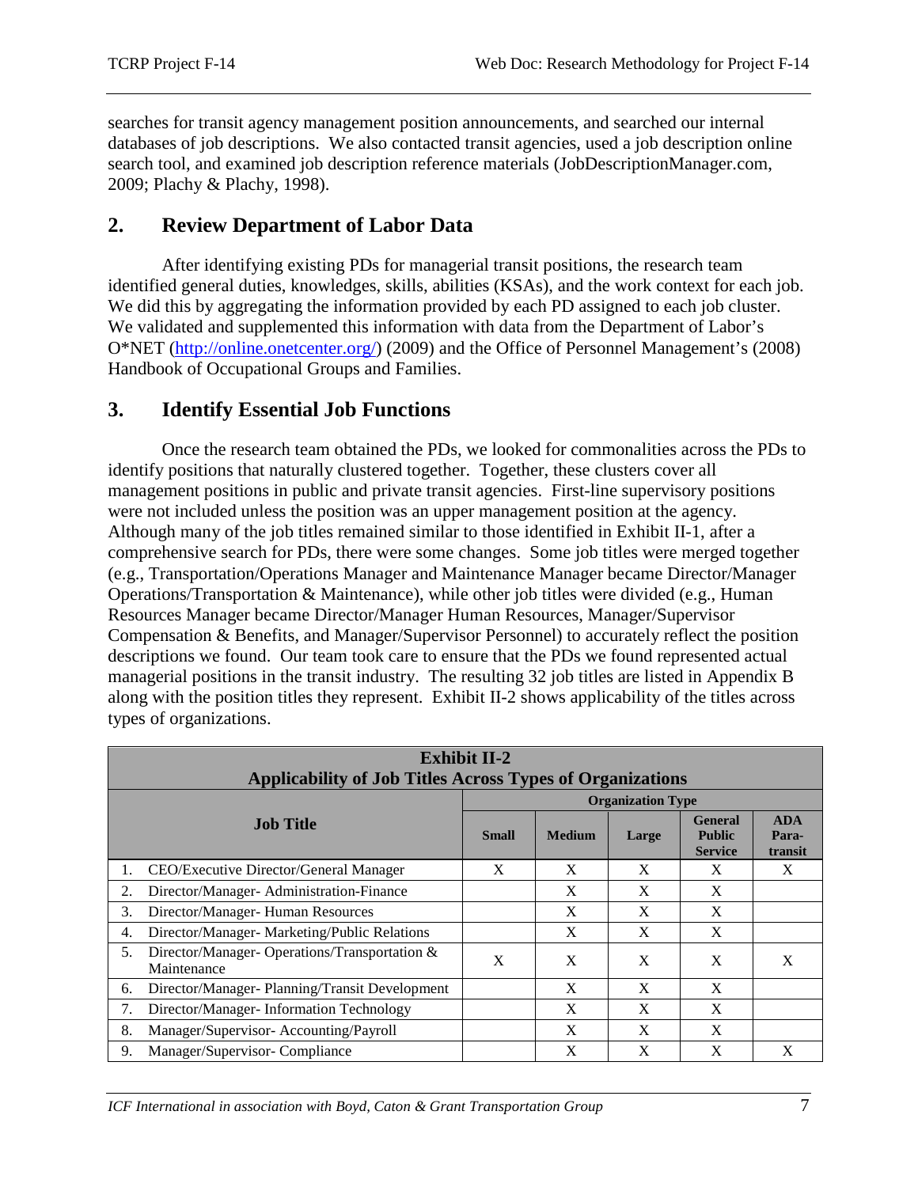searches for transit agency management position announcements, and searched our internal databases of job descriptions. We also contacted transit agencies, used a job description online search tool, and examined job description reference materials (JobDescriptionManager.com, 2009; Plachy & Plachy, 1998).

## 2. Review Department of Labor Data

After identifying existing PDs for managerial transit positions, the research team identified general duties, knowledges, skills, abilities (KSAs), and the work context for each job. We did this by aggregating the information provided by each PD assigned to each job cluster. We validated and supplemented this information with data from the Department of Labor's O*NET (http://online.onetcenter.org/) (2009) and the Office of Personnel Management's (2008) Handbook of Occupational Groups and Families.

## 3. Identify Essential Job Functions

Once the research team obtained the PDs, we looked for commonalities across the PDs to identify positions that naturally clustered together. Together, these clusters cover all management positions in public and private transit agencies. First-line supervisory positions were not included unless the position was an upper management position at the agency. Although many of the job titles remained similar to those identified in Exhibit II-1, after a comprehensive search for PDs, there were some changes. Some job titles were merged together (e.g., Transportation/Operations Manager and Maintenance Manager became Director/Manager Operations/Transportation & Maintenance), while other job titles were divided (e.g., Human Resources Manager became Director/Manager Human Resources, Manager/Supervisor Compensation & Benefits, and Manager/Supervisor Personnel) to accurately reflect the position descriptions we found. Our team took care to ensure that the PDs we found represented actual managerial positions in the transit industry. The resulting 32 job titles are listed in Appendix B along with the position titles they represent. Exhibit II-2 shows applicability of the titles across types of organizations.

**Exhibit II-2**
**Applicability of Job Titles Across Types of Organizations**

| Job Title | Organization Type | | | | |
|---|---|---|---|---|---|
| | Small | Medium | Large | General Public Service | ADA Para-transit |
| 1. CEO/Executive Director/General Manager | X | X | X | X | X |
| 2. Director/Manager- Administration-Finance | | X | X | X | |
| 3. Director/Manager- Human Resources | | X | X | X | |
| 4. Director/Manager- Marketing/Public Relations | | X | X | X | |
| 5. Director/Manager- Operations/Transportation & Maintenance | X | X | X | X | X |
| 6. Director/Manager- Planning/Transit Development | | X | X | X | |
| 7. Director/Manager- Information Technology | | X | X | X | |
| 8. Manager/Supervisor- Accounting/Payroll | | X | X | X | |
| 9. Manager/Supervisor- Compliance | | X | X | X | X |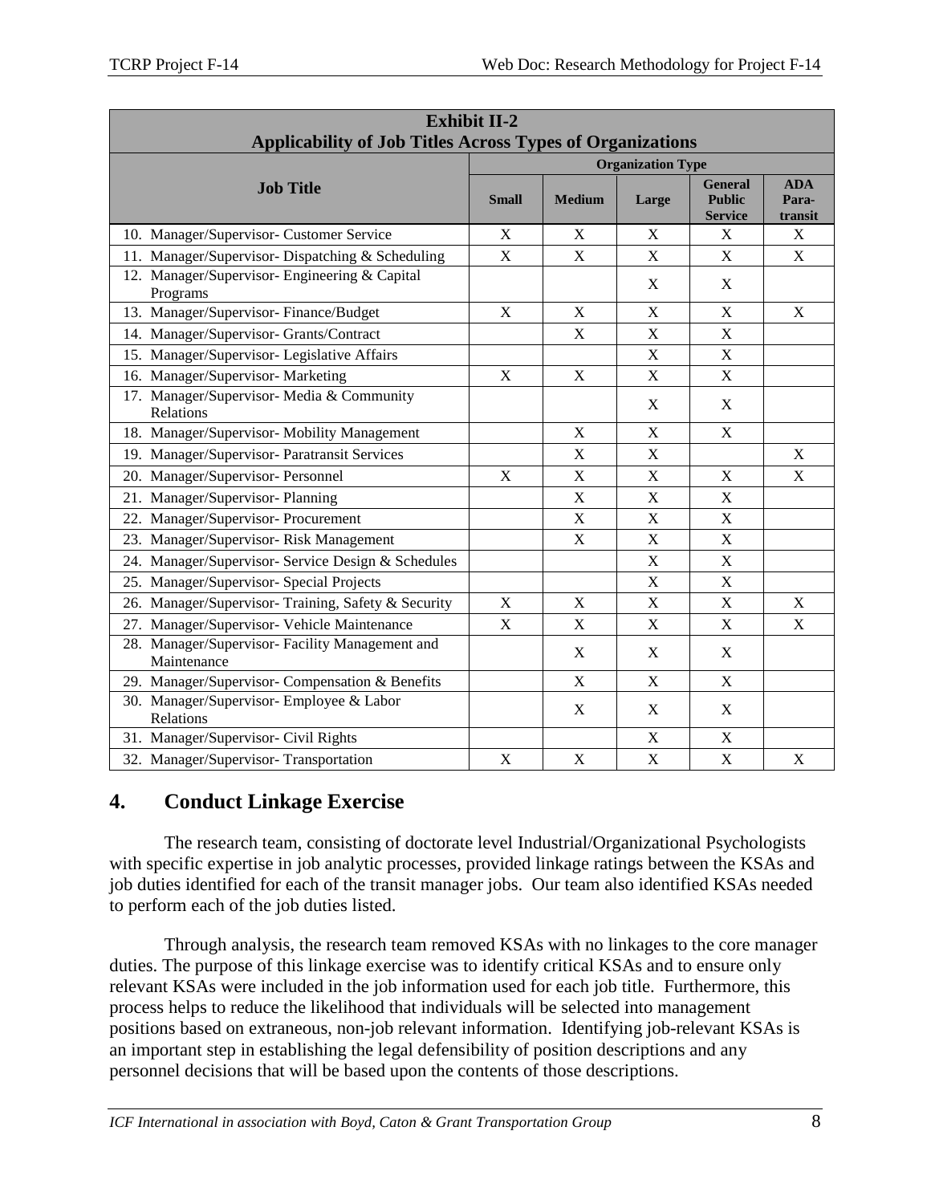| Exhibit II-2<br>Applicability of Job Titles Across Types of Organizations | | | | | |
|---|---|---|---|---|---|
| Job Title | Organization Type | | | | |
| | Small | Medium | Large | General Public Service | ADA Para-transit |
| 10. Manager/Supervisor- Customer Service | X | X | X | X | X |
| 11. Manager/Supervisor- Dispatching & Scheduling | X | X | X | X | X |
| 12. Manager/Supervisor- Engineering & Capital Programs | | | X | X | |
| 13. Manager/Supervisor- Finance/Budget | X | X | X | X | X |
| 14. Manager/Supervisor- Grants/Contract | | X | X | X | |
| 15. Manager/Supervisor- Legislative Affairs | | | X | X | |
| 16. Manager/Supervisor- Marketing | X | X | X | X | |
| 17. Manager/Supervisor- Media & Community Relations | | | X | X | |
| 18. Manager/Supervisor- Mobility Management | | X | X | X | |
| 19. Manager/Supervisor- Paratransit Services | | X | X | | X |
| 20. Manager/Supervisor- Personnel | X | X | X | X | X |
| 21. Manager/Supervisor- Planning | | X | X | X | |
| 22. Manager/Supervisor- Procurement | | X | X | X | |
| 23. Manager/Supervisor- Risk Management | | X | X | X | |
| 24. Manager/Supervisor- Service Design & Schedules | | | X | X | |
| 25. Manager/Supervisor- Special Projects | | | X | X | |
| 26. Manager/Supervisor- Training, Safety & Security | X | X | X | X | X |
| 27. Manager/Supervisor- Vehicle Maintenance | X | X | X | X | X |
| 28. Manager/Supervisor- Facility Management and Maintenance | | X | X | X | |
| 29. Manager/Supervisor- Compensation & Benefits | | X | X | X | |
| 30. Manager/Supervisor- Employee & Labor Relations | | X | X | X | |
| 31. Manager/Supervisor- Civil Rights | | | X | X | |
| 32. Manager/Supervisor- Transportation | X | X | X | X | X |

## 4. Conduct Linkage Exercise

The research team, consisting of doctorate level Industrial/Organizational Psychologists with specific expertise in job analytic processes, provided linkage ratings between the KSAs and job duties identified for each of the transit manager jobs. Our team also identified KSAs needed to perform each of the job duties listed.

Through analysis, the research team removed KSAs with no linkages to the core manager duties. The purpose of this linkage exercise was to identify critical KSAs and to ensure only relevant KSAs were included in the job information used for each job title. Furthermore, this process helps to reduce the likelihood that individuals will be selected into management positions based on extraneous, non-job relevant information. Identifying job-relevant KSAs is an important step in establishing the legal defensibility of position descriptions and any personnel decisions that will be based upon the contents of those descriptions.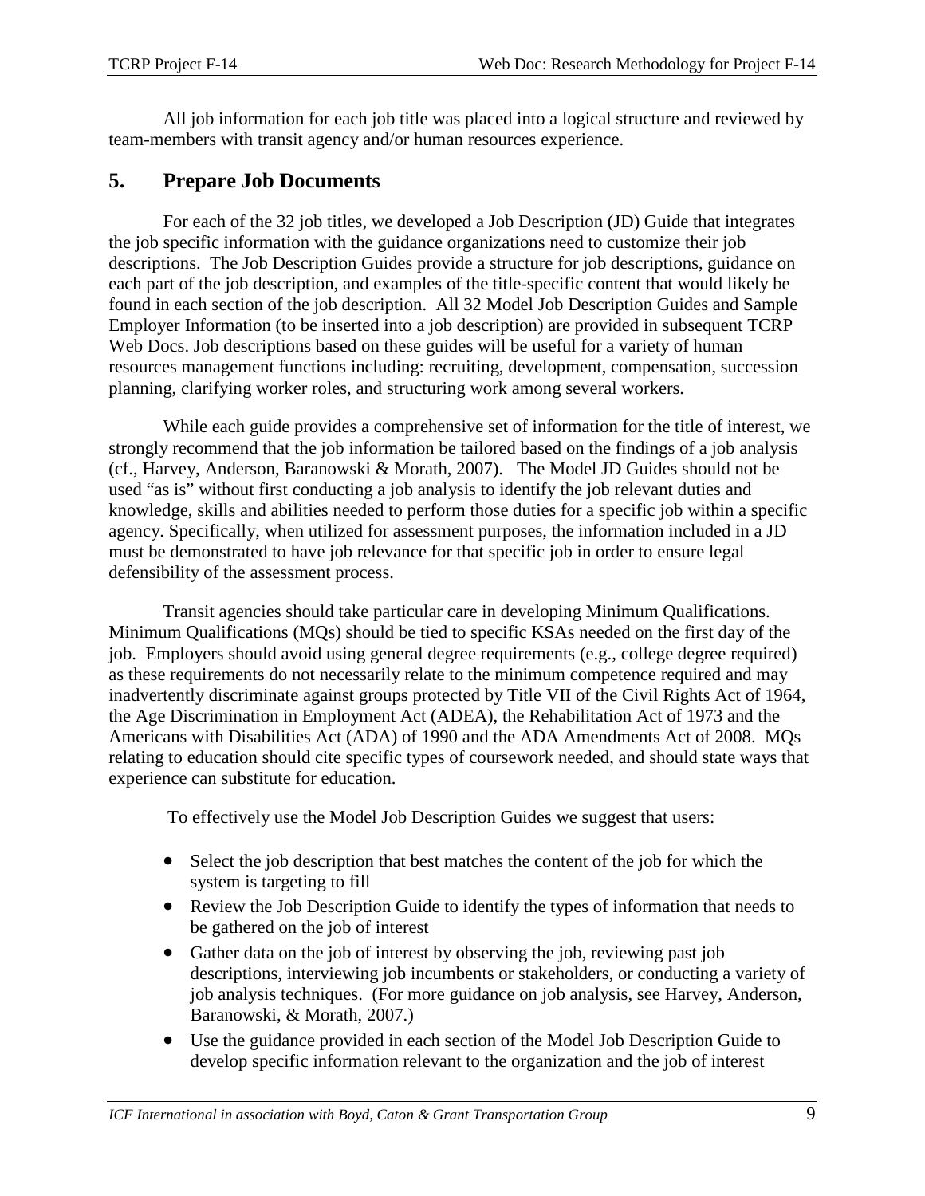All job information for each job title was placed into a logical structure and reviewed by team-members with transit agency and/or human resources experience.

## 5. Prepare Job Documents

For each of the 32 job titles, we developed a Job Description (JD) Guide that integrates the job specific information with the guidance organizations need to customize their job descriptions. The Job Description Guides provide a structure for job descriptions, guidance on each part of the job description, and examples of the title-specific content that would likely be found in each section of the job description. All 32 Model Job Description Guides and Sample Employer Information (to be inserted into a job description) are provided in subsequent TCRP Web Docs. Job descriptions based on these guides will be useful for a variety of human resources management functions including: recruiting, development, compensation, succession planning, clarifying worker roles, and structuring work among several workers.

While each guide provides a comprehensive set of information for the title of interest, we strongly recommend that the job information be tailored based on the findings of a job analysis (cf., Harvey, Anderson, Baranowski & Morath, 2007). The Model JD Guides should not be used "as is" without first conducting a job analysis to identify the job relevant duties and knowledge, skills and abilities needed to perform those duties for a specific job within a specific agency. Specifically, when utilized for assessment purposes, the information included in a JD must be demonstrated to have job relevance for that specific job in order to ensure legal defensibility of the assessment process.

Transit agencies should take particular care in developing Minimum Qualifications. Minimum Qualifications (MQs) should be tied to specific KSAs needed on the first day of the job. Employers should avoid using general degree requirements (e.g., college degree required) as these requirements do not necessarily relate to the minimum competence required and may inadvertently discriminate against groups protected by Title VII of the Civil Rights Act of 1964, the Age Discrimination in Employment Act (ADEA), the Rehabilitation Act of 1973 and the Americans with Disabilities Act (ADA) of 1990 and the ADA Amendments Act of 2008. MQs relating to education should cite specific types of coursework needed, and should state ways that experience can substitute for education.

To effectively use the Model Job Description Guides we suggest that users:

- Select the job description that best matches the content of the job for which the system is targeting to fill
- Review the Job Description Guide to identify the types of information that needs to be gathered on the job of interest
- Gather data on the job of interest by observing the job, reviewing past job descriptions, interviewing job incumbents or stakeholders, or conducting a variety of job analysis techniques. (For more guidance on job analysis, see Harvey, Anderson, Baranowski, & Morath, 2007.)
- Use the guidance provided in each section of the Model Job Description Guide to develop specific information relevant to the organization and the job of interest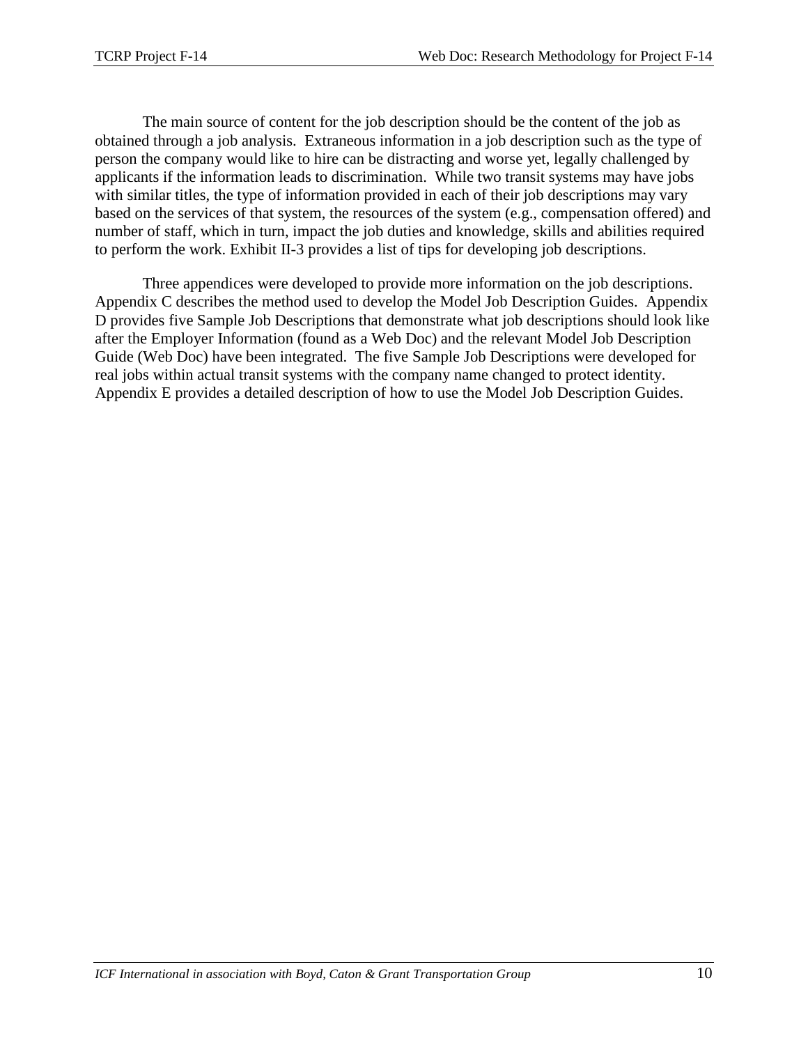The main source of content for the job description should be the content of the job as obtained through a job analysis. Extraneous information in a job description such as the type of person the company would like to hire can be distracting and worse yet, legally challenged by applicants if the information leads to discrimination. While two transit systems may have jobs with similar titles, the type of information provided in each of their job descriptions may vary based on the services of that system, the resources of the system (e.g., compensation offered) and number of staff, which in turn, impact the job duties and knowledge, skills and abilities required to perform the work. Exhibit II-3 provides a list of tips for developing job descriptions.

Three appendices were developed to provide more information on the job descriptions. Appendix C describes the method used to develop the Model Job Description Guides. Appendix D provides five Sample Job Descriptions that demonstrate what job descriptions should look like after the Employer Information (found as a Web Doc) and the relevant Model Job Description Guide (Web Doc) have been integrated. The five Sample Job Descriptions were developed for real jobs within actual transit systems with the company name changed to protect identity. Appendix E provides a detailed description of how to use the Model Job Description Guides.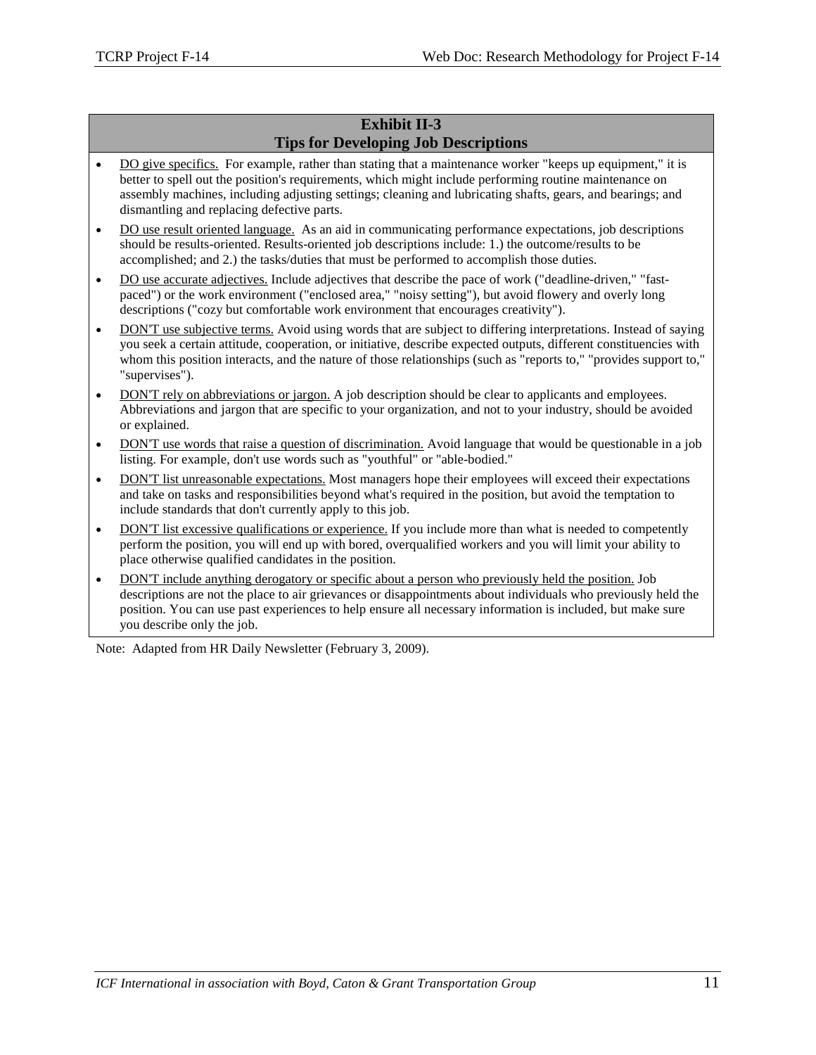**Exhibit II-3**
**Tips for Developing Job Descriptions**

- DO give specifics. For example, rather than stating that a maintenance worker "keeps up equipment," it is better to spell out the position's requirements, which might include performing routine maintenance on assembly machines, including adjusting settings; cleaning and lubricating shafts, gears, and bearings; and dismantling and replacing defective parts.
- DO use result oriented language. As an aid in communicating performance expectations, job descriptions should be results-oriented. Results-oriented job descriptions include: 1.) the outcome/results to be accomplished; and 2.) the tasks/duties that must be performed to accomplish those duties.
- DO use accurate adjectives. Include adjectives that describe the pace of work ("deadline-driven," "fast-paced") or the work environment ("enclosed area," "noisy setting"), but avoid flowery and overly long descriptions ("cozy but comfortable work environment that encourages creativity").
- DON'T use subjective terms. Avoid using words that are subject to differing interpretations. Instead of saying you seek a certain attitude, cooperation, or initiative, describe expected outputs, different constituencies with whom this position interacts, and the nature of those relationships (such as "reports to," "provides support to," "supervises").
- DON'T rely on abbreviations or jargon. A job description should be clear to applicants and employees. Abbreviations and jargon that are specific to your organization, and not to your industry, should be avoided or explained.
- DON'T use words that raise a question of discrimination. Avoid language that would be questionable in a job listing. For example, don't use words such as "youthful" or "able-bodied."
- DON'T list unreasonable expectations. Most managers hope their employees will exceed their expectations and take on tasks and responsibilities beyond what's required in the position, but avoid the temptation to include standards that don't currently apply to this job.
- DON'T list excessive qualifications or experience. If you include more than what is needed to competently perform the position, you will end up with bored, overqualified workers and you will limit your ability to place otherwise qualified candidates in the position.
- DON'T include anything derogatory or specific about a person who previously held the position. Job descriptions are not the place to air grievances or disappointments about individuals who previously held the position. You can use past experiences to help ensure all necessary information is included, but make sure you describe only the job.

Note: Adapted from HR Daily Newsletter (February 3, 2009).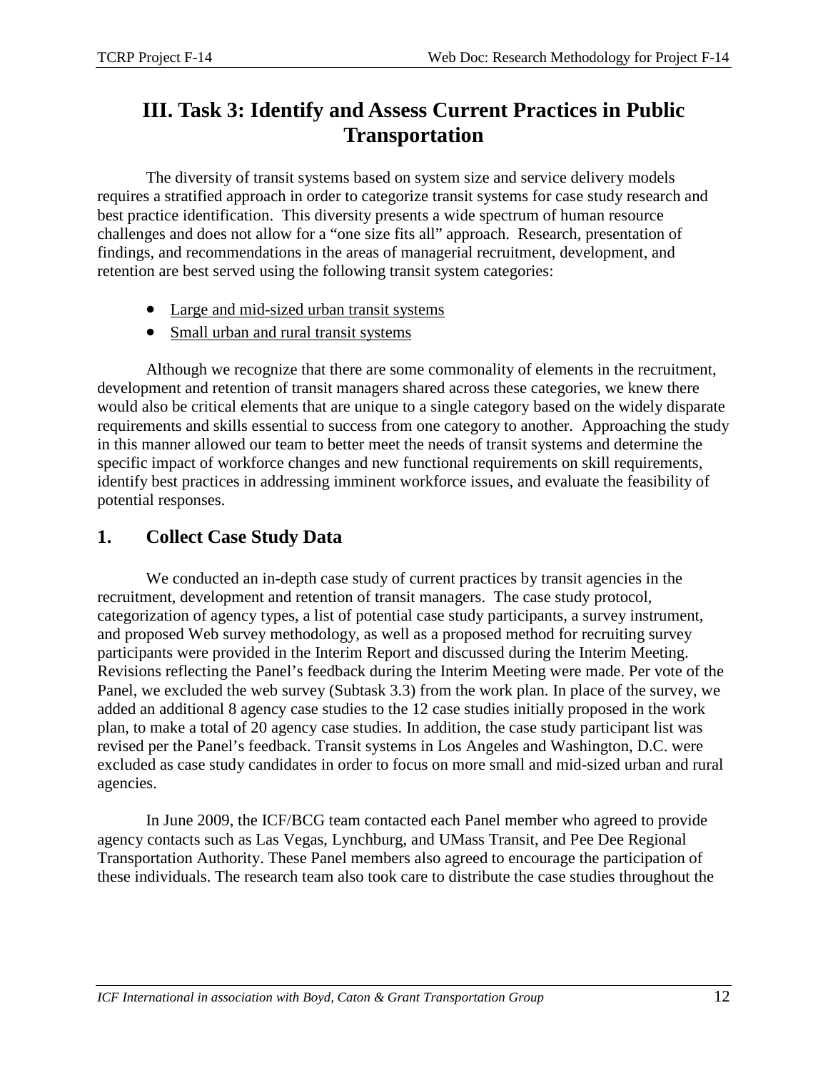# III. Task 3: Identify and Assess Current Practices in Public Transportation

The diversity of transit systems based on system size and service delivery models requires a stratified approach in order to categorize transit systems for case study research and best practice identification. This diversity presents a wide spectrum of human resource challenges and does not allow for a "one size fits all" approach. Research, presentation of findings, and recommendations in the areas of managerial recruitment, development, and retention are best served using the following transit system categories:

- Large and mid-sized urban transit systems
- Small urban and rural transit systems

Although we recognize that there are some commonality of elements in the recruitment, development and retention of transit managers shared across these categories, we knew there would also be critical elements that are unique to a single category based on the widely disparate requirements and skills essential to success from one category to another. Approaching the study in this manner allowed our team to better meet the needs of transit systems and determine the specific impact of workforce changes and new functional requirements on skill requirements, identify best practices in addressing imminent workforce issues, and evaluate the feasibility of potential responses.

## 1. Collect Case Study Data

We conducted an in-depth case study of current practices by transit agencies in the recruitment, development and retention of transit managers. The case study protocol, categorization of agency types, a list of potential case study participants, a survey instrument, and proposed Web survey methodology, as well as a proposed method for recruiting survey participants were provided in the Interim Report and discussed during the Interim Meeting. Revisions reflecting the Panel's feedback during the Interim Meeting were made. Per vote of the Panel, we excluded the web survey (Subtask 3.3) from the work plan. In place of the survey, we added an additional 8 agency case studies to the 12 case studies initially proposed in the work plan, to make a total of 20 agency case studies. In addition, the case study participant list was revised per the Panel's feedback. Transit systems in Los Angeles and Washington, D.C. were excluded as case study candidates in order to focus on more small and mid-sized urban and rural agencies.

In June 2009, the ICF/BCG team contacted each Panel member who agreed to provide agency contacts such as Las Vegas, Lynchburg, and UMass Transit, and Pee Dee Regional Transportation Authority. These Panel members also agreed to encourage the participation of these individuals. The research team also took care to distribute the case studies throughout the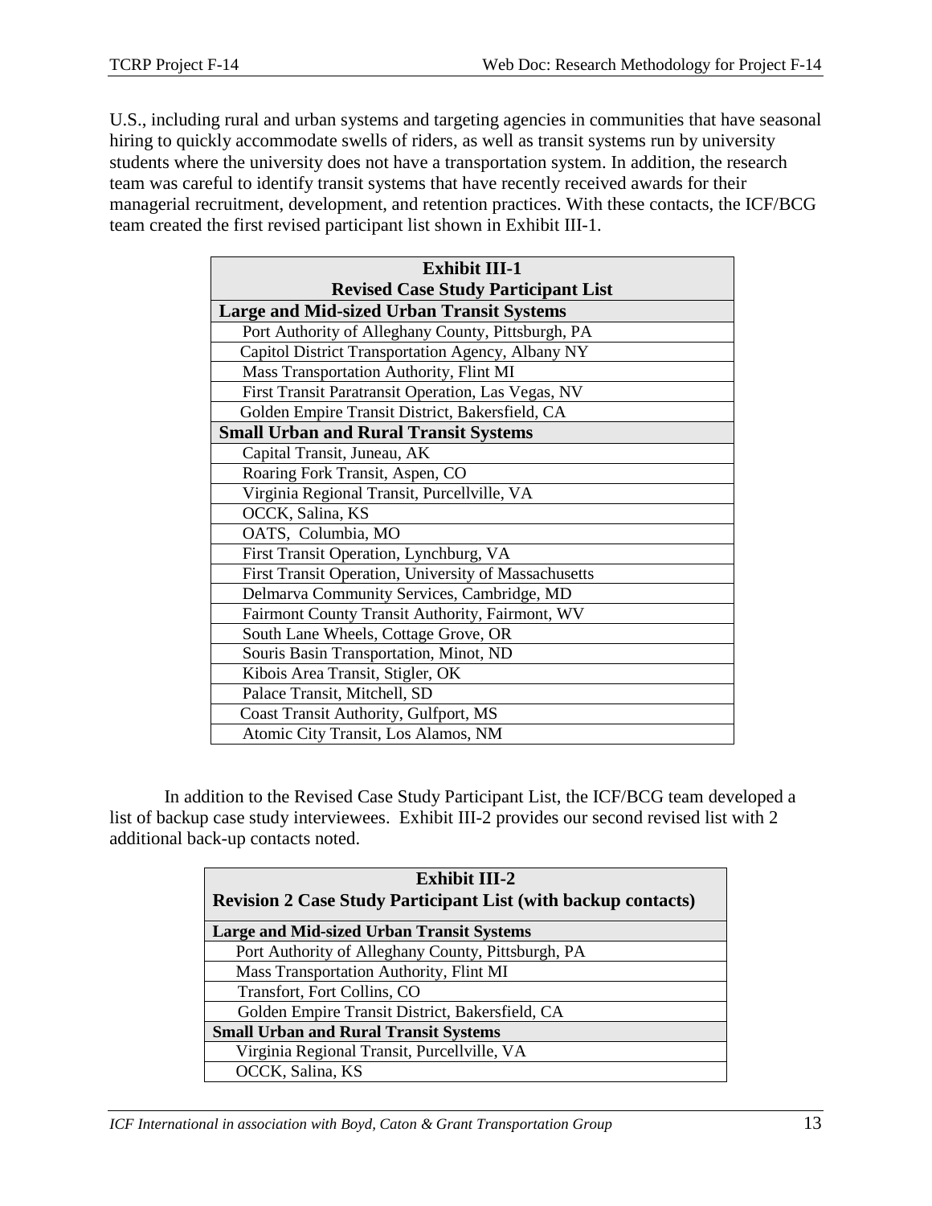U.S., including rural and urban systems and targeting agencies in communities that have seasonal hiring to quickly accommodate swells of riders, as well as transit systems run by university students where the university does not have a transportation system. In addition, the research team was careful to identify transit systems that have recently received awards for their managerial recruitment, development, and retention practices. With these contacts, the ICF/BCG team created the first revised participant list shown in Exhibit III-1.

| **Exhibit III-1**<br>**Revised Case Study Participant List** |
|---|
| **Large and Mid-sized Urban Transit Systems** |
| Port Authority of Alleghany County, Pittsburgh, PA |
| Capitol District Transportation Agency, Albany NY |
| Mass Transportation Authority, Flint MI |
| First Transit Paratransit Operation, Las Vegas, NV |
| Golden Empire Transit District, Bakersfield, CA |
| **Small Urban and Rural Transit Systems** |
| Capital Transit, Juneau, AK |
| Roaring Fork Transit, Aspen, CO |
| Virginia Regional Transit, Purcellville, VA |
| OCCK, Salina, KS |
| OATS, Columbia, MO |
| First Transit Operation, Lynchburg, VA |
| First Transit Operation, University of Massachusetts |
| Delmarva Community Services, Cambridge, MD |
| Fairmont County Transit Authority, Fairmont, WV |
| South Lane Wheels, Cottage Grove, OR |
| Souris Basin Transportation, Minot, ND |
| Kibois Area Transit, Stigler, OK |
| Palace Transit, Mitchell, SD |
| Coast Transit Authority, Gulfport, MS |
| Atomic City Transit, Los Alamos, NM |

In addition to the Revised Case Study Participant List, the ICF/BCG team developed a list of backup case study interviewees. Exhibit III-2 provides our second revised list with 2 additional back-up contacts noted.

| **Exhibit III-2**<br>**Revision 2 Case Study Participant List (with backup contacts)** |
|---|
| **Large and Mid-sized Urban Transit Systems** |
| Port Authority of Alleghany County, Pittsburgh, PA |
| Mass Transportation Authority, Flint MI |
| Transfort, Fort Collins, CO |
| Golden Empire Transit District, Bakersfield, CA |
| **Small Urban and Rural Transit Systems** |
| Virginia Regional Transit, Purcellville, VA |
| OCCK, Salina, KS |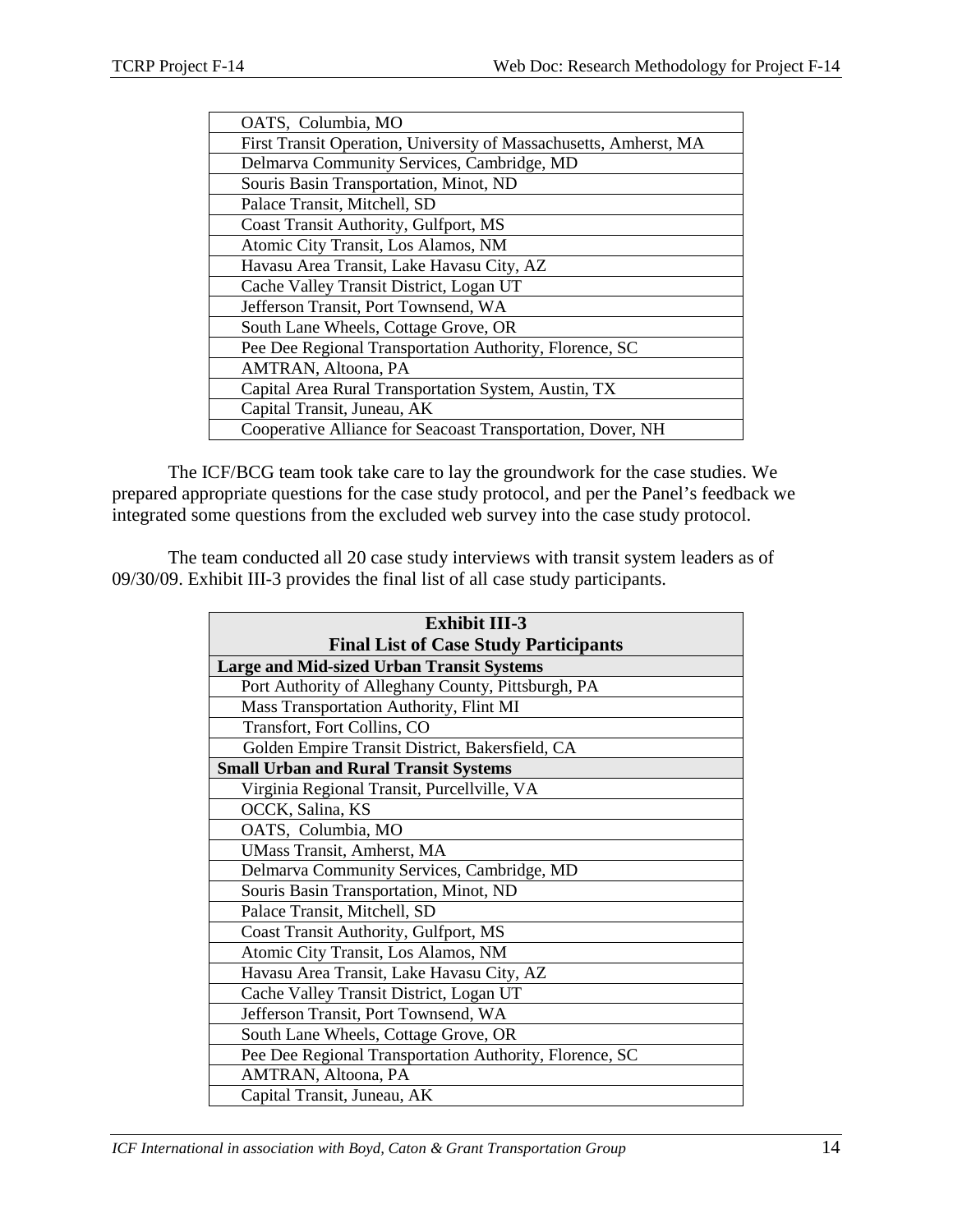| |
|---|
| OATS, Columbia, MO |
| First Transit Operation, University of Massachusetts, Amherst, MA |
| Delmarva Community Services, Cambridge, MD |
| Souris Basin Transportation, Minot, ND |
| Palace Transit, Mitchell, SD |
| Coast Transit Authority, Gulfport, MS |
| Atomic City Transit, Los Alamos, NM |
| Havasu Area Transit, Lake Havasu City, AZ |
| Cache Valley Transit District, Logan UT |
| Jefferson Transit, Port Townsend, WA |
| South Lane Wheels, Cottage Grove, OR |
| Pee Dee Regional Transportation Authority, Florence, SC |
| AMTRAN, Altoona, PA |
| Capital Area Rural Transportation System, Austin, TX |
| Capital Transit, Juneau, AK |
| Cooperative Alliance for Seacoast Transportation, Dover, NH |

The ICF/BCG team took take care to lay the groundwork for the case studies. We prepared appropriate questions for the case study protocol, and per the Panel's feedback we integrated some questions from the excluded web survey into the case study protocol.

The team conducted all 20 case study interviews with transit system leaders as of 09/30/09. Exhibit III-3 provides the final list of all case study participants.

| **Exhibit III-3<br>Final List of Case Study Participants** |
|---|
| **Large and Mid-sized Urban Transit Systems** |
| Port Authority of Alleghany County, Pittsburgh, PA |
| Mass Transportation Authority, Flint MI |
| Transfort, Fort Collins, CO |
| Golden Empire Transit District, Bakersfield, CA |
| **Small Urban and Rural Transit Systems** |
| Virginia Regional Transit, Purcellville, VA |
| OCCK, Salina, KS |
| OATS, Columbia, MO |
| UMass Transit, Amherst, MA |
| Delmarva Community Services, Cambridge, MD |
| Souris Basin Transportation, Minot, ND |
| Palace Transit, Mitchell, SD |
| Coast Transit Authority, Gulfport, MS |
| Atomic City Transit, Los Alamos, NM |
| Havasu Area Transit, Lake Havasu City, AZ |
| Cache Valley Transit District, Logan UT |
| Jefferson Transit, Port Townsend, WA |
| South Lane Wheels, Cottage Grove, OR |
| Pee Dee Regional Transportation Authority, Florence, SC |
| AMTRAN, Altoona, PA |
| Capital Transit, Juneau, AK |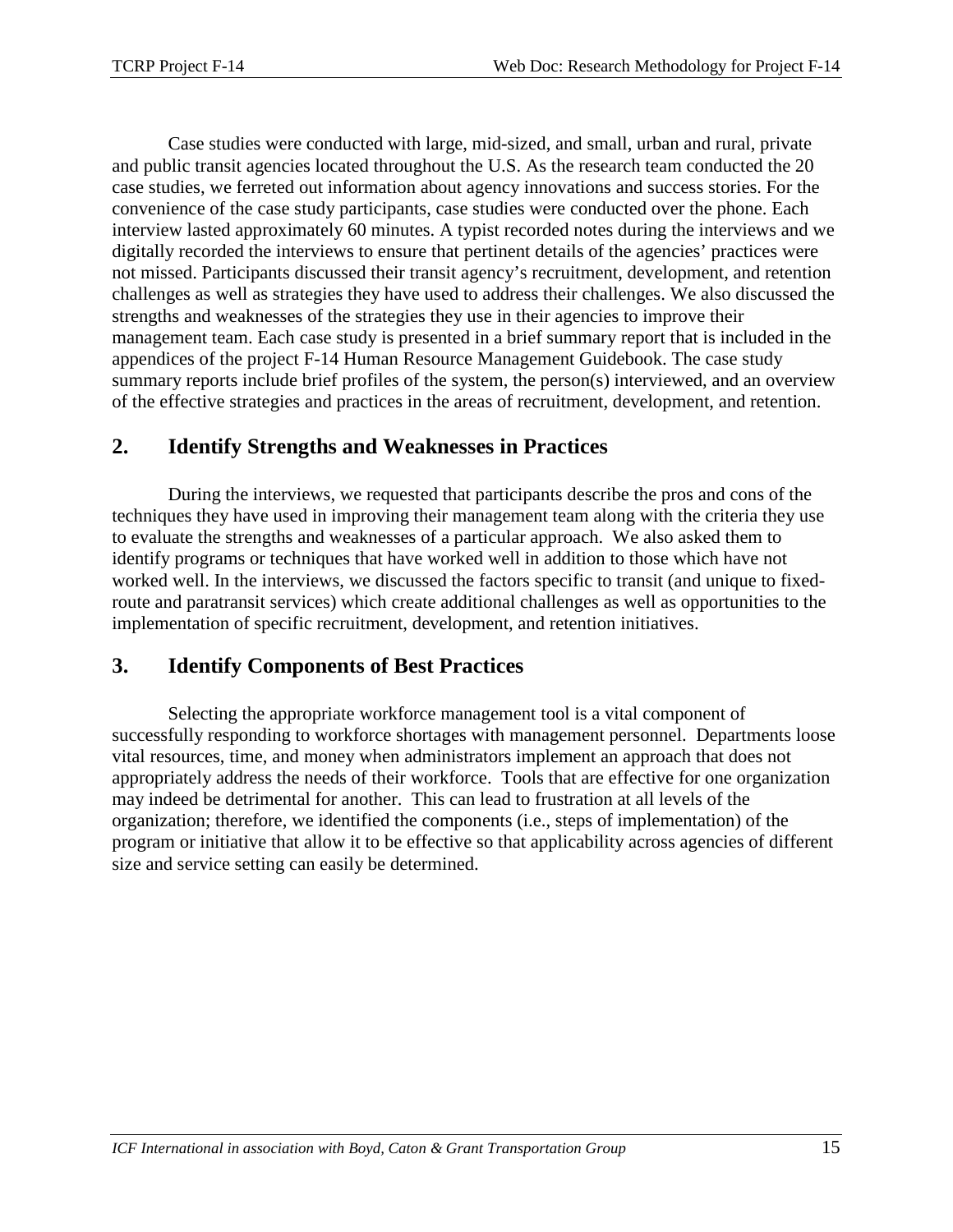Case studies were conducted with large, mid-sized, and small, urban and rural, private and public transit agencies located throughout the U.S. As the research team conducted the 20 case studies, we ferreted out information about agency innovations and success stories. For the convenience of the case study participants, case studies were conducted over the phone. Each interview lasted approximately 60 minutes. A typist recorded notes during the interviews and we digitally recorded the interviews to ensure that pertinent details of the agencies' practices were not missed. Participants discussed their transit agency's recruitment, development, and retention challenges as well as strategies they have used to address their challenges. We also discussed the strengths and weaknesses of the strategies they use in their agencies to improve their management team. Each case study is presented in a brief summary report that is included in the appendices of the project F-14 Human Resource Management Guidebook. The case study summary reports include brief profiles of the system, the person(s) interviewed, and an overview of the effective strategies and practices in the areas of recruitment, development, and retention.

## 2. Identify Strengths and Weaknesses in Practices

During the interviews, we requested that participants describe the pros and cons of the techniques they have used in improving their management team along with the criteria they use to evaluate the strengths and weaknesses of a particular approach. We also asked them to identify programs or techniques that have worked well in addition to those which have not worked well. In the interviews, we discussed the factors specific to transit (and unique to fixed-route and paratransit services) which create additional challenges as well as opportunities to the implementation of specific recruitment, development, and retention initiatives.

## 3. Identify Components of Best Practices

Selecting the appropriate workforce management tool is a vital component of successfully responding to workforce shortages with management personnel. Departments loose vital resources, time, and money when administrators implement an approach that does not appropriately address the needs of their workforce. Tools that are effective for one organization may indeed be detrimental for another. This can lead to frustration at all levels of the organization; therefore, we identified the components (i.e., steps of implementation) of the program or initiative that allow it to be effective so that applicability across agencies of different size and service setting can easily be determined.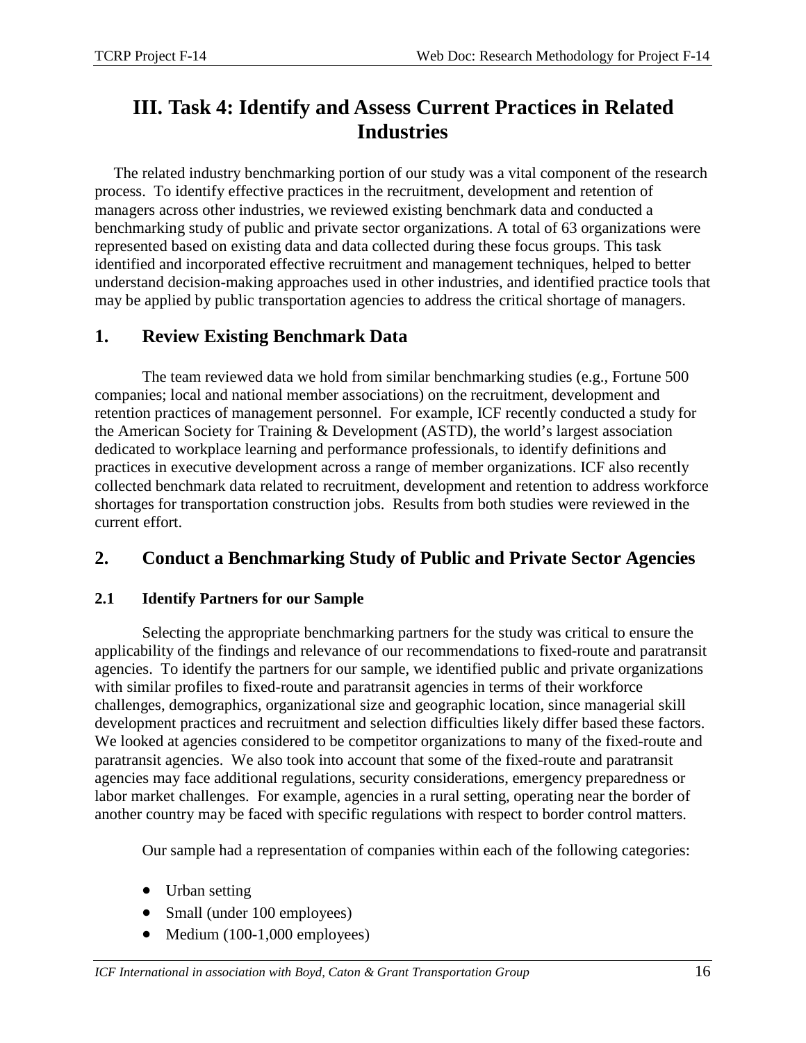# III. Task 4: Identify and Assess Current Practices in Related Industries

The related industry benchmarking portion of our study was a vital component of the research process. To identify effective practices in the recruitment, development and retention of managers across other industries, we reviewed existing benchmark data and conducted a benchmarking study of public and private sector organizations. A total of 63 organizations were represented based on existing data and data collected during these focus groups. This task identified and incorporated effective recruitment and management techniques, helped to better understand decision-making approaches used in other industries, and identified practice tools that may be applied by public transportation agencies to address the critical shortage of managers.

## 1. Review Existing Benchmark Data

The team reviewed data we hold from similar benchmarking studies (e.g., Fortune 500 companies; local and national member associations) on the recruitment, development and retention practices of management personnel. For example, ICF recently conducted a study for the American Society for Training & Development (ASTD), the world's largest association dedicated to workplace learning and performance professionals, to identify definitions and practices in executive development across a range of member organizations. ICF also recently collected benchmark data related to recruitment, development and retention to address workforce shortages for transportation construction jobs. Results from both studies were reviewed in the current effort.

## 2. Conduct a Benchmarking Study of Public and Private Sector Agencies

### 2.1 Identify Partners for our Sample

Selecting the appropriate benchmarking partners for the study was critical to ensure the applicability of the findings and relevance of our recommendations to fixed-route and paratransit agencies. To identify the partners for our sample, we identified public and private organizations with similar profiles to fixed-route and paratransit agencies in terms of their workforce challenges, demographics, organizational size and geographic location, since managerial skill development practices and recruitment and selection difficulties likely differ based these factors. We looked at agencies considered to be competitor organizations to many of the fixed-route and paratransit agencies. We also took into account that some of the fixed-route and paratransit agencies may face additional regulations, security considerations, emergency preparedness or labor market challenges. For example, agencies in a rural setting, operating near the border of another country may be faced with specific regulations with respect to border control matters.

Our sample had a representation of companies within each of the following categories:

- Urban setting
- Small (under 100 employees)
- Medium (100-1,000 employees)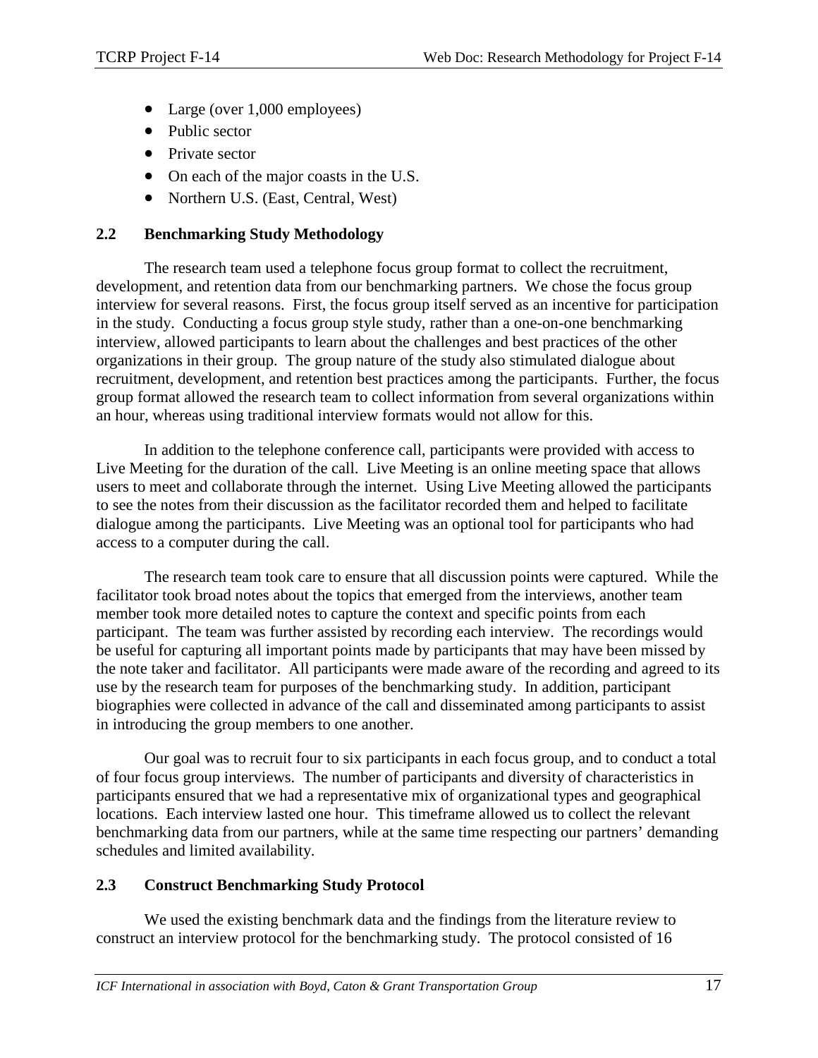- Large (over 1,000 employees)
- Public sector
- Private sector
- On each of the major coasts in the U.S.
- Northern U.S. (East, Central, West)

## 2.2 Benchmarking Study Methodology

The research team used a telephone focus group format to collect the recruitment, development, and retention data from our benchmarking partners. We chose the focus group interview for several reasons. First, the focus group itself served as an incentive for participation in the study. Conducting a focus group style study, rather than a one-on-one benchmarking interview, allowed participants to learn about the challenges and best practices of the other organizations in their group. The group nature of the study also stimulated dialogue about recruitment, development, and retention best practices among the participants. Further, the focus group format allowed the research team to collect information from several organizations within an hour, whereas using traditional interview formats would not allow for this.

In addition to the telephone conference call, participants were provided with access to Live Meeting for the duration of the call. Live Meeting is an online meeting space that allows users to meet and collaborate through the internet. Using Live Meeting allowed the participants to see the notes from their discussion as the facilitator recorded them and helped to facilitate dialogue among the participants. Live Meeting was an optional tool for participants who had access to a computer during the call.

The research team took care to ensure that all discussion points were captured. While the facilitator took broad notes about the topics that emerged from the interviews, another team member took more detailed notes to capture the context and specific points from each participant. The team was further assisted by recording each interview. The recordings would be useful for capturing all important points made by participants that may have been missed by the note taker and facilitator. All participants were made aware of the recording and agreed to its use by the research team for purposes of the benchmarking study. In addition, participant biographies were collected in advance of the call and disseminated among participants to assist in introducing the group members to one another.

Our goal was to recruit four to six participants in each focus group, and to conduct a total of four focus group interviews. The number of participants and diversity of characteristics in participants ensured that we had a representative mix of organizational types and geographical locations. Each interview lasted one hour. This timeframe allowed us to collect the relevant benchmarking data from our partners, while at the same time respecting our partners' demanding schedules and limited availability.

## 2.3 Construct Benchmarking Study Protocol

We used the existing benchmark data and the findings from the literature review to construct an interview protocol for the benchmarking study. The protocol consisted of 16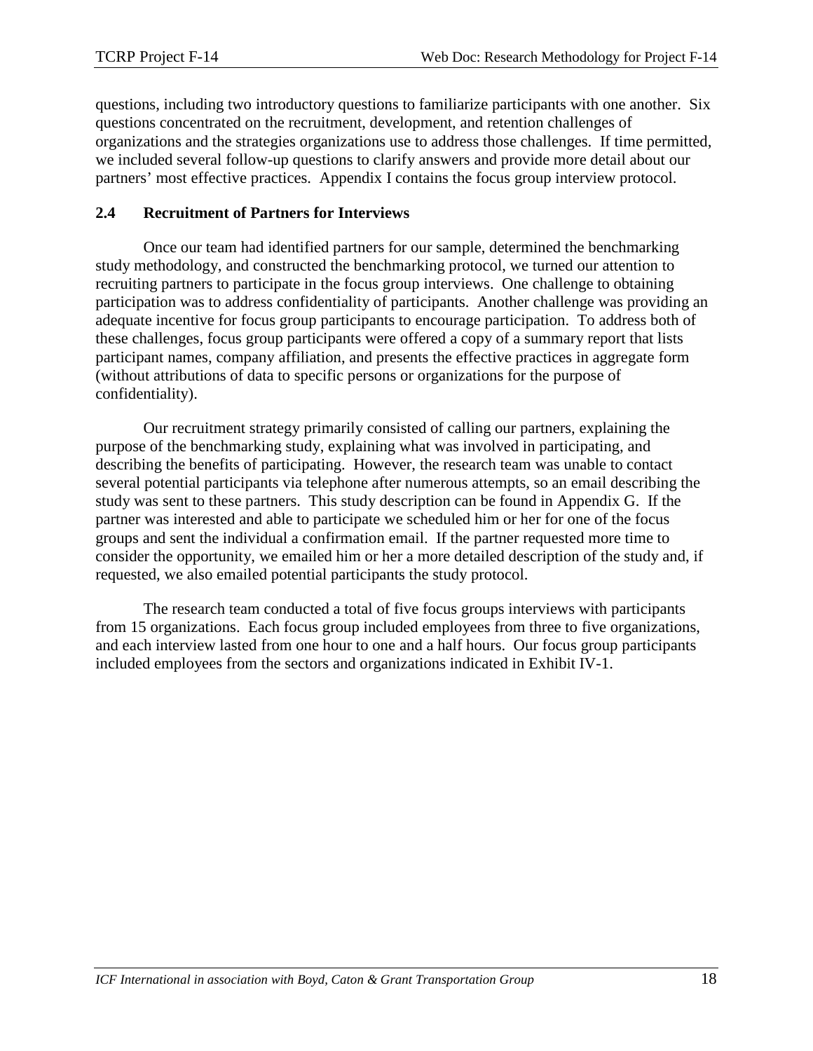questions, including two introductory questions to familiarize participants with one another. Six questions concentrated on the recruitment, development, and retention challenges of organizations and the strategies organizations use to address those challenges. If time permitted, we included several follow-up questions to clarify answers and provide more detail about our partners' most effective practices. Appendix I contains the focus group interview protocol.

### 2.4 Recruitment of Partners for Interviews

Once our team had identified partners for our sample, determined the benchmarking study methodology, and constructed the benchmarking protocol, we turned our attention to recruiting partners to participate in the focus group interviews. One challenge to obtaining participation was to address confidentiality of participants. Another challenge was providing an adequate incentive for focus group participants to encourage participation. To address both of these challenges, focus group participants were offered a copy of a summary report that lists participant names, company affiliation, and presents the effective practices in aggregate form (without attributions of data to specific persons or organizations for the purpose of confidentiality).

Our recruitment strategy primarily consisted of calling our partners, explaining the purpose of the benchmarking study, explaining what was involved in participating, and describing the benefits of participating. However, the research team was unable to contact several potential participants via telephone after numerous attempts, so an email describing the study was sent to these partners. This study description can be found in Appendix G. If the partner was interested and able to participate we scheduled him or her for one of the focus groups and sent the individual a confirmation email. If the partner requested more time to consider the opportunity, we emailed him or her a more detailed description of the study and, if requested, we also emailed potential participants the study protocol.

The research team conducted a total of five focus groups interviews with participants from 15 organizations. Each focus group included employees from three to five organizations, and each interview lasted from one hour to one and a half hours. Our focus group participants included employees from the sectors and organizations indicated in Exhibit IV-1.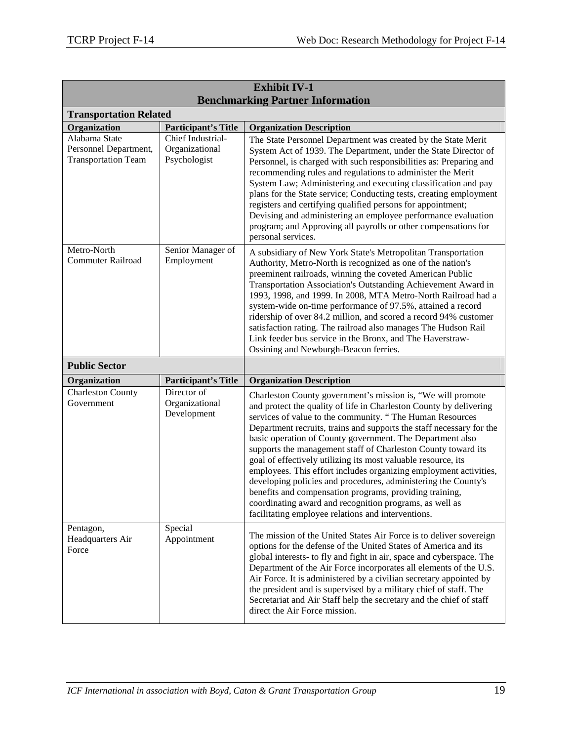**Exhibit IV-1**
**Benchmarking Partner Information**

| **Transportation Related** | | |
|---|---|---|
| **Organization** | **Participant's Title** | **Organization Description** |
| Alabama State Personnel Department, Transportation Team | Chief Industrial-Organizational Psychologist | The State Personnel Department was created by the State Merit System Act of 1939. The Department, under the State Director of Personnel, is charged with such responsibilities as: Preparing and recommending rules and regulations to administer the Merit System Law; Administering and executing classification and pay plans for the State service; Conducting tests, creating employment registers and certifying qualified persons for appointment; Devising and administering an employee performance evaluation program; and Approving all payrolls or other compensations for personal services. |
| Metro-North Commuter Railroad | Senior Manager of Employment | A subsidiary of New York State's Metropolitan Transportation Authority, Metro-North is recognized as one of the nation's preeminent railroads, winning the coveted American Public Transportation Association's Outstanding Achievement Award in 1993, 1998, and 1999. In 2008, MTA Metro-North Railroad had a system-wide on-time performance of 97.5%, attained a record ridership of over 84.2 million, and scored a record 94% customer satisfaction rating. The railroad also manages The Hudson Rail Link feeder bus service in the Bronx, and The Haverstraw-Ossining and Newburgh-Beacon ferries. |
| **Public Sector** | | |
| **Organization** | **Participant's Title** | **Organization Description** |
| Charleston County Government | Director of Organizational Development | Charleston County government's mission is, "We will promote and protect the quality of life in Charleston County by delivering services of value to the community. " The Human Resources Department recruits, trains and supports the staff necessary for the basic operation of County government. The Department also supports the management staff of Charleston County toward its goal of effectively utilizing its most valuable resource, its employees. This effort includes organizing employment activities, developing policies and procedures, administering the County's benefits and compensation programs, providing training, coordinating award and recognition programs, as well as facilitating employee relations and interventions. |
| Pentagon, Headquarters Air Force | Special Appointment | The mission of the United States Air Force is to deliver sovereign options for the defense of the United States of America and its global interests- to fly and fight in air, space and cyberspace. The Department of the Air Force incorporates all elements of the U.S. Air Force. It is administered by a civilian secretary appointed by the president and is supervised by a military chief of staff. The Secretariat and Air Staff help the secretary and the chief of staff direct the Air Force mission. |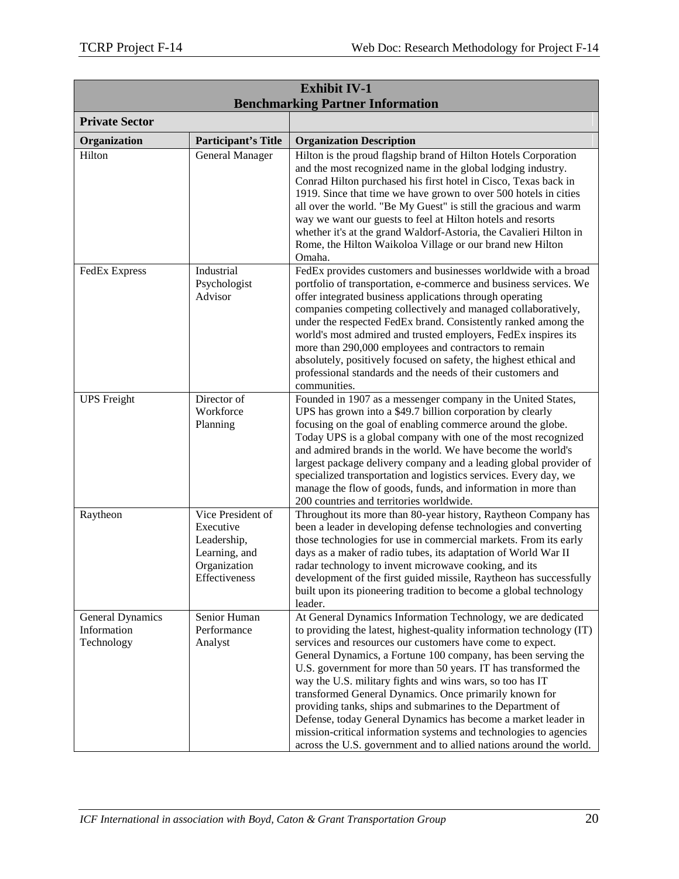**Exhibit IV-1**
**Benchmarking Partner Information**

| **Private Sector** | | |
|---|---|---|
| **Organization** | **Participant's Title** | **Organization Description** |
| Hilton | General Manager | Hilton is the proud flagship brand of Hilton Hotels Corporation and the most recognized name in the global lodging industry. Conrad Hilton purchased his first hotel in Cisco, Texas back in 1919. Since that time we have grown to over 500 hotels in cities all over the world. "Be My Guest" is still the gracious and warm way we want our guests to feel at Hilton hotels and resorts whether it's at the grand Waldorf-Astoria, the Cavalieri Hilton in Rome, the Hilton Waikoloa Village or our brand new Hilton Omaha. |
| FedEx Express | Industrial Psychologist Advisor | FedEx provides customers and businesses worldwide with a broad portfolio of transportation, e-commerce and business services. We offer integrated business applications through operating companies competing collectively and managed collaboratively, under the respected FedEx brand. Consistently ranked among the world's most admired and trusted employers, FedEx inspires its more than 290,000 employees and contractors to remain absolutely, positively focused on safety, the highest ethical and professional standards and the needs of their customers and communities. |
| UPS Freight | Director of Workforce Planning | Founded in 1907 as a messenger company in the United States, UPS has grown into a $49.7 billion corporation by clearly focusing on the goal of enabling commerce around the globe. Today UPS is a global company with one of the most recognized and admired brands in the world. We have become the world's largest package delivery company and a leading global provider of specialized transportation and logistics services. Every day, we manage the flow of goods, funds, and information in more than 200 countries and territories worldwide. |
| Raytheon | Vice President of Executive Leadership, Learning, and Organization Effectiveness | Throughout its more than 80-year history, Raytheon Company has been a leader in developing defense technologies and converting those technologies for use in commercial markets. From its early days as a maker of radio tubes, its adaptation of World War II radar technology to invent microwave cooking, and its development of the first guided missile, Raytheon has successfully built upon its pioneering tradition to become a global technology leader. |
| General Dynamics Information Technology | Senior Human Performance Analyst | At General Dynamics Information Technology, we are dedicated to providing the latest, highest-quality information technology (IT) services and resources our customers have come to expect. General Dynamics, a Fortune 100 company, has been serving the U.S. government for more than 50 years. IT has transformed the way the U.S. military fights and wins wars, so too has IT transformed General Dynamics. Once primarily known for providing tanks, ships and submarines to the Department of Defense, today General Dynamics has become a market leader in mission-critical information systems and technologies to agencies across the U.S. government and to allied nations around the world. |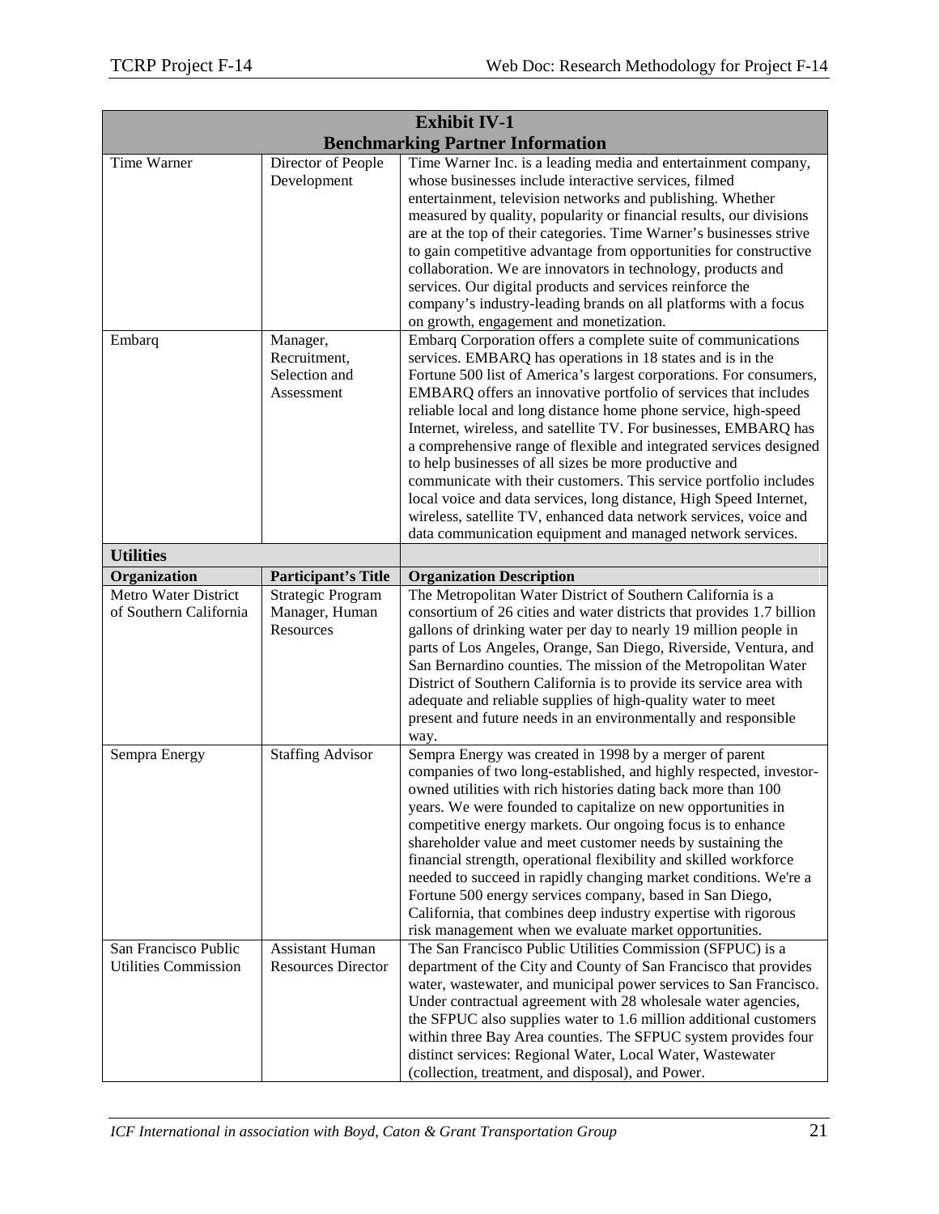| Exhibit IV-1<br>Benchmarking Partner Information | | |
|---|---|---|
| Time Warner | Director of People Development | Time Warner Inc. is a leading media and entertainment company, whose businesses include interactive services, filmed entertainment, television networks and publishing. Whether measured by quality, popularity or financial results, our divisions are at the top of their categories. Time Warner's businesses strive to gain competitive advantage from opportunities for constructive collaboration. We are innovators in technology, products and services. Our digital products and services reinforce the company's industry-leading brands on all platforms with a focus on growth, engagement and monetization. |
| Embarq | Manager, Recruitment, Selection and Assessment | Embarq Corporation offers a complete suite of communications services. EMBARQ has operations in 18 states and is in the Fortune 500 list of America's largest corporations. For consumers, EMBARQ offers an innovative portfolio of services that includes reliable local and long distance home phone service, high-speed Internet, wireless, and satellite TV. For businesses, EMBARQ has a comprehensive range of flexible and integrated services designed to help businesses of all sizes be more productive and communicate with their customers. This service portfolio includes local voice and data services, long distance, High Speed Internet, wireless, satellite TV, enhanced data network services, voice and data communication equipment and managed network services. |
| **Utilities** | | |
| **Organization** | **Participant's Title** | **Organization Description** |
| Metro Water District of Southern California | Strategic Program Manager, Human Resources | The Metropolitan Water District of Southern California is a consortium of 26 cities and water districts that provides 1.7 billion gallons of drinking water per day to nearly 19 million people in parts of Los Angeles, Orange, San Diego, Riverside, Ventura, and San Bernardino counties. The mission of the Metropolitan Water District of Southern California is to provide its service area with adequate and reliable supplies of high-quality water to meet present and future needs in an environmentally and responsible way. |
| Sempra Energy | Staffing Advisor | Sempra Energy was created in 1998 by a merger of parent companies of two long-established, and highly respected, investor-owned utilities with rich histories dating back more than 100 years. We were founded to capitalize on new opportunities in competitive energy markets. Our ongoing focus is to enhance shareholder value and meet customer needs by sustaining the financial strength, operational flexibility and skilled workforce needed to succeed in rapidly changing market conditions. We're a Fortune 500 energy services company, based in San Diego, California, that combines deep industry expertise with rigorous risk management when we evaluate market opportunities. |
| San Francisco Public Utilities Commission | Assistant Human Resources Director | The San Francisco Public Utilities Commission (SFPUC) is a department of the City and County of San Francisco that provides water, wastewater, and municipal power services to San Francisco. Under contractual agreement with 28 wholesale water agencies, the SFPUC also supplies water to 1.6 million additional customers within three Bay Area counties. The SFPUC system provides four distinct services: Regional Water, Local Water, Wastewater (collection, treatment, and disposal), and Power. |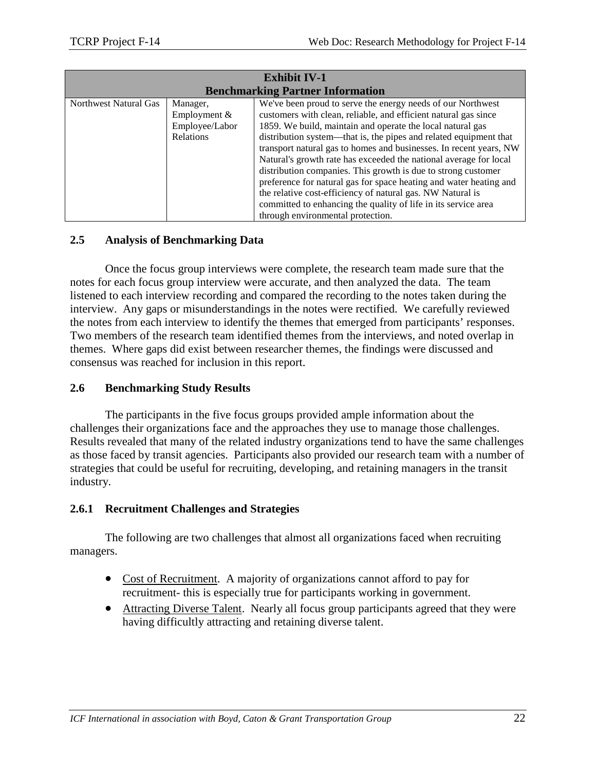| Exhibit IV-1<br>Benchmarking Partner Information | | |
|---|---|---|
| Northwest Natural Gas | Manager, Employment & Employee/Labor Relations | We've been proud to serve the energy needs of our Northwest customers with clean, reliable, and efficient natural gas since 1859. We build, maintain and operate the local natural gas distribution system—that is, the pipes and related equipment that transport natural gas to homes and businesses. In recent years, NW Natural's growth rate has exceeded the national average for local distribution companies. This growth is due to strong customer preference for natural gas for space heating and water heating and the relative cost-efficiency of natural gas. NW Natural is committed to enhancing the quality of life in its service area through environmental protection. |

### 2.5 Analysis of Benchmarking Data

Once the focus group interviews were complete, the research team made sure that the notes for each focus group interview were accurate, and then analyzed the data. The team listened to each interview recording and compared the recording to the notes taken during the interview. Any gaps or misunderstandings in the notes were rectified. We carefully reviewed the notes from each interview to identify the themes that emerged from participants' responses. Two members of the research team identified themes from the interviews, and noted overlap in themes. Where gaps did exist between researcher themes, the findings were discussed and consensus was reached for inclusion in this report.

### 2.6 Benchmarking Study Results

The participants in the five focus groups provided ample information about the challenges their organizations face and the approaches they use to manage those challenges. Results revealed that many of the related industry organizations tend to have the same challenges as those faced by transit agencies. Participants also provided our research team with a number of strategies that could be useful for recruiting, developing, and retaining managers in the transit industry.

#### 2.6.1 Recruitment Challenges and Strategies

The following are two challenges that almost all organizations faced when recruiting managers.

- Cost of Recruitment. A majority of organizations cannot afford to pay for recruitment- this is especially true for participants working in government.
- Attracting Diverse Talent. Nearly all focus group participants agreed that they were having difficultly attracting and retaining diverse talent.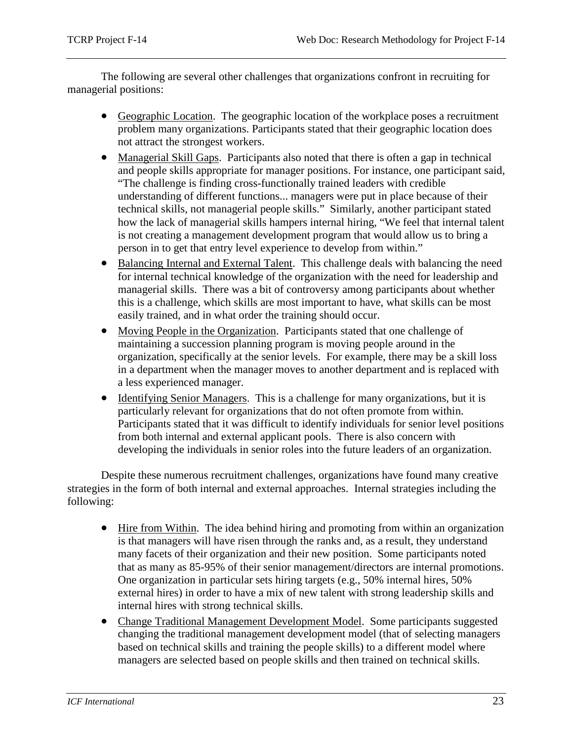The following are several other challenges that organizations confront in recruiting for managerial positions:

- Geographic Location. The geographic location of the workplace poses a recruitment problem many organizations. Participants stated that their geographic location does not attract the strongest workers.
- Managerial Skill Gaps. Participants also noted that there is often a gap in technical and people skills appropriate for manager positions. For instance, one participant said, "The challenge is finding cross-functionally trained leaders with credible understanding of different functions... managers were put in place because of their technical skills, not managerial people skills." Similarly, another participant stated how the lack of managerial skills hampers internal hiring, "We feel that internal talent is not creating a management development program that would allow us to bring a person in to get that entry level experience to develop from within."
- Balancing Internal and External Talent. This challenge deals with balancing the need for internal technical knowledge of the organization with the need for leadership and managerial skills. There was a bit of controversy among participants about whether this is a challenge, which skills are most important to have, what skills can be most easily trained, and in what order the training should occur.
- Moving People in the Organization. Participants stated that one challenge of maintaining a succession planning program is moving people around in the organization, specifically at the senior levels. For example, there may be a skill loss in a department when the manager moves to another department and is replaced with a less experienced manager.
- Identifying Senior Managers. This is a challenge for many organizations, but it is particularly relevant for organizations that do not often promote from within. Participants stated that it was difficult to identify individuals for senior level positions from both internal and external applicant pools. There is also concern with developing the individuals in senior roles into the future leaders of an organization.

Despite these numerous recruitment challenges, organizations have found many creative strategies in the form of both internal and external approaches. Internal strategies including the following:

- Hire from Within. The idea behind hiring and promoting from within an organization is that managers will have risen through the ranks and, as a result, they understand many facets of their organization and their new position. Some participants noted that as many as 85-95% of their senior management/directors are internal promotions. One organization in particular sets hiring targets (e.g., 50% internal hires, 50% external hires) in order to have a mix of new talent with strong leadership skills and internal hires with strong technical skills.
- Change Traditional Management Development Model. Some participants suggested changing the traditional management development model (that of selecting managers based on technical skills and training the people skills) to a different model where managers are selected based on people skills and then trained on technical skills.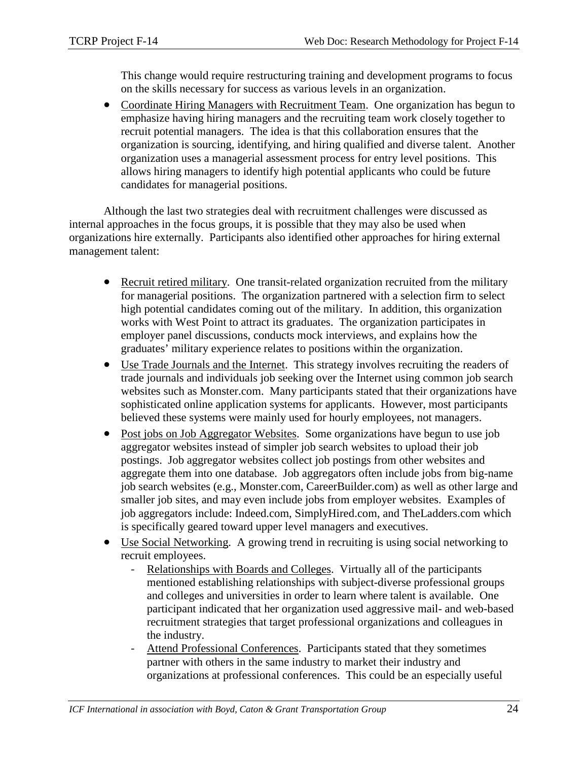This change would require restructuring training and development programs to focus on the skills necessary for success as various levels in an organization.

- Coordinate Hiring Managers with Recruitment Team. One organization has begun to emphasize having hiring managers and the recruiting team work closely together to recruit potential managers. The idea is that this collaboration ensures that the organization is sourcing, identifying, and hiring qualified and diverse talent. Another organization uses a managerial assessment process for entry level positions. This allows hiring managers to identify high potential applicants who could be future candidates for managerial positions.

Although the last two strategies deal with recruitment challenges were discussed as internal approaches in the focus groups, it is possible that they may also be used when organizations hire externally. Participants also identified other approaches for hiring external management talent:

- Recruit retired military. One transit-related organization recruited from the military for managerial positions. The organization partnered with a selection firm to select high potential candidates coming out of the military. In addition, this organization works with West Point to attract its graduates. The organization participates in employer panel discussions, conducts mock interviews, and explains how the graduates' military experience relates to positions within the organization.
- Use Trade Journals and the Internet. This strategy involves recruiting the readers of trade journals and individuals job seeking over the Internet using common job search websites such as Monster.com. Many participants stated that their organizations have sophisticated online application systems for applicants. However, most participants believed these systems were mainly used for hourly employees, not managers.
- Post jobs on Job Aggregator Websites. Some organizations have begun to use job aggregator websites instead of simpler job search websites to upload their job postings. Job aggregator websites collect job postings from other websites and aggregate them into one database. Job aggregators often include jobs from big-name job search websites (e.g., Monster.com, CareerBuilder.com) as well as other large and smaller job sites, and may even include jobs from employer websites. Examples of job aggregators include: Indeed.com, SimplyHired.com, and TheLadders.com which is specifically geared toward upper level managers and executives.
- Use Social Networking. A growing trend in recruiting is using social networking to recruit employees.
  - Relationships with Boards and Colleges. Virtually all of the participants mentioned establishing relationships with subject-diverse professional groups and colleges and universities in order to learn where talent is available. One participant indicated that her organization used aggressive mail- and web-based recruitment strategies that target professional organizations and colleagues in the industry.
  - Attend Professional Conferences. Participants stated that they sometimes partner with others in the same industry to market their industry and organizations at professional conferences. This could be an especially useful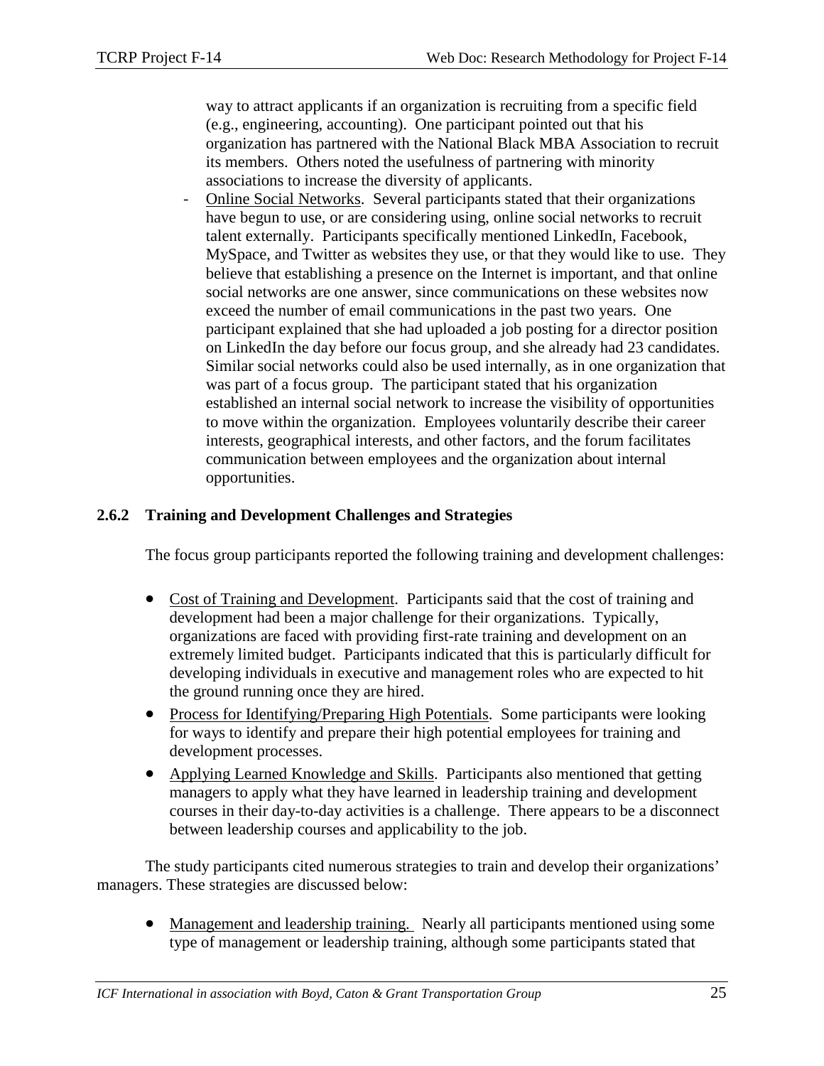way to attract applicants if an organization is recruiting from a specific field (e.g., engineering, accounting). One participant pointed out that his organization has partnered with the National Black MBA Association to recruit its members. Others noted the usefulness of partnering with minority associations to increase the diversity of applicants.

- Online Social Networks. Several participants stated that their organizations have begun to use, or are considering using, online social networks to recruit talent externally. Participants specifically mentioned LinkedIn, Facebook, MySpace, and Twitter as websites they use, or that they would like to use. They believe that establishing a presence on the Internet is important, and that online social networks are one answer, since communications on these websites now exceed the number of email communications in the past two years. One participant explained that she had uploaded a job posting for a director position on LinkedIn the day before our focus group, and she already had 23 candidates. Similar social networks could also be used internally, as in one organization that was part of a focus group. The participant stated that his organization established an internal social network to increase the visibility of opportunities to move within the organization. Employees voluntarily describe their career interests, geographical interests, and other factors, and the forum facilitates communication between employees and the organization about internal opportunities.

### 2.6.2 Training and Development Challenges and Strategies

The focus group participants reported the following training and development challenges:

- Cost of Training and Development. Participants said that the cost of training and development had been a major challenge for their organizations. Typically, organizations are faced with providing first-rate training and development on an extremely limited budget. Participants indicated that this is particularly difficult for developing individuals in executive and management roles who are expected to hit the ground running once they are hired.
- Process for Identifying/Preparing High Potentials. Some participants were looking for ways to identify and prepare their high potential employees for training and development processes.
- Applying Learned Knowledge and Skills. Participants also mentioned that getting managers to apply what they have learned in leadership training and development courses in their day-to-day activities is a challenge. There appears to be a disconnect between leadership courses and applicability to the job.

The study participants cited numerous strategies to train and develop their organizations' managers. These strategies are discussed below:

- Management and leadership training. Nearly all participants mentioned using some type of management or leadership training, although some participants stated that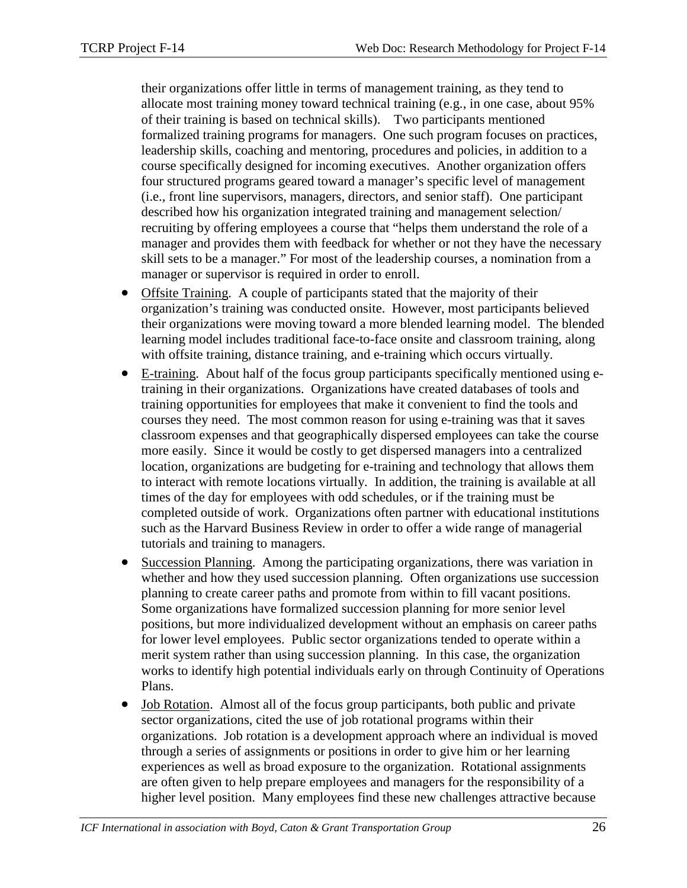their organizations offer little in terms of management training, as they tend to allocate most training money toward technical training (e.g., in one case, about 95% of their training is based on technical skills). Two participants mentioned formalized training programs for managers. One such program focuses on practices, leadership skills, coaching and mentoring, procedures and policies, in addition to a course specifically designed for incoming executives. Another organization offers four structured programs geared toward a manager's specific level of management (i.e., front line supervisors, managers, directors, and senior staff). One participant described how his organization integrated training and management selection/ recruiting by offering employees a course that "helps them understand the role of a manager and provides them with feedback for whether or not they have the necessary skill sets to be a manager." For most of the leadership courses, a nomination from a manager or supervisor is required in order to enroll.

- Offsite Training. A couple of participants stated that the majority of their organization's training was conducted onsite. However, most participants believed their organizations were moving toward a more blended learning model. The blended learning model includes traditional face-to-face onsite and classroom training, along with offsite training, distance training, and e-training which occurs virtually.
- E-training. About half of the focus group participants specifically mentioned using e-training in their organizations. Organizations have created databases of tools and training opportunities for employees that make it convenient to find the tools and courses they need. The most common reason for using e-training was that it saves classroom expenses and that geographically dispersed employees can take the course more easily. Since it would be costly to get dispersed managers into a centralized location, organizations are budgeting for e-training and technology that allows them to interact with remote locations virtually. In addition, the training is available at all times of the day for employees with odd schedules, or if the training must be completed outside of work. Organizations often partner with educational institutions such as the Harvard Business Review in order to offer a wide range of managerial tutorials and training to managers.
- Succession Planning. Among the participating organizations, there was variation in whether and how they used succession planning. Often organizations use succession planning to create career paths and promote from within to fill vacant positions. Some organizations have formalized succession planning for more senior level positions, but more individualized development without an emphasis on career paths for lower level employees. Public sector organizations tended to operate within a merit system rather than using succession planning. In this case, the organization works to identify high potential individuals early on through Continuity of Operations Plans.
- Job Rotation. Almost all of the focus group participants, both public and private sector organizations, cited the use of job rotational programs within their organizations. Job rotation is a development approach where an individual is moved through a series of assignments or positions in order to give him or her learning experiences as well as broad exposure to the organization. Rotational assignments are often given to help prepare employees and managers for the responsibility of a higher level position. Many employees find these new challenges attractive because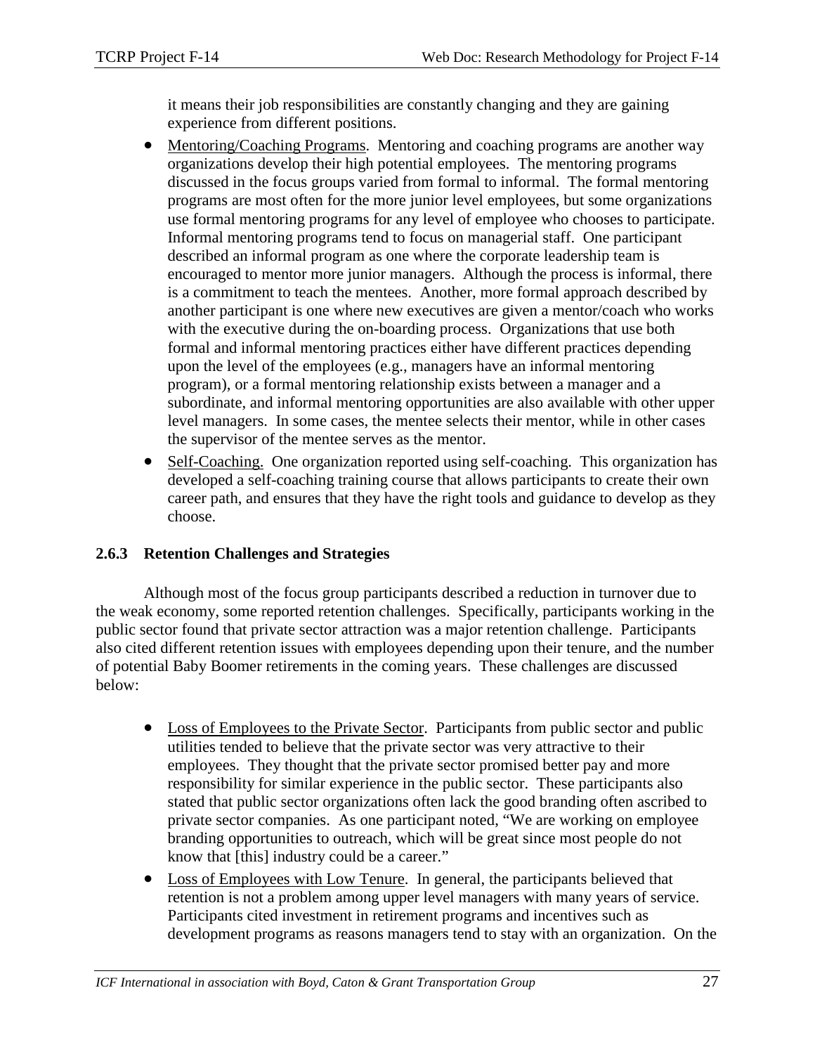it means their job responsibilities are constantly changing and they are gaining experience from different positions.

- Mentoring/Coaching Programs. Mentoring and coaching programs are another way organizations develop their high potential employees. The mentoring programs discussed in the focus groups varied from formal to informal. The formal mentoring programs are most often for the more junior level employees, but some organizations use formal mentoring programs for any level of employee who chooses to participate. Informal mentoring programs tend to focus on managerial staff. One participant described an informal program as one where the corporate leadership team is encouraged to mentor more junior managers. Although the process is informal, there is a commitment to teach the mentees. Another, more formal approach described by another participant is one where new executives are given a mentor/coach who works with the executive during the on-boarding process. Organizations that use both formal and informal mentoring practices either have different practices depending upon the level of the employees (e.g., managers have an informal mentoring program), or a formal mentoring relationship exists between a manager and a subordinate, and informal mentoring opportunities are also available with other upper level managers. In some cases, the mentee selects their mentor, while in other cases the supervisor of the mentee serves as the mentor.
- Self-Coaching. One organization reported using self-coaching. This organization has developed a self-coaching training course that allows participants to create their own career path, and ensures that they have the right tools and guidance to develop as they choose.

### 2.6.3 Retention Challenges and Strategies

Although most of the focus group participants described a reduction in turnover due to the weak economy, some reported retention challenges. Specifically, participants working in the public sector found that private sector attraction was a major retention challenge. Participants also cited different retention issues with employees depending upon their tenure, and the number of potential Baby Boomer retirements in the coming years. These challenges are discussed below:

- Loss of Employees to the Private Sector. Participants from public sector and public utilities tended to believe that the private sector was very attractive to their employees. They thought that the private sector promised better pay and more responsibility for similar experience in the public sector. These participants also stated that public sector organizations often lack the good branding often ascribed to private sector companies. As one participant noted, "We are working on employee branding opportunities to outreach, which will be great since most people do not know that [this] industry could be a career."
- Loss of Employees with Low Tenure. In general, the participants believed that retention is not a problem among upper level managers with many years of service. Participants cited investment in retirement programs and incentives such as development programs as reasons managers tend to stay with an organization. On the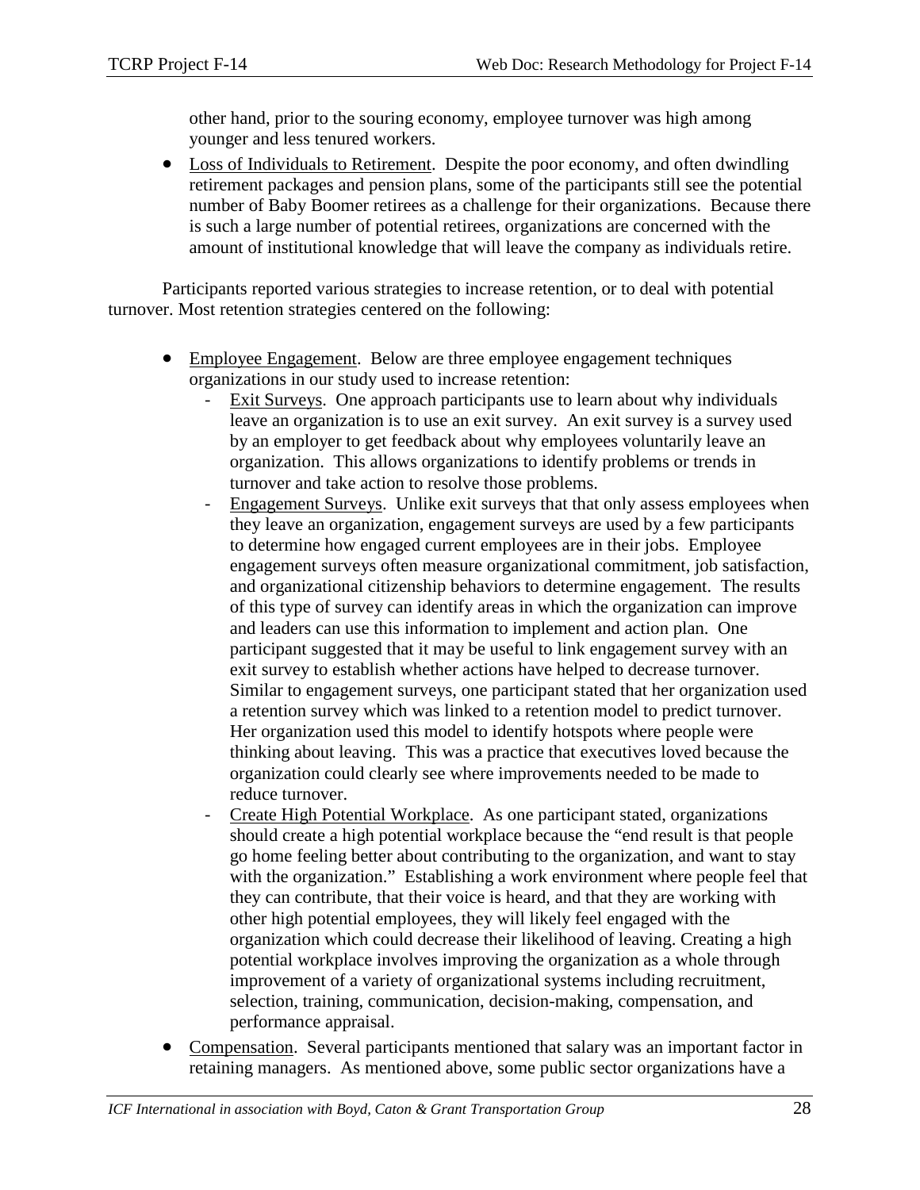other hand, prior to the souring economy, employee turnover was high among younger and less tenured workers.

- Loss of Individuals to Retirement. Despite the poor economy, and often dwindling retirement packages and pension plans, some of the participants still see the potential number of Baby Boomer retirees as a challenge for their organizations. Because there is such a large number of potential retirees, organizations are concerned with the amount of institutional knowledge that will leave the company as individuals retire.

Participants reported various strategies to increase retention, or to deal with potential turnover. Most retention strategies centered on the following:

- Employee Engagement. Below are three employee engagement techniques organizations in our study used to increase retention:
  - Exit Surveys. One approach participants use to learn about why individuals leave an organization is to use an exit survey. An exit survey is a survey used by an employer to get feedback about why employees voluntarily leave an organization. This allows organizations to identify problems or trends in turnover and take action to resolve those problems.
  - Engagement Surveys. Unlike exit surveys that that only assess employees when they leave an organization, engagement surveys are used by a few participants to determine how engaged current employees are in their jobs. Employee engagement surveys often measure organizational commitment, job satisfaction, and organizational citizenship behaviors to determine engagement. The results of this type of survey can identify areas in which the organization can improve and leaders can use this information to implement and action plan. One participant suggested that it may be useful to link engagement survey with an exit survey to establish whether actions have helped to decrease turnover. Similar to engagement surveys, one participant stated that her organization used a retention survey which was linked to a retention model to predict turnover. Her organization used this model to identify hotspots where people were thinking about leaving. This was a practice that executives loved because the organization could clearly see where improvements needed to be made to reduce turnover.
  - Create High Potential Workplace. As one participant stated, organizations should create a high potential workplace because the "end result is that people go home feeling better about contributing to the organization, and want to stay with the organization." Establishing a work environment where people feel that they can contribute, that their voice is heard, and that they are working with other high potential employees, they will likely feel engaged with the organization which could decrease their likelihood of leaving. Creating a high potential workplace involves improving the organization as a whole through improvement of a variety of organizational systems including recruitment, selection, training, communication, decision-making, compensation, and performance appraisal.
- Compensation. Several participants mentioned that salary was an important factor in retaining managers. As mentioned above, some public sector organizations have a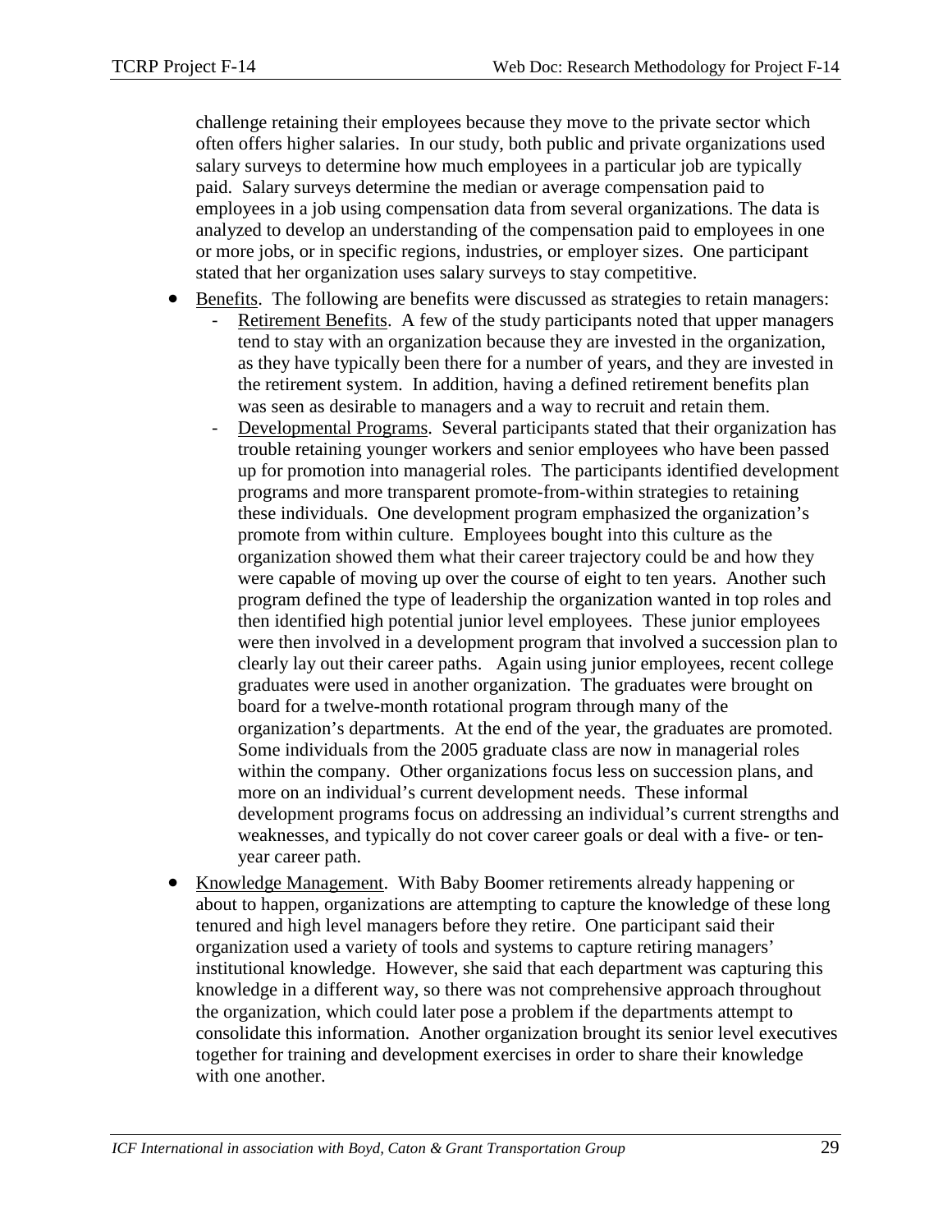challenge retaining their employees because they move to the private sector which often offers higher salaries. In our study, both public and private organizations used salary surveys to determine how much employees in a particular job are typically paid. Salary surveys determine the median or average compensation paid to employees in a job using compensation data from several organizations. The data is analyzed to develop an understanding of the compensation paid to employees in one or more jobs, or in specific regions, industries, or employer sizes. One participant stated that her organization uses salary surveys to stay competitive.

- Benefits. The following are benefits were discussed as strategies to retain managers:
  - Retirement Benefits. A few of the study participants noted that upper managers tend to stay with an organization because they are invested in the organization, as they have typically been there for a number of years, and they are invested in the retirement system. In addition, having a defined retirement benefits plan was seen as desirable to managers and a way to recruit and retain them.
  - Developmental Programs. Several participants stated that their organization has trouble retaining younger workers and senior employees who have been passed up for promotion into managerial roles. The participants identified development programs and more transparent promote-from-within strategies to retaining these individuals. One development program emphasized the organization's promote from within culture. Employees bought into this culture as the organization showed them what their career trajectory could be and how they were capable of moving up over the course of eight to ten years. Another such program defined the type of leadership the organization wanted in top roles and then identified high potential junior level employees. These junior employees were then involved in a development program that involved a succession plan to clearly lay out their career paths. Again using junior employees, recent college graduates were used in another organization. The graduates were brought on board for a twelve-month rotational program through many of the organization's departments. At the end of the year, the graduates are promoted. Some individuals from the 2005 graduate class are now in managerial roles within the company. Other organizations focus less on succession plans, and more on an individual's current development needs. These informal development programs focus on addressing an individual's current strengths and weaknesses, and typically do not cover career goals or deal with a five- or ten-year career path.
- Knowledge Management. With Baby Boomer retirements already happening or about to happen, organizations are attempting to capture the knowledge of these long tenured and high level managers before they retire. One participant said their organization used a variety of tools and systems to capture retiring managers' institutional knowledge. However, she said that each department was capturing this knowledge in a different way, so there was not comprehensive approach throughout the organization, which could later pose a problem if the departments attempt to consolidate this information. Another organization brought its senior level executives together for training and development exercises in order to share their knowledge with one another.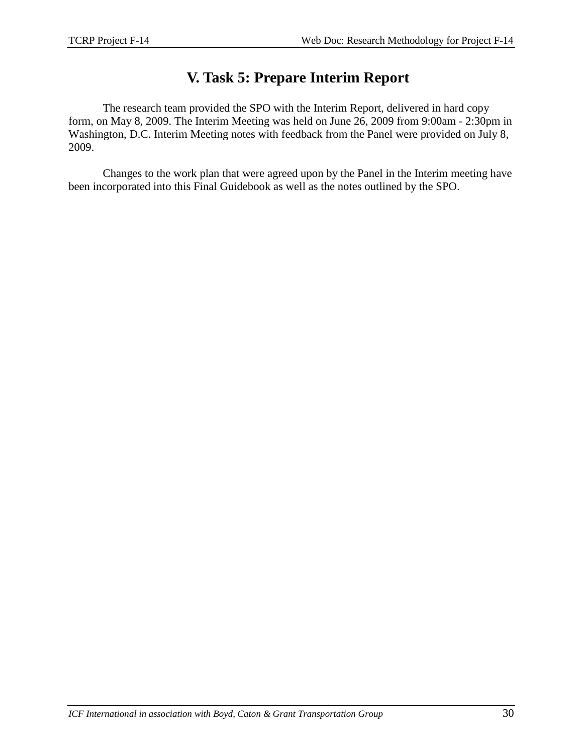# V. Task 5: Prepare Interim Report

The research team provided the SPO with the Interim Report, delivered in hard copy form, on May 8, 2009. The Interim Meeting was held on June 26, 2009 from 9:00am - 2:30pm in Washington, D.C. Interim Meeting notes with feedback from the Panel were provided on July 8, 2009.

Changes to the work plan that were agreed upon by the Panel in the Interim meeting have been incorporated into this Final Guidebook as well as the notes outlined by the SPO.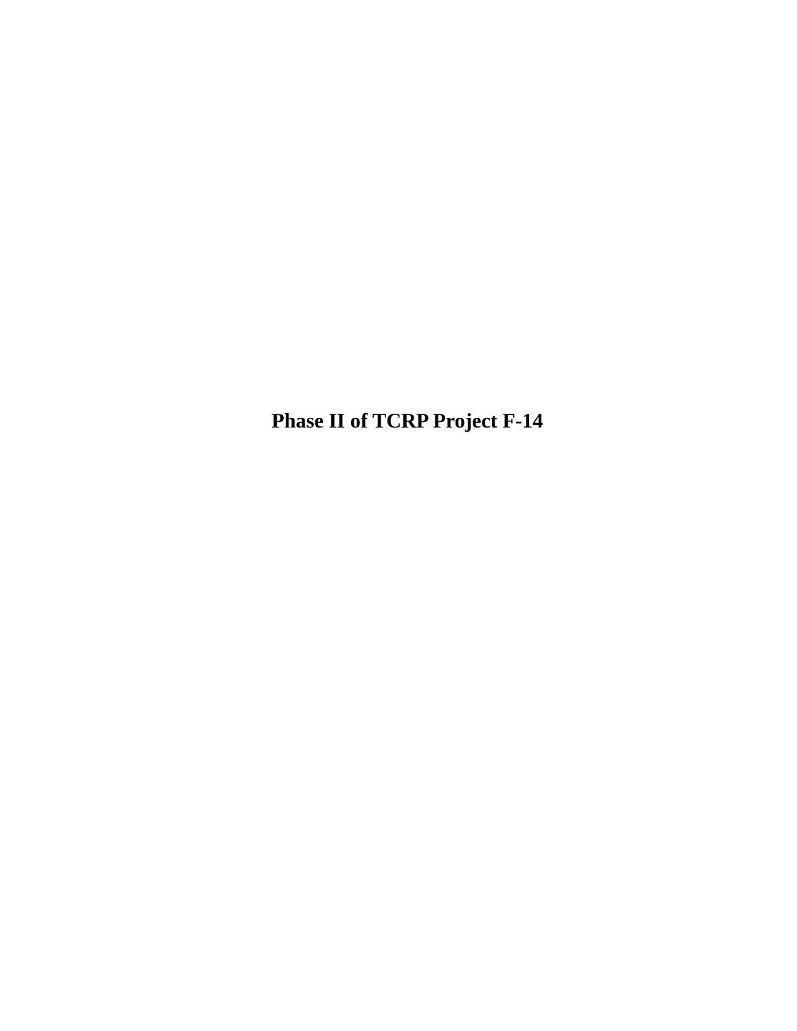# Phase II of TCRP Project F-14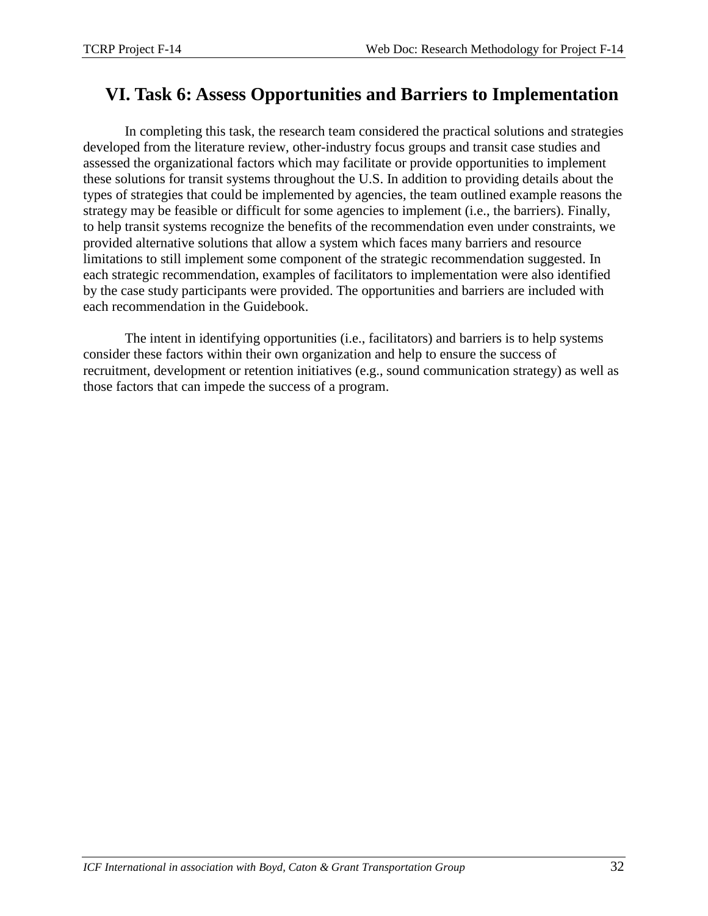# VI. Task 6: Assess Opportunities and Barriers to Implementation

In completing this task, the research team considered the practical solutions and strategies developed from the literature review, other-industry focus groups and transit case studies and assessed the organizational factors which may facilitate or provide opportunities to implement these solutions for transit systems throughout the U.S. In addition to providing details about the types of strategies that could be implemented by agencies, the team outlined example reasons the strategy may be feasible or difficult for some agencies to implement (i.e., the barriers). Finally, to help transit systems recognize the benefits of the recommendation even under constraints, we provided alternative solutions that allow a system which faces many barriers and resource limitations to still implement some component of the strategic recommendation suggested. In each strategic recommendation, examples of facilitators to implementation were also identified by the case study participants were provided. The opportunities and barriers are included with each recommendation in the Guidebook.

The intent in identifying opportunities (i.e., facilitators) and barriers is to help systems consider these factors within their own organization and help to ensure the success of recruitment, development or retention initiatives (e.g., sound communication strategy) as well as those factors that can impede the success of a program.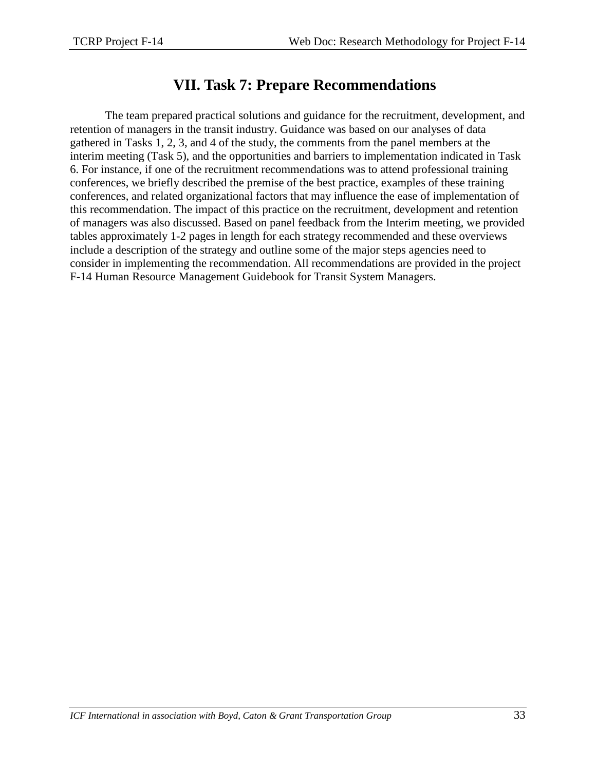# VII. Task 7: Prepare Recommendations

The team prepared practical solutions and guidance for the recruitment, development, and retention of managers in the transit industry. Guidance was based on our analyses of data gathered in Tasks 1, 2, 3, and 4 of the study, the comments from the panel members at the interim meeting (Task 5), and the opportunities and barriers to implementation indicated in Task 6. For instance, if one of the recruitment recommendations was to attend professional training conferences, we briefly described the premise of the best practice, examples of these training conferences, and related organizational factors that may influence the ease of implementation of this recommendation. The impact of this practice on the recruitment, development and retention of managers was also discussed. Based on panel feedback from the Interim meeting, we provided tables approximately 1-2 pages in length for each strategy recommended and these overviews include a description of the strategy and outline some of the major steps agencies need to consider in implementing the recommendation. All recommendations are provided in the project F-14 Human Resource Management Guidebook for Transit System Managers.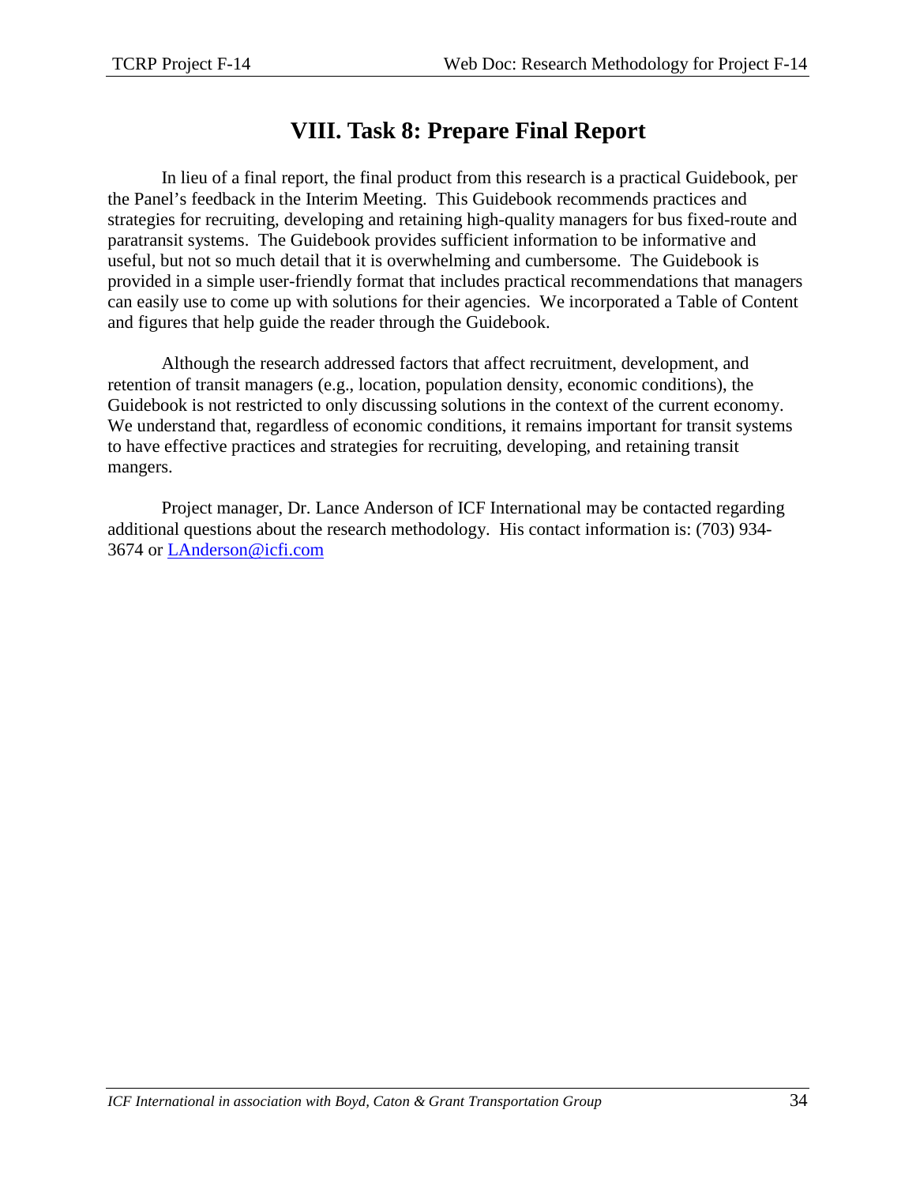# VIII. Task 8: Prepare Final Report

In lieu of a final report, the final product from this research is a practical Guidebook, per the Panel's feedback in the Interim Meeting. This Guidebook recommends practices and strategies for recruiting, developing and retaining high-quality managers for bus fixed-route and paratransit systems. The Guidebook provides sufficient information to be informative and useful, but not so much detail that it is overwhelming and cumbersome. The Guidebook is provided in a simple user-friendly format that includes practical recommendations that managers can easily use to come up with solutions for their agencies. We incorporated a Table of Content and figures that help guide the reader through the Guidebook.

Although the research addressed factors that affect recruitment, development, and retention of transit managers (e.g., location, population density, economic conditions), the Guidebook is not restricted to only discussing solutions in the context of the current economy. We understand that, regardless of economic conditions, it remains important for transit systems to have effective practices and strategies for recruiting, developing, and retaining transit mangers.

Project manager, Dr. Lance Anderson of ICF International may be contacted regarding additional questions about the research methodology. His contact information is: (703) 934-3674 or LAnderson@icfi.com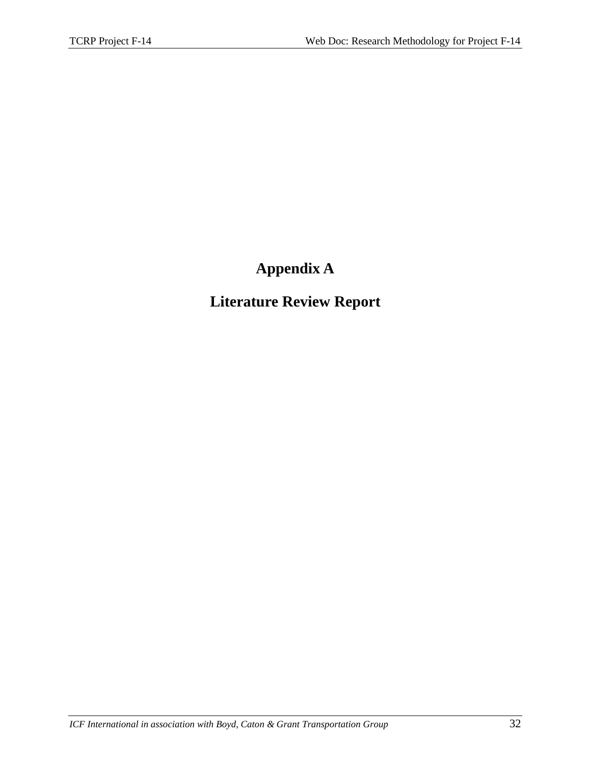# Appendix A

# Literature Review Report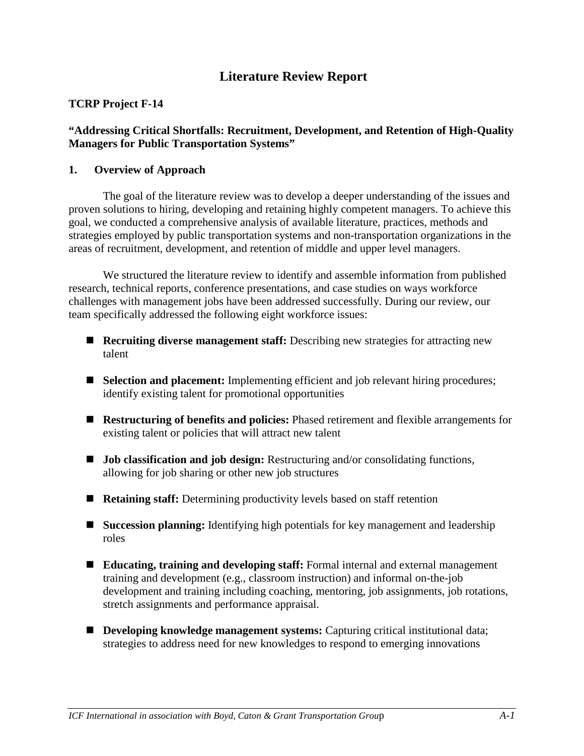# Literature Review Report

**TCRP Project F-14**

**"Addressing Critical Shortfalls: Recruitment, Development, and Retention of High-Quality Managers for Public Transportation Systems"**

## 1. Overview of Approach

The goal of the literature review was to develop a deeper understanding of the issues and proven solutions to hiring, developing and retaining highly competent managers. To achieve this goal, we conducted a comprehensive analysis of available literature, practices, methods and strategies employed by public transportation systems and non-transportation organizations in the areas of recruitment, development, and retention of middle and upper level managers.

We structured the literature review to identify and assemble information from published research, technical reports, conference presentations, and case studies on ways workforce challenges with management jobs have been addressed successfully. During our review, our team specifically addressed the following eight workforce issues:

- **Recruiting diverse management staff:** Describing new strategies for attracting new talent
- **Selection and placement:** Implementing efficient and job relevant hiring procedures; identify existing talent for promotional opportunities
- **Restructuring of benefits and policies:** Phased retirement and flexible arrangements for existing talent or policies that will attract new talent
- **Job classification and job design:** Restructuring and/or consolidating functions, allowing for job sharing or other new job structures
- **Retaining staff:** Determining productivity levels based on staff retention
- **Succession planning:** Identifying high potentials for key management and leadership roles
- **Educating, training and developing staff:** Formal internal and external management training and development (e.g., classroom instruction) and informal on-the-job development and training including coaching, mentoring, job assignments, job rotations, stretch assignments and performance appraisal.
- **Developing knowledge management systems:** Capturing critical institutional data; strategies to address need for new knowledges to respond to emerging innovations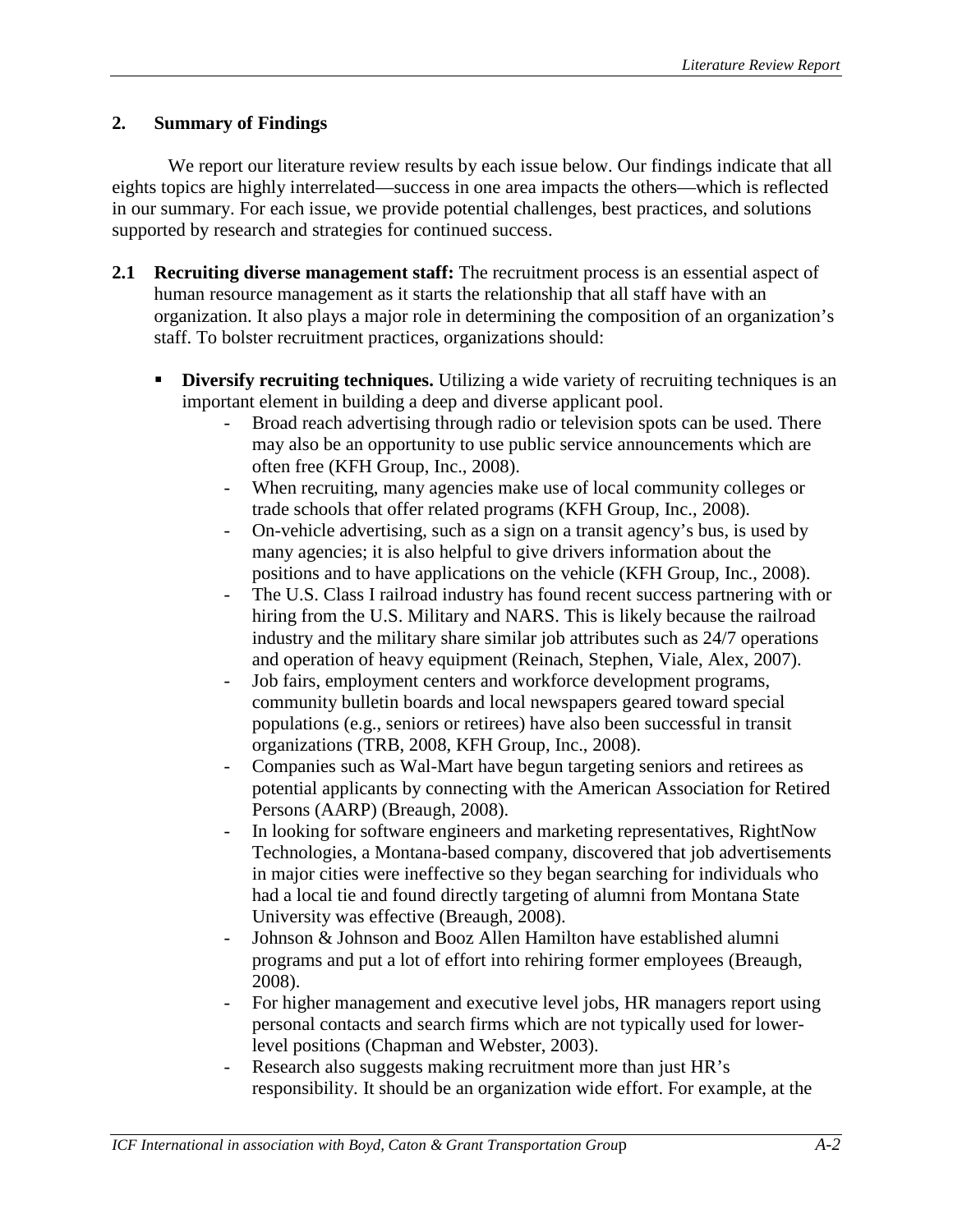## 2. Summary of Findings

We report our literature review results by each issue below. Our findings indicate that all eights topics are highly interrelated—success in one area impacts the others—which is reflected in our summary. For each issue, we provide potential challenges, best practices, and solutions supported by research and strategies for continued success.

**2.1 Recruiting diverse management staff:** The recruitment process is an essential aspect of human resource management as it starts the relationship that all staff have with an organization. It also plays a major role in determining the composition of an organization's staff. To bolster recruitment practices, organizations should:

- **Diversify recruiting techniques.** Utilizing a wide variety of recruiting techniques is an important element in building a deep and diverse applicant pool.
  - Broad reach advertising through radio or television spots can be used. There may also be an opportunity to use public service announcements which are often free (KFH Group, Inc., 2008).
  - When recruiting, many agencies make use of local community colleges or trade schools that offer related programs (KFH Group, Inc., 2008).
  - On-vehicle advertising, such as a sign on a transit agency's bus, is used by many agencies; it is also helpful to give drivers information about the positions and to have applications on the vehicle (KFH Group, Inc., 2008).
  - The U.S. Class I railroad industry has found recent success partnering with or hiring from the U.S. Military and NARS. This is likely because the railroad industry and the military share similar job attributes such as 24/7 operations and operation of heavy equipment (Reinach, Stephen, Viale, Alex, 2007).
  - Job fairs, employment centers and workforce development programs, community bulletin boards and local newspapers geared toward special populations (e.g., seniors or retirees) have also been successful in transit organizations (TRB, 2008, KFH Group, Inc., 2008).
  - Companies such as Wal-Mart have begun targeting seniors and retirees as potential applicants by connecting with the American Association for Retired Persons (AARP) (Breaugh, 2008).
  - In looking for software engineers and marketing representatives, RightNow Technologies, a Montana-based company, discovered that job advertisements in major cities were ineffective so they began searching for individuals who had a local tie and found directly targeting of alumni from Montana State University was effective (Breaugh, 2008).
  - Johnson & Johnson and Booz Allen Hamilton have established alumni programs and put a lot of effort into rehiring former employees (Breaugh, 2008).
  - For higher management and executive level jobs, HR managers report using personal contacts and search firms which are not typically used for lower-level positions (Chapman and Webster, 2003).
  - Research also suggests making recruitment more than just HR's responsibility. It should be an organization wide effort. For example, at the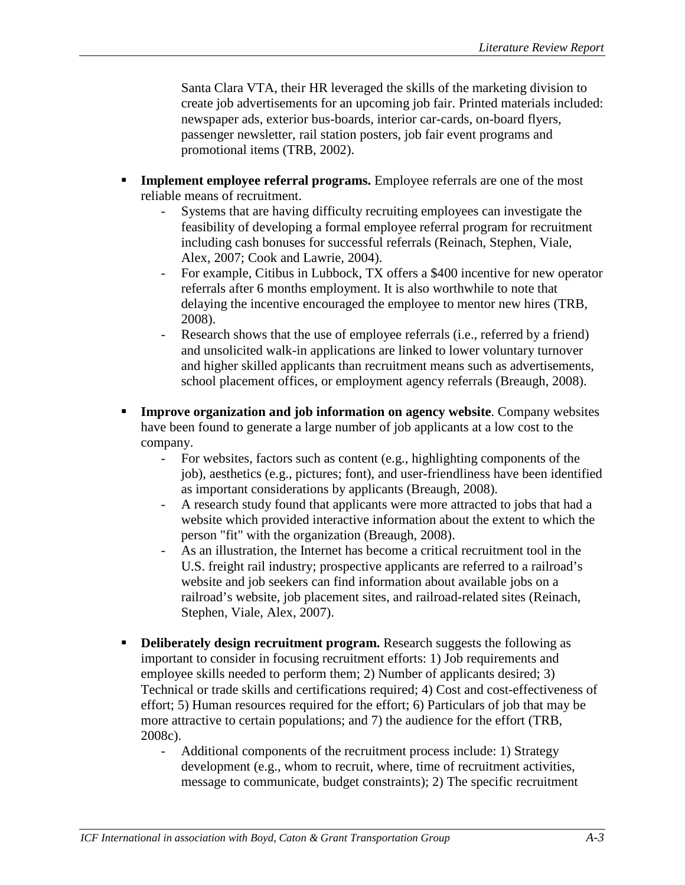Santa Clara VTA, their HR leveraged the skills of the marketing division to create job advertisements for an upcoming job fair. Printed materials included: newspaper ads, exterior bus-boards, interior car-cards, on-board flyers, passenger newsletter, rail station posters, job fair event programs and promotional items (TRB, 2002).

- **Implement employee referral programs.** Employee referrals are one of the most reliable means of recruitment.
  - Systems that are having difficulty recruiting employees can investigate the feasibility of developing a formal employee referral program for recruitment including cash bonuses for successful referrals (Reinach, Stephen, Viale, Alex, 2007; Cook and Lawrie, 2004).
  - For example, Citibus in Lubbock, TX offers a $400 incentive for new operator referrals after 6 months employment. It is also worthwhile to note that delaying the incentive encouraged the employee to mentor new hires (TRB, 2008).
  - Research shows that the use of employee referrals (i.e., referred by a friend) and unsolicited walk-in applications are linked to lower voluntary turnover and higher skilled applicants than recruitment means such as advertisements, school placement offices, or employment agency referrals (Breaugh, 2008).

- **Improve organization and job information on agency website**. Company websites have been found to generate a large number of job applicants at a low cost to the company.
  - For websites, factors such as content (e.g., highlighting components of the job), aesthetics (e.g., pictures; font), and user-friendliness have been identified as important considerations by applicants (Breaugh, 2008).
  - A research study found that applicants were more attracted to jobs that had a website which provided interactive information about the extent to which the person "fit" with the organization (Breaugh, 2008).
  - As an illustration, the Internet has become a critical recruitment tool in the U.S. freight rail industry; prospective applicants are referred to a railroad's website and job seekers can find information about available jobs on a railroad's website, job placement sites, and railroad-related sites (Reinach, Stephen, Viale, Alex, 2007).

- **Deliberately design recruitment program.** Research suggests the following as important to consider in focusing recruitment efforts: 1) Job requirements and employee skills needed to perform them; 2) Number of applicants desired; 3) Technical or trade skills and certifications required; 4) Cost and cost-effectiveness of effort; 5) Human resources required for the effort; 6) Particulars of job that may be more attractive to certain populations; and 7) the audience for the effort (TRB, 2008c).
  - Additional components of the recruitment process include: 1) Strategy development (e.g., whom to recruit, where, time of recruitment activities, message to communicate, budget constraints); 2) The specific recruitment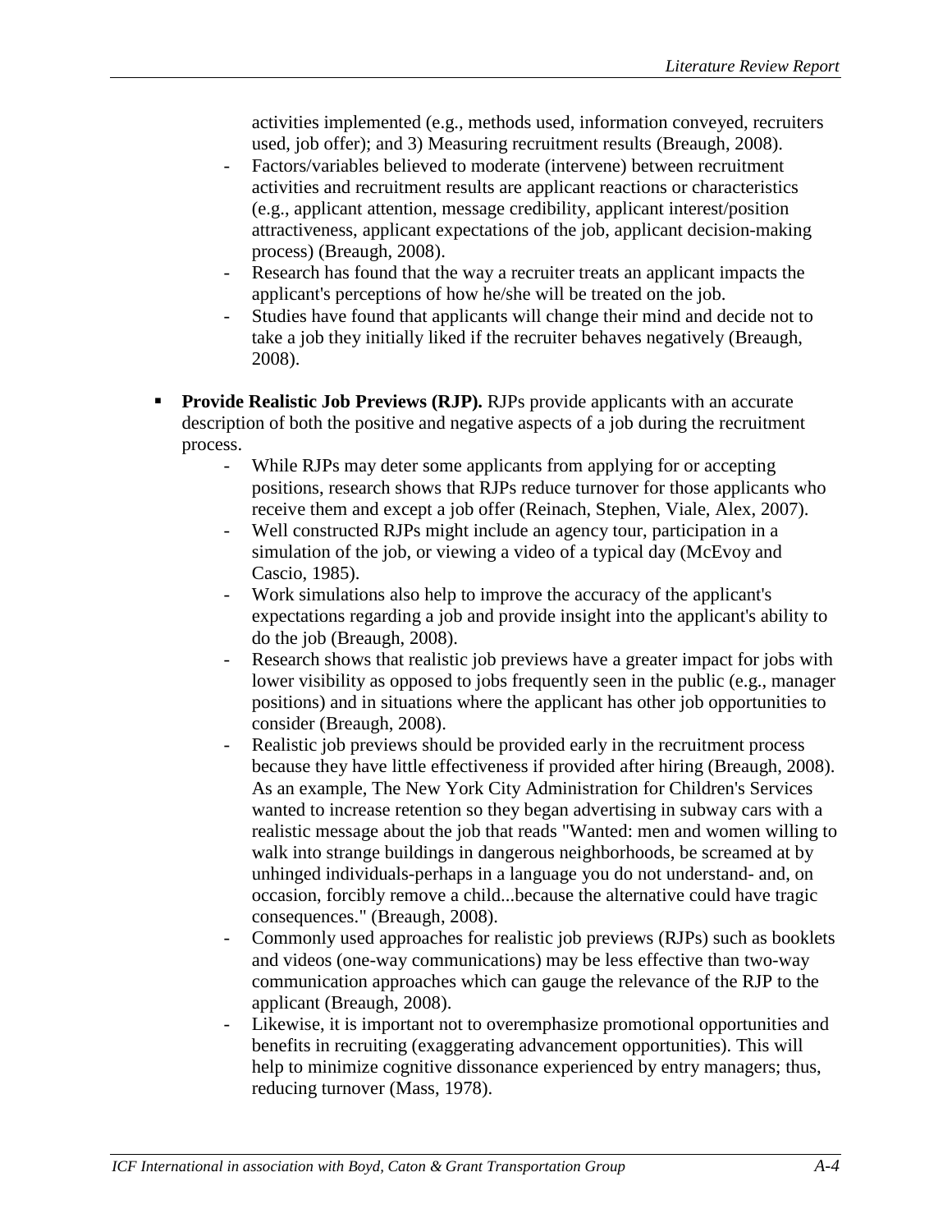activities implemented (e.g., methods used, information conveyed, recruiters used, job offer); and 3) Measuring recruitment results (Breaugh, 2008).

  - Factors/variables believed to moderate (intervene) between recruitment activities and recruitment results are applicant reactions or characteristics (e.g., applicant attention, message credibility, applicant interest/position attractiveness, applicant expectations of the job, applicant decision-making process) (Breaugh, 2008).
  - Research has found that the way a recruiter treats an applicant impacts the applicant's perceptions of how he/she will be treated on the job.
  - Studies have found that applicants will change their mind and decide not to take a job they initially liked if the recruiter behaves negatively (Breaugh, 2008).

- **Provide Realistic Job Previews (RJP).** RJPs provide applicants with an accurate description of both the positive and negative aspects of a job during the recruitment process.
  - While RJPs may deter some applicants from applying for or accepting positions, research shows that RJPs reduce turnover for those applicants who receive them and except a job offer (Reinach, Stephen, Viale, Alex, 2007).
  - Well constructed RJPs might include an agency tour, participation in a simulation of the job, or viewing a video of a typical day (McEvoy and Cascio, 1985).
  - Work simulations also help to improve the accuracy of the applicant's expectations regarding a job and provide insight into the applicant's ability to do the job (Breaugh, 2008).
  - Research shows that realistic job previews have a greater impact for jobs with lower visibility as opposed to jobs frequently seen in the public (e.g., manager positions) and in situations where the applicant has other job opportunities to consider (Breaugh, 2008).
  - Realistic job previews should be provided early in the recruitment process because they have little effectiveness if provided after hiring (Breaugh, 2008). As an example, The New York City Administration for Children's Services wanted to increase retention so they began advertising in subway cars with a realistic message about the job that reads "Wanted: men and women willing to walk into strange buildings in dangerous neighborhoods, be screamed at by unhinged individuals-perhaps in a language you do not understand- and, on occasion, forcibly remove a child...because the alternative could have tragic consequences." (Breaugh, 2008).
  - Commonly used approaches for realistic job previews (RJPs) such as booklets and videos (one-way communications) may be less effective than two-way communication approaches which can gauge the relevance of the RJP to the applicant (Breaugh, 2008).
  - Likewise, it is important not to overemphasize promotional opportunities and benefits in recruiting (exaggerating advancement opportunities). This will help to minimize cognitive dissonance experienced by entry managers; thus, reducing turnover (Mass, 1978).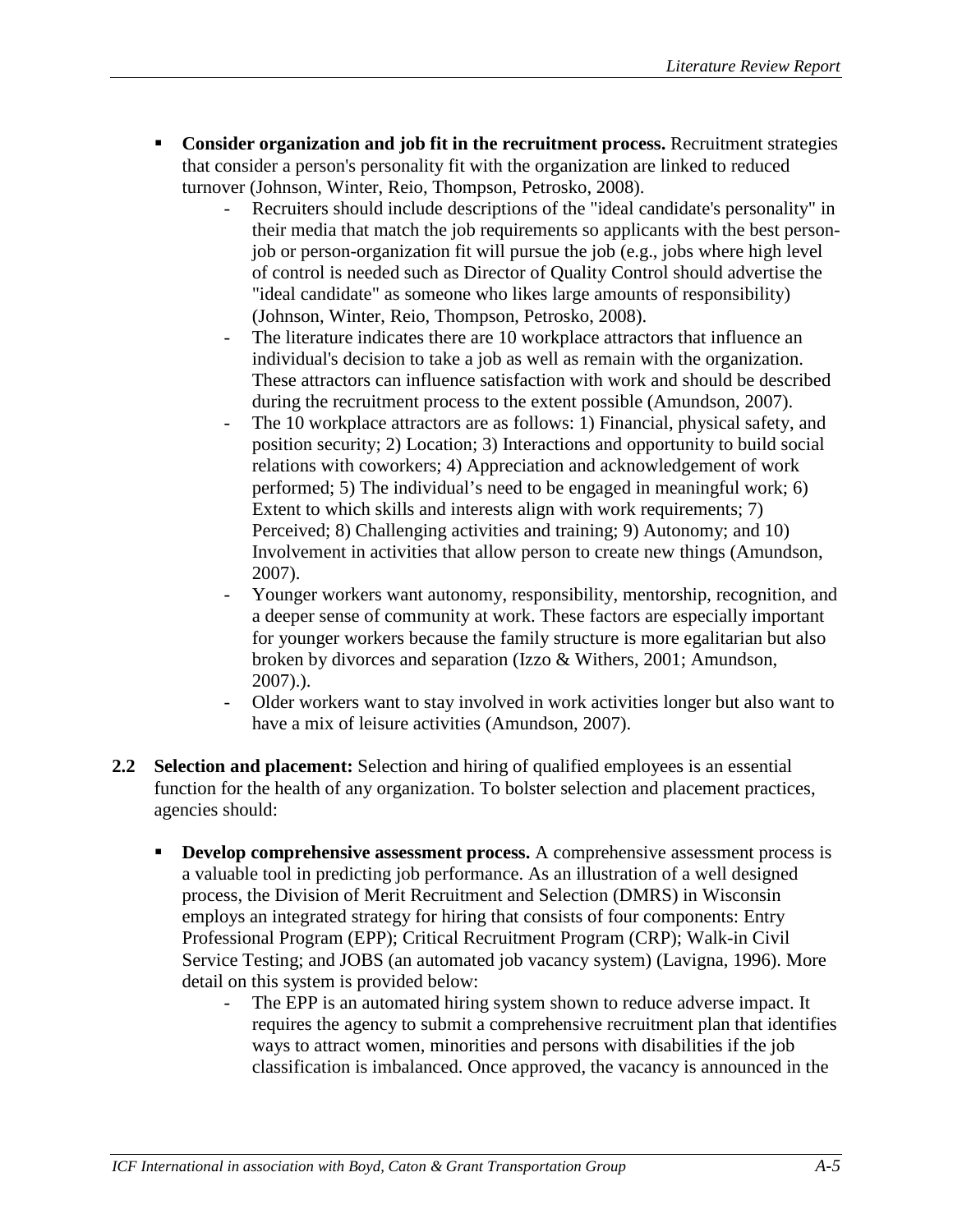- **Consider organization and job fit in the recruitment process.** Recruitment strategies that consider a person's personality fit with the organization are linked to reduced turnover (Johnson, Winter, Reio, Thompson, Petrosko, 2008).
  - Recruiters should include descriptions of the "ideal candidate's personality" in their media that match the job requirements so applicants with the best person-job or person-organization fit will pursue the job (e.g., jobs where high level of control is needed such as Director of Quality Control should advertise the "ideal candidate" as someone who likes large amounts of responsibility) (Johnson, Winter, Reio, Thompson, Petrosko, 2008).
  - The literature indicates there are 10 workplace attractors that influence an individual's decision to take a job as well as remain with the organization. These attractors can influence satisfaction with work and should be described during the recruitment process to the extent possible (Amundson, 2007).
  - The 10 workplace attractors are as follows: 1) Financial, physical safety, and position security; 2) Location; 3) Interactions and opportunity to build social relations with coworkers; 4) Appreciation and acknowledgement of work performed; 5) The individual's need to be engaged in meaningful work; 6) Extent to which skills and interests align with work requirements; 7) Perceived; 8) Challenging activities and training; 9) Autonomy; and 10) Involvement in activities that allow person to create new things (Amundson, 2007).
  - Younger workers want autonomy, responsibility, mentorship, recognition, and a deeper sense of community at work. These factors are especially important for younger workers because the family structure is more egalitarian but also broken by divorces and separation (Izzo & Withers, 2001; Amundson, 2007).).
  - Older workers want to stay involved in work activities longer but also want to have a mix of leisure activities (Amundson, 2007).

**2.2 Selection and placement:** Selection and hiring of qualified employees is an essential function for the health of any organization. To bolster selection and placement practices, agencies should:

- **Develop comprehensive assessment process.** A comprehensive assessment process is a valuable tool in predicting job performance. As an illustration of a well designed process, the Division of Merit Recruitment and Selection (DMRS) in Wisconsin employs an integrated strategy for hiring that consists of four components: Entry Professional Program (EPP); Critical Recruitment Program (CRP); Walk-in Civil Service Testing; and JOBS (an automated job vacancy system) (Lavigna, 1996). More detail on this system is provided below:
  - The EPP is an automated hiring system shown to reduce adverse impact. It requires the agency to submit a comprehensive recruitment plan that identifies ways to attract women, minorities and persons with disabilities if the job classification is imbalanced. Once approved, the vacancy is announced in the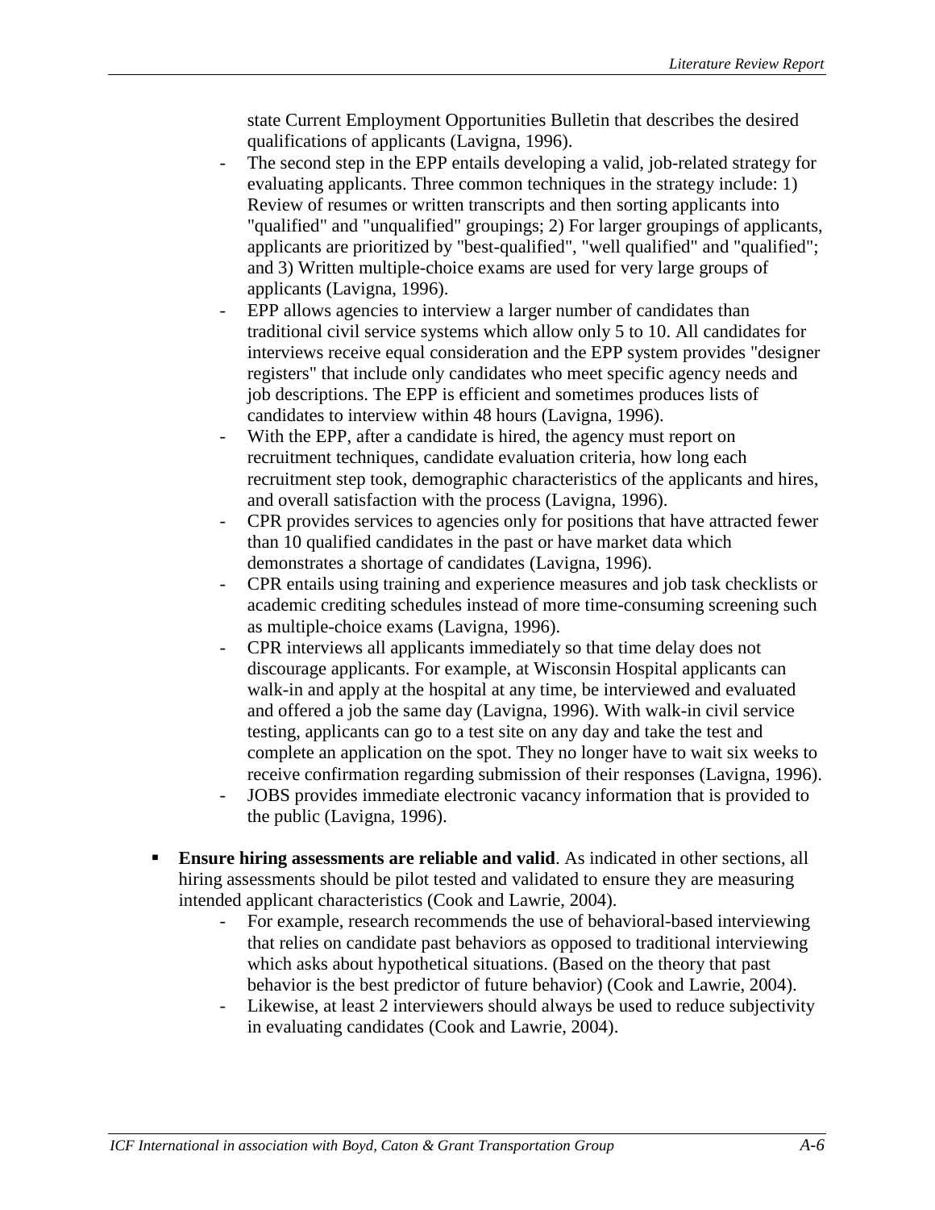state Current Employment Opportunities Bulletin that describes the desired qualifications of applicants (Lavigna, 1996).

- The second step in the EPP entails developing a valid, job-related strategy for evaluating applicants. Three common techniques in the strategy include: 1) Review of resumes or written transcripts and then sorting applicants into "qualified" and "unqualified" groupings; 2) For larger groupings of applicants, applicants are prioritized by "best-qualified", "well qualified" and "qualified"; and 3) Written multiple-choice exams are used for very large groups of applicants (Lavigna, 1996).
- EPP allows agencies to interview a larger number of candidates than traditional civil service systems which allow only 5 to 10. All candidates for interviews receive equal consideration and the EPP system provides "designer registers" that include only candidates who meet specific agency needs and job descriptions. The EPP is efficient and sometimes produces lists of candidates to interview within 48 hours (Lavigna, 1996).
- With the EPP, after a candidate is hired, the agency must report on recruitment techniques, candidate evaluation criteria, how long each recruitment step took, demographic characteristics of the applicants and hires, and overall satisfaction with the process (Lavigna, 1996).
- CPR provides services to agencies only for positions that have attracted fewer than 10 qualified candidates in the past or have market data which demonstrates a shortage of candidates (Lavigna, 1996).
- CPR entails using training and experience measures and job task checklists or academic crediting schedules instead of more time-consuming screening such as multiple-choice exams (Lavigna, 1996).
- CPR interviews all applicants immediately so that time delay does not discourage applicants. For example, at Wisconsin Hospital applicants can walk-in and apply at the hospital at any time, be interviewed and evaluated and offered a job the same day (Lavigna, 1996). With walk-in civil service testing, applicants can go to a test site on any day and take the test and complete an application on the spot. They no longer have to wait six weeks to receive confirmation regarding submission of their responses (Lavigna, 1996).
- JOBS provides immediate electronic vacancy information that is provided to the public (Lavigna, 1996).

- **Ensure hiring assessments are reliable and valid**. As indicated in other sections, all hiring assessments should be pilot tested and validated to ensure they are measuring intended applicant characteristics (Cook and Lawrie, 2004).
  - For example, research recommends the use of behavioral-based interviewing that relies on candidate past behaviors as opposed to traditional interviewing which asks about hypothetical situations. (Based on the theory that past behavior is the best predictor of future behavior) (Cook and Lawrie, 2004).
  - Likewise, at least 2 interviewers should always be used to reduce subjectivity in evaluating candidates (Cook and Lawrie, 2004).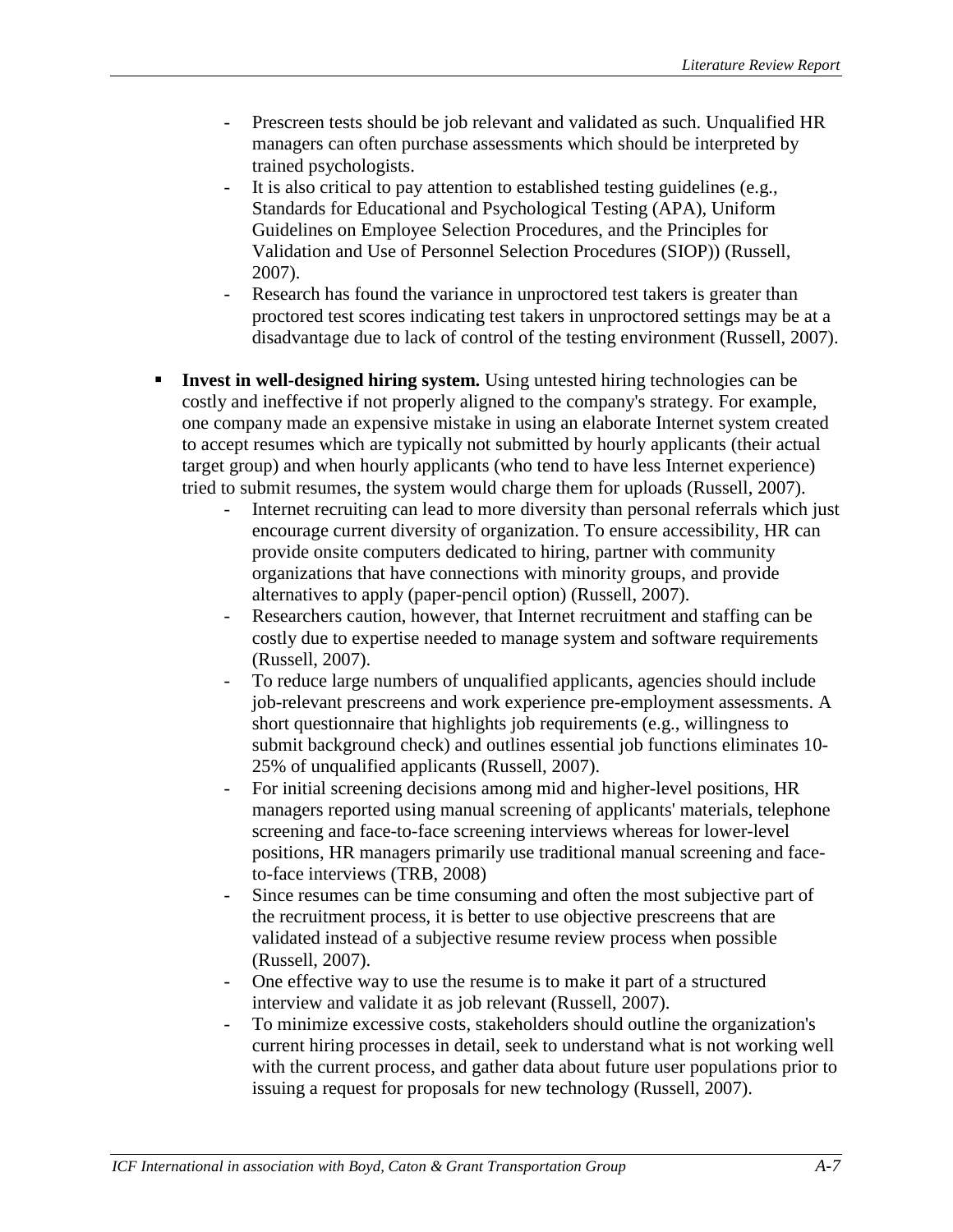- Prescreen tests should be job relevant and validated as such. Unqualified HR managers can often purchase assessments which should be interpreted by trained psychologists.
  - It is also critical to pay attention to established testing guidelines (e.g., Standards for Educational and Psychological Testing (APA), Uniform Guidelines on Employee Selection Procedures, and the Principles for Validation and Use of Personnel Selection Procedures (SIOP)) (Russell, 2007).
  - Research has found the variance in unproctored test takers is greater than proctored test scores indicating test takers in unproctored settings may be at a disadvantage due to lack of control of the testing environment (Russell, 2007).

- **Invest in well-designed hiring system.** Using untested hiring technologies can be costly and ineffective if not properly aligned to the company's strategy. For example, one company made an expensive mistake in using an elaborate Internet system created to accept resumes which are typically not submitted by hourly applicants (their actual target group) and when hourly applicants (who tend to have less Internet experience) tried to submit resumes, the system would charge them for uploads (Russell, 2007).
  - Internet recruiting can lead to more diversity than personal referrals which just encourage current diversity of organization. To ensure accessibility, HR can provide onsite computers dedicated to hiring, partner with community organizations that have connections with minority groups, and provide alternatives to apply (paper-pencil option) (Russell, 2007).
  - Researchers caution, however, that Internet recruitment and staffing can be costly due to expertise needed to manage system and software requirements (Russell, 2007).
  - To reduce large numbers of unqualified applicants, agencies should include job-relevant prescreens and work experience pre-employment assessments. A short questionnaire that highlights job requirements (e.g., willingness to submit background check) and outlines essential job functions eliminates 10-25% of unqualified applicants (Russell, 2007).
  - For initial screening decisions among mid and higher-level positions, HR managers reported using manual screening of applicants' materials, telephone screening and face-to-face screening interviews whereas for lower-level positions, HR managers primarily use traditional manual screening and face-to-face interviews (TRB, 2008)
  - Since resumes can be time consuming and often the most subjective part of the recruitment process, it is better to use objective prescreens that are validated instead of a subjective resume review process when possible (Russell, 2007).
  - One effective way to use the resume is to make it part of a structured interview and validate it as job relevant (Russell, 2007).
  - To minimize excessive costs, stakeholders should outline the organization's current hiring processes in detail, seek to understand what is not working well with the current process, and gather data about future user populations prior to issuing a request for proposals for new technology (Russell, 2007).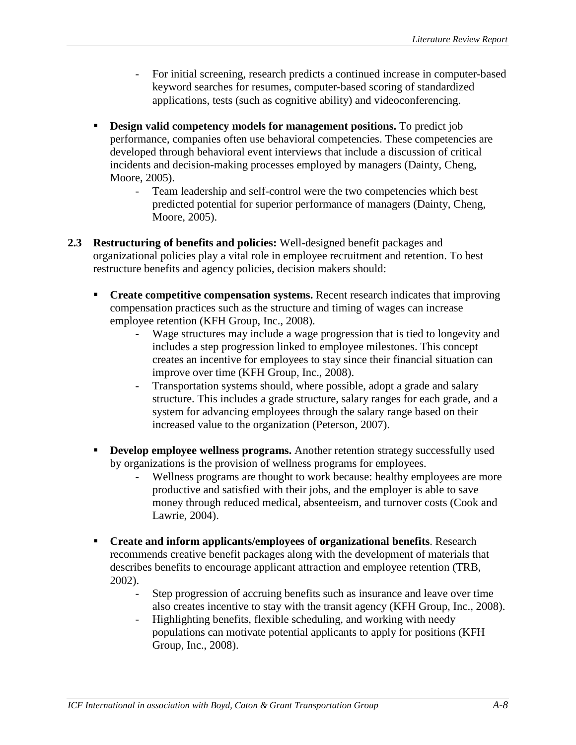- For initial screening, research predicts a continued increase in computer-based keyword searches for resumes, computer-based scoring of standardized applications, tests (such as cognitive ability) and videoconferencing.

- **Design valid competency models for management positions.** To predict job performance, companies often use behavioral competencies. These competencies are developed through behavioral event interviews that include a discussion of critical incidents and decision-making processes employed by managers (Dainty, Cheng, Moore, 2005).
  - Team leadership and self-control were the two competencies which best predicted potential for superior performance of managers (Dainty, Cheng, Moore, 2005).

**2.3 Restructuring of benefits and policies:** Well-designed benefit packages and organizational policies play a vital role in employee recruitment and retention. To best restructure benefits and agency policies, decision makers should:

- **Create competitive compensation systems.** Recent research indicates that improving compensation practices such as the structure and timing of wages can increase employee retention (KFH Group, Inc., 2008).
  - Wage structures may include a wage progression that is tied to longevity and includes a step progression linked to employee milestones. This concept creates an incentive for employees to stay since their financial situation can improve over time (KFH Group, Inc., 2008).
  - Transportation systems should, where possible, adopt a grade and salary structure. This includes a grade structure, salary ranges for each grade, and a system for advancing employees through the salary range based on their increased value to the organization (Peterson, 2007).

- **Develop employee wellness programs.** Another retention strategy successfully used by organizations is the provision of wellness programs for employees.
  - Wellness programs are thought to work because: healthy employees are more productive and satisfied with their jobs, and the employer is able to save money through reduced medical, absenteeism, and turnover costs (Cook and Lawrie, 2004).

- **Create and inform applicants/employees of organizational benefits**. Research recommends creative benefit packages along with the development of materials that describes benefits to encourage applicant attraction and employee retention (TRB, 2002).
  - Step progression of accruing benefits such as insurance and leave over time also creates incentive to stay with the transit agency (KFH Group, Inc., 2008).
  - Highlighting benefits, flexible scheduling, and working with needy populations can motivate potential applicants to apply for positions (KFH Group, Inc., 2008).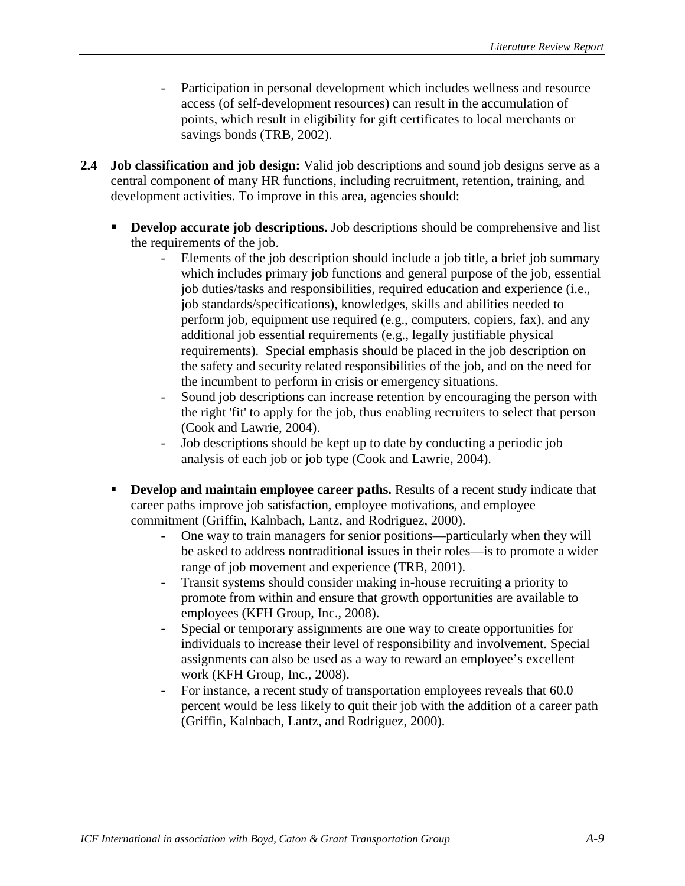- Participation in personal development which includes wellness and resource access (of self-development resources) can result in the accumulation of points, which result in eligibility for gift certificates to local merchants or savings bonds (TRB, 2002).

**2.4 Job classification and job design:** Valid job descriptions and sound job designs serve as a central component of many HR functions, including recruitment, retention, training, and development activities. To improve in this area, agencies should:

- **Develop accurate job descriptions.** Job descriptions should be comprehensive and list the requirements of the job.
  - Elements of the job description should include a job title, a brief job summary which includes primary job functions and general purpose of the job, essential job duties/tasks and responsibilities, required education and experience (i.e., job standards/specifications), knowledges, skills and abilities needed to perform job, equipment use required (e.g., computers, copiers, fax), and any additional job essential requirements (e.g., legally justifiable physical requirements). Special emphasis should be placed in the job description on the safety and security related responsibilities of the job, and on the need for the incumbent to perform in crisis or emergency situations.
  - Sound job descriptions can increase retention by encouraging the person with the right 'fit' to apply for the job, thus enabling recruiters to select that person (Cook and Lawrie, 2004).
  - Job descriptions should be kept up to date by conducting a periodic job analysis of each job or job type (Cook and Lawrie, 2004).

- **Develop and maintain employee career paths.** Results of a recent study indicate that career paths improve job satisfaction, employee motivations, and employee commitment (Griffin, Kalnbach, Lantz, and Rodriguez, 2000).
  - One way to train managers for senior positions—particularly when they will be asked to address nontraditional issues in their roles—is to promote a wider range of job movement and experience (TRB, 2001).
  - Transit systems should consider making in-house recruiting a priority to promote from within and ensure that growth opportunities are available to employees (KFH Group, Inc., 2008).
  - Special or temporary assignments are one way to create opportunities for individuals to increase their level of responsibility and involvement. Special assignments can also be used as a way to reward an employee's excellent work (KFH Group, Inc., 2008).
  - For instance, a recent study of transportation employees reveals that 60.0 percent would be less likely to quit their job with the addition of a career path (Griffin, Kalnbach, Lantz, and Rodriguez, 2000).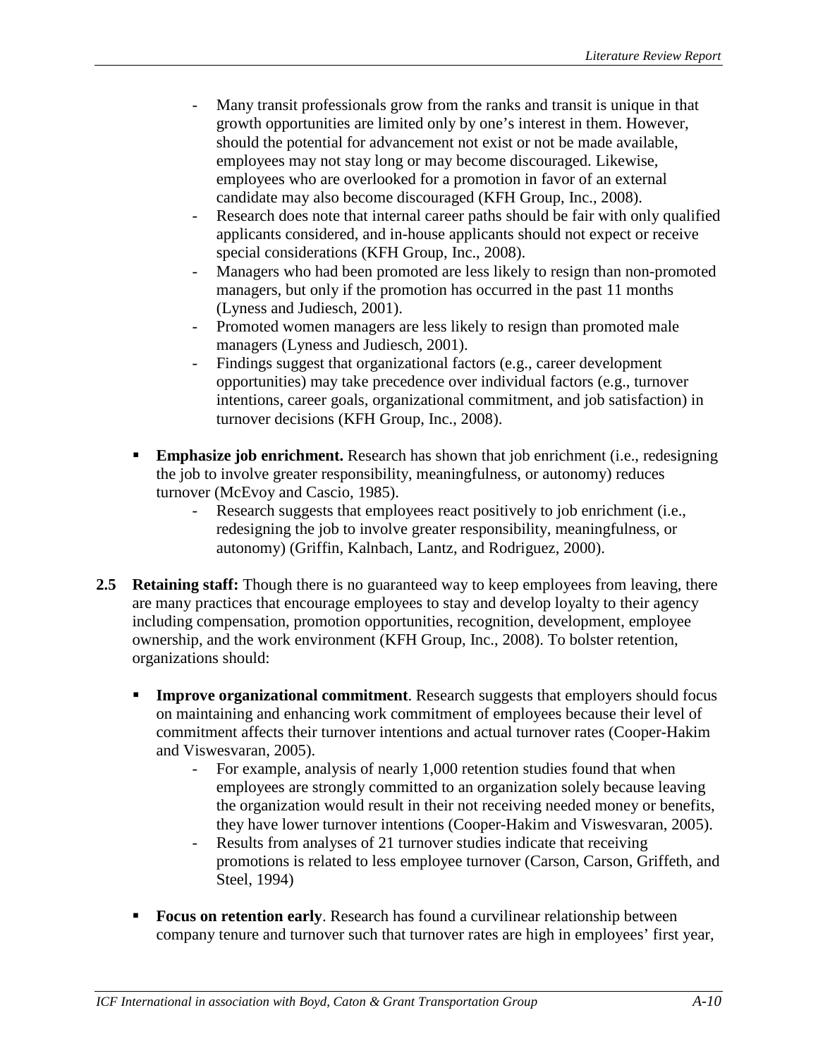- Many transit professionals grow from the ranks and transit is unique in that growth opportunities are limited only by one's interest in them. However, should the potential for advancement not exist or not be made available, employees may not stay long or may become discouraged. Likewise, employees who are overlooked for a promotion in favor of an external candidate may also become discouraged (KFH Group, Inc., 2008).
  - Research does note that internal career paths should be fair with only qualified applicants considered, and in-house applicants should not expect or receive special considerations (KFH Group, Inc., 2008).
  - Managers who had been promoted are less likely to resign than non-promoted managers, but only if the promotion has occurred in the past 11 months (Lyness and Judiesch, 2001).
  - Promoted women managers are less likely to resign than promoted male managers (Lyness and Judiesch, 2001).
  - Findings suggest that organizational factors (e.g., career development opportunities) may take precedence over individual factors (e.g., turnover intentions, career goals, organizational commitment, and job satisfaction) in turnover decisions (KFH Group, Inc., 2008).

- **Emphasize job enrichment.** Research has shown that job enrichment (i.e., redesigning the job to involve greater responsibility, meaningfulness, or autonomy) reduces turnover (McEvoy and Cascio, 1985).
  - Research suggests that employees react positively to job enrichment (i.e., redesigning the job to involve greater responsibility, meaningfulness, or autonomy) (Griffin, Kalnbach, Lantz, and Rodriguez, 2000).

**2.5 Retaining staff:** Though there is no guaranteed way to keep employees from leaving, there are many practices that encourage employees to stay and develop loyalty to their agency including compensation, promotion opportunities, recognition, development, employee ownership, and the work environment (KFH Group, Inc., 2008). To bolster retention, organizations should:

- **Improve organizational commitment**. Research suggests that employers should focus on maintaining and enhancing work commitment of employees because their level of commitment affects their turnover intentions and actual turnover rates (Cooper-Hakim and Viswesvaran, 2005).
  - For example, analysis of nearly 1,000 retention studies found that when employees are strongly committed to an organization solely because leaving the organization would result in their not receiving needed money or benefits, they have lower turnover intentions (Cooper-Hakim and Viswesvaran, 2005).
  - Results from analyses of 21 turnover studies indicate that receiving promotions is related to less employee turnover (Carson, Carson, Griffeth, and Steel, 1994)

- **Focus on retention early**. Research has found a curvilinear relationship between company tenure and turnover such that turnover rates are high in employees' first year,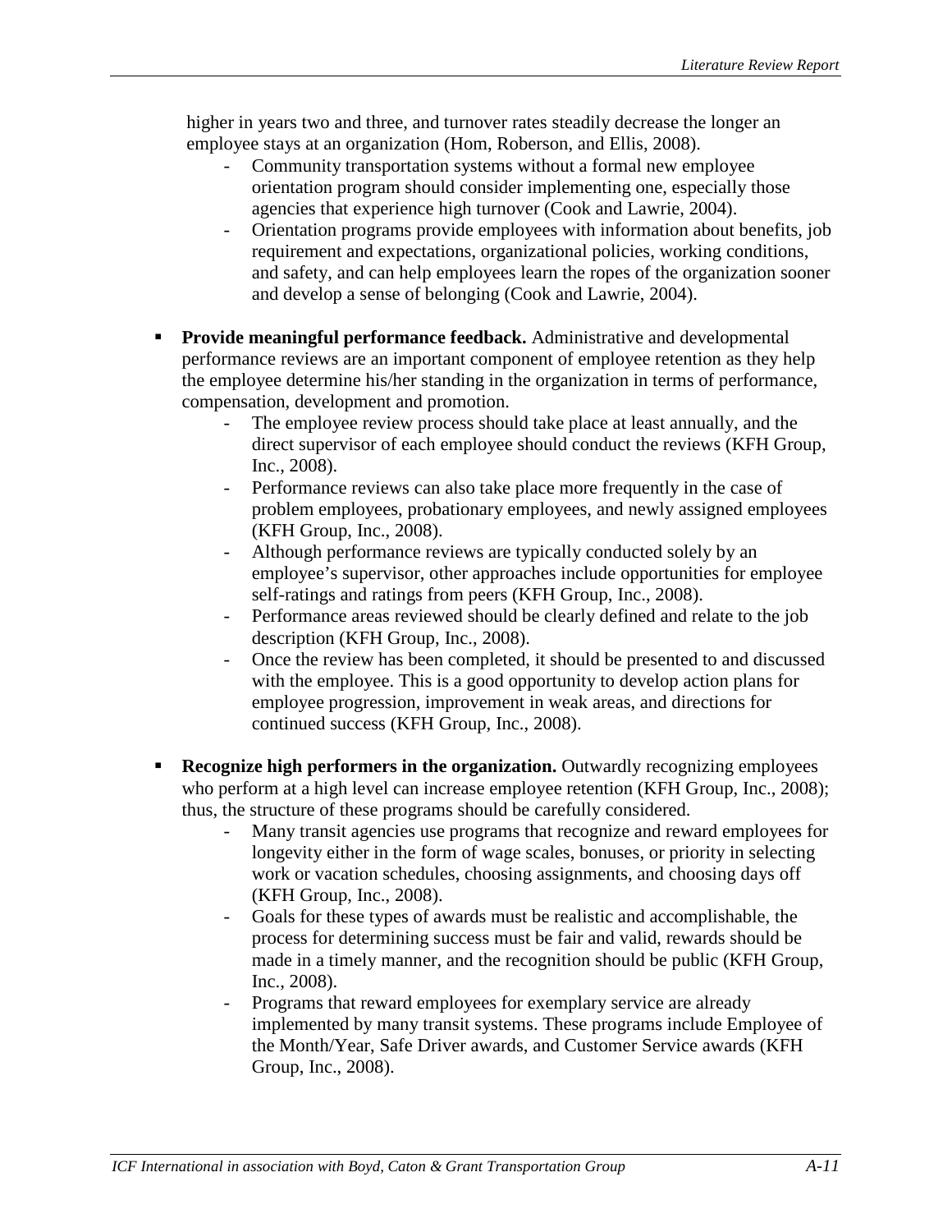higher in years two and three, and turnover rates steadily decrease the longer an employee stays at an organization (Hom, Roberson, and Ellis, 2008).

  - Community transportation systems without a formal new employee orientation program should consider implementing one, especially those agencies that experience high turnover (Cook and Lawrie, 2004).
  - Orientation programs provide employees with information about benefits, job requirement and expectations, organizational policies, working conditions, and safety, and can help employees learn the ropes of the organization sooner and develop a sense of belonging (Cook and Lawrie, 2004).

- **Provide meaningful performance feedback.** Administrative and developmental performance reviews are an important component of employee retention as they help the employee determine his/her standing in the organization in terms of performance, compensation, development and promotion.
  - The employee review process should take place at least annually, and the direct supervisor of each employee should conduct the reviews (KFH Group, Inc., 2008).
  - Performance reviews can also take place more frequently in the case of problem employees, probationary employees, and newly assigned employees (KFH Group, Inc., 2008).
  - Although performance reviews are typically conducted solely by an employee's supervisor, other approaches include opportunities for employee self-ratings and ratings from peers (KFH Group, Inc., 2008).
  - Performance areas reviewed should be clearly defined and relate to the job description (KFH Group, Inc., 2008).
  - Once the review has been completed, it should be presented to and discussed with the employee. This is a good opportunity to develop action plans for employee progression, improvement in weak areas, and directions for continued success (KFH Group, Inc., 2008).

- **Recognize high performers in the organization.** Outwardly recognizing employees who perform at a high level can increase employee retention (KFH Group, Inc., 2008); thus, the structure of these programs should be carefully considered.
  - Many transit agencies use programs that recognize and reward employees for longevity either in the form of wage scales, bonuses, or priority in selecting work or vacation schedules, choosing assignments, and choosing days off (KFH Group, Inc., 2008).
  - Goals for these types of awards must be realistic and accomplishable, the process for determining success must be fair and valid, rewards should be made in a timely manner, and the recognition should be public (KFH Group, Inc., 2008).
  - Programs that reward employees for exemplary service are already implemented by many transit systems. These programs include Employee of the Month/Year, Safe Driver awards, and Customer Service awards (KFH Group, Inc., 2008).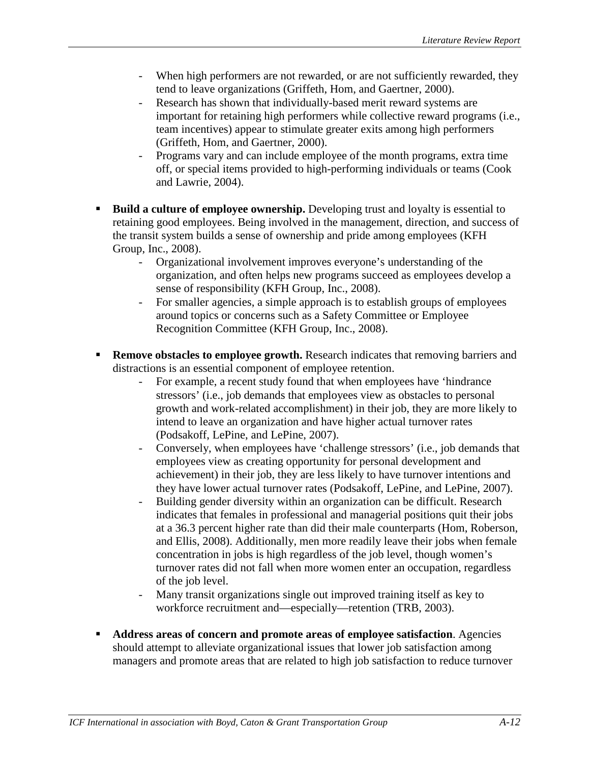- When high performers are not rewarded, or are not sufficiently rewarded, they tend to leave organizations (Griffeth, Hom, and Gaertner, 2000).
- Research has shown that individually-based merit reward systems are important for retaining high performers while collective reward programs (i.e., team incentives) appear to stimulate greater exits among high performers (Griffeth, Hom, and Gaertner, 2000).
- Programs vary and can include employee of the month programs, extra time off, or special items provided to high-performing individuals or teams (Cook and Lawrie, 2004).

- **Build a culture of employee ownership.** Developing trust and loyalty is essential to retaining good employees. Being involved in the management, direction, and success of the transit system builds a sense of ownership and pride among employees (KFH Group, Inc., 2008).
  - Organizational involvement improves everyone's understanding of the organization, and often helps new programs succeed as employees develop a sense of responsibility (KFH Group, Inc., 2008).
  - For smaller agencies, a simple approach is to establish groups of employees around topics or concerns such as a Safety Committee or Employee Recognition Committee (KFH Group, Inc., 2008).

- **Remove obstacles to employee growth.** Research indicates that removing barriers and distractions is an essential component of employee retention.
  - For example, a recent study found that when employees have 'hindrance stressors' (i.e., job demands that employees view as obstacles to personal growth and work-related accomplishment) in their job, they are more likely to intend to leave an organization and have higher actual turnover rates (Podsakoff, LePine, and LePine, 2007).
  - Conversely, when employees have 'challenge stressors' (i.e., job demands that employees view as creating opportunity for personal development and achievement) in their job, they are less likely to have turnover intentions and they have lower actual turnover rates (Podsakoff, LePine, and LePine, 2007).
  - Building gender diversity within an organization can be difficult. Research indicates that females in professional and managerial positions quit their jobs at a 36.3 percent higher rate than did their male counterparts (Hom, Roberson, and Ellis, 2008). Additionally, men more readily leave their jobs when female concentration in jobs is high regardless of the job level, though women's turnover rates did not fall when more women enter an occupation, regardless of the job level.
  - Many transit organizations single out improved training itself as key to workforce recruitment and—especially—retention (TRB, 2003).

- **Address areas of concern and promote areas of employee satisfaction**. Agencies should attempt to alleviate organizational issues that lower job satisfaction among managers and promote areas that are related to high job satisfaction to reduce turnover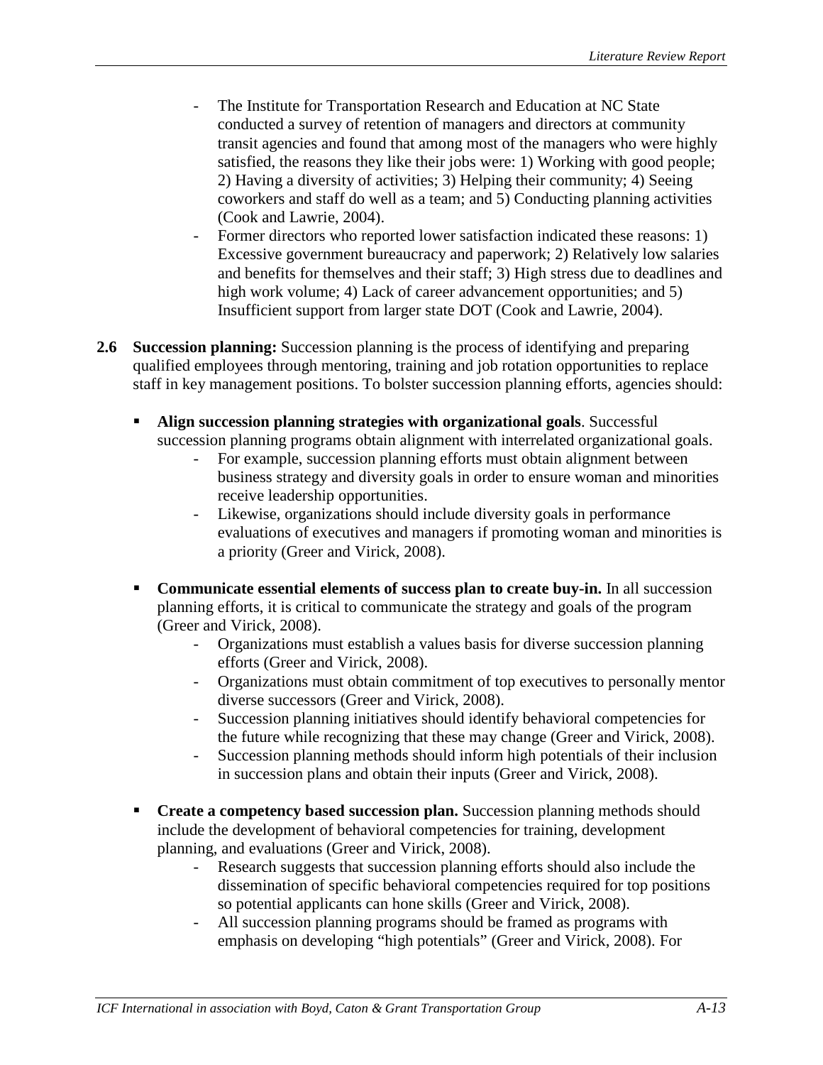- The Institute for Transportation Research and Education at NC State conducted a survey of retention of managers and directors at community transit agencies and found that among most of the managers who were highly satisfied, the reasons they like their jobs were: 1) Working with good people; 2) Having a diversity of activities; 3) Helping their community; 4) Seeing coworkers and staff do well as a team; and 5) Conducting planning activities (Cook and Lawrie, 2004).
- Former directors who reported lower satisfaction indicated these reasons: 1) Excessive government bureaucracy and paperwork; 2) Relatively low salaries and benefits for themselves and their staff; 3) High stress due to deadlines and high work volume; 4) Lack of career advancement opportunities; and 5) Insufficient support from larger state DOT (Cook and Lawrie, 2004).

**2.6 Succession planning:** Succession planning is the process of identifying and preparing qualified employees through mentoring, training and job rotation opportunities to replace staff in key management positions. To bolster succession planning efforts, agencies should:

- **Align succession planning strategies with organizational goals**. Successful succession planning programs obtain alignment with interrelated organizational goals.
  - For example, succession planning efforts must obtain alignment between business strategy and diversity goals in order to ensure woman and minorities receive leadership opportunities.
  - Likewise, organizations should include diversity goals in performance evaluations of executives and managers if promoting woman and minorities is a priority (Greer and Virick, 2008).

- **Communicate essential elements of success plan to create buy-in.** In all succession planning efforts, it is critical to communicate the strategy and goals of the program (Greer and Virick, 2008).
  - Organizations must establish a values basis for diverse succession planning efforts (Greer and Virick, 2008).
  - Organizations must obtain commitment of top executives to personally mentor diverse successors (Greer and Virick, 2008).
  - Succession planning initiatives should identify behavioral competencies for the future while recognizing that these may change (Greer and Virick, 2008).
  - Succession planning methods should inform high potentials of their inclusion in succession plans and obtain their inputs (Greer and Virick, 2008).

- **Create a competency based succession plan.** Succession planning methods should include the development of behavioral competencies for training, development planning, and evaluations (Greer and Virick, 2008).
  - Research suggests that succession planning efforts should also include the dissemination of specific behavioral competencies required for top positions so potential applicants can hone skills (Greer and Virick, 2008).
  - All succession planning programs should be framed as programs with emphasis on developing "high potentials" (Greer and Virick, 2008). For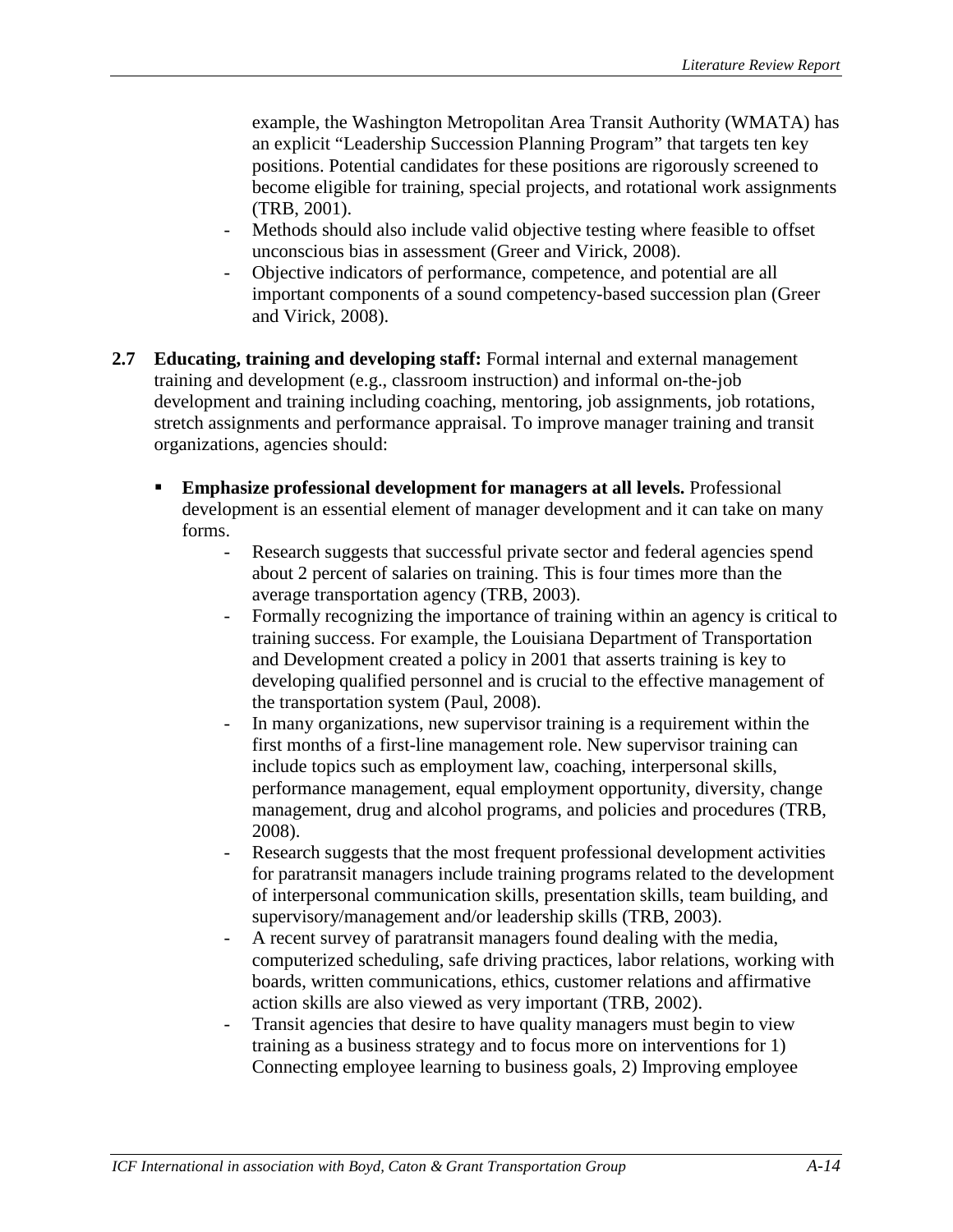example, the Washington Metropolitan Area Transit Authority (WMATA) has an explicit "Leadership Succession Planning Program" that targets ten key positions. Potential candidates for these positions are rigorously screened to become eligible for training, special projects, and rotational work assignments (TRB, 2001).

- Methods should also include valid objective testing where feasible to offset unconscious bias in assessment (Greer and Virick, 2008).
- Objective indicators of performance, competence, and potential are all important components of a sound competency-based succession plan (Greer and Virick, 2008).

**2.7 Educating, training and developing staff:** Formal internal and external management training and development (e.g., classroom instruction) and informal on-the-job development and training including coaching, mentoring, job assignments, job rotations, stretch assignments and performance appraisal. To improve manager training and transit organizations, agencies should:

- **Emphasize professional development for managers at all levels.** Professional development is an essential element of manager development and it can take on many forms.
    - Research suggests that successful private sector and federal agencies spend about 2 percent of salaries on training. This is four times more than the average transportation agency (TRB, 2003).
    - Formally recognizing the importance of training within an agency is critical to training success. For example, the Louisiana Department of Transportation and Development created a policy in 2001 that asserts training is key to developing qualified personnel and is crucial to the effective management of the transportation system (Paul, 2008).
    - In many organizations, new supervisor training is a requirement within the first months of a first-line management role. New supervisor training can include topics such as employment law, coaching, interpersonal skills, performance management, equal employment opportunity, diversity, change management, drug and alcohol programs, and policies and procedures (TRB, 2008).
    - Research suggests that the most frequent professional development activities for paratransit managers include training programs related to the development of interpersonal communication skills, presentation skills, team building, and supervisory/management and/or leadership skills (TRB, 2003).
    - A recent survey of paratransit managers found dealing with the media, computerized scheduling, safe driving practices, labor relations, working with boards, written communications, ethics, customer relations and affirmative action skills are also viewed as very important (TRB, 2002).
    - Transit agencies that desire to have quality managers must begin to view training as a business strategy and to focus more on interventions for 1) Connecting employee learning to business goals, 2) Improving employee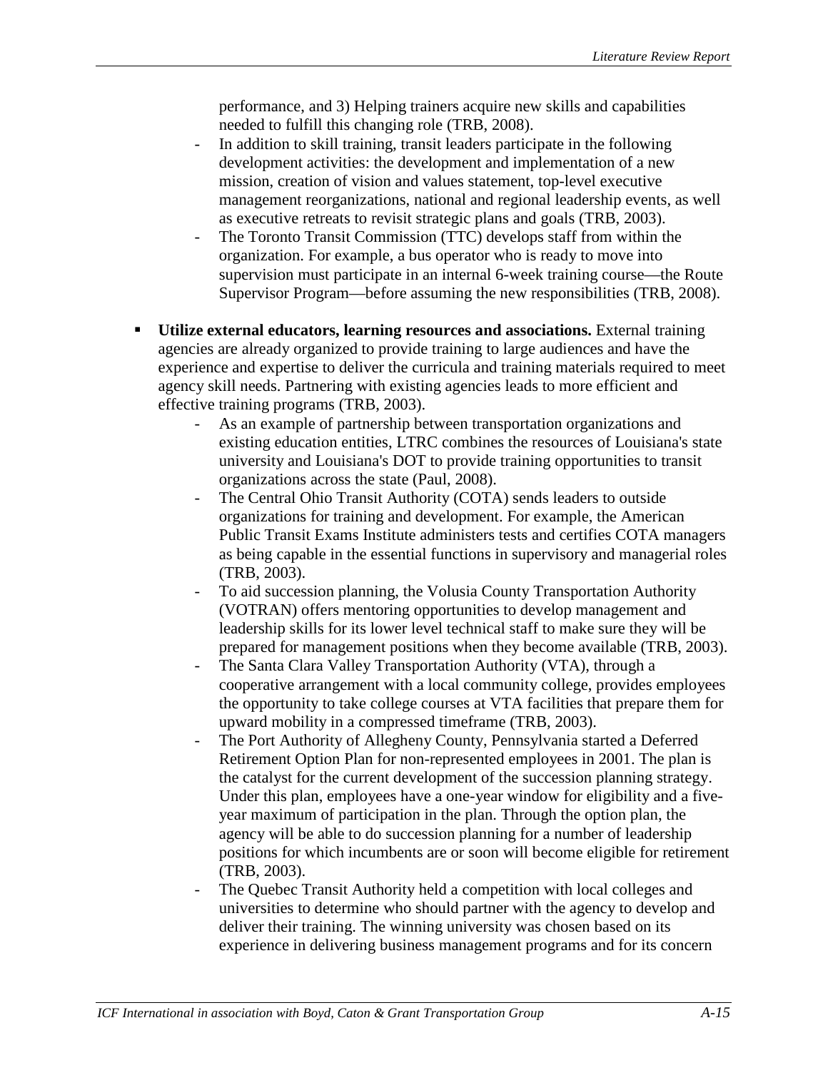performance, and 3) Helping trainers acquire new skills and capabilities needed to fulfill this changing role (TRB, 2008).

  - In addition to skill training, transit leaders participate in the following development activities: the development and implementation of a new mission, creation of vision and values statement, top-level executive management reorganizations, national and regional leadership events, as well as executive retreats to revisit strategic plans and goals (TRB, 2003).
  - The Toronto Transit Commission (TTC) develops staff from within the organization. For example, a bus operator who is ready to move into supervision must participate in an internal 6-week training course—the Route Supervisor Program—before assuming the new responsibilities (TRB, 2008).

- **Utilize external educators, learning resources and associations.** External training agencies are already organized to provide training to large audiences and have the experience and expertise to deliver the curricula and training materials required to meet agency skill needs. Partnering with existing agencies leads to more efficient and effective training programs (TRB, 2003).
  - As an example of partnership between transportation organizations and existing education entities, LTRC combines the resources of Louisiana's state university and Louisiana's DOT to provide training opportunities to transit organizations across the state (Paul, 2008).
  - The Central Ohio Transit Authority (COTA) sends leaders to outside organizations for training and development. For example, the American Public Transit Exams Institute administers tests and certifies COTA managers as being capable in the essential functions in supervisory and managerial roles (TRB, 2003).
  - To aid succession planning, the Volusia County Transportation Authority (VOTRAN) offers mentoring opportunities to develop management and leadership skills for its lower level technical staff to make sure they will be prepared for management positions when they become available (TRB, 2003).
  - The Santa Clara Valley Transportation Authority (VTA), through a cooperative arrangement with a local community college, provides employees the opportunity to take college courses at VTA facilities that prepare them for upward mobility in a compressed timeframe (TRB, 2003).
  - The Port Authority of Allegheny County, Pennsylvania started a Deferred Retirement Option Plan for non-represented employees in 2001. The plan is the catalyst for the current development of the succession planning strategy. Under this plan, employees have a one-year window for eligibility and a five-year maximum of participation in the plan. Through the option plan, the agency will be able to do succession planning for a number of leadership positions for which incumbents are or soon will become eligible for retirement (TRB, 2003).
  - The Quebec Transit Authority held a competition with local colleges and universities to determine who should partner with the agency to develop and deliver their training. The winning university was chosen based on its experience in delivering business management programs and for its concern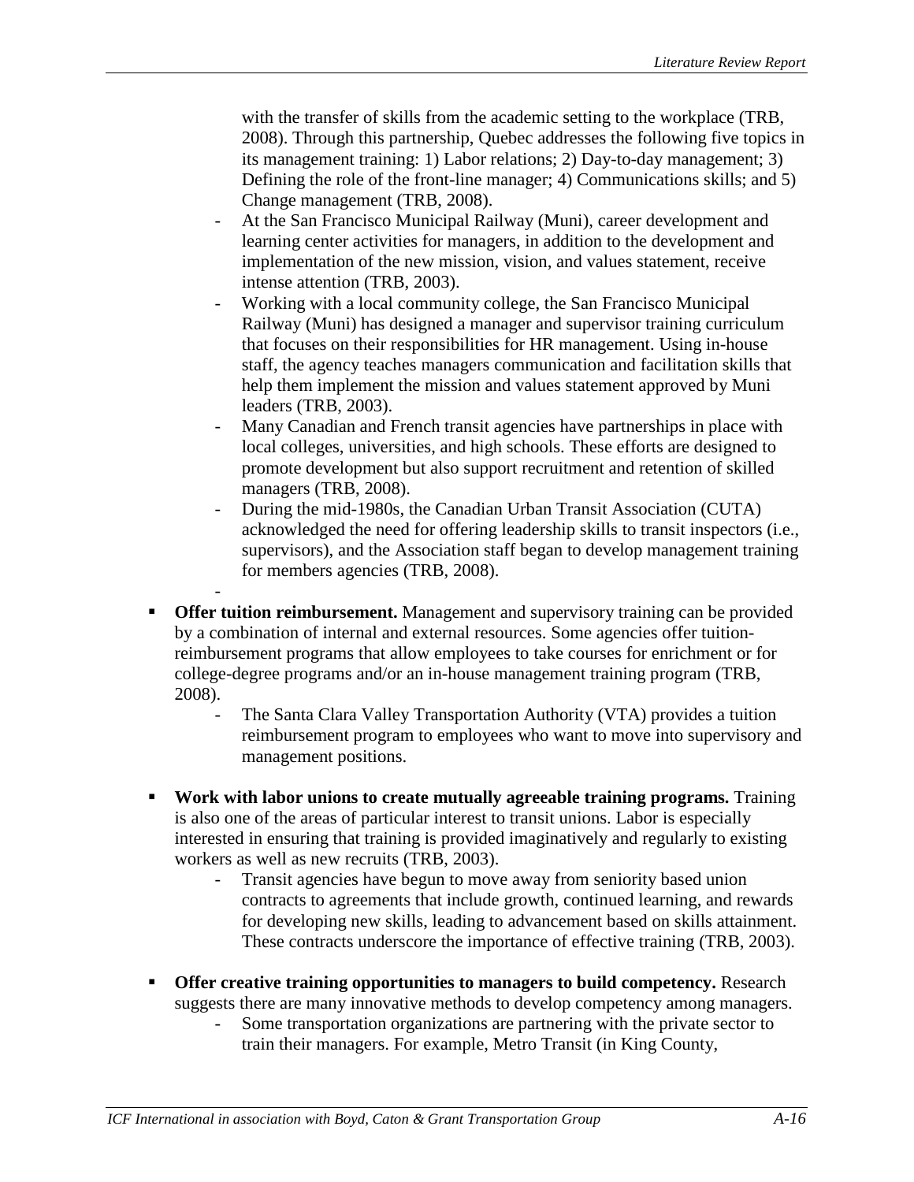with the transfer of skills from the academic setting to the workplace (TRB, 2008). Through this partnership, Quebec addresses the following five topics in its management training: 1) Labor relations; 2) Day-to-day management; 3) Defining the role of the front-line manager; 4) Communications skills; and 5) Change management (TRB, 2008).

  - At the San Francisco Municipal Railway (Muni), career development and learning center activities for managers, in addition to the development and implementation of the new mission, vision, and values statement, receive intense attention (TRB, 2003).
  - Working with a local community college, the San Francisco Municipal Railway (Muni) has designed a manager and supervisor training curriculum that focuses on their responsibilities for HR management. Using in-house staff, the agency teaches managers communication and facilitation skills that help them implement the mission and values statement approved by Muni leaders (TRB, 2003).
  - Many Canadian and French transit agencies have partnerships in place with local colleges, universities, and high schools. These efforts are designed to promote development but also support recruitment and retention of skilled managers (TRB, 2008).
  - During the mid-1980s, the Canadian Urban Transit Association (CUTA) acknowledged the need for offering leadership skills to transit inspectors (i.e., supervisors), and the Association staff began to develop management training for members agencies (TRB, 2008).

- **Offer tuition reimbursement.** Management and supervisory training can be provided by a combination of internal and external resources. Some agencies offer tuition-reimbursement programs that allow employees to take courses for enrichment or for college-degree programs and/or an in-house management training program (TRB, 2008).
  - The Santa Clara Valley Transportation Authority (VTA) provides a tuition reimbursement program to employees who want to move into supervisory and management positions.

- **Work with labor unions to create mutually agreeable training programs.** Training is also one of the areas of particular interest to transit unions. Labor is especially interested in ensuring that training is provided imaginatively and regularly to existing workers as well as new recruits (TRB, 2003).
  - Transit agencies have begun to move away from seniority based union contracts to agreements that include growth, continued learning, and rewards for developing new skills, leading to advancement based on skills attainment. These contracts underscore the importance of effective training (TRB, 2003).

- **Offer creative training opportunities to managers to build competency.** Research suggests there are many innovative methods to develop competency among managers.
  - Some transportation organizations are partnering with the private sector to train their managers. For example, Metro Transit (in King County,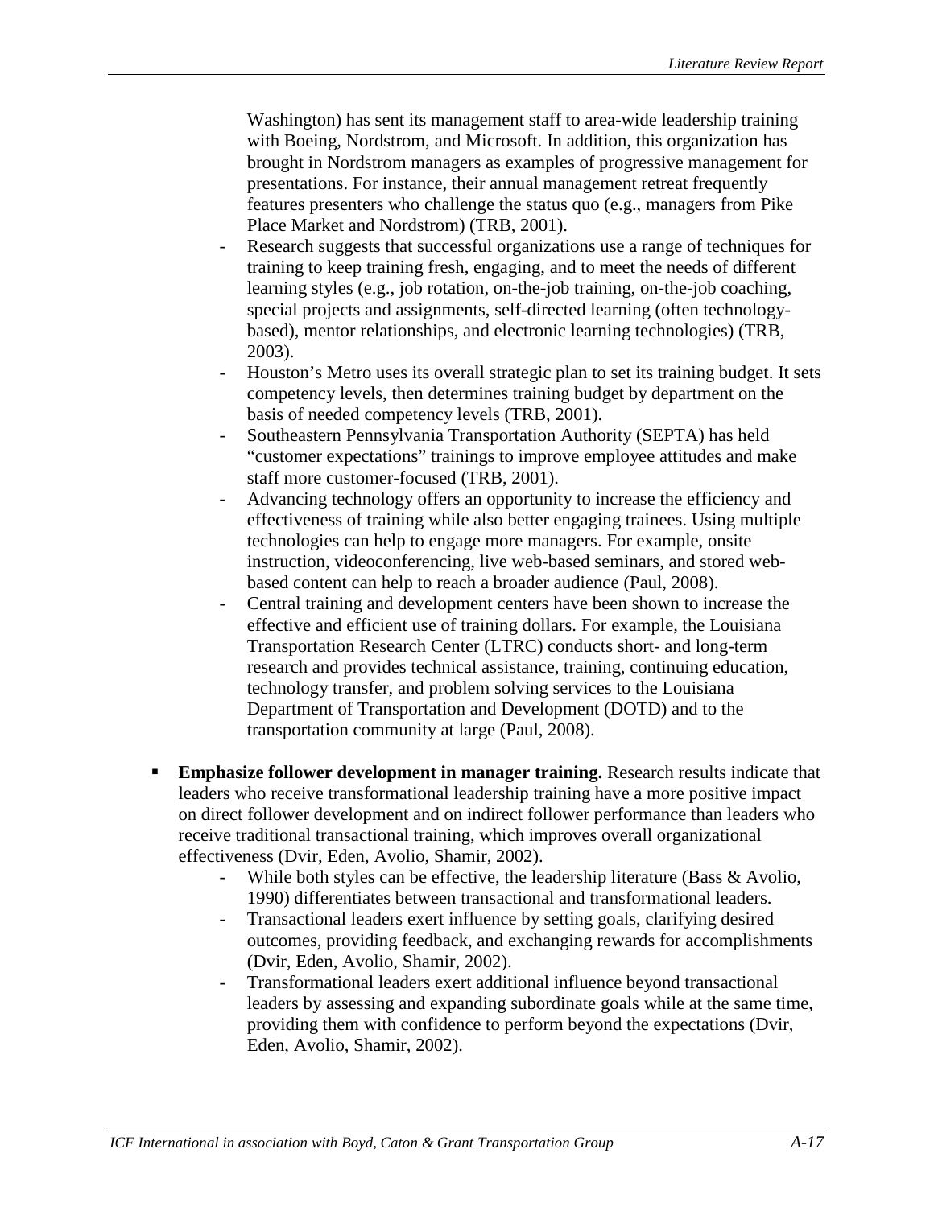Washington) has sent its management staff to area-wide leadership training with Boeing, Nordstrom, and Microsoft. In addition, this organization has brought in Nordstrom managers as examples of progressive management for presentations. For instance, their annual management retreat frequently features presenters who challenge the status quo (e.g., managers from Pike Place Market and Nordstrom) (TRB, 2001).

- Research suggests that successful organizations use a range of techniques for training to keep training fresh, engaging, and to meet the needs of different learning styles (e.g., job rotation, on-the-job training, on-the-job coaching, special projects and assignments, self-directed learning (often technology-based), mentor relationships, and electronic learning technologies) (TRB, 2003).
- Houston's Metro uses its overall strategic plan to set its training budget. It sets competency levels, then determines training budget by department on the basis of needed competency levels (TRB, 2001).
- Southeastern Pennsylvania Transportation Authority (SEPTA) has held "customer expectations" trainings to improve employee attitudes and make staff more customer-focused (TRB, 2001).
- Advancing technology offers an opportunity to increase the efficiency and effectiveness of training while also better engaging trainees. Using multiple technologies can help to engage more managers. For example, onsite instruction, videoconferencing, live web-based seminars, and stored web-based content can help to reach a broader audience (Paul, 2008).
- Central training and development centers have been shown to increase the effective and efficient use of training dollars. For example, the Louisiana Transportation Research Center (LTRC) conducts short- and long-term research and provides technical assistance, training, continuing education, technology transfer, and problem solving services to the Louisiana Department of Transportation and Development (DOTD) and to the transportation community at large (Paul, 2008).

- **Emphasize follower development in manager training.** Research results indicate that leaders who receive transformational leadership training have a more positive impact on direct follower development and on indirect follower performance than leaders who receive traditional transactional training, which improves overall organizational effectiveness (Dvir, Eden, Avolio, Shamir, 2002).
  - While both styles can be effective, the leadership literature (Bass & Avolio, 1990) differentiates between transactional and transformational leaders.
  - Transactional leaders exert influence by setting goals, clarifying desired outcomes, providing feedback, and exchanging rewards for accomplishments (Dvir, Eden, Avolio, Shamir, 2002).
  - Transformational leaders exert additional influence beyond transactional leaders by assessing and expanding subordinate goals while at the same time, providing them with confidence to perform beyond the expectations (Dvir, Eden, Avolio, Shamir, 2002).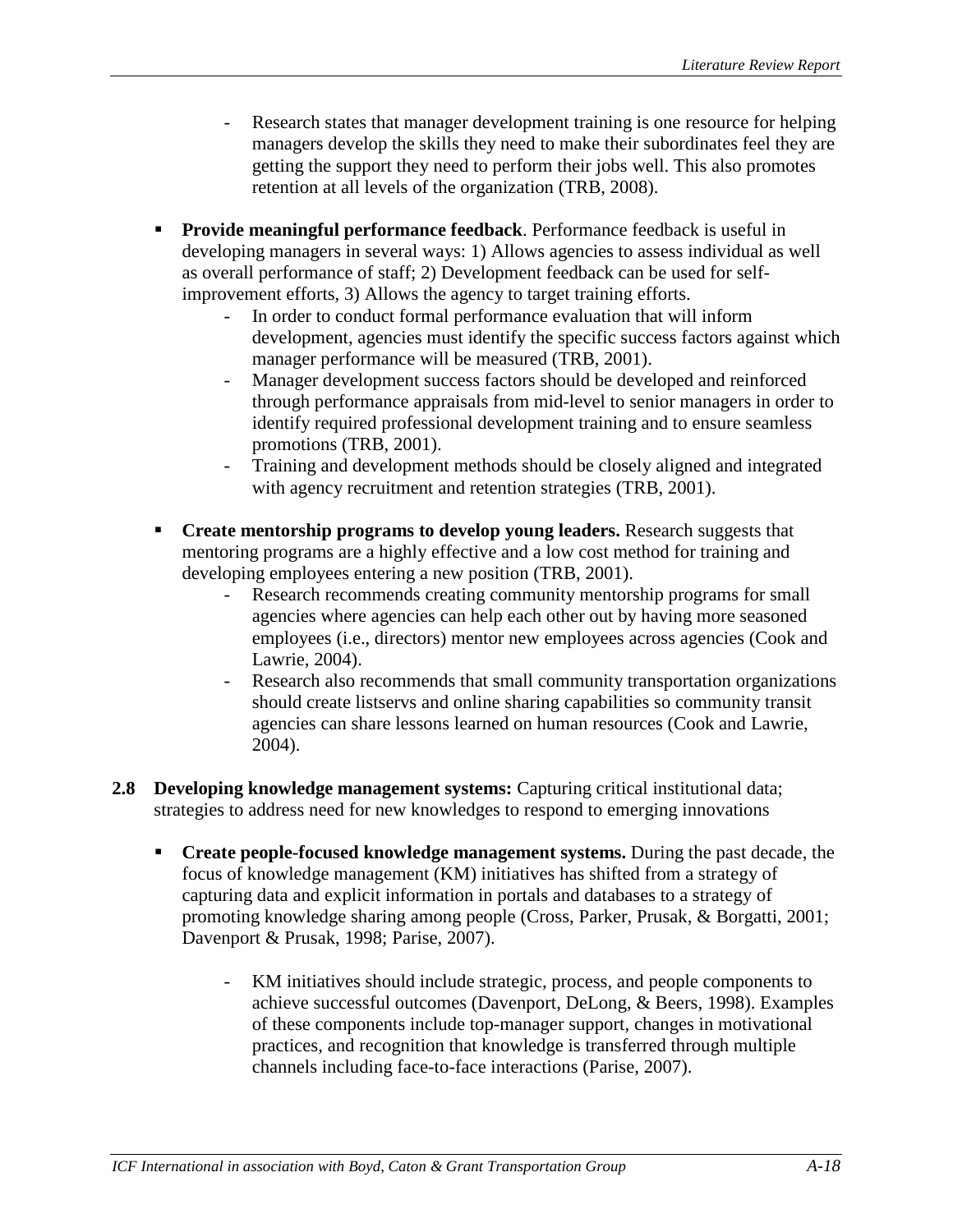- Research states that manager development training is one resource for helping managers develop the skills they need to make their subordinates feel they are getting the support they need to perform their jobs well. This also promotes retention at all levels of the organization (TRB, 2008).

- **Provide meaningful performance feedback**. Performance feedback is useful in developing managers in several ways: 1) Allows agencies to assess individual as well as overall performance of staff; 2) Development feedback can be used for self-improvement efforts, 3) Allows the agency to target training efforts.
  - In order to conduct formal performance evaluation that will inform development, agencies must identify the specific success factors against which manager performance will be measured (TRB, 2001).
  - Manager development success factors should be developed and reinforced through performance appraisals from mid-level to senior managers in order to identify required professional development training and to ensure seamless promotions (TRB, 2001).
  - Training and development methods should be closely aligned and integrated with agency recruitment and retention strategies (TRB, 2001).

- **Create mentorship programs to develop young leaders.** Research suggests that mentoring programs are a highly effective and a low cost method for training and developing employees entering a new position (TRB, 2001).
  - Research recommends creating community mentorship programs for small agencies where agencies can help each other out by having more seasoned employees (i.e., directors) mentor new employees across agencies (Cook and Lawrie, 2004).
  - Research also recommends that small community transportation organizations should create listservs and online sharing capabilities so community transit agencies can share lessons learned on human resources (Cook and Lawrie, 2004).

**2.8 Developing knowledge management systems:** Capturing critical institutional data; strategies to address need for new knowledges to respond to emerging innovations

- **Create people-focused knowledge management systems.** During the past decade, the focus of knowledge management (KM) initiatives has shifted from a strategy of capturing data and explicit information in portals and databases to a strategy of promoting knowledge sharing among people (Cross, Parker, Prusak, & Borgatti, 2001; Davenport & Prusak, 1998; Parise, 2007).

  - KM initiatives should include strategic, process, and people components to achieve successful outcomes (Davenport, DeLong, & Beers, 1998). Examples of these components include top-manager support, changes in motivational practices, and recognition that knowledge is transferred through multiple channels including face-to-face interactions (Parise, 2007).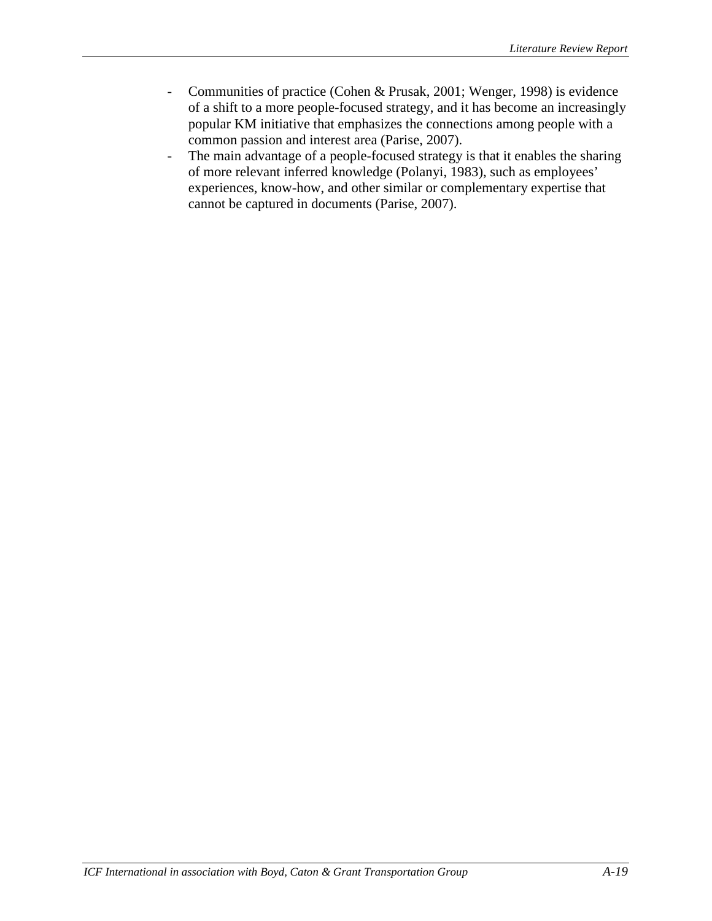- Communities of practice (Cohen & Prusak, 2001; Wenger, 1998) is evidence of a shift to a more people-focused strategy, and it has become an increasingly popular KM initiative that emphasizes the connections among people with a common passion and interest area (Parise, 2007).
- The main advantage of a people-focused strategy is that it enables the sharing of more relevant inferred knowledge (Polanyi, 1983), such as employees' experiences, know-how, and other similar or complementary expertise that cannot be captured in documents (Parise, 2007).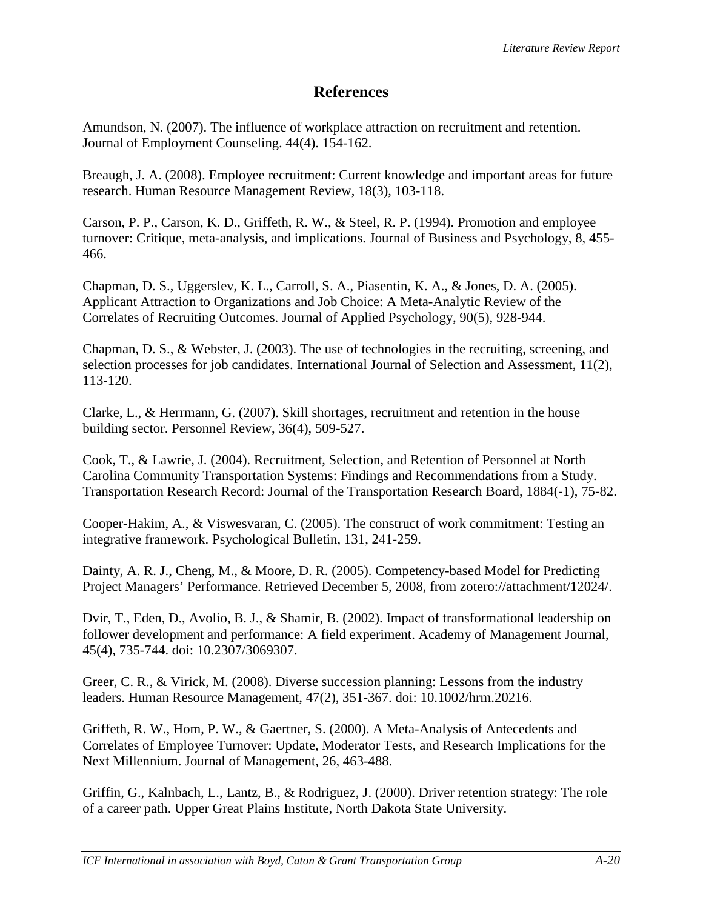## References

Amundson, N. (2007). The influence of workplace attraction on recruitment and retention. Journal of Employment Counseling. 44(4). 154-162.

Breaugh, J. A. (2008). Employee recruitment: Current knowledge and important areas for future research. Human Resource Management Review, 18(3), 103-118.

Carson, P. P., Carson, K. D., Griffeth, R. W., & Steel, R. P. (1994). Promotion and employee turnover: Critique, meta-analysis, and implications. Journal of Business and Psychology, 8, 455-466.

Chapman, D. S., Uggerslev, K. L., Carroll, S. A., Piasentin, K. A., & Jones, D. A. (2005). Applicant Attraction to Organizations and Job Choice: A Meta-Analytic Review of the Correlates of Recruiting Outcomes. Journal of Applied Psychology, 90(5), 928-944.

Chapman, D. S., & Webster, J. (2003). The use of technologies in the recruiting, screening, and selection processes for job candidates. International Journal of Selection and Assessment, 11(2), 113-120.

Clarke, L., & Herrmann, G. (2007). Skill shortages, recruitment and retention in the house building sector. Personnel Review, 36(4), 509-527.

Cook, T., & Lawrie, J. (2004). Recruitment, Selection, and Retention of Personnel at North Carolina Community Transportation Systems: Findings and Recommendations from a Study. Transportation Research Record: Journal of the Transportation Research Board, 1884(-1), 75-82.

Cooper-Hakim, A., & Viswesvaran, C. (2005). The construct of work commitment: Testing an integrative framework. Psychological Bulletin, 131, 241-259.

Dainty, A. R. J., Cheng, M., & Moore, D. R. (2005). Competency-based Model for Predicting Project Managers' Performance. Retrieved December 5, 2008, from zotero://attachment/12024/.

Dvir, T., Eden, D., Avolio, B. J., & Shamir, B. (2002). Impact of transformational leadership on follower development and performance: A field experiment. Academy of Management Journal, 45(4), 735-744. doi: 10.2307/3069307.

Greer, C. R., & Virick, M. (2008). Diverse succession planning: Lessons from the industry leaders. Human Resource Management, 47(2), 351-367. doi: 10.1002/hrm.20216.

Griffeth, R. W., Hom, P. W., & Gaertner, S. (2000). A Meta-Analysis of Antecedents and Correlates of Employee Turnover: Update, Moderator Tests, and Research Implications for the Next Millennium. Journal of Management, 26, 463-488.

Griffin, G., Kalnbach, L., Lantz, B., & Rodriguez, J. (2000). Driver retention strategy: The role of a career path. Upper Great Plains Institute, North Dakota State University.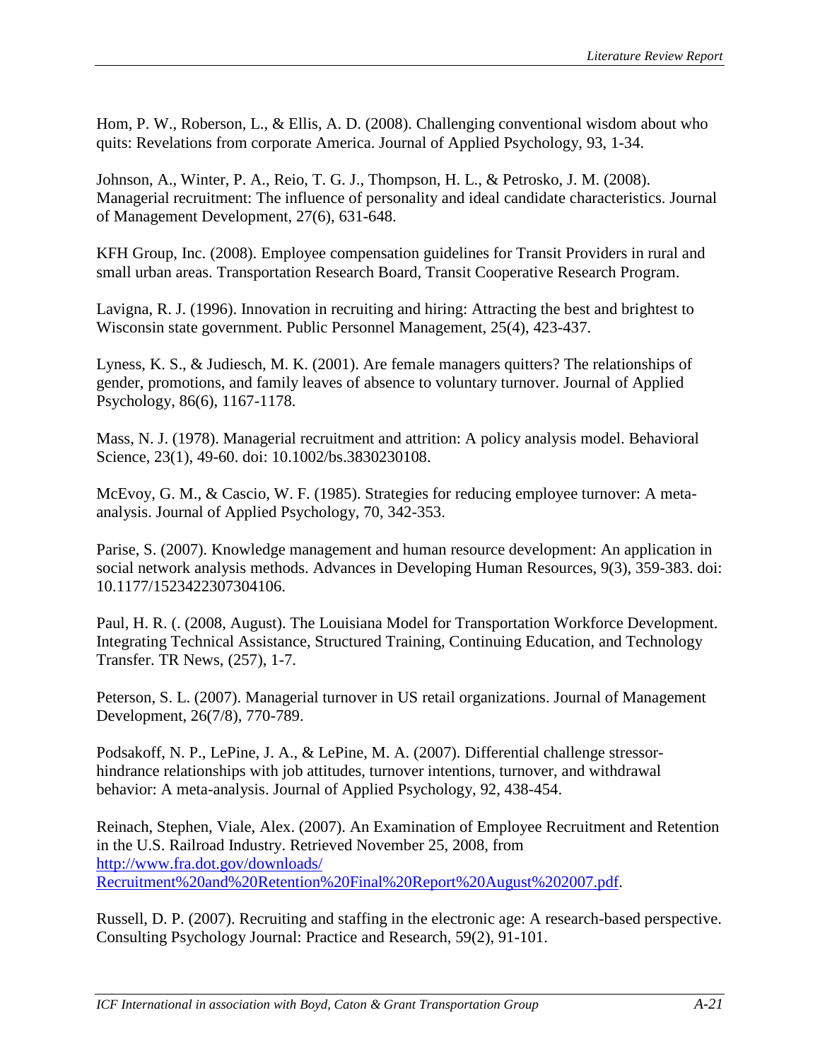Hom, P. W., Roberson, L., & Ellis, A. D. (2008). Challenging conventional wisdom about who quits: Revelations from corporate America. Journal of Applied Psychology, 93, 1-34.

Johnson, A., Winter, P. A., Reio, T. G. J., Thompson, H. L., & Petrosko, J. M. (2008). Managerial recruitment: The influence of personality and ideal candidate characteristics. Journal of Management Development, 27(6), 631-648.

KFH Group, Inc. (2008). Employee compensation guidelines for Transit Providers in rural and small urban areas. Transportation Research Board, Transit Cooperative Research Program.

Lavigna, R. J. (1996). Innovation in recruiting and hiring: Attracting the best and brightest to Wisconsin state government. Public Personnel Management, 25(4), 423-437.

Lyness, K. S., & Judiesch, M. K. (2001). Are female managers quitters? The relationships of gender, promotions, and family leaves of absence to voluntary turnover. Journal of Applied Psychology, 86(6), 1167-1178.

Mass, N. J. (1978). Managerial recruitment and attrition: A policy analysis model. Behavioral Science, 23(1), 49-60. doi: 10.1002/bs.3830230108.

McEvoy, G. M., & Cascio, W. F. (1985). Strategies for reducing employee turnover: A meta-analysis. Journal of Applied Psychology, 70, 342-353.

Parise, S. (2007). Knowledge management and human resource development: An application in social network analysis methods. Advances in Developing Human Resources, 9(3), 359-383. doi: 10.1177/1523422307304106.

Paul, H. R. (. (2008, August). The Louisiana Model for Transportation Workforce Development. Integrating Technical Assistance, Structured Training, Continuing Education, and Technology Transfer. TR News, (257), 1-7.

Peterson, S. L. (2007). Managerial turnover in US retail organizations. Journal of Management Development, 26(7/8), 770-789.

Podsakoff, N. P., LePine, J. A., & LePine, M. A. (2007). Differential challenge stressor-hindrance relationships with job attitudes, turnover intentions, turnover, and withdrawal behavior: A meta-analysis. Journal of Applied Psychology, 92, 438-454.

Reinach, Stephen, Viale, Alex. (2007). An Examination of Employee Recruitment and Retention in the U.S. Railroad Industry. Retrieved November 25, 2008, from http://www.fra.dot.gov/downloads/Recruitment%20and%20Retention%20Final%20Report%20August%202007.pdf.

Russell, D. P. (2007). Recruiting and staffing in the electronic age: A research-based perspective. Consulting Psychology Journal: Practice and Research, 59(2), 91-101.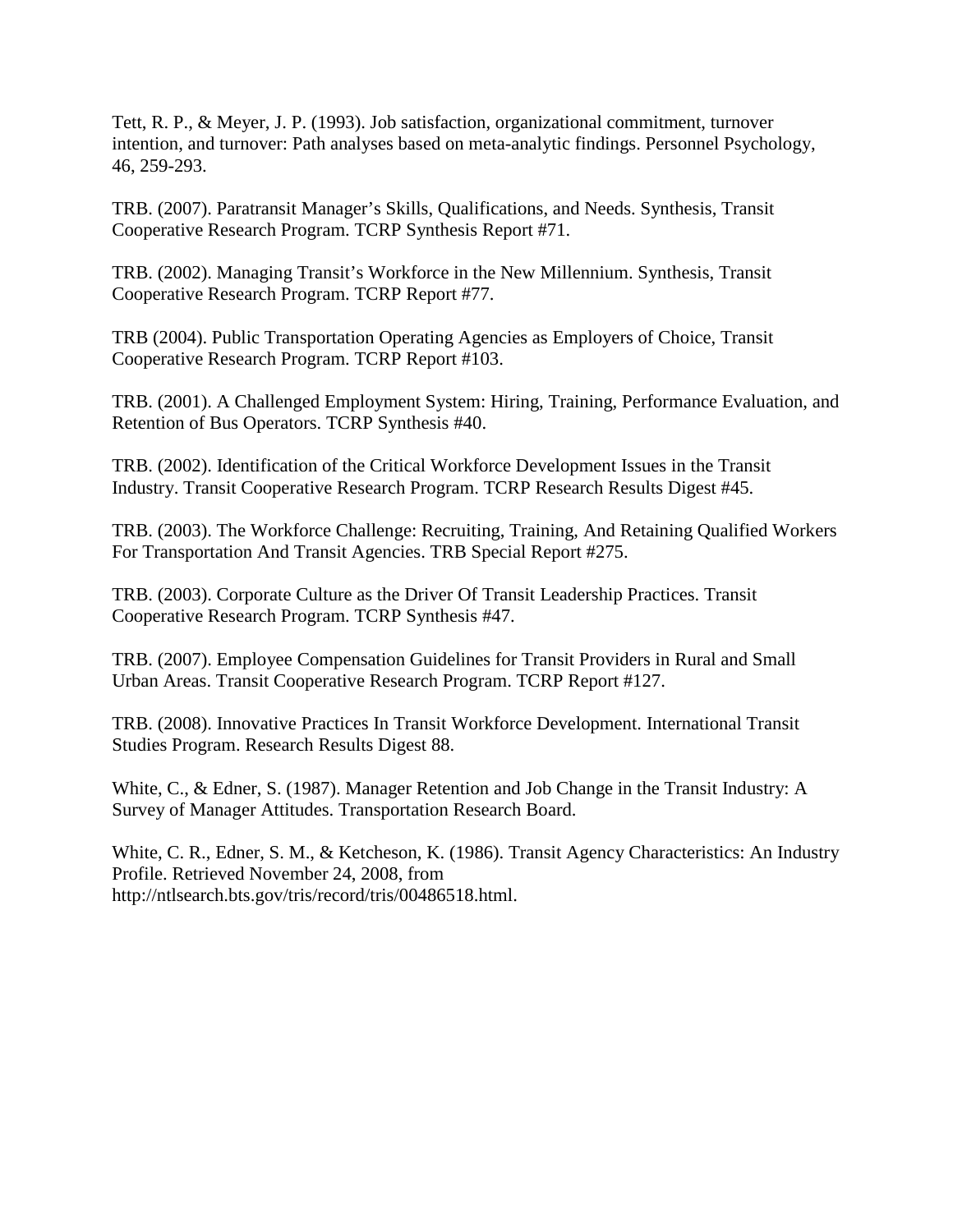Tett, R. P., & Meyer, J. P. (1993). Job satisfaction, organizational commitment, turnover intention, and turnover: Path analyses based on meta-analytic findings. Personnel Psychology, 46, 259-293.

TRB. (2007). Paratransit Manager's Skills, Qualifications, and Needs. Synthesis, Transit Cooperative Research Program. TCRP Synthesis Report #71.

TRB. (2002). Managing Transit's Workforce in the New Millennium. Synthesis, Transit Cooperative Research Program. TCRP Report #77.

TRB (2004). Public Transportation Operating Agencies as Employers of Choice, Transit Cooperative Research Program. TCRP Report #103.

TRB. (2001). A Challenged Employment System: Hiring, Training, Performance Evaluation, and Retention of Bus Operators. TCRP Synthesis #40.

TRB. (2002). Identification of the Critical Workforce Development Issues in the Transit Industry. Transit Cooperative Research Program. TCRP Research Results Digest #45.

TRB. (2003). The Workforce Challenge: Recruiting, Training, And Retaining Qualified Workers For Transportation And Transit Agencies. TRB Special Report #275.

TRB. (2003). Corporate Culture as the Driver Of Transit Leadership Practices. Transit Cooperative Research Program. TCRP Synthesis #47.

TRB. (2007). Employee Compensation Guidelines for Transit Providers in Rural and Small Urban Areas. Transit Cooperative Research Program. TCRP Report #127.

TRB. (2008). Innovative Practices In Transit Workforce Development. International Transit Studies Program. Research Results Digest 88.

White, C., & Edner, S. (1987). Manager Retention and Job Change in the Transit Industry: A Survey of Manager Attitudes. Transportation Research Board.

White, C. R., Edner, S. M., & Ketcheson, K. (1986). Transit Agency Characteristics: An Industry Profile. Retrieved November 24, 2008, from http://ntlsearch.bts.gov/tris/record/tris/00486518.html.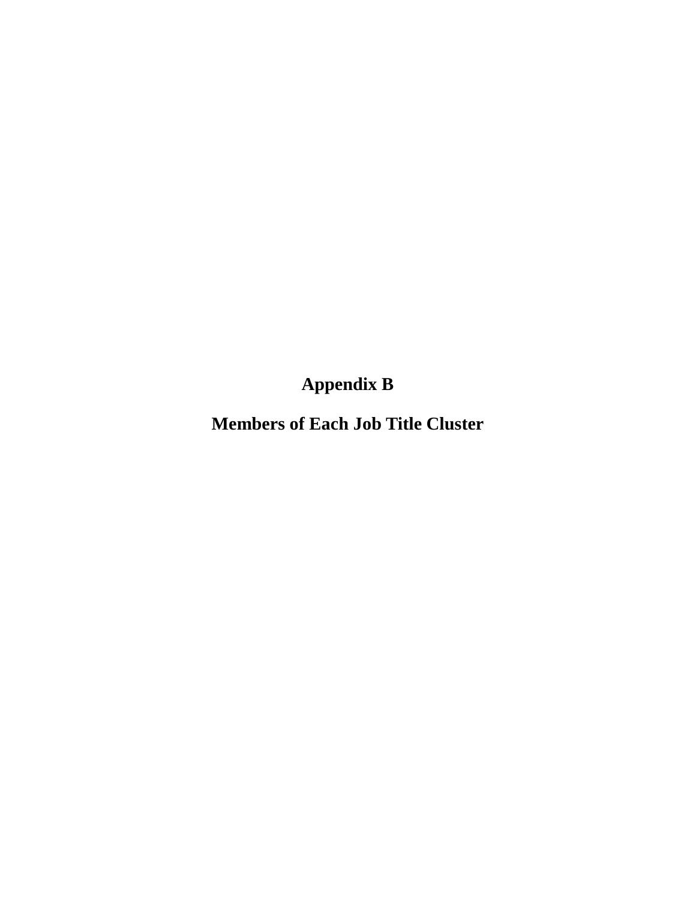# Appendix B

# Members of Each Job Title Cluster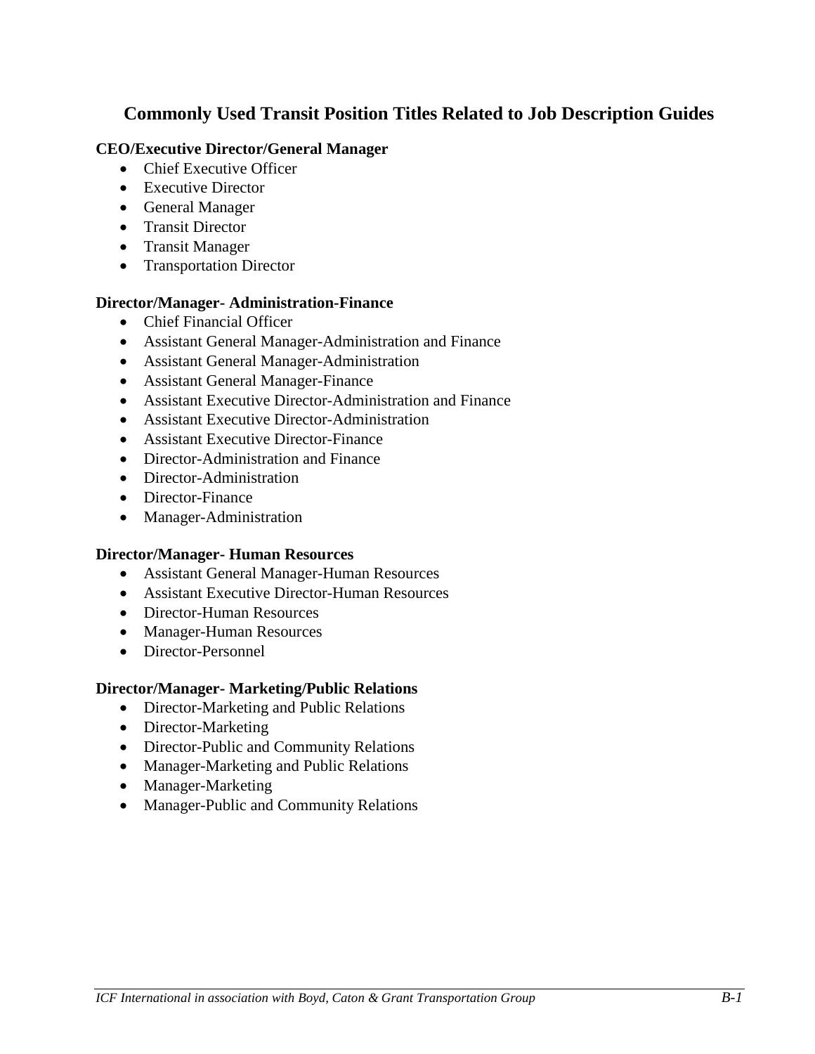# Commonly Used Transit Position Titles Related to Job Description Guides

**CEO/Executive Director/General Manager**

- Chief Executive Officer
- Executive Director
- General Manager
- Transit Director
- Transit Manager
- Transportation Director

**Director/Manager- Administration-Finance**

- Chief Financial Officer
- Assistant General Manager-Administration and Finance
- Assistant General Manager-Administration
- Assistant General Manager-Finance
- Assistant Executive Director-Administration and Finance
- Assistant Executive Director-Administration
- Assistant Executive Director-Finance
- Director-Administration and Finance
- Director-Administration
- Director-Finance
- Manager-Administration

**Director/Manager- Human Resources**

- Assistant General Manager-Human Resources
- Assistant Executive Director-Human Resources
- Director-Human Resources
- Manager-Human Resources
- Director-Personnel

**Director/Manager- Marketing/Public Relations**

- Director-Marketing and Public Relations
- Director-Marketing
- Director-Public and Community Relations
- Manager-Marketing and Public Relations
- Manager-Marketing
- Manager-Public and Community Relations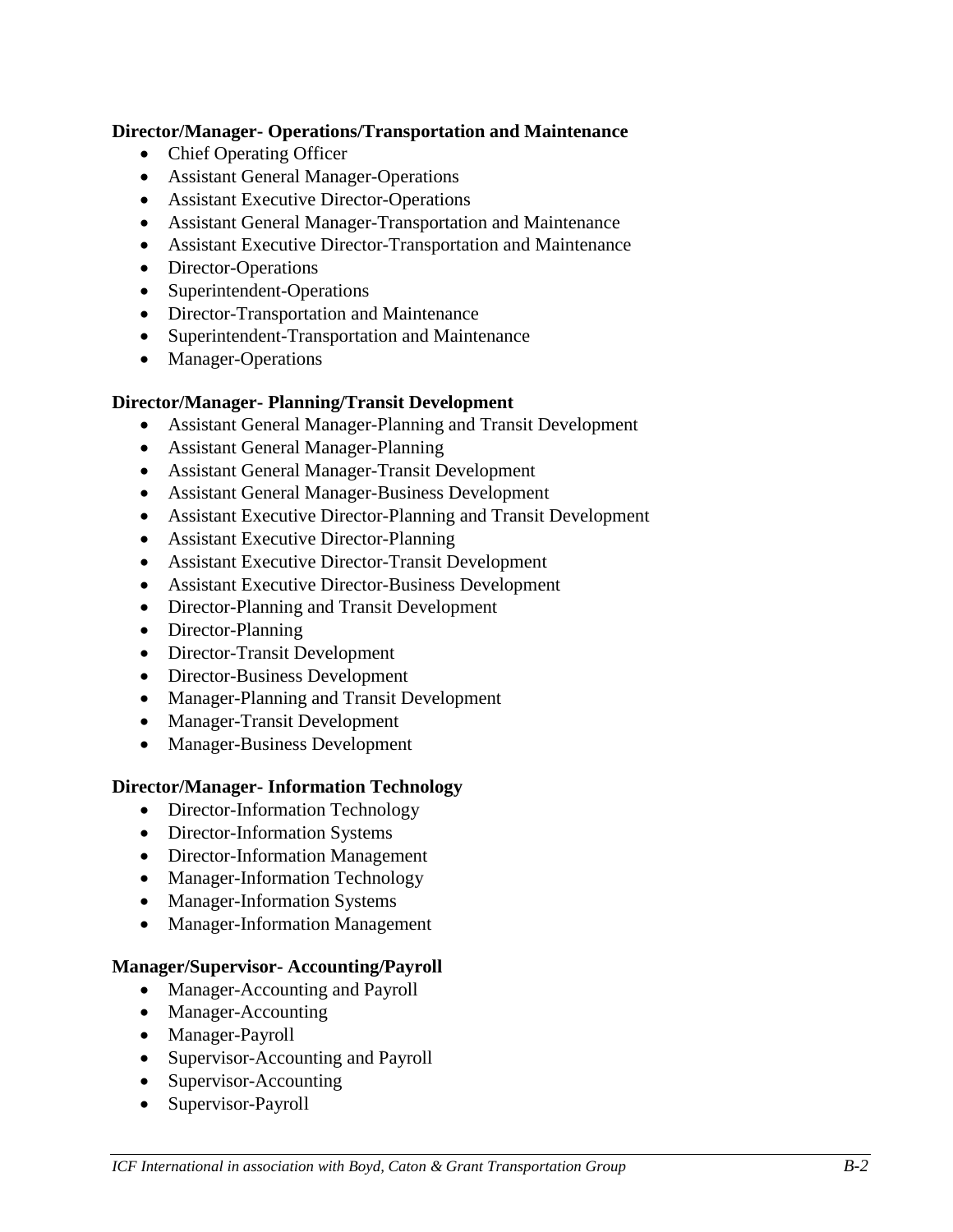**Director/Manager- Operations/Transportation and Maintenance**

- Chief Operating Officer
- Assistant General Manager-Operations
- Assistant Executive Director-Operations
- Assistant General Manager-Transportation and Maintenance
- Assistant Executive Director-Transportation and Maintenance
- Director-Operations
- Superintendent-Operations
- Director-Transportation and Maintenance
- Superintendent-Transportation and Maintenance
- Manager-Operations

**Director/Manager- Planning/Transit Development**

- Assistant General Manager-Planning and Transit Development
- Assistant General Manager-Planning
- Assistant General Manager-Transit Development
- Assistant General Manager-Business Development
- Assistant Executive Director-Planning and Transit Development
- Assistant Executive Director-Planning
- Assistant Executive Director-Transit Development
- Assistant Executive Director-Business Development
- Director-Planning and Transit Development
- Director-Planning
- Director-Transit Development
- Director-Business Development
- Manager-Planning and Transit Development
- Manager-Transit Development
- Manager-Business Development

**Director/Manager- Information Technology**

- Director-Information Technology
- Director-Information Systems
- Director-Information Management
- Manager-Information Technology
- Manager-Information Systems
- Manager-Information Management

**Manager/Supervisor- Accounting/Payroll**

- Manager-Accounting and Payroll
- Manager-Accounting
- Manager-Payroll
- Supervisor-Accounting and Payroll
- Supervisor-Accounting
- Supervisor-Payroll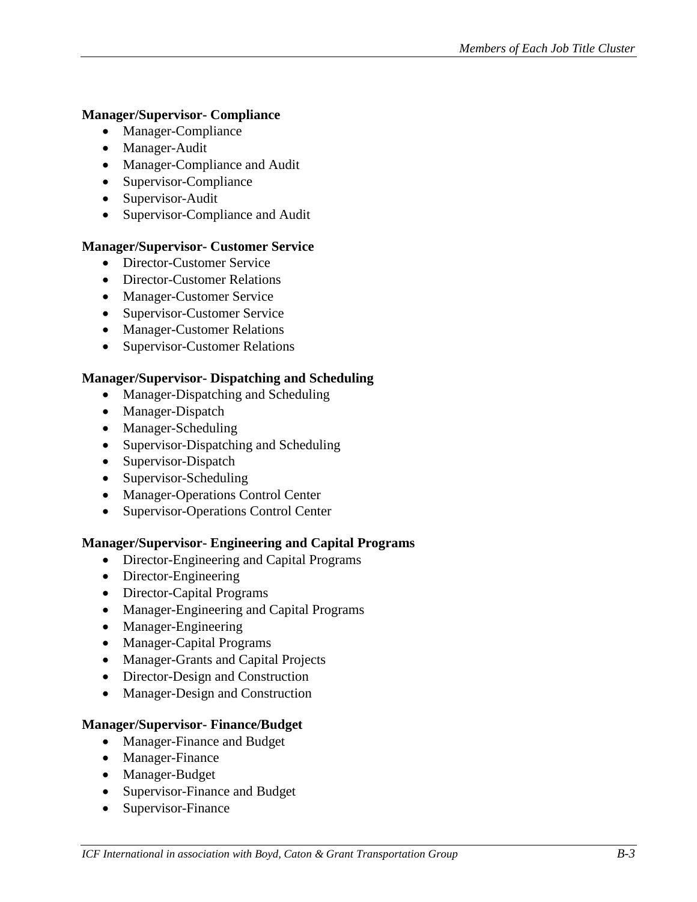**Manager/Supervisor- Compliance**

- Manager-Compliance
- Manager-Audit
- Manager-Compliance and Audit
- Supervisor-Compliance
- Supervisor-Audit
- Supervisor-Compliance and Audit

**Manager/Supervisor- Customer Service**

- Director-Customer Service
- Director-Customer Relations
- Manager-Customer Service
- Supervisor-Customer Service
- Manager-Customer Relations
- Supervisor-Customer Relations

**Manager/Supervisor- Dispatching and Scheduling**

- Manager-Dispatching and Scheduling
- Manager-Dispatch
- Manager-Scheduling
- Supervisor-Dispatching and Scheduling
- Supervisor-Dispatch
- Supervisor-Scheduling
- Manager-Operations Control Center
- Supervisor-Operations Control Center

**Manager/Supervisor- Engineering and Capital Programs**

- Director-Engineering and Capital Programs
- Director-Engineering
- Director-Capital Programs
- Manager-Engineering and Capital Programs
- Manager-Engineering
- Manager-Capital Programs
- Manager-Grants and Capital Projects
- Director-Design and Construction
- Manager-Design and Construction

**Manager/Supervisor- Finance/Budget**

- Manager-Finance and Budget
- Manager-Finance
- Manager-Budget
- Supervisor-Finance and Budget
- Supervisor-Finance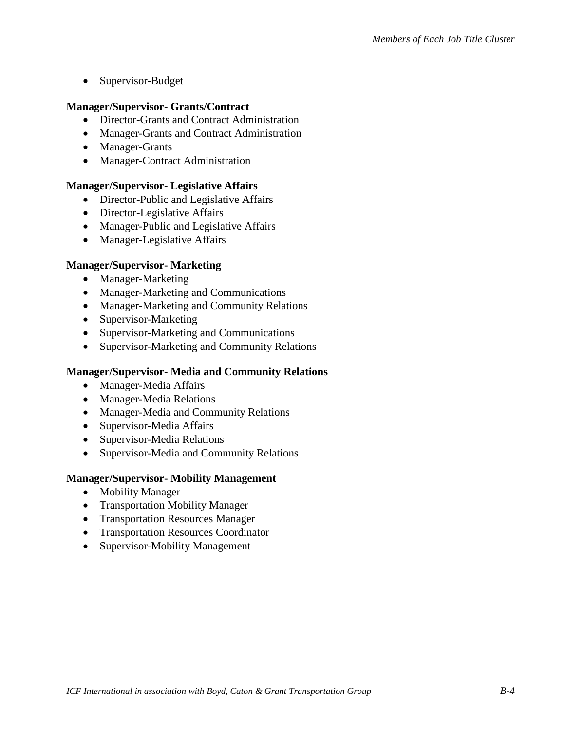- Supervisor-Budget

**Manager/Supervisor- Grants/Contract**

- Director-Grants and Contract Administration
- Manager-Grants and Contract Administration
- Manager-Grants
- Manager-Contract Administration

**Manager/Supervisor- Legislative Affairs**

- Director-Public and Legislative Affairs
- Director-Legislative Affairs
- Manager-Public and Legislative Affairs
- Manager-Legislative Affairs

**Manager/Supervisor- Marketing**

- Manager-Marketing
- Manager-Marketing and Communications
- Manager-Marketing and Community Relations
- Supervisor-Marketing
- Supervisor-Marketing and Communications
- Supervisor-Marketing and Community Relations

**Manager/Supervisor- Media and Community Relations**

- Manager-Media Affairs
- Manager-Media Relations
- Manager-Media and Community Relations
- Supervisor-Media Affairs
- Supervisor-Media Relations
- Supervisor-Media and Community Relations

**Manager/Supervisor- Mobility Management**

- Mobility Manager
- Transportation Mobility Manager
- Transportation Resources Manager
- Transportation Resources Coordinator
- Supervisor-Mobility Management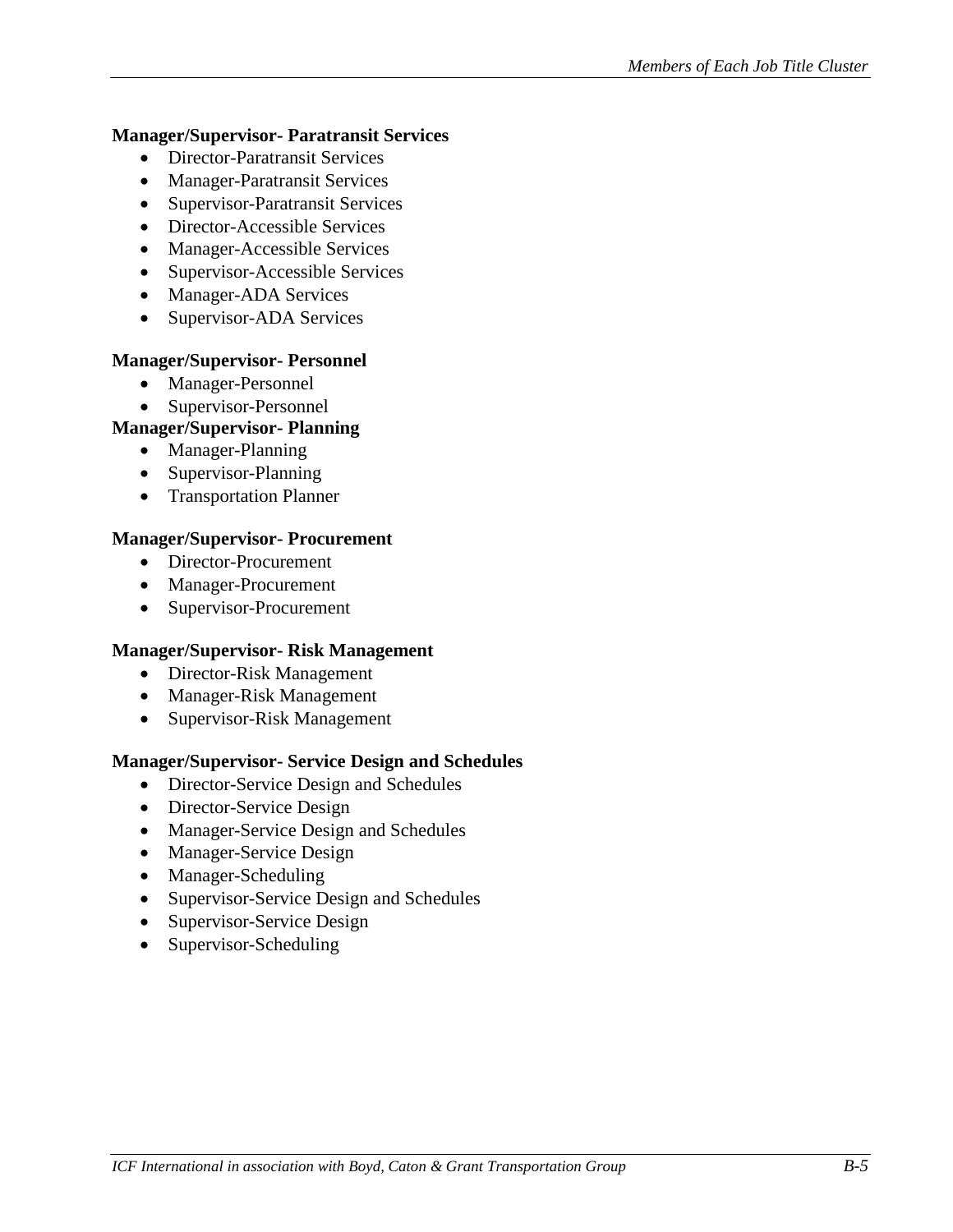**Manager/Supervisor- Paratransit Services**

- Director-Paratransit Services
- Manager-Paratransit Services
- Supervisor-Paratransit Services
- Director-Accessible Services
- Manager-Accessible Services
- Supervisor-Accessible Services
- Manager-ADA Services
- Supervisor-ADA Services

**Manager/Supervisor- Personnel**

- Manager-Personnel
- Supervisor-Personnel

**Manager/Supervisor- Planning**

- Manager-Planning
- Supervisor-Planning
- Transportation Planner

**Manager/Supervisor- Procurement**

- Director-Procurement
- Manager-Procurement
- Supervisor-Procurement

**Manager/Supervisor- Risk Management**

- Director-Risk Management
- Manager-Risk Management
- Supervisor-Risk Management

**Manager/Supervisor- Service Design and Schedules**

- Director-Service Design and Schedules
- Director-Service Design
- Manager-Service Design and Schedules
- Manager-Service Design
- Manager-Scheduling
- Supervisor-Service Design and Schedules
- Supervisor-Service Design
- Supervisor-Scheduling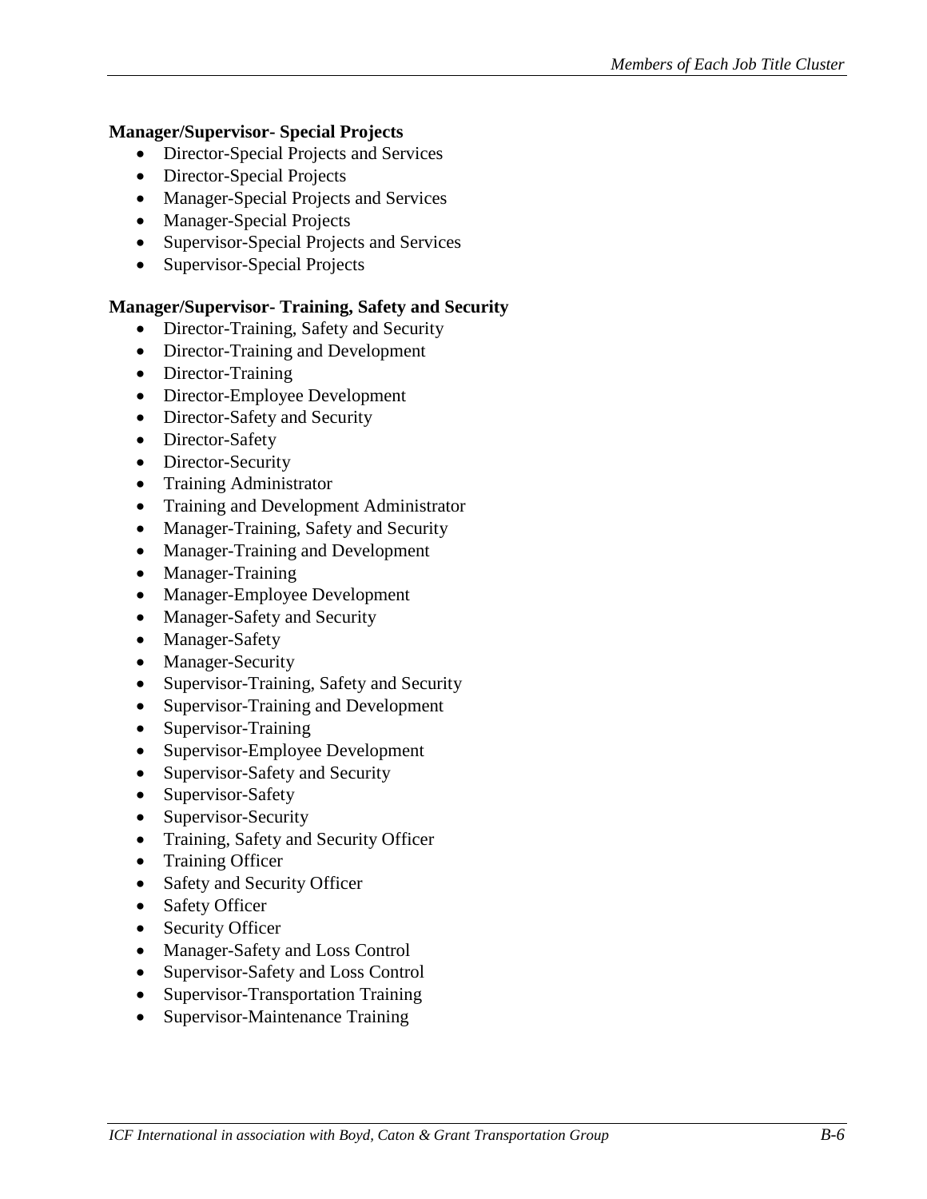**Manager/Supervisor- Special Projects**

- Director-Special Projects and Services
- Director-Special Projects
- Manager-Special Projects and Services
- Manager-Special Projects
- Supervisor-Special Projects and Services
- Supervisor-Special Projects

**Manager/Supervisor- Training, Safety and Security**

- Director-Training, Safety and Security
- Director-Training and Development
- Director-Training
- Director-Employee Development
- Director-Safety and Security
- Director-Safety
- Director-Security
- Training Administrator
- Training and Development Administrator
- Manager-Training, Safety and Security
- Manager-Training and Development
- Manager-Training
- Manager-Employee Development
- Manager-Safety and Security
- Manager-Safety
- Manager-Security
- Supervisor-Training, Safety and Security
- Supervisor-Training and Development
- Supervisor-Training
- Supervisor-Employee Development
- Supervisor-Safety and Security
- Supervisor-Safety
- Supervisor-Security
- Training, Safety and Security Officer
- Training Officer
- Safety and Security Officer
- Safety Officer
- Security Officer
- Manager-Safety and Loss Control
- Supervisor-Safety and Loss Control
- Supervisor-Transportation Training
- Supervisor-Maintenance Training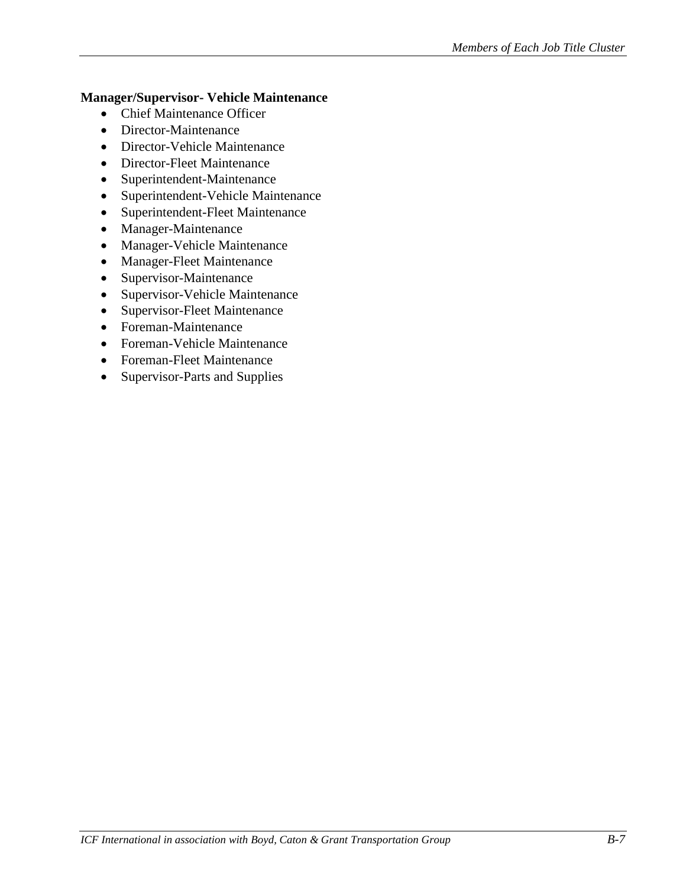**Manager/Supervisor- Vehicle Maintenance**

- Chief Maintenance Officer
- Director-Maintenance
- Director-Vehicle Maintenance
- Director-Fleet Maintenance
- Superintendent-Maintenance
- Superintendent-Vehicle Maintenance
- Superintendent-Fleet Maintenance
- Manager-Maintenance
- Manager-Vehicle Maintenance
- Manager-Fleet Maintenance
- Supervisor-Maintenance
- Supervisor-Vehicle Maintenance
- Supervisor-Fleet Maintenance
- Foreman-Maintenance
- Foreman-Vehicle Maintenance
- Foreman-Fleet Maintenance
- Supervisor-Parts and Supplies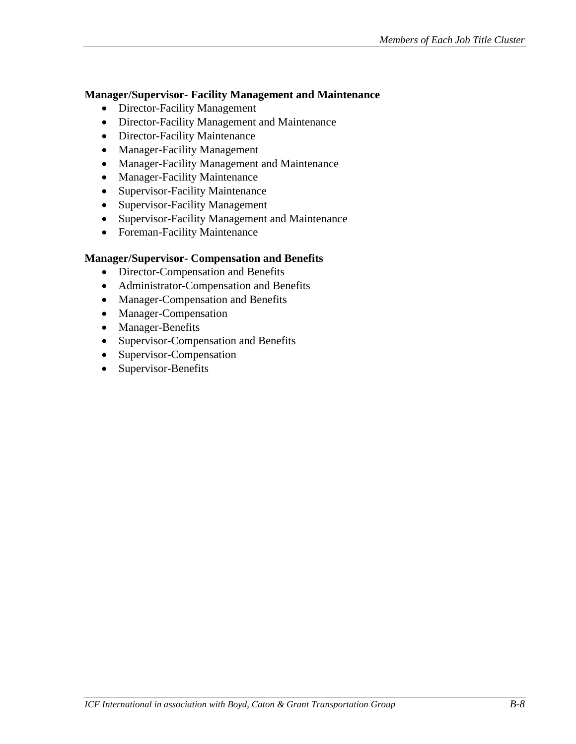**Manager/Supervisor- Facility Management and Maintenance**

- Director-Facility Management
- Director-Facility Management and Maintenance
- Director-Facility Maintenance
- Manager-Facility Management
- Manager-Facility Management and Maintenance
- Manager-Facility Maintenance
- Supervisor-Facility Maintenance
- Supervisor-Facility Management
- Supervisor-Facility Management and Maintenance
- Foreman-Facility Maintenance

**Manager/Supervisor- Compensation and Benefits**

- Director-Compensation and Benefits
- Administrator-Compensation and Benefits
- Manager-Compensation and Benefits
- Manager-Compensation
- Manager-Benefits
- Supervisor-Compensation and Benefits
- Supervisor-Compensation
- Supervisor-Benefits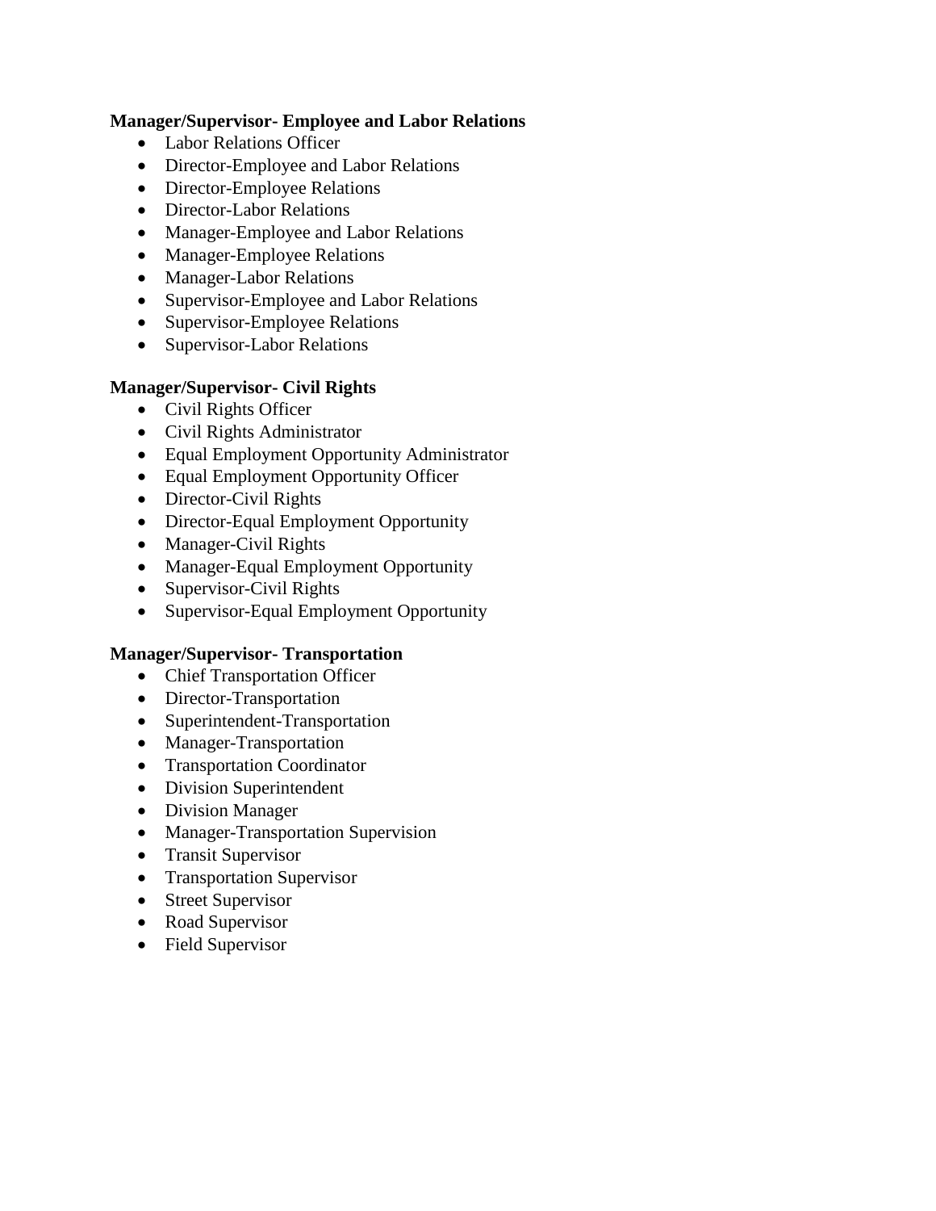**Manager/Supervisor- Employee and Labor Relations**

- Labor Relations Officer
- Director-Employee and Labor Relations
- Director-Employee Relations
- Director-Labor Relations
- Manager-Employee and Labor Relations
- Manager-Employee Relations
- Manager-Labor Relations
- Supervisor-Employee and Labor Relations
- Supervisor-Employee Relations
- Supervisor-Labor Relations

**Manager/Supervisor- Civil Rights**

- Civil Rights Officer
- Civil Rights Administrator
- Equal Employment Opportunity Administrator
- Equal Employment Opportunity Officer
- Director-Civil Rights
- Director-Equal Employment Opportunity
- Manager-Civil Rights
- Manager-Equal Employment Opportunity
- Supervisor-Civil Rights
- Supervisor-Equal Employment Opportunity

**Manager/Supervisor- Transportation**

- Chief Transportation Officer
- Director-Transportation
- Superintendent-Transportation
- Manager-Transportation
- Transportation Coordinator
- Division Superintendent
- Division Manager
- Manager-Transportation Supervision
- Transit Supervisor
- Transportation Supervisor
- Street Supervisor
- Road Supervisor
- Field Supervisor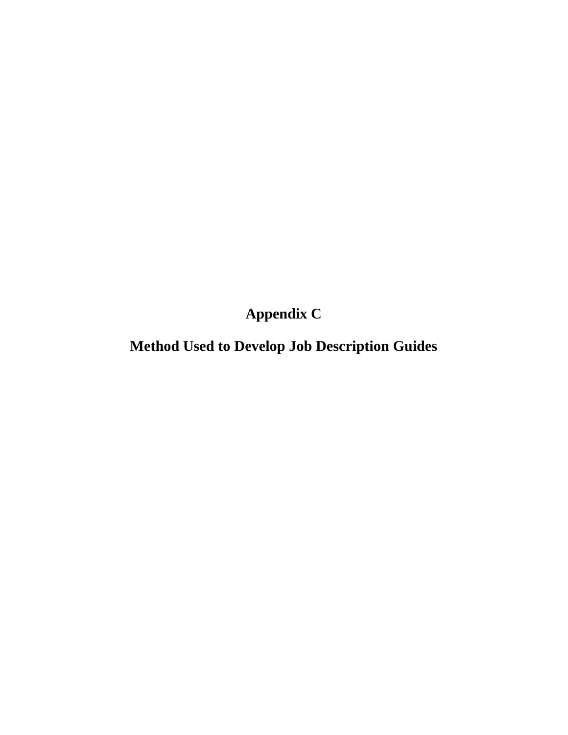# Appendix C

# Method Used to Develop Job Description Guides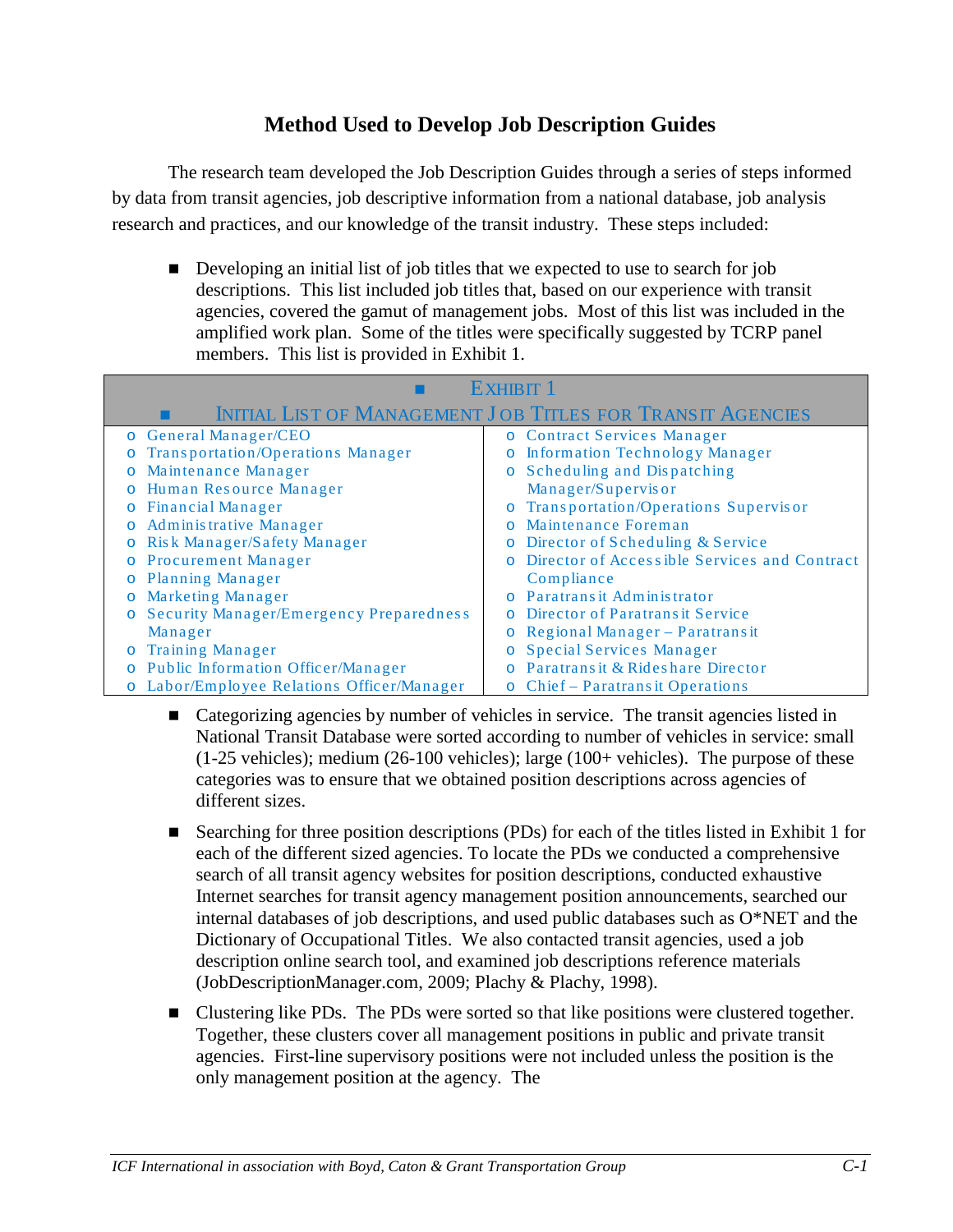# Method Used to Develop Job Description Guides

The research team developed the Job Description Guides through a series of steps informed by data from transit agencies, job descriptive information from a national database, job analysis research and practices, and our knowledge of the transit industry. These steps included:

- Developing an initial list of job titles that we expected to use to search for job descriptions. This list included job titles that, based on our experience with transit agencies, covered the gamut of management jobs. Most of this list was included in the amplified work plan. Some of the titles were specifically suggested by TCRP panel members. This list is provided in Exhibit 1.

| Exhibit 1<br>Initial List of Management Job Titles for Transit Agencies | |
|---|---|
| General Manager/CEO | Contract Services Manager |
| Transportation/Operations Manager | Information Technology Manager |
| Maintenance Manager | Scheduling and Dispatching Manager/Supervisor |
| Human Resource Manager | Transportation/Operations Supervisor |
| Financial Manager | Maintenance Foreman |
| Administrative Manager | Director of Scheduling & Service |
| Risk Manager/Safety Manager | Director of Accessible Services and Contract Compliance |
| Procurement Manager | Paratransit Administrator |
| Planning Manager | Director of Paratransit Service |
| Marketing Manager | Regional Manager – Paratransit |
| Security Manager/Emergency Preparedness Manager | Special Services Manager |
| Training Manager | Paratransit & Rideshare Director |
| Public Information Officer/Manager | Chief – Paratransit Operations |
| Labor/Employee Relations Officer/Manager | |

- Categorizing agencies by number of vehicles in service. The transit agencies listed in National Transit Database were sorted according to number of vehicles in service: small (1-25 vehicles); medium (26-100 vehicles); large (100+ vehicles). The purpose of these categories was to ensure that we obtained position descriptions across agencies of different sizes.

- Searching for three position descriptions (PDs) for each of the titles listed in Exhibit 1 for each of the different sized agencies. To locate the PDs we conducted a comprehensive search of all transit agency websites for position descriptions, conducted exhaustive Internet searches for transit agency management position announcements, searched our internal databases of job descriptions, and used public databases such as O*NET and the Dictionary of Occupational Titles. We also contacted transit agencies, used a job description online search tool, and examined job descriptions reference materials (JobDescriptionManager.com, 2009; Plachy & Plachy, 1998).

- Clustering like PDs. The PDs were sorted so that like positions were clustered together. Together, these clusters cover all management positions in public and private transit agencies. First-line supervisory positions were not included unless the position is the only management position at the agency. The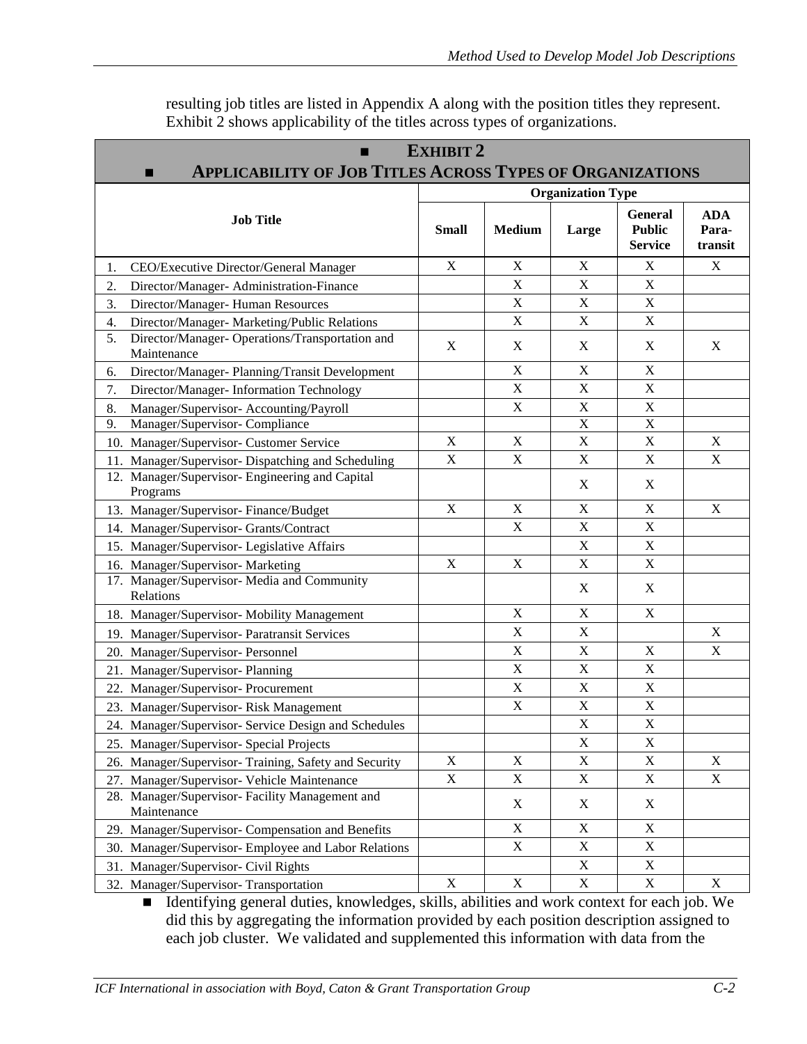resulting job titles are listed in Appendix A along with the position titles they represent. Exhibit 2 shows applicability of the titles across types of organizations.

**EXHIBIT 2**
**APPLICABILITY OF JOB TITLES ACROSS TYPES OF ORGANIZATIONS**

| Job Title | Organization Type | | | | |
|---|---|---|---|---|---|
| | Small | Medium | Large | General Public Service | ADA Para-transit |
| 1. CEO/Executive Director/General Manager | X | X | X | X | X |
| 2. Director/Manager- Administration-Finance | | X | X | X | |
| 3. Director/Manager- Human Resources | | X | X | X | |
| 4. Director/Manager- Marketing/Public Relations | | X | X | X | |
| 5. Director/Manager- Operations/Transportation and Maintenance | X | X | X | X | X |
| 6. Director/Manager- Planning/Transit Development | | X | X | X | |
| 7. Director/Manager- Information Technology | | X | X | X | |
| 8. Manager/Supervisor- Accounting/Payroll | | X | X | X | |
| 9. Manager/Supervisor- Compliance | | | X | X | |
| 10. Manager/Supervisor- Customer Service | X | X | X | X | X |
| 11. Manager/Supervisor- Dispatching and Scheduling | X | X | X | X | X |
| 12. Manager/Supervisor- Engineering and Capital Programs | | | X | X | |
| 13. Manager/Supervisor- Finance/Budget | X | X | X | X | X |
| 14. Manager/Supervisor- Grants/Contract | | X | X | X | |
| 15. Manager/Supervisor- Legislative Affairs | | | X | X | |
| 16. Manager/Supervisor- Marketing | X | X | X | X | |
| 17. Manager/Supervisor- Media and Community Relations | | | X | X | |
| 18. Manager/Supervisor- Mobility Management | | X | X | X | |
| 19. Manager/Supervisor- Paratransit Services | | X | X | | X |
| 20. Manager/Supervisor- Personnel | | X | X | X | X |
| 21. Manager/Supervisor- Planning | | X | X | X | |
| 22. Manager/Supervisor- Procurement | | X | X | X | |
| 23. Manager/Supervisor- Risk Management | | X | X | X | |
| 24. Manager/Supervisor- Service Design and Schedules | | | X | X | |
| 25. Manager/Supervisor- Special Projects | | | X | X | |
| 26. Manager/Supervisor- Training, Safety and Security | X | X | X | X | X |
| 27. Manager/Supervisor- Vehicle Maintenance | X | X | X | X | X |
| 28. Manager/Supervisor- Facility Management and Maintenance | | X | X | X | |
| 29. Manager/Supervisor- Compensation and Benefits | | X | X | X | |
| 30. Manager/Supervisor- Employee and Labor Relations | | X | X | X | |
| 31. Manager/Supervisor- Civil Rights | | | X | X | |
| 32. Manager/Supervisor- Transportation | X | X | X | X | X |

- Identifying general duties, knowledges, skills, abilities and work context for each job. We did this by aggregating the information provided by each position description assigned to each job cluster. We validated and supplemented this information with data from the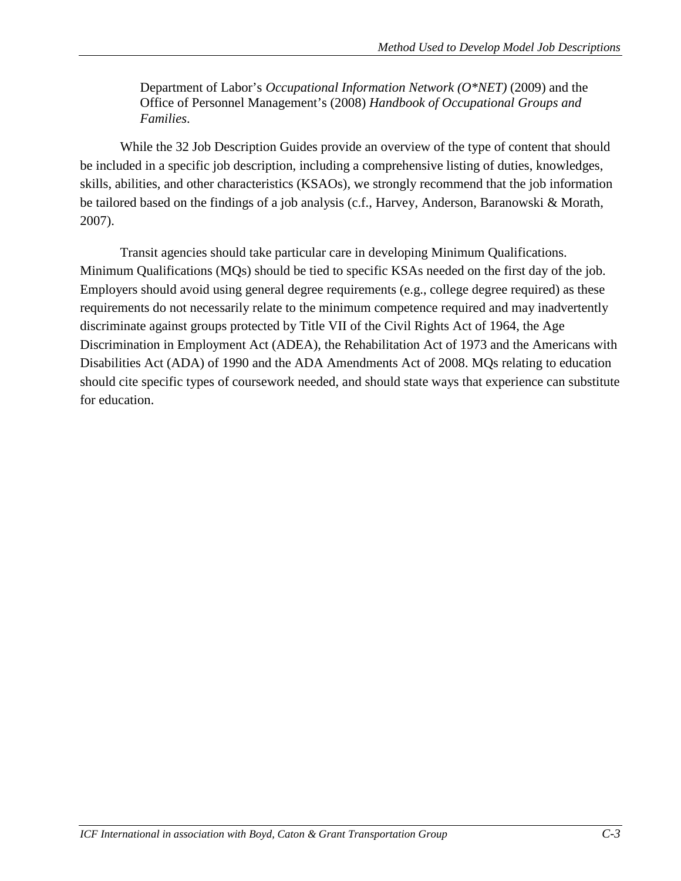Department of Labor's *Occupational Information Network (O*NET)* (2009) and the Office of Personnel Management's (2008) *Handbook of Occupational Groups and Families*.

While the 32 Job Description Guides provide an overview of the type of content that should be included in a specific job description, including a comprehensive listing of duties, knowledges, skills, abilities, and other characteristics (KSAOs), we strongly recommend that the job information be tailored based on the findings of a job analysis (c.f., Harvey, Anderson, Baranowski & Morath, 2007).

Transit agencies should take particular care in developing Minimum Qualifications. Minimum Qualifications (MQs) should be tied to specific KSAs needed on the first day of the job. Employers should avoid using general degree requirements (e.g., college degree required) as these requirements do not necessarily relate to the minimum competence required and may inadvertently discriminate against groups protected by Title VII of the Civil Rights Act of 1964, the Age Discrimination in Employment Act (ADEA), the Rehabilitation Act of 1973 and the Americans with Disabilities Act (ADA) of 1990 and the ADA Amendments Act of 2008. MQs relating to education should cite specific types of coursework needed, and should state ways that experience can substitute for education.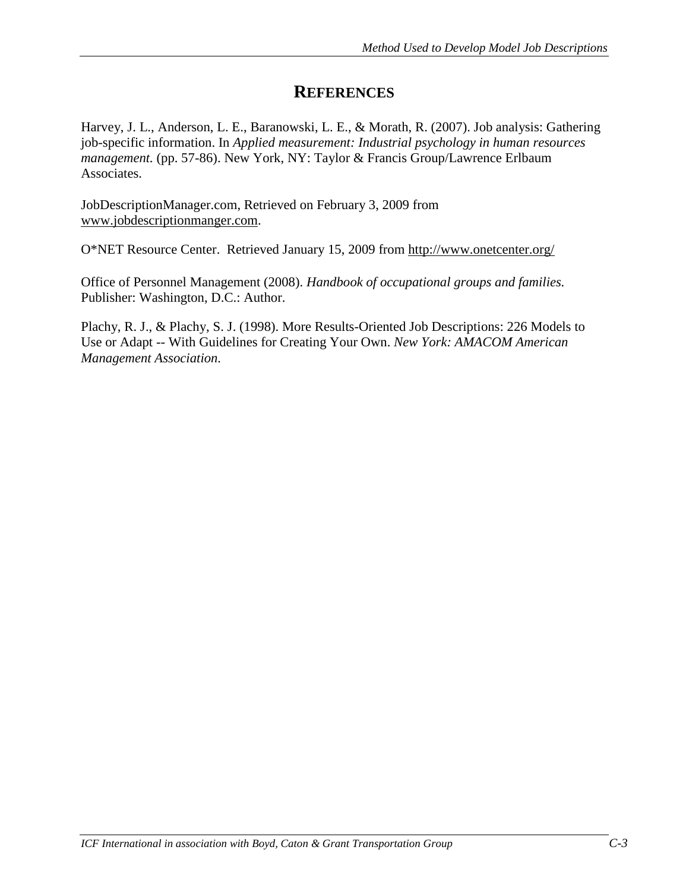# References

Harvey, J. L., Anderson, L. E., Baranowski, L. E., & Morath, R. (2007). Job analysis: Gathering job-specific information. In *Applied measurement: Industrial psychology in human resources management.* (pp. 57-86). New York, NY: Taylor & Francis Group/Lawrence Erlbaum Associates.

JobDescriptionManager.com, Retrieved on February 3, 2009 from www.jobdescriptionmanger.com.

O*NET Resource Center. Retrieved January 15, 2009 from http://www.onetcenter.org/

Office of Personnel Management (2008). *Handbook of occupational groups and families.* Publisher: Washington, D.C.: Author.

Plachy, R. J., & Plachy, S. J. (1998). More Results-Oriented Job Descriptions: 226 Models to Use or Adapt -- With Guidelines for Creating Your Own. *New York: AMACOM American Management Association.*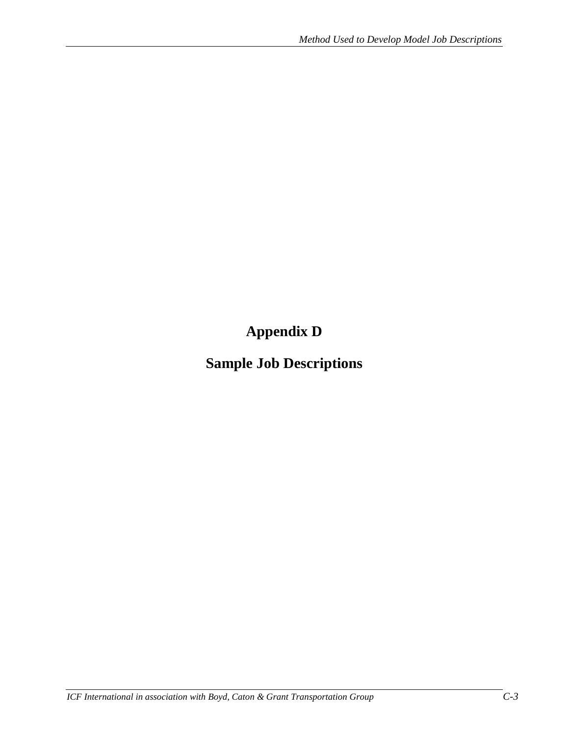# Appendix D

# Sample Job Descriptions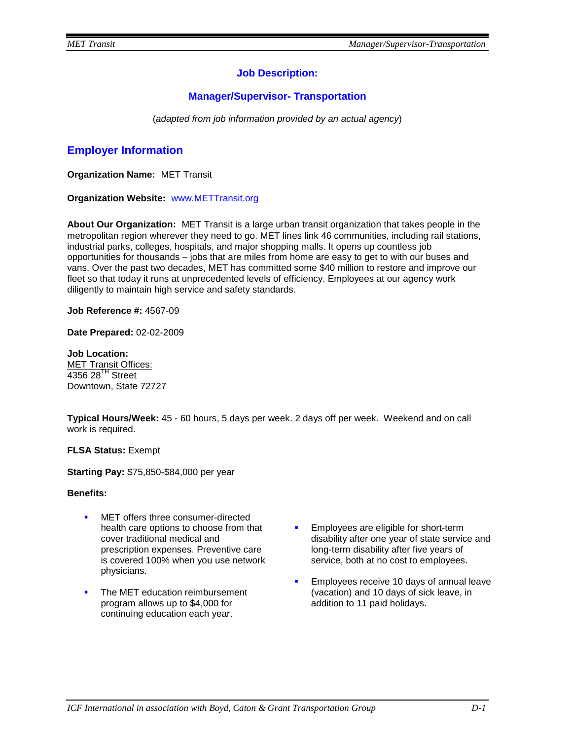## Job Description:

## Manager/Supervisor- Transportation

(*adapted from job information provided by an actual agency*)

## Employer Information

**Organization Name:** MET Transit

**Organization Website:** www.METTransit.org

**About Our Organization:** MET Transit is a large urban transit organization that takes people in the metropolitan region wherever they need to go. MET lines link 46 communities, including rail stations, industrial parks, colleges, hospitals, and major shopping malls. It opens up countless job opportunities for thousands – jobs that are miles from home are easy to get to with our buses and vans. Over the past two decades, MET has committed some $40 million to restore and improve our fleet so that today it runs at unprecedented levels of efficiency. Employees at our agency work diligently to maintain high service and safety standards.

**Job Reference #:** 4567-09

**Date Prepared:** 02-02-2009

**Job Location:**
MET Transit Offices:
4356 28TH Street
Downtown, State 72727

**Typical Hours/Week:** 45 - 60 hours, 5 days per week. 2 days off per week. Weekend and on call work is required.

**FLSA Status:** Exempt

**Starting Pay:** $75,850-$84,000 per year

**Benefits:**

- MET offers three consumer-directed health care options to choose from that cover traditional medical and prescription expenses. Preventive care is covered 100% when you use network physicians.
- The MET education reimbursement program allows up to $4,000 for continuing education each year.
- Employees are eligible for short-term disability after one year of state service and long-term disability after five years of service, both at no cost to employees.
- Employees receive 10 days of annual leave (vacation) and 10 days of sick leave, in addition to 11 paid holidays.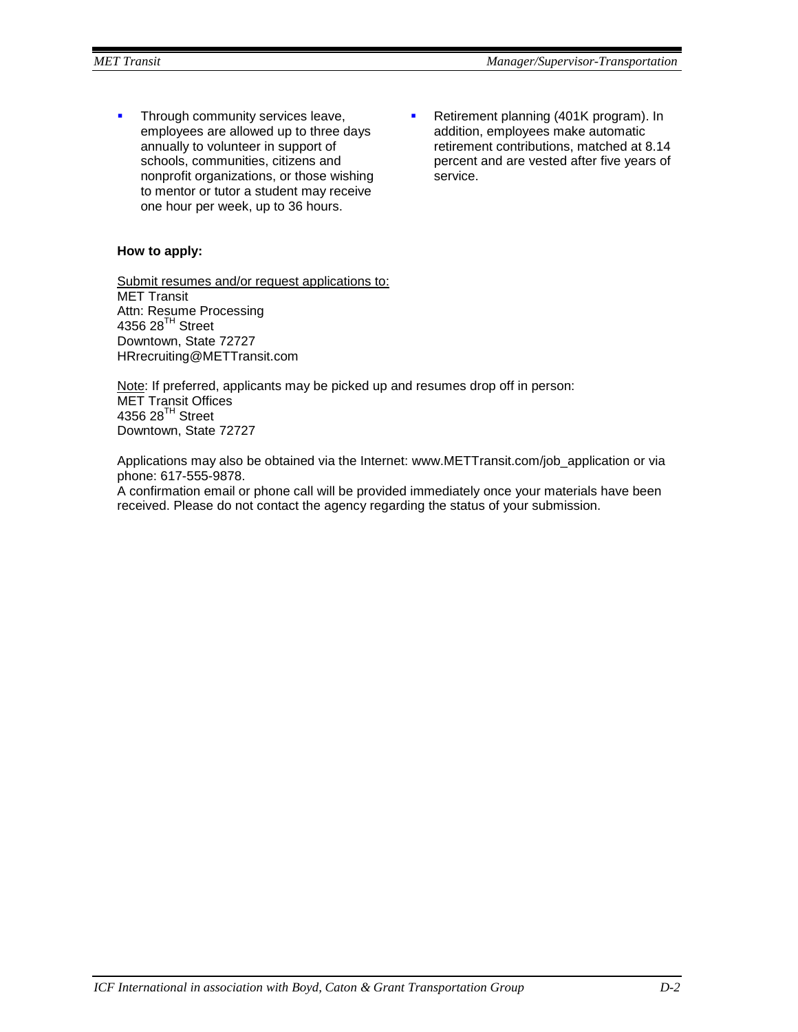- Through community services leave, employees are allowed up to three days annually to volunteer in support of schools, communities, citizens and nonprofit organizations, or those wishing to mentor or tutor a student may receive one hour per week, up to 36 hours.
- Retirement planning (401K program). In addition, employees make automatic retirement contributions, matched at 8.14 percent and are vested after five years of service.

**How to apply:**

Submit resumes and/or request applications to:
MET Transit
Attn: Resume Processing
4356 28TH Street
Downtown, State 72727
HRrecruiting@METTransit.com

Note: If preferred, applicants may be picked up and resumes drop off in person:
MET Transit Offices
4356 28TH Street
Downtown, State 72727

Applications may also be obtained via the Internet: www.METTransit.com/job_application or via phone: 617-555-9878.
A confirmation email or phone call will be provided immediately once your materials have been received. Please do not contact the agency regarding the status of your submission.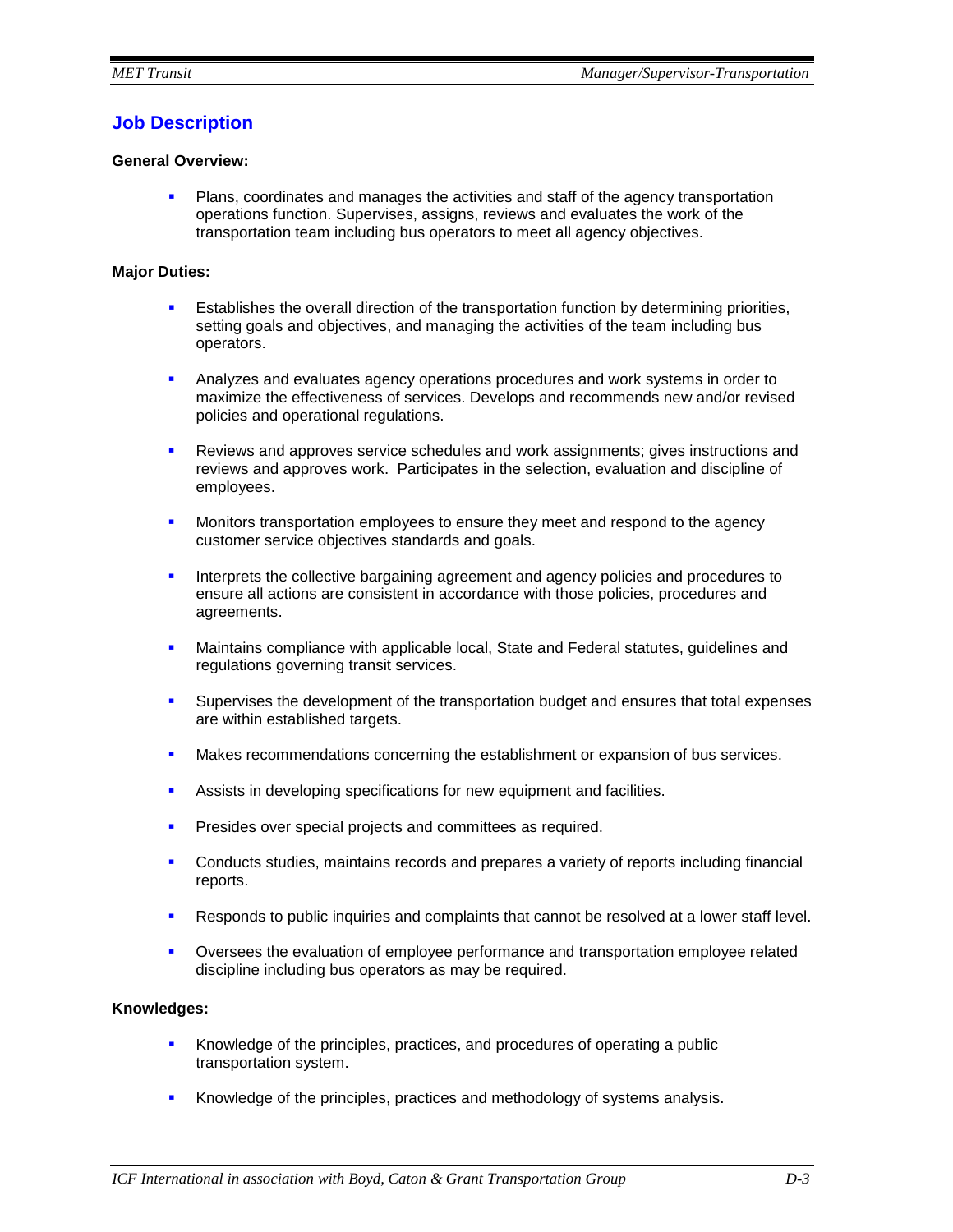## Job Description

**General Overview:**

- Plans, coordinates and manages the activities and staff of the agency transportation operations function. Supervises, assigns, reviews and evaluates the work of the transportation team including bus operators to meet all agency objectives.

**Major Duties:**

- Establishes the overall direction of the transportation function by determining priorities, setting goals and objectives, and managing the activities of the team including bus operators.

- Analyzes and evaluates agency operations procedures and work systems in order to maximize the effectiveness of services. Develops and recommends new and/or revised policies and operational regulations.

- Reviews and approves service schedules and work assignments; gives instructions and reviews and approves work. Participates in the selection, evaluation and discipline of employees.

- Monitors transportation employees to ensure they meet and respond to the agency customer service objectives standards and goals.

- Interprets the collective bargaining agreement and agency policies and procedures to ensure all actions are consistent in accordance with those policies, procedures and agreements.

- Maintains compliance with applicable local, State and Federal statutes, guidelines and regulations governing transit services.

- Supervises the development of the transportation budget and ensures that total expenses are within established targets.

- Makes recommendations concerning the establishment or expansion of bus services.

- Assists in developing specifications for new equipment and facilities.

- Presides over special projects and committees as required.

- Conducts studies, maintains records and prepares a variety of reports including financial reports.

- Responds to public inquiries and complaints that cannot be resolved at a lower staff level.

- Oversees the evaluation of employee performance and transportation employee related discipline including bus operators as may be required.

**Knowledges:**

- Knowledge of the principles, practices, and procedures of operating a public transportation system.

- Knowledge of the principles, practices and methodology of systems analysis.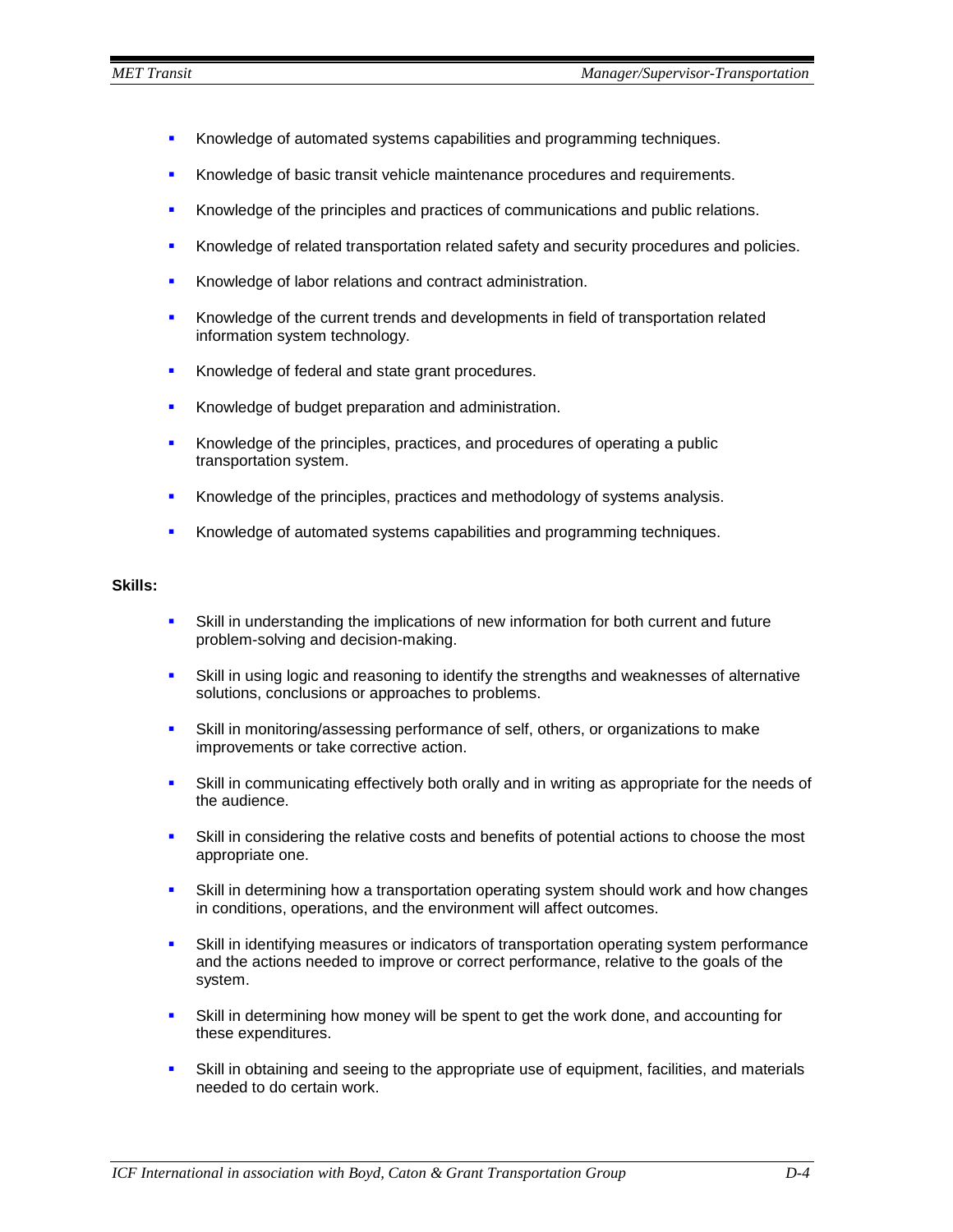- Knowledge of automated systems capabilities and programming techniques.
- Knowledge of basic transit vehicle maintenance procedures and requirements.
- Knowledge of the principles and practices of communications and public relations.
- Knowledge of related transportation related safety and security procedures and policies.
- Knowledge of labor relations and contract administration.
- Knowledge of the current trends and developments in field of transportation related information system technology.
- Knowledge of federal and state grant procedures.
- Knowledge of budget preparation and administration.
- Knowledge of the principles, practices, and procedures of operating a public transportation system.
- Knowledge of the principles, practices and methodology of systems analysis.
- Knowledge of automated systems capabilities and programming techniques.

**Skills:**

- Skill in understanding the implications of new information for both current and future problem-solving and decision-making.
- Skill in using logic and reasoning to identify the strengths and weaknesses of alternative solutions, conclusions or approaches to problems.
- Skill in monitoring/assessing performance of self, others, or organizations to make improvements or take corrective action.
- Skill in communicating effectively both orally and in writing as appropriate for the needs of the audience.
- Skill in considering the relative costs and benefits of potential actions to choose the most appropriate one.
- Skill in determining how a transportation operating system should work and how changes in conditions, operations, and the environment will affect outcomes.
- Skill in identifying measures or indicators of transportation operating system performance and the actions needed to improve or correct performance, relative to the goals of the system.
- Skill in determining how money will be spent to get the work done, and accounting for these expenditures.
- Skill in obtaining and seeing to the appropriate use of equipment, facilities, and materials needed to do certain work.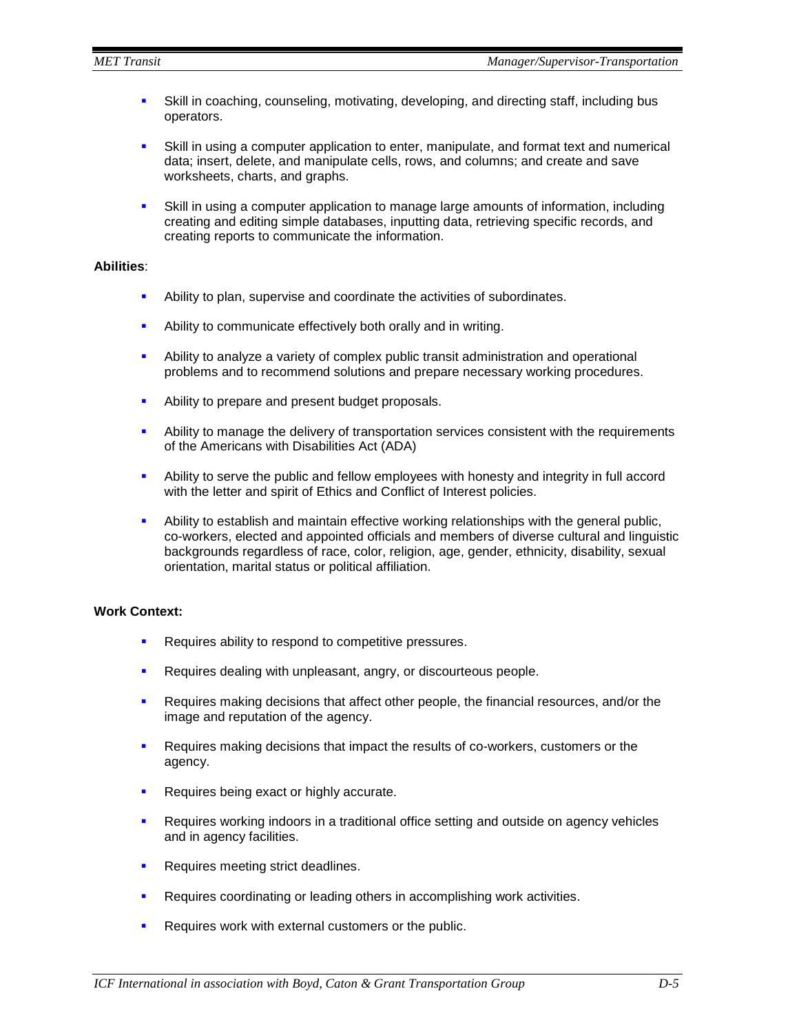- Skill in coaching, counseling, motivating, developing, and directing staff, including bus operators.
- Skill in using a computer application to enter, manipulate, and format text and numerical data; insert, delete, and manipulate cells, rows, and columns; and create and save worksheets, charts, and graphs.
- Skill in using a computer application to manage large amounts of information, including creating and editing simple databases, inputting data, retrieving specific records, and creating reports to communicate the information.

**Abilities**:

- Ability to plan, supervise and coordinate the activities of subordinates.
- Ability to communicate effectively both orally and in writing.
- Ability to analyze a variety of complex public transit administration and operational problems and to recommend solutions and prepare necessary working procedures.
- Ability to prepare and present budget proposals.
- Ability to manage the delivery of transportation services consistent with the requirements of the Americans with Disabilities Act (ADA)
- Ability to serve the public and fellow employees with honesty and integrity in full accord with the letter and spirit of Ethics and Conflict of Interest policies.
- Ability to establish and maintain effective working relationships with the general public, co-workers, elected and appointed officials and members of diverse cultural and linguistic backgrounds regardless of race, color, religion, age, gender, ethnicity, disability, sexual orientation, marital status or political affiliation.

**Work Context:**

- Requires ability to respond to competitive pressures.
- Requires dealing with unpleasant, angry, or discourteous people.
- Requires making decisions that affect other people, the financial resources, and/or the image and reputation of the agency.
- Requires making decisions that impact the results of co-workers, customers or the agency.
- Requires being exact or highly accurate.
- Requires working indoors in a traditional office setting and outside on agency vehicles and in agency facilities.
- Requires meeting strict deadlines.
- Requires coordinating or leading others in accomplishing work activities.
- Requires work with external customers or the public.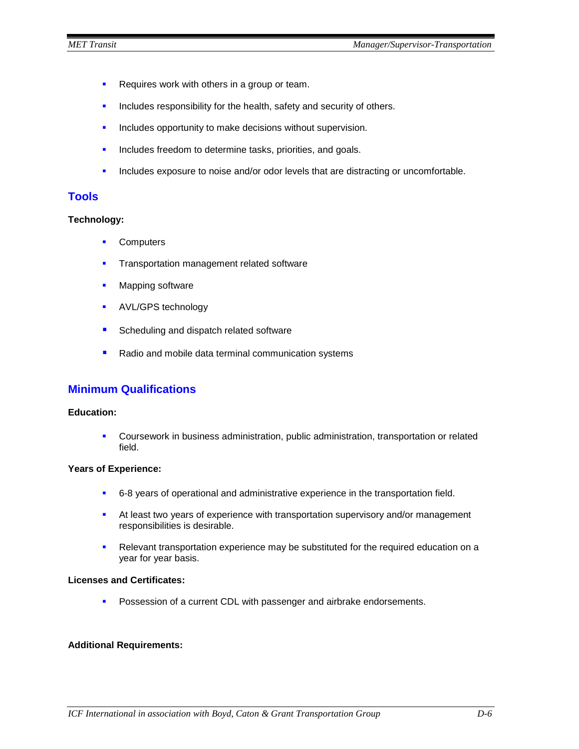- Requires work with others in a group or team.
- Includes responsibility for the health, safety and security of others.
- Includes opportunity to make decisions without supervision.
- Includes freedom to determine tasks, priorities, and goals.
- Includes exposure to noise and/or odor levels that are distracting or uncomfortable.

## Tools

**Technology:**

- Computers
- Transportation management related software
- Mapping software
- AVL/GPS technology
- Scheduling and dispatch related software
- Radio and mobile data terminal communication systems

## Minimum Qualifications

**Education:**

- Coursework in business administration, public administration, transportation or related field.

**Years of Experience:**

- 6-8 years of operational and administrative experience in the transportation field.
- At least two years of experience with transportation supervisory and/or management responsibilities is desirable.
- Relevant transportation experience may be substituted for the required education on a year for year basis.

**Licenses and Certificates:**

- Possession of a current CDL with passenger and airbrake endorsements.

**Additional Requirements:**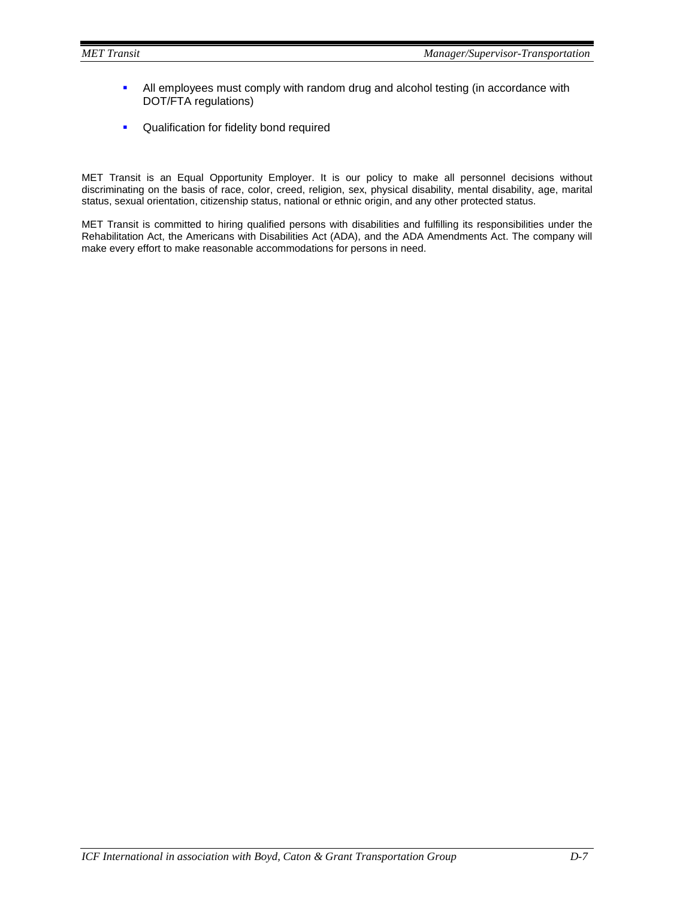- All employees must comply with random drug and alcohol testing (in accordance with DOT/FTA regulations)
- Qualification for fidelity bond required

MET Transit is an Equal Opportunity Employer. It is our policy to make all personnel decisions without discriminating on the basis of race, color, creed, religion, sex, physical disability, mental disability, age, marital status, sexual orientation, citizenship status, national or ethnic origin, and any other protected status.

MET Transit is committed to hiring qualified persons with disabilities and fulfilling its responsibilities under the Rehabilitation Act, the Americans with Disabilities Act (ADA), and the ADA Amendments Act. The company will make every effort to make reasonable accommodations for persons in need.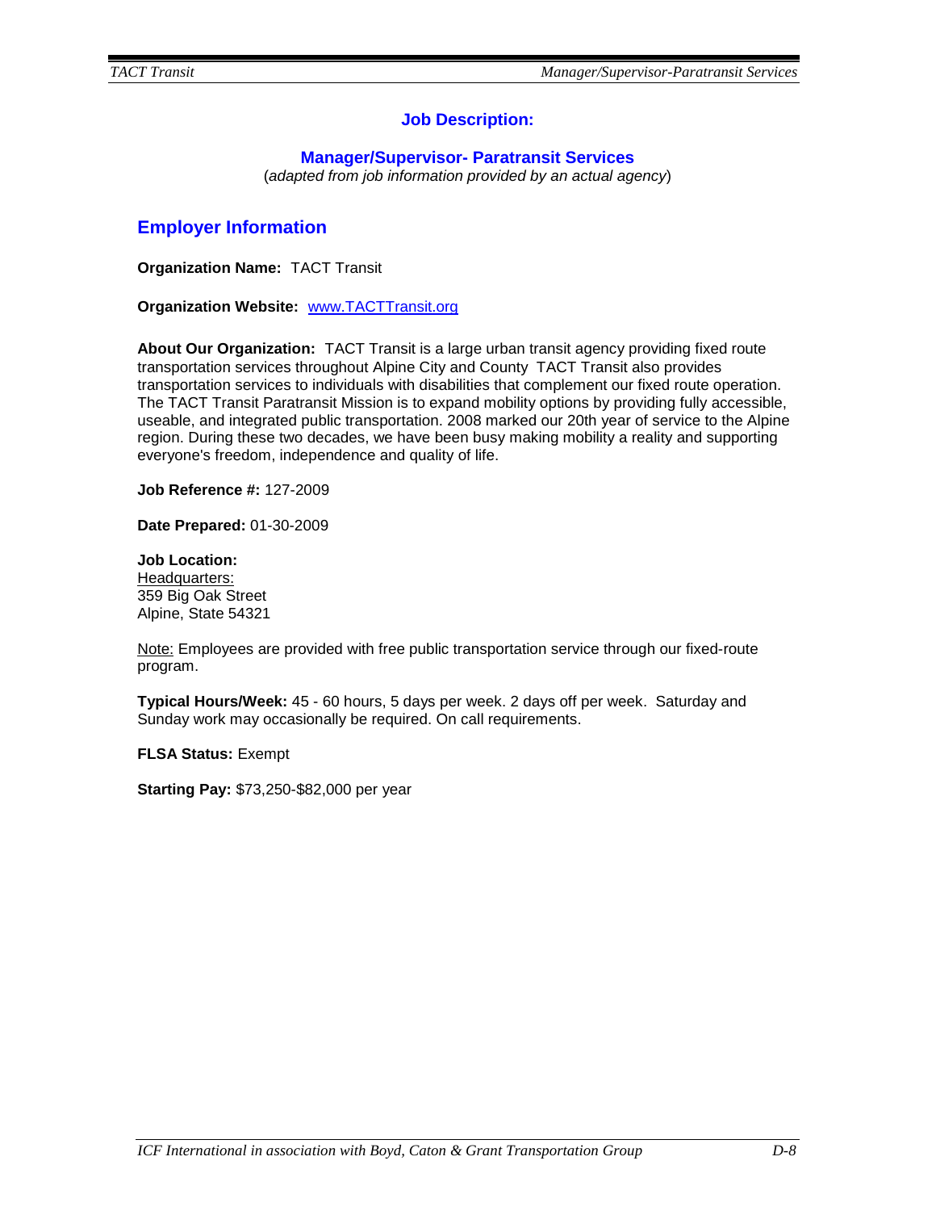## Job Description:

### Manager/Supervisor- Paratransit Services

(*adapted from job information provided by an actual agency*)

## Employer Information

**Organization Name:** TACT Transit

**Organization Website:** www.TACTTransit.org

**About Our Organization:** TACT Transit is a large urban transit agency providing fixed route transportation services throughout Alpine City and County TACT Transit also provides transportation services to individuals with disabilities that complement our fixed route operation. The TACT Transit Paratransit Mission is to expand mobility options by providing fully accessible, useable, and integrated public transportation. 2008 marked our 20th year of service to the Alpine region. During these two decades, we have been busy making mobility a reality and supporting everyone's freedom, independence and quality of life.

**Job Reference #:** 127-2009

**Date Prepared:** 01-30-2009

**Job Location:**
Headquarters:
359 Big Oak Street
Alpine, State 54321

Note: Employees are provided with free public transportation service through our fixed-route program.

**Typical Hours/Week:** 45 - 60 hours, 5 days per week. 2 days off per week. Saturday and Sunday work may occasionally be required. On call requirements.

**FLSA Status:** Exempt

**Starting Pay:** $73,250-$82,000 per year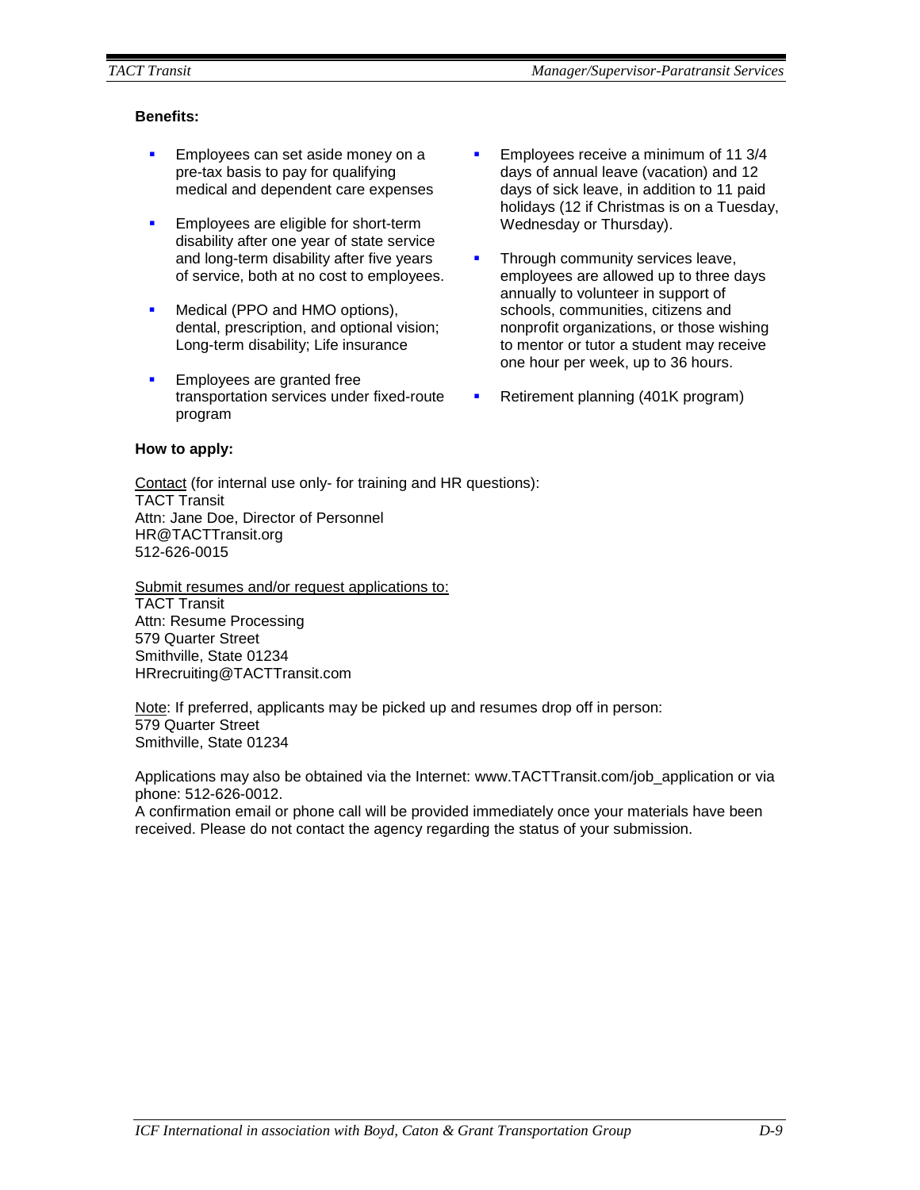**Benefits:**

- Employees can set aside money on a pre-tax basis to pay for qualifying medical and dependent care expenses
- Employees are eligible for short-term disability after one year of state service and long-term disability after five years of service, both at no cost to employees.
- Medical (PPO and HMO options), dental, prescription, and optional vision; Long-term disability; Life insurance
- Employees are granted free transportation services under fixed-route program
- Employees receive a minimum of 11 3/4 days of annual leave (vacation) and 12 days of sick leave, in addition to 11 paid holidays (12 if Christmas is on a Tuesday, Wednesday or Thursday).
- Through community services leave, employees are allowed up to three days annually to volunteer in support of schools, communities, citizens and nonprofit organizations, or those wishing to mentor or tutor a student may receive one hour per week, up to 36 hours.
- Retirement planning (401K program)

**How to apply:**

Contact (for internal use only- for training and HR questions):
TACT Transit
Attn: Jane Doe, Director of Personnel
HR@TACTTransit.org
512-626-0015

Submit resumes and/or request applications to:
TACT Transit
Attn: Resume Processing
579 Quarter Street
Smithville, State 01234
HRrecruiting@TACTTransit.com

Note: If preferred, applicants may be picked up and resumes drop off in person:
579 Quarter Street
Smithville, State 01234

Applications may also be obtained via the Internet: www.TACTTransit.com/job_application or via phone: 512-626-0012.
A confirmation email or phone call will be provided immediately once your materials have been received. Please do not contact the agency regarding the status of your submission.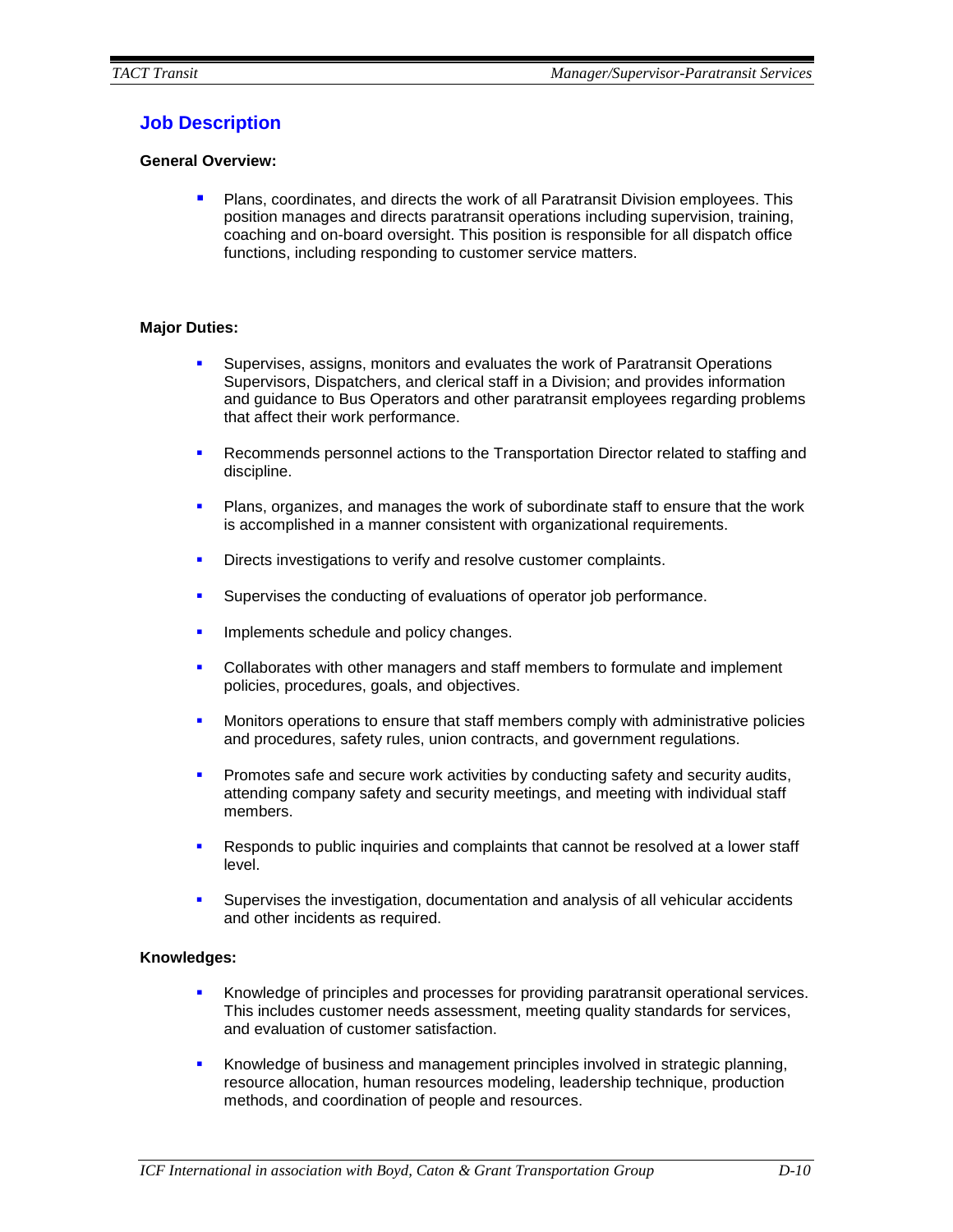## Job Description

**General Overview:**

- Plans, coordinates, and directs the work of all Paratransit Division employees. This position manages and directs paratransit operations including supervision, training, coaching and on-board oversight. This position is responsible for all dispatch office functions, including responding to customer service matters.

**Major Duties:**

- Supervises, assigns, monitors and evaluates the work of Paratransit Operations Supervisors, Dispatchers, and clerical staff in a Division; and provides information and guidance to Bus Operators and other paratransit employees regarding problems that affect their work performance.
- Recommends personnel actions to the Transportation Director related to staffing and discipline.
- Plans, organizes, and manages the work of subordinate staff to ensure that the work is accomplished in a manner consistent with organizational requirements.
- Directs investigations to verify and resolve customer complaints.
- Supervises the conducting of evaluations of operator job performance.
- Implements schedule and policy changes.
- Collaborates with other managers and staff members to formulate and implement policies, procedures, goals, and objectives.
- Monitors operations to ensure that staff members comply with administrative policies and procedures, safety rules, union contracts, and government regulations.
- Promotes safe and secure work activities by conducting safety and security audits, attending company safety and security meetings, and meeting with individual staff members.
- Responds to public inquiries and complaints that cannot be resolved at a lower staff level.
- Supervises the investigation, documentation and analysis of all vehicular accidents and other incidents as required.

**Knowledges:**

- Knowledge of principles and processes for providing paratransit operational services. This includes customer needs assessment, meeting quality standards for services, and evaluation of customer satisfaction.
- Knowledge of business and management principles involved in strategic planning, resource allocation, human resources modeling, leadership technique, production methods, and coordination of people and resources.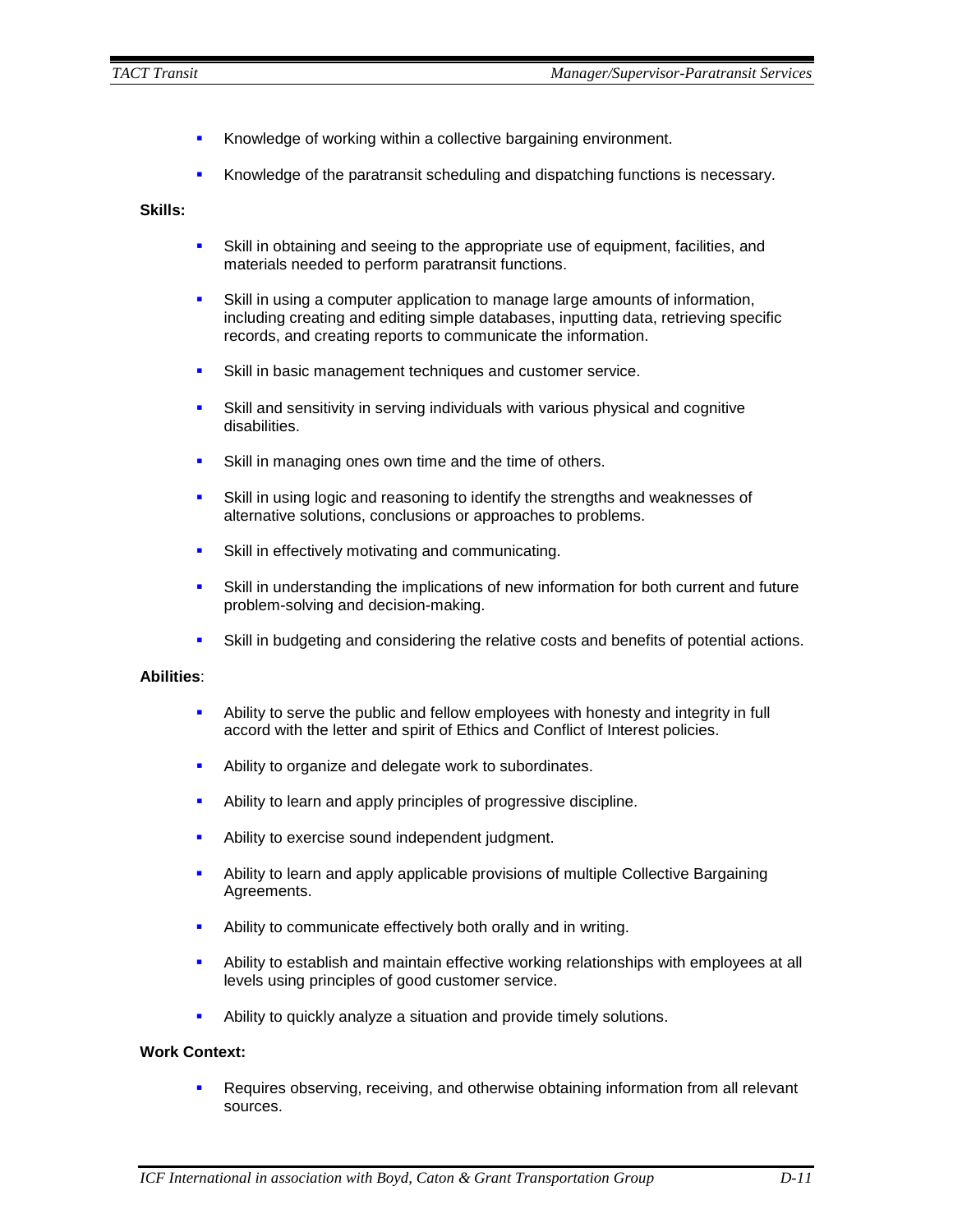- Knowledge of working within a collective bargaining environment.
- Knowledge of the paratransit scheduling and dispatching functions is necessary.

**Skills:**

- Skill in obtaining and seeing to the appropriate use of equipment, facilities, and materials needed to perform paratransit functions.
- Skill in using a computer application to manage large amounts of information, including creating and editing simple databases, inputting data, retrieving specific records, and creating reports to communicate the information.
- Skill in basic management techniques and customer service.
- Skill and sensitivity in serving individuals with various physical and cognitive disabilities.
- Skill in managing ones own time and the time of others.
- Skill in using logic and reasoning to identify the strengths and weaknesses of alternative solutions, conclusions or approaches to problems.
- Skill in effectively motivating and communicating.
- Skill in understanding the implications of new information for both current and future problem-solving and decision-making.
- Skill in budgeting and considering the relative costs and benefits of potential actions.

**Abilities**:

- Ability to serve the public and fellow employees with honesty and integrity in full accord with the letter and spirit of Ethics and Conflict of Interest policies.
- Ability to organize and delegate work to subordinates.
- Ability to learn and apply principles of progressive discipline.
- Ability to exercise sound independent judgment.
- Ability to learn and apply applicable provisions of multiple Collective Bargaining Agreements.
- Ability to communicate effectively both orally and in writing.
- Ability to establish and maintain effective working relationships with employees at all levels using principles of good customer service.
- Ability to quickly analyze a situation and provide timely solutions.

**Work Context:**

- Requires observing, receiving, and otherwise obtaining information from all relevant sources.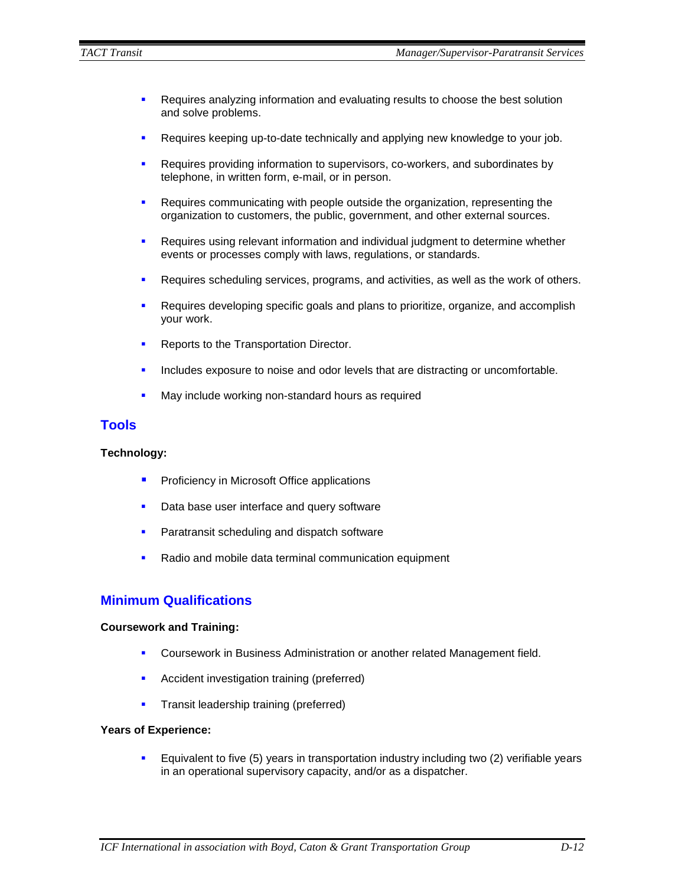- Requires analyzing information and evaluating results to choose the best solution and solve problems.
- Requires keeping up-to-date technically and applying new knowledge to your job.
- Requires providing information to supervisors, co-workers, and subordinates by telephone, in written form, e-mail, or in person.
- Requires communicating with people outside the organization, representing the organization to customers, the public, government, and other external sources.
- Requires using relevant information and individual judgment to determine whether events or processes comply with laws, regulations, or standards.
- Requires scheduling services, programs, and activities, as well as the work of others.
- Requires developing specific goals and plans to prioritize, organize, and accomplish your work.
- Reports to the Transportation Director.
- Includes exposure to noise and odor levels that are distracting or uncomfortable.
- May include working non-standard hours as required

## Tools

**Technology:**

- Proficiency in Microsoft Office applications
- Data base user interface and query software
- Paratransit scheduling and dispatch software
- Radio and mobile data terminal communication equipment

## Minimum Qualifications

**Coursework and Training:**

- Coursework in Business Administration or another related Management field.
- Accident investigation training (preferred)
- Transit leadership training (preferred)

**Years of Experience:**

- Equivalent to five (5) years in transportation industry including two (2) verifiable years in an operational supervisory capacity, and/or as a dispatcher.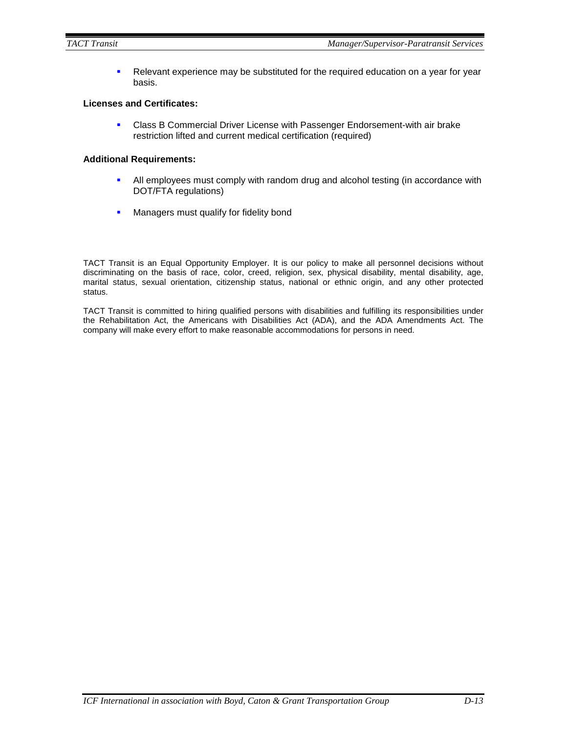- Relevant experience may be substituted for the required education on a year for year basis.

**Licenses and Certificates:**

- Class B Commercial Driver License with Passenger Endorsement-with air brake restriction lifted and current medical certification (required)

**Additional Requirements:**

- All employees must comply with random drug and alcohol testing (in accordance with DOT/FTA regulations)
- Managers must qualify for fidelity bond

TACT Transit is an Equal Opportunity Employer. It is our policy to make all personnel decisions without discriminating on the basis of race, color, creed, religion, sex, physical disability, mental disability, age, marital status, sexual orientation, citizenship status, national or ethnic origin, and any other protected status.

TACT Transit is committed to hiring qualified persons with disabilities and fulfilling its responsibilities under the Rehabilitation Act, the Americans with Disabilities Act (ADA), and the ADA Amendments Act. The company will make every effort to make reasonable accommodations for persons in need.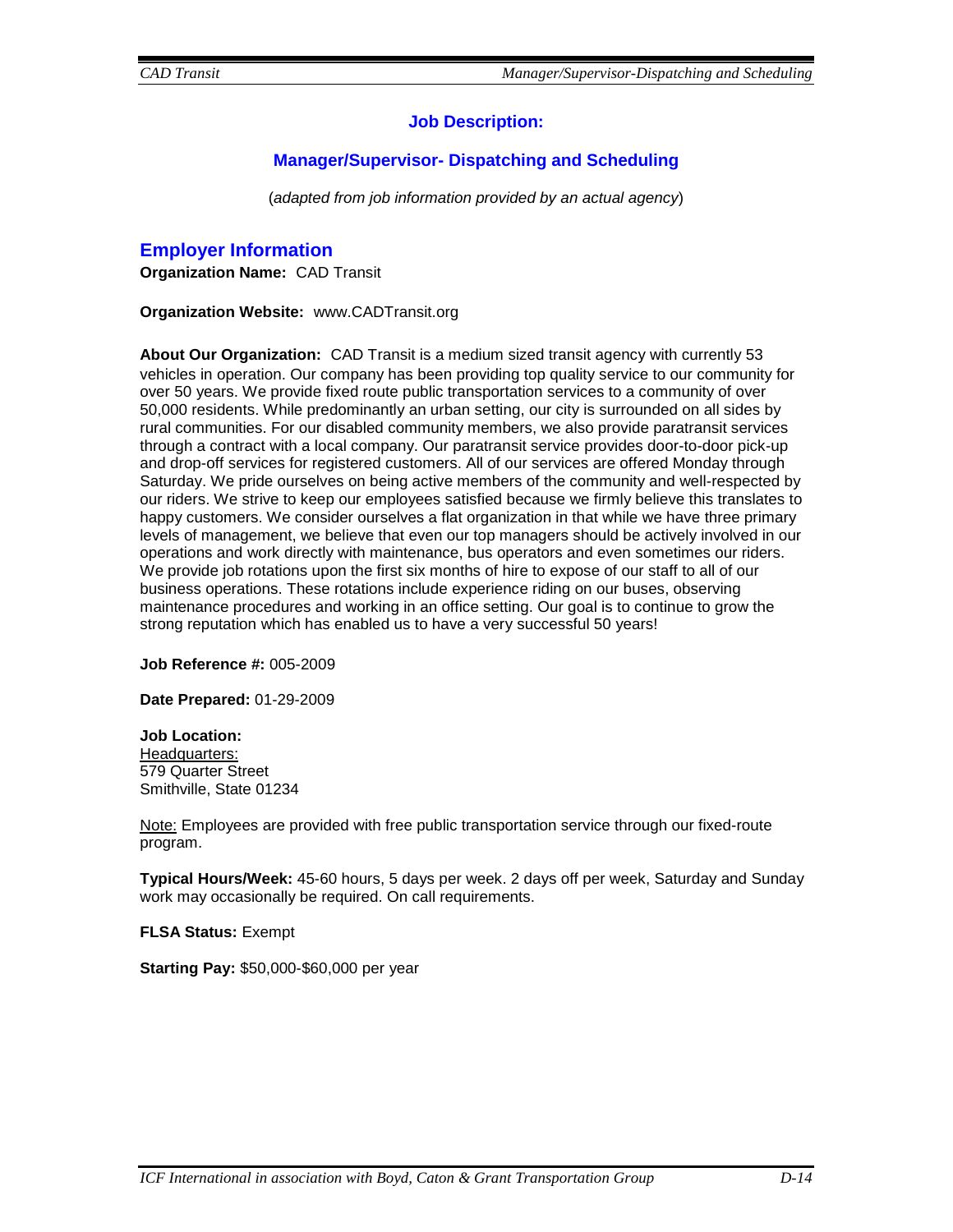## Job Description:

## Manager/Supervisor- Dispatching and Scheduling

(*adapted from job information provided by an actual agency*)

### Employer Information

**Organization Name:** CAD Transit

**Organization Website:** www.CADTransit.org

**About Our Organization:** CAD Transit is a medium sized transit agency with currently 53 vehicles in operation. Our company has been providing top quality service to our community for over 50 years. We provide fixed route public transportation services to a community of over 50,000 residents. While predominantly an urban setting, our city is surrounded on all sides by rural communities. For our disabled community members, we also provide paratransit services through a contract with a local company. Our paratransit service provides door-to-door pick-up and drop-off services for registered customers. All of our services are offered Monday through Saturday. We pride ourselves on being active members of the community and well-respected by our riders. We strive to keep our employees satisfied because we firmly believe this translates to happy customers. We consider ourselves a flat organization in that while we have three primary levels of management, we believe that even our top managers should be actively involved in our operations and work directly with maintenance, bus operators and even sometimes our riders. We provide job rotations upon the first six months of hire to expose of our staff to all of our business operations. These rotations include experience riding on our buses, observing maintenance procedures and working in an office setting. Our goal is to continue to grow the strong reputation which has enabled us to have a very successful 50 years!

**Job Reference #:** 005-2009

**Date Prepared:** 01-29-2009

**Job Location:**
Headquarters:
579 Quarter Street
Smithville, State 01234

Note: Employees are provided with free public transportation service through our fixed-route program.

**Typical Hours/Week:** 45-60 hours, 5 days per week. 2 days off per week, Saturday and Sunday work may occasionally be required. On call requirements.

**FLSA Status:** Exempt

**Starting Pay:** $50,000-$60,000 per year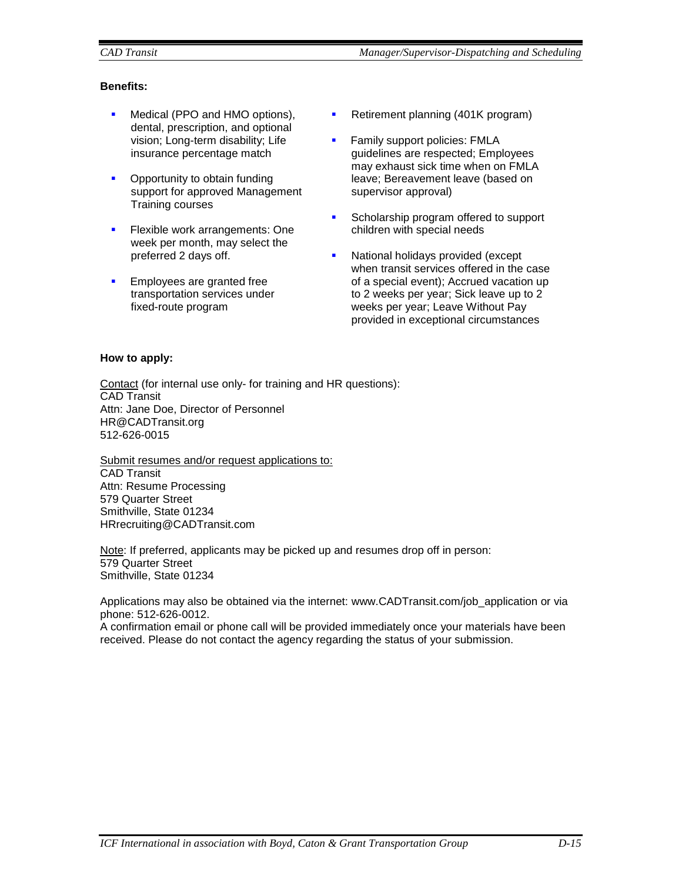**Benefits:**

- Medical (PPO and HMO options), dental, prescription, and optional vision; Long-term disability; Life insurance percentage match
- Opportunity to obtain funding support for approved Management Training courses
- Flexible work arrangements: One week per month, may select the preferred 2 days off.
- Employees are granted free transportation services under fixed-route program
- Retirement planning (401K program)
- Family support policies: FMLA guidelines are respected; Employees may exhaust sick time when on FMLA leave; Bereavement leave (based on supervisor approval)
- Scholarship program offered to support children with special needs
- National holidays provided (except when transit services offered in the case of a special event); Accrued vacation up to 2 weeks per year; Sick leave up to 2 weeks per year; Leave Without Pay provided in exceptional circumstances

**How to apply:**

Contact (for internal use only- for training and HR questions):
CAD Transit
Attn: Jane Doe, Director of Personnel
HR@CADTransit.org
512-626-0015

Submit resumes and/or request applications to:
CAD Transit
Attn: Resume Processing
579 Quarter Street
Smithville, State 01234
HRrecruiting@CADTransit.com

Note: If preferred, applicants may be picked up and resumes drop off in person:
579 Quarter Street
Smithville, State 01234

Applications may also be obtained via the internet: www.CADTransit.com/job_application or via phone: 512-626-0012.
A confirmation email or phone call will be provided immediately once your materials have been received. Please do not contact the agency regarding the status of your submission.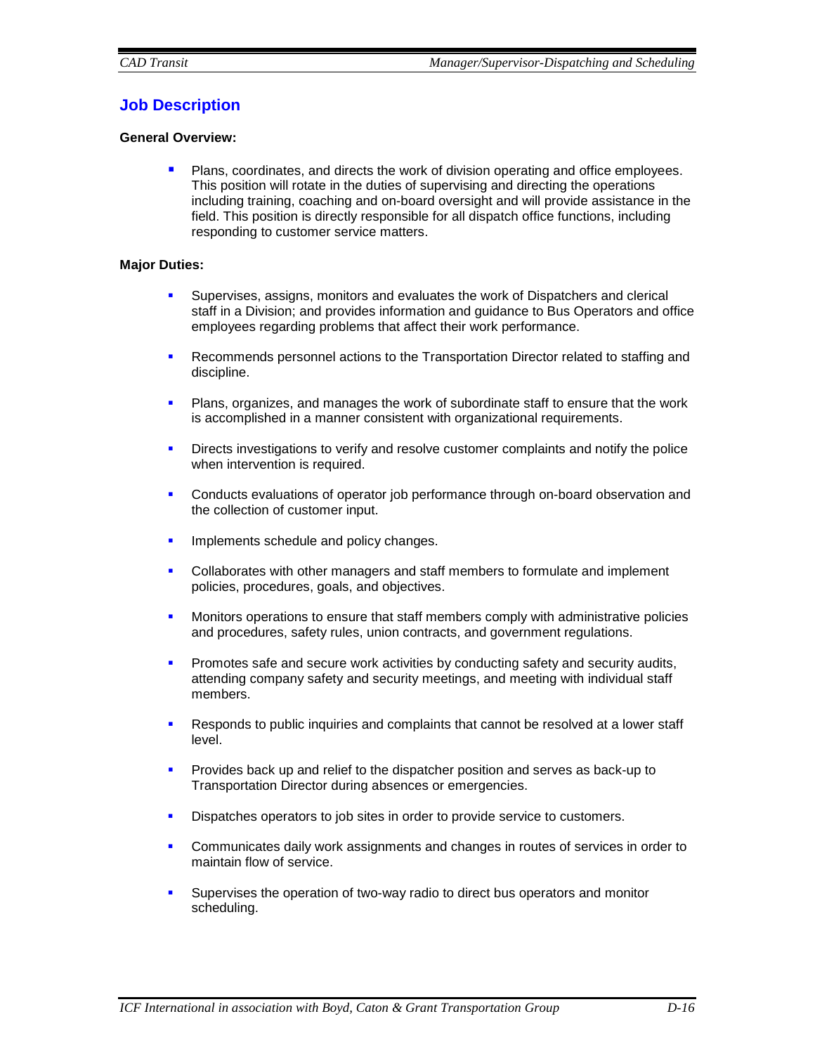## Job Description

**General Overview:**

- Plans, coordinates, and directs the work of division operating and office employees. This position will rotate in the duties of supervising and directing the operations including training, coaching and on-board oversight and will provide assistance in the field. This position is directly responsible for all dispatch office functions, including responding to customer service matters.

**Major Duties:**

- Supervises, assigns, monitors and evaluates the work of Dispatchers and clerical staff in a Division; and provides information and guidance to Bus Operators and office employees regarding problems that affect their work performance.
- Recommends personnel actions to the Transportation Director related to staffing and discipline.
- Plans, organizes, and manages the work of subordinate staff to ensure that the work is accomplished in a manner consistent with organizational requirements.
- Directs investigations to verify and resolve customer complaints and notify the police when intervention is required.
- Conducts evaluations of operator job performance through on-board observation and the collection of customer input.
- Implements schedule and policy changes.
- Collaborates with other managers and staff members to formulate and implement policies, procedures, goals, and objectives.
- Monitors operations to ensure that staff members comply with administrative policies and procedures, safety rules, union contracts, and government regulations.
- Promotes safe and secure work activities by conducting safety and security audits, attending company safety and security meetings, and meeting with individual staff members.
- Responds to public inquiries and complaints that cannot be resolved at a lower staff level.
- Provides back up and relief to the dispatcher position and serves as back-up to Transportation Director during absences or emergencies.
- Dispatches operators to job sites in order to provide service to customers.
- Communicates daily work assignments and changes in routes of services in order to maintain flow of service.
- Supervises the operation of two-way radio to direct bus operators and monitor scheduling.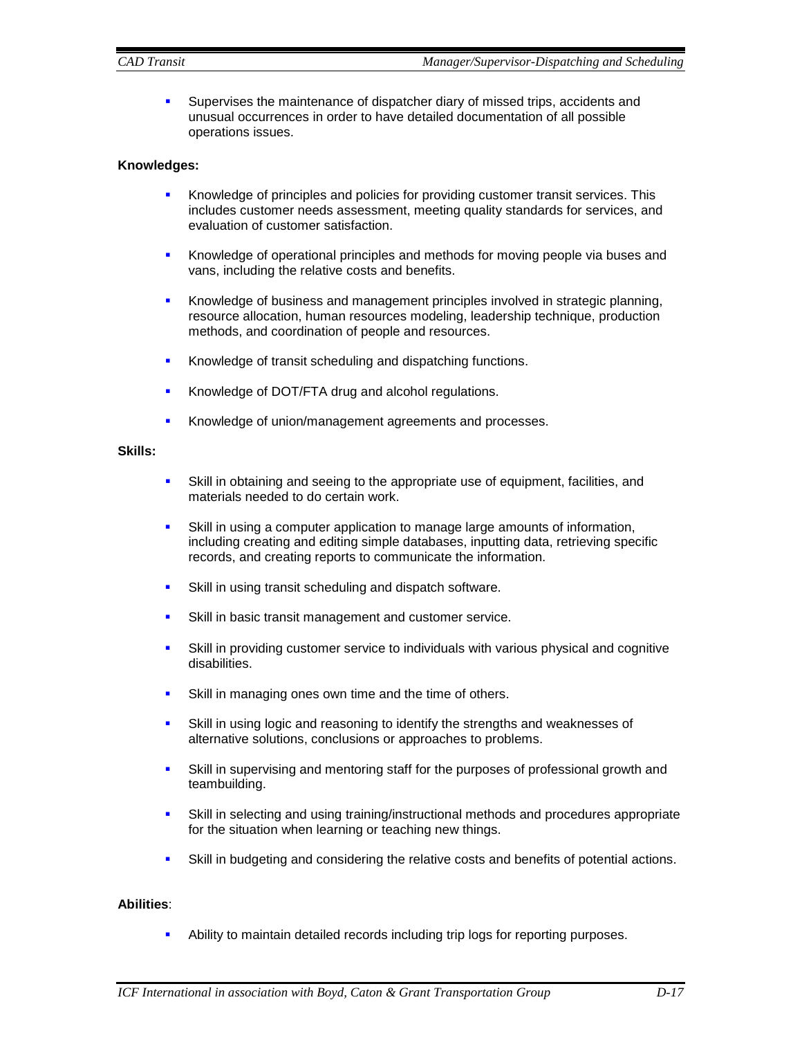- Supervises the maintenance of dispatcher diary of missed trips, accidents and unusual occurrences in order to have detailed documentation of all possible operations issues.

**Knowledges:**

- Knowledge of principles and policies for providing customer transit services. This includes customer needs assessment, meeting quality standards for services, and evaluation of customer satisfaction.
- Knowledge of operational principles and methods for moving people via buses and vans, including the relative costs and benefits.
- Knowledge of business and management principles involved in strategic planning, resource allocation, human resources modeling, leadership technique, production methods, and coordination of people and resources.
- Knowledge of transit scheduling and dispatching functions.
- Knowledge of DOT/FTA drug and alcohol regulations.
- Knowledge of union/management agreements and processes.

**Skills:**

- Skill in obtaining and seeing to the appropriate use of equipment, facilities, and materials needed to do certain work.
- Skill in using a computer application to manage large amounts of information, including creating and editing simple databases, inputting data, retrieving specific records, and creating reports to communicate the information.
- Skill in using transit scheduling and dispatch software.
- Skill in basic transit management and customer service.
- Skill in providing customer service to individuals with various physical and cognitive disabilities.
- Skill in managing ones own time and the time of others.
- Skill in using logic and reasoning to identify the strengths and weaknesses of alternative solutions, conclusions or approaches to problems.
- Skill in supervising and mentoring staff for the purposes of professional growth and teambuilding.
- Skill in selecting and using training/instructional methods and procedures appropriate for the situation when learning or teaching new things.
- Skill in budgeting and considering the relative costs and benefits of potential actions.

**Abilities**:

- Ability to maintain detailed records including trip logs for reporting purposes.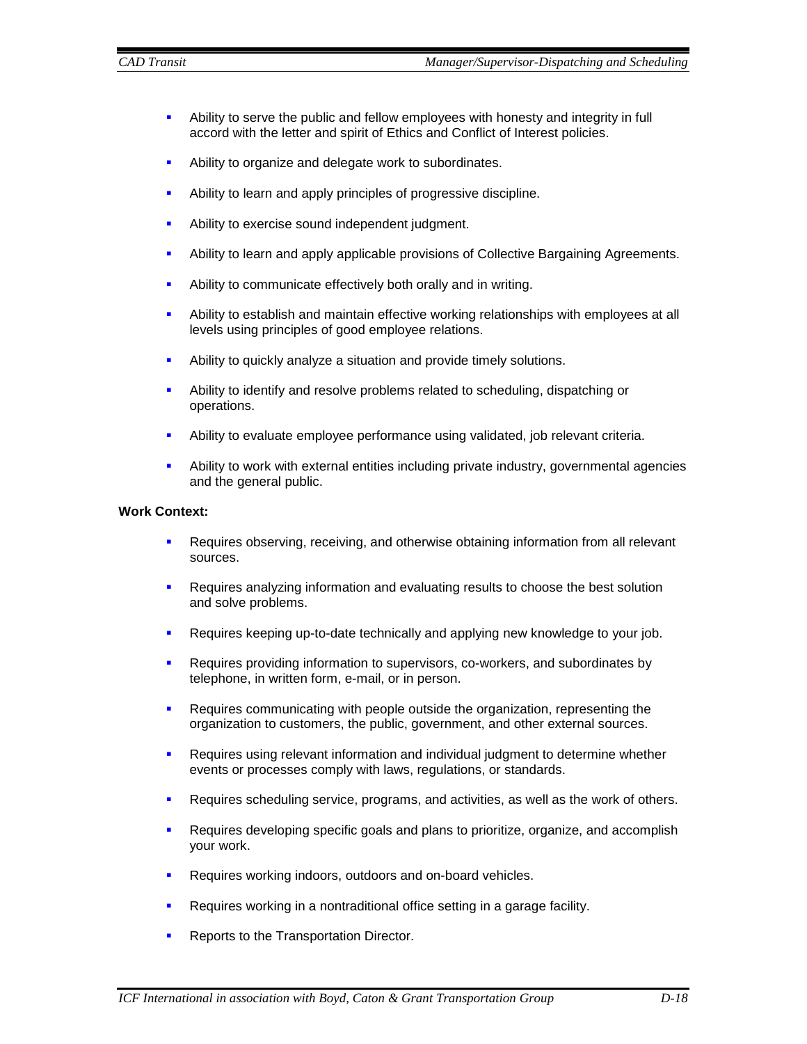- Ability to serve the public and fellow employees with honesty and integrity in full accord with the letter and spirit of Ethics and Conflict of Interest policies.
- Ability to organize and delegate work to subordinates.
- Ability to learn and apply principles of progressive discipline.
- Ability to exercise sound independent judgment.
- Ability to learn and apply applicable provisions of Collective Bargaining Agreements.
- Ability to communicate effectively both orally and in writing.
- Ability to establish and maintain effective working relationships with employees at all levels using principles of good employee relations.
- Ability to quickly analyze a situation and provide timely solutions.
- Ability to identify and resolve problems related to scheduling, dispatching or operations.
- Ability to evaluate employee performance using validated, job relevant criteria.
- Ability to work with external entities including private industry, governmental agencies and the general public.

**Work Context:**

- Requires observing, receiving, and otherwise obtaining information from all relevant sources.
- Requires analyzing information and evaluating results to choose the best solution and solve problems.
- Requires keeping up-to-date technically and applying new knowledge to your job.
- Requires providing information to supervisors, co-workers, and subordinates by telephone, in written form, e-mail, or in person.
- Requires communicating with people outside the organization, representing the organization to customers, the public, government, and other external sources.
- Requires using relevant information and individual judgment to determine whether events or processes comply with laws, regulations, or standards.
- Requires scheduling service, programs, and activities, as well as the work of others.
- Requires developing specific goals and plans to prioritize, organize, and accomplish your work.
- Requires working indoors, outdoors and on-board vehicles.
- Requires working in a nontraditional office setting in a garage facility.
- Reports to the Transportation Director.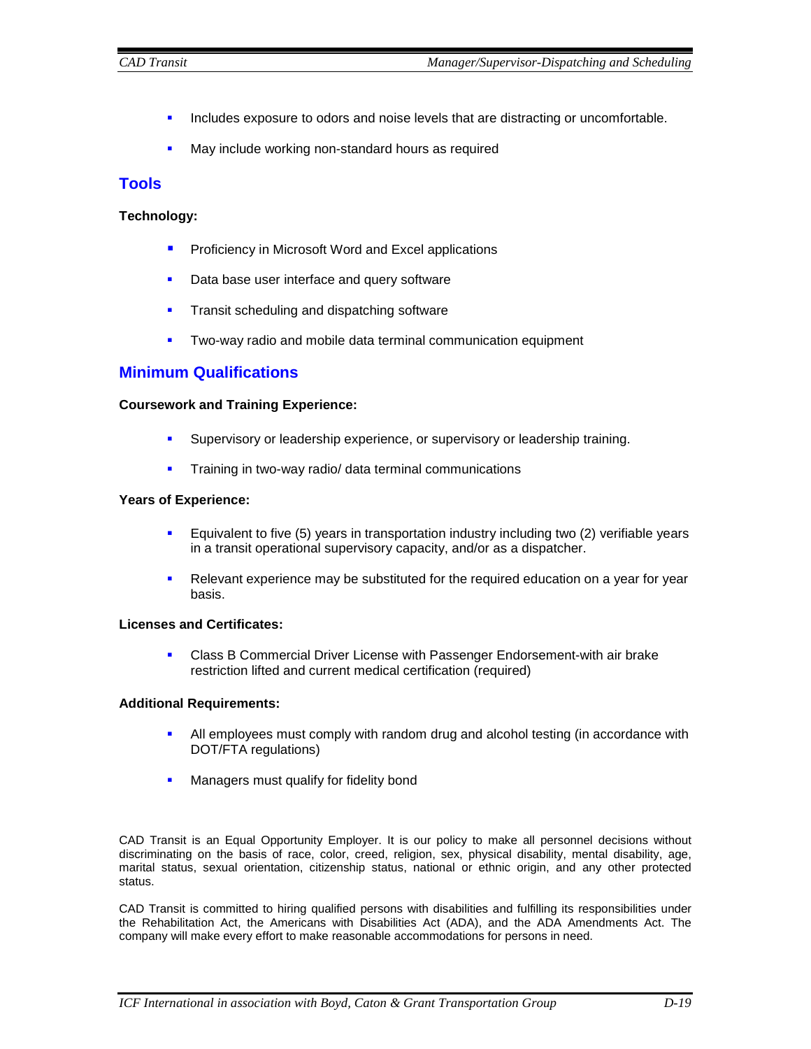- Includes exposure to odors and noise levels that are distracting or uncomfortable.
- May include working non-standard hours as required

## Tools

**Technology:**

- Proficiency in Microsoft Word and Excel applications
- Data base user interface and query software
- Transit scheduling and dispatching software
- Two-way radio and mobile data terminal communication equipment

## Minimum Qualifications

**Coursework and Training Experience:**

- Supervisory or leadership experience, or supervisory or leadership training.
- Training in two-way radio/ data terminal communications

**Years of Experience:**

- Equivalent to five (5) years in transportation industry including two (2) verifiable years in a transit operational supervisory capacity, and/or as a dispatcher.
- Relevant experience may be substituted for the required education on a year for year basis.

**Licenses and Certificates:**

- Class B Commercial Driver License with Passenger Endorsement-with air brake restriction lifted and current medical certification (required)

**Additional Requirements:**

- All employees must comply with random drug and alcohol testing (in accordance with DOT/FTA regulations)
- Managers must qualify for fidelity bond

CAD Transit is an Equal Opportunity Employer. It is our policy to make all personnel decisions without discriminating on the basis of race, color, creed, religion, sex, physical disability, mental disability, age, marital status, sexual orientation, citizenship status, national or ethnic origin, and any other protected status.

CAD Transit is committed to hiring qualified persons with disabilities and fulfilling its responsibilities under the Rehabilitation Act, the Americans with Disabilities Act (ADA), and the ADA Amendments Act. The company will make every effort to make reasonable accommodations for persons in need.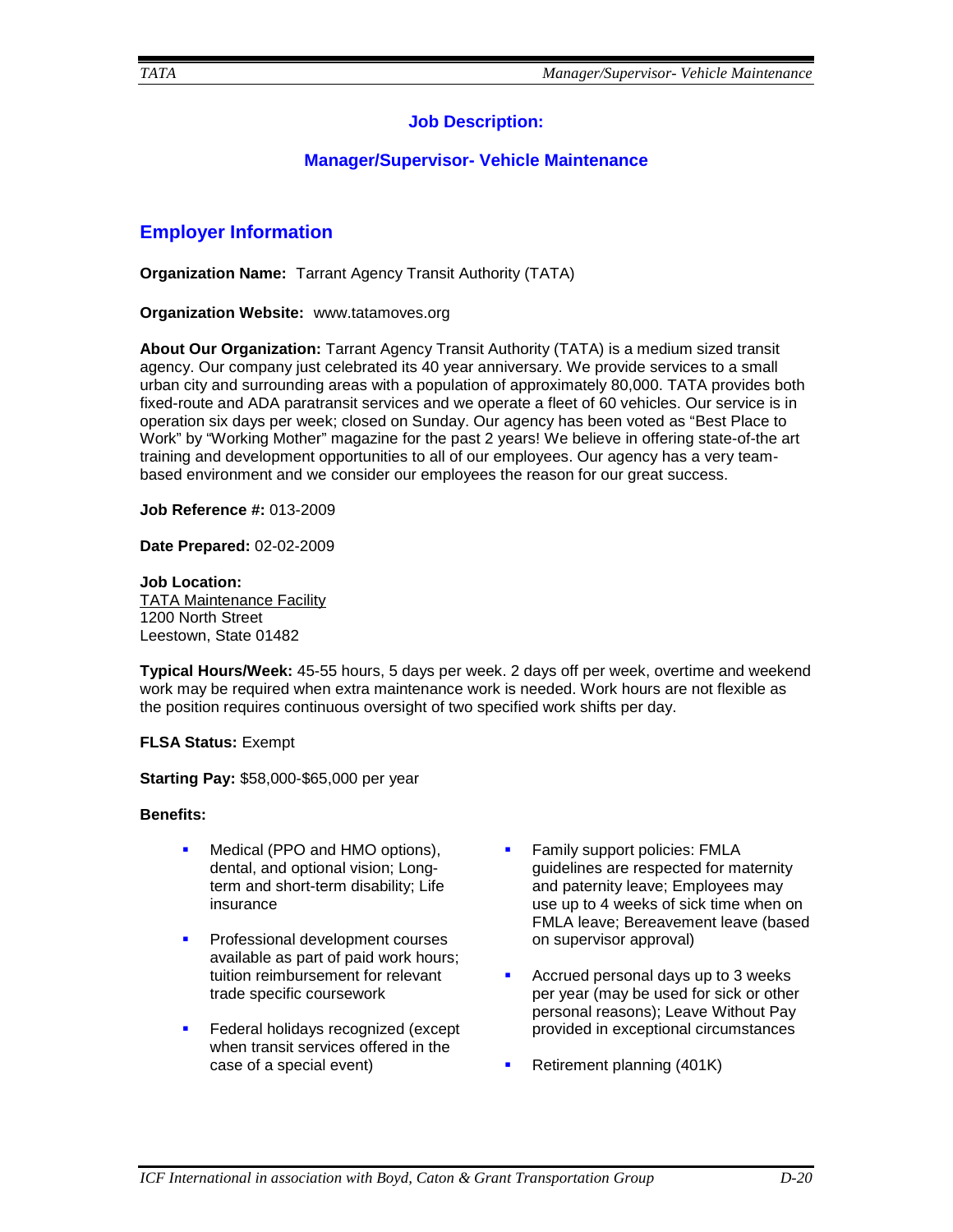## Job Description:

## Manager/Supervisor- Vehicle Maintenance

### Employer Information

**Organization Name:** Tarrant Agency Transit Authority (TATA)

**Organization Website:** www.tatamoves.org

**About Our Organization:** Tarrant Agency Transit Authority (TATA) is a medium sized transit agency. Our company just celebrated its 40 year anniversary. We provide services to a small urban city and surrounding areas with a population of approximately 80,000. TATA provides both fixed-route and ADA paratransit services and we operate a fleet of 60 vehicles. Our service is in operation six days per week; closed on Sunday. Our agency has been voted as "Best Place to Work" by "Working Mother" magazine for the past 2 years! We believe in offering state-of-the art training and development opportunities to all of our employees. Our agency has a very team-based environment and we consider our employees the reason for our great success.

**Job Reference #:** 013-2009

**Date Prepared:** 02-02-2009

**Job Location:**
TATA Maintenance Facility
1200 North Street
Leestown, State 01482

**Typical Hours/Week:** 45-55 hours, 5 days per week. 2 days off per week, overtime and weekend work may be required when extra maintenance work is needed. Work hours are not flexible as the position requires continuous oversight of two specified work shifts per day.

**FLSA Status:** Exempt

**Starting Pay:** $58,000-$65,000 per year

**Benefits:**

- Medical (PPO and HMO options), dental, and optional vision; Long-term and short-term disability; Life insurance
- Professional development courses available as part of paid work hours; tuition reimbursement for relevant trade specific coursework
- Federal holidays recognized (except when transit services offered in the case of a special event)
- Family support policies: FMLA guidelines are respected for maternity and paternity leave; Employees may use up to 4 weeks of sick time when on FMLA leave; Bereavement leave (based on supervisor approval)
- Accrued personal days up to 3 weeks per year (may be used for sick or other personal reasons); Leave Without Pay provided in exceptional circumstances
- Retirement planning (401K)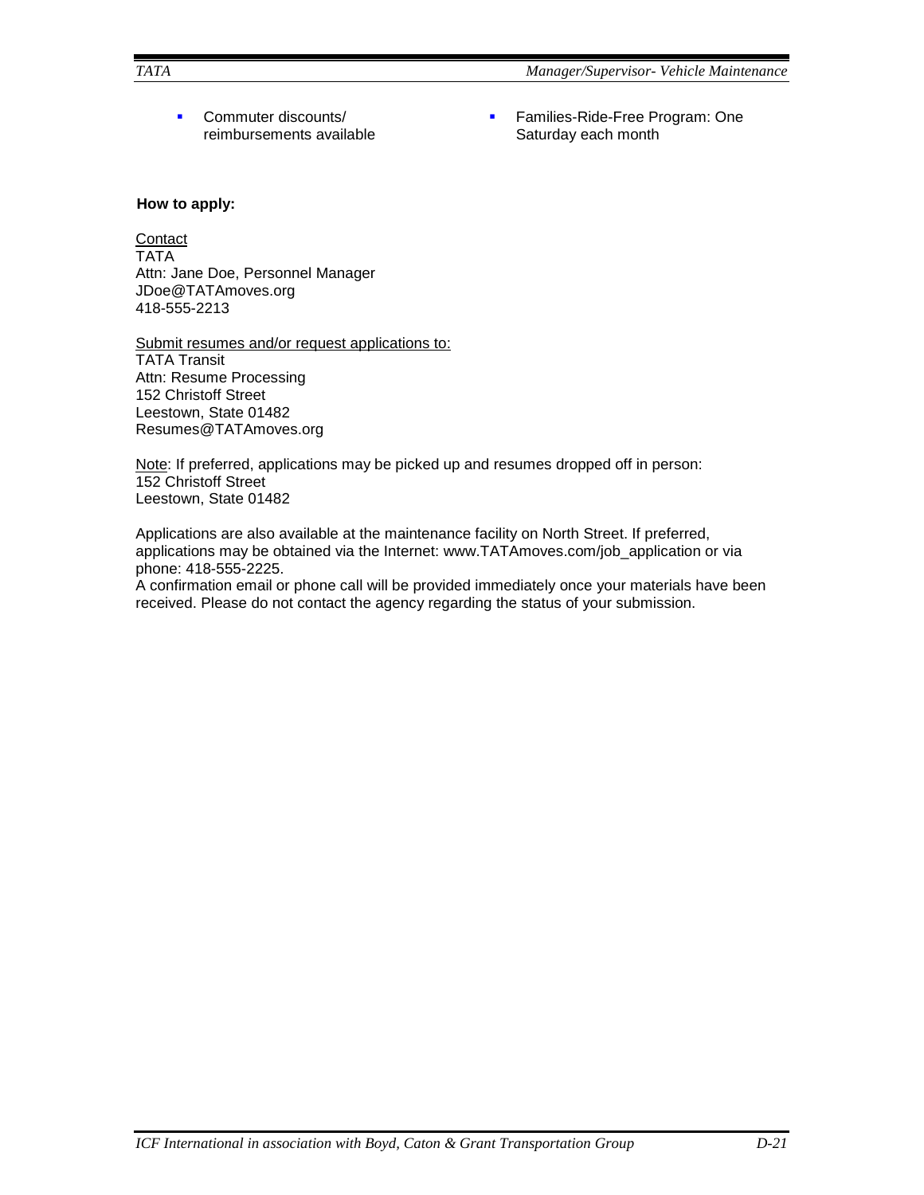- Commuter discounts/ reimbursements available
- Families-Ride-Free Program: One Saturday each month

**How to apply:**

Contact
TATA
Attn: Jane Doe, Personnel Manager
JDoe@TATAmoves.org
418-555-2213

Submit resumes and/or request applications to:
TATA Transit
Attn: Resume Processing
152 Christoff Street
Leestown, State 01482
Resumes@TATAmoves.org

Note: If preferred, applications may be picked up and resumes dropped off in person:
152 Christoff Street
Leestown, State 01482

Applications are also available at the maintenance facility on North Street. If preferred, applications may be obtained via the Internet: www.TATAmoves.com/job_application or via phone: 418-555-2225.
A confirmation email or phone call will be provided immediately once your materials have been received. Please do not contact the agency regarding the status of your submission.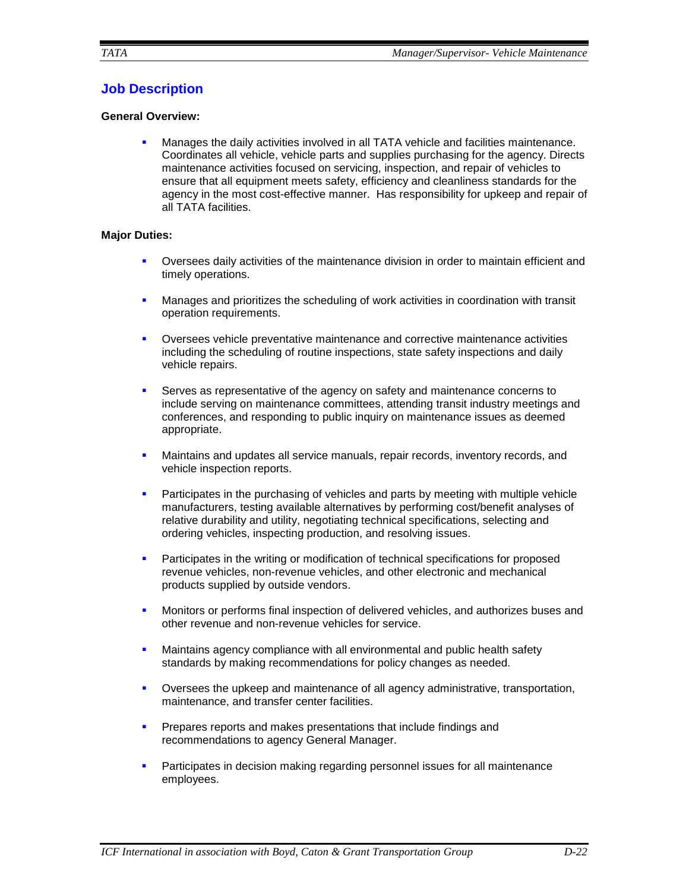## Job Description

**General Overview:**

- Manages the daily activities involved in all TATA vehicle and facilities maintenance. Coordinates all vehicle, vehicle parts and supplies purchasing for the agency. Directs maintenance activities focused on servicing, inspection, and repair of vehicles to ensure that all equipment meets safety, efficiency and cleanliness standards for the agency in the most cost-effective manner. Has responsibility for upkeep and repair of all TATA facilities.

**Major Duties:**

- Oversees daily activities of the maintenance division in order to maintain efficient and timely operations.

- Manages and prioritizes the scheduling of work activities in coordination with transit operation requirements.

- Oversees vehicle preventative maintenance and corrective maintenance activities including the scheduling of routine inspections, state safety inspections and daily vehicle repairs.

- Serves as representative of the agency on safety and maintenance concerns to include serving on maintenance committees, attending transit industry meetings and conferences, and responding to public inquiry on maintenance issues as deemed appropriate.

- Maintains and updates all service manuals, repair records, inventory records, and vehicle inspection reports.

- Participates in the purchasing of vehicles and parts by meeting with multiple vehicle manufacturers, testing available alternatives by performing cost/benefit analyses of relative durability and utility, negotiating technical specifications, selecting and ordering vehicles, inspecting production, and resolving issues.

- Participates in the writing or modification of technical specifications for proposed revenue vehicles, non-revenue vehicles, and other electronic and mechanical products supplied by outside vendors.

- Monitors or performs final inspection of delivered vehicles, and authorizes buses and other revenue and non-revenue vehicles for service.

- Maintains agency compliance with all environmental and public health safety standards by making recommendations for policy changes as needed.

- Oversees the upkeep and maintenance of all agency administrative, transportation, maintenance, and transfer center facilities.

- Prepares reports and makes presentations that include findings and recommendations to agency General Manager.

- Participates in decision making regarding personnel issues for all maintenance employees.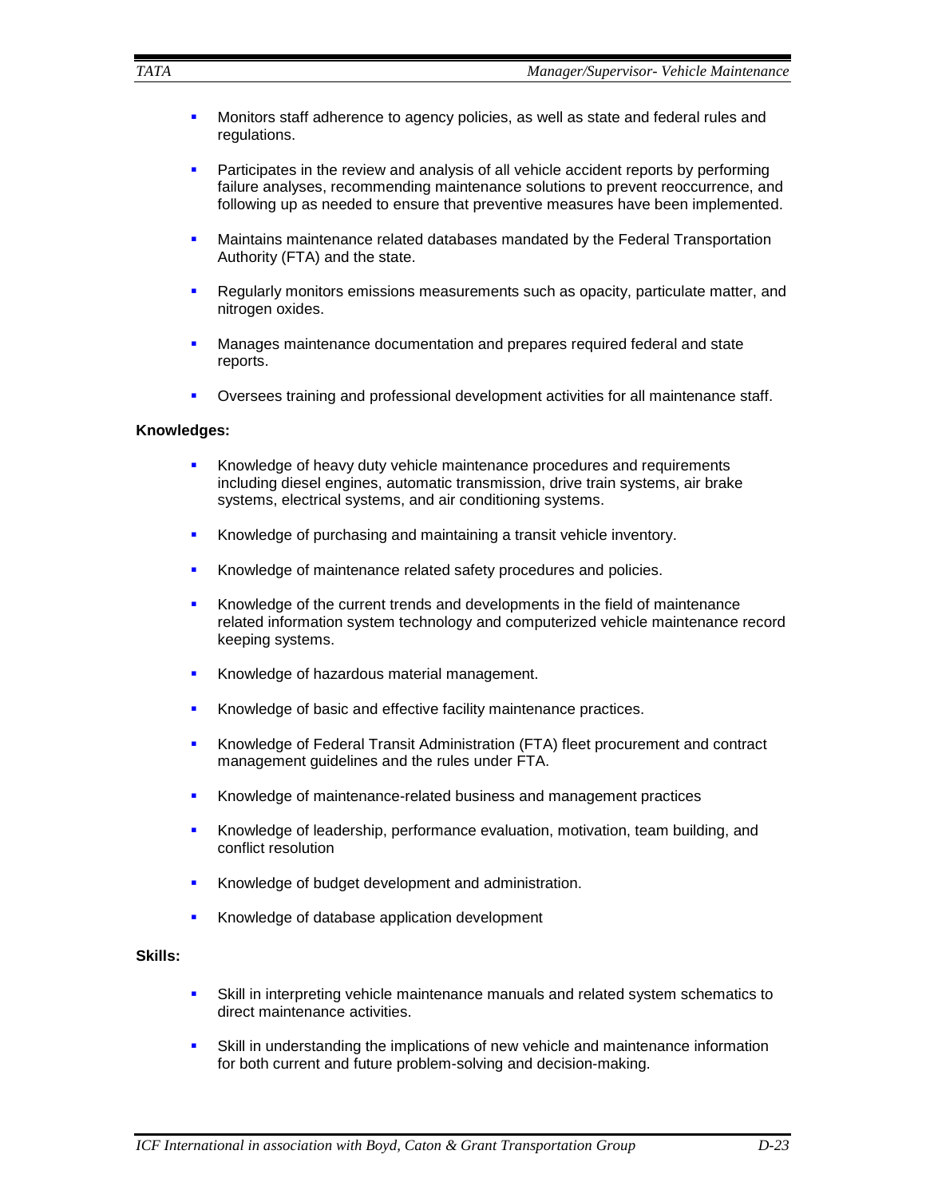- Monitors staff adherence to agency policies, as well as state and federal rules and regulations.
- Participates in the review and analysis of all vehicle accident reports by performing failure analyses, recommending maintenance solutions to prevent reoccurrence, and following up as needed to ensure that preventive measures have been implemented.
- Maintains maintenance related databases mandated by the Federal Transportation Authority (FTA) and the state.
- Regularly monitors emissions measurements such as opacity, particulate matter, and nitrogen oxides.
- Manages maintenance documentation and prepares required federal and state reports.
- Oversees training and professional development activities for all maintenance staff.

**Knowledges:**

- Knowledge of heavy duty vehicle maintenance procedures and requirements including diesel engines, automatic transmission, drive train systems, air brake systems, electrical systems, and air conditioning systems.
- Knowledge of purchasing and maintaining a transit vehicle inventory.
- Knowledge of maintenance related safety procedures and policies.
- Knowledge of the current trends and developments in the field of maintenance related information system technology and computerized vehicle maintenance record keeping systems.
- Knowledge of hazardous material management.
- Knowledge of basic and effective facility maintenance practices.
- Knowledge of Federal Transit Administration (FTA) fleet procurement and contract management guidelines and the rules under FTA.
- Knowledge of maintenance-related business and management practices
- Knowledge of leadership, performance evaluation, motivation, team building, and conflict resolution
- Knowledge of budget development and administration.
- Knowledge of database application development

**Skills:**

- Skill in interpreting vehicle maintenance manuals and related system schematics to direct maintenance activities.
- Skill in understanding the implications of new vehicle and maintenance information for both current and future problem-solving and decision-making.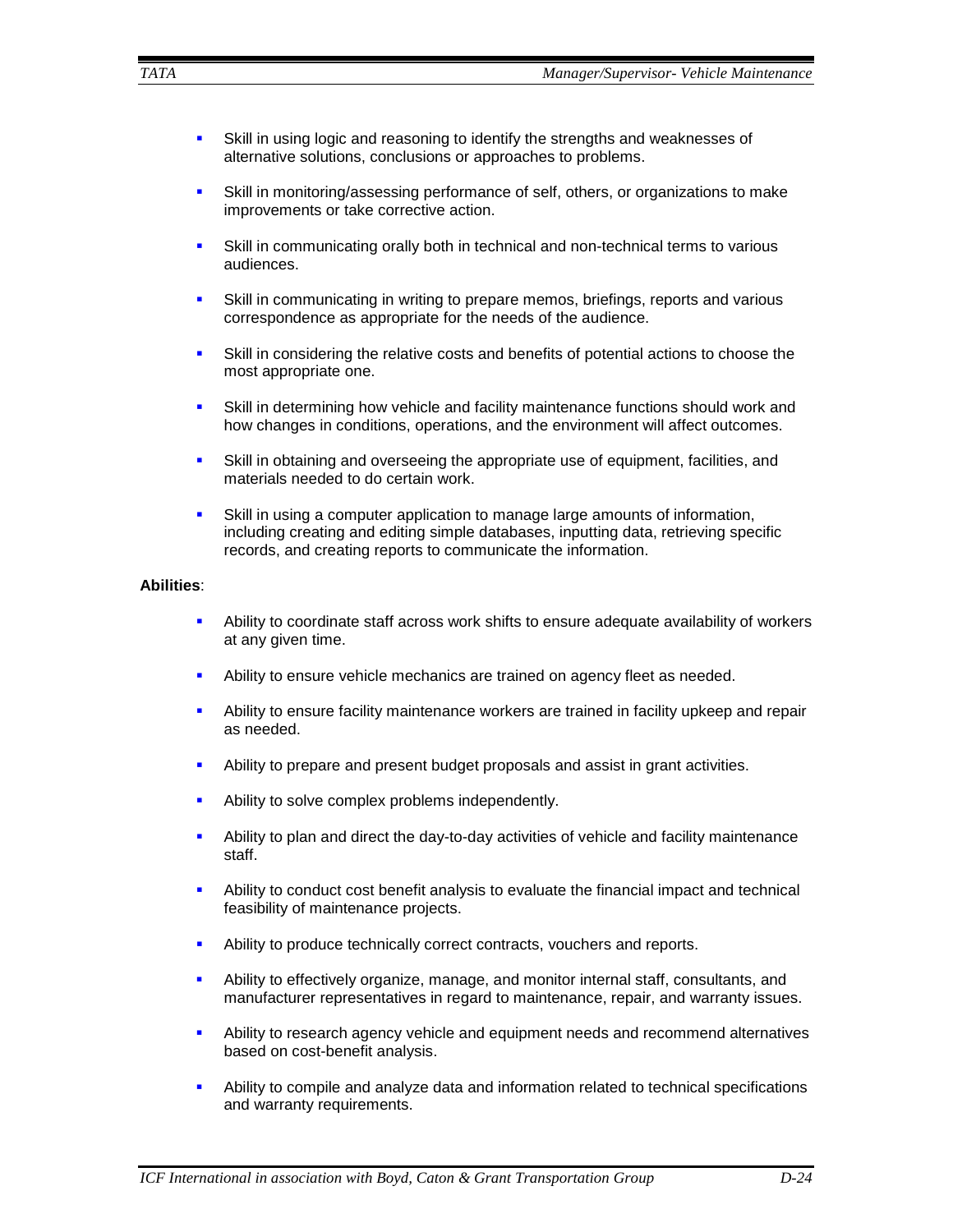- Skill in using logic and reasoning to identify the strengths and weaknesses of alternative solutions, conclusions or approaches to problems.

- Skill in monitoring/assessing performance of self, others, or organizations to make improvements or take corrective action.

- Skill in communicating orally both in technical and non-technical terms to various audiences.

- Skill in communicating in writing to prepare memos, briefings, reports and various correspondence as appropriate for the needs of the audience.

- Skill in considering the relative costs and benefits of potential actions to choose the most appropriate one.

- Skill in determining how vehicle and facility maintenance functions should work and how changes in conditions, operations, and the environment will affect outcomes.

- Skill in obtaining and overseeing the appropriate use of equipment, facilities, and materials needed to do certain work.

- Skill in using a computer application to manage large amounts of information, including creating and editing simple databases, inputting data, retrieving specific records, and creating reports to communicate the information.

**Abilities**:

- Ability to coordinate staff across work shifts to ensure adequate availability of workers at any given time.

- Ability to ensure vehicle mechanics are trained on agency fleet as needed.

- Ability to ensure facility maintenance workers are trained in facility upkeep and repair as needed.

- Ability to prepare and present budget proposals and assist in grant activities.

- Ability to solve complex problems independently.

- Ability to plan and direct the day-to-day activities of vehicle and facility maintenance staff.

- Ability to conduct cost benefit analysis to evaluate the financial impact and technical feasibility of maintenance projects.

- Ability to produce technically correct contracts, vouchers and reports.

- Ability to effectively organize, manage, and monitor internal staff, consultants, and manufacturer representatives in regard to maintenance, repair, and warranty issues.

- Ability to research agency vehicle and equipment needs and recommend alternatives based on cost-benefit analysis.

- Ability to compile and analyze data and information related to technical specifications and warranty requirements.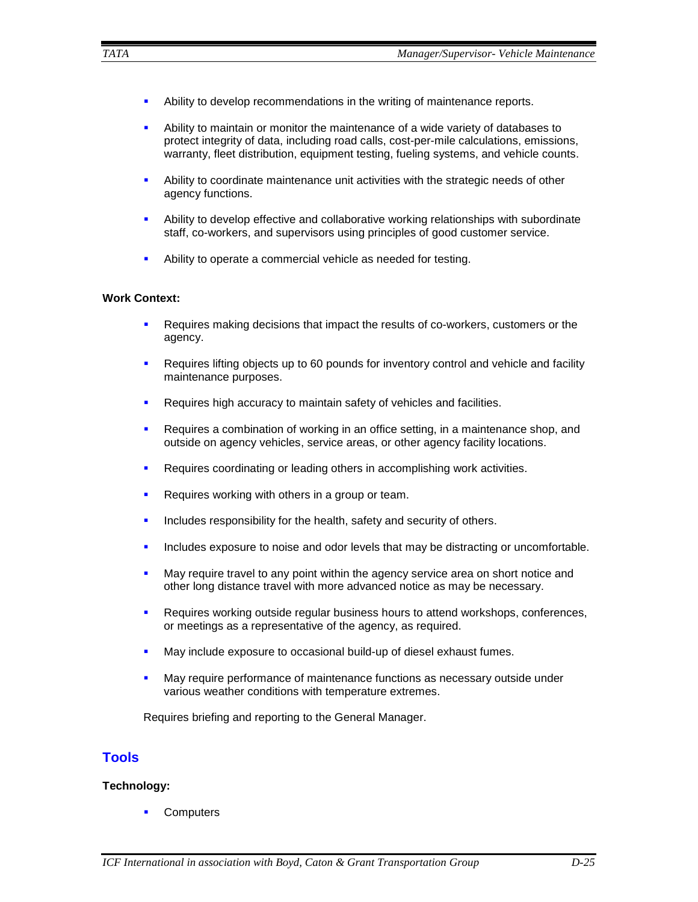- Ability to develop recommendations in the writing of maintenance reports.

- Ability to maintain or monitor the maintenance of a wide variety of databases to protect integrity of data, including road calls, cost-per-mile calculations, emissions, warranty, fleet distribution, equipment testing, fueling systems, and vehicle counts.

- Ability to coordinate maintenance unit activities with the strategic needs of other agency functions.

- Ability to develop effective and collaborative working relationships with subordinate staff, co-workers, and supervisors using principles of good customer service.

- Ability to operate a commercial vehicle as needed for testing.

**Work Context:**

- Requires making decisions that impact the results of co-workers, customers or the agency.

- Requires lifting objects up to 60 pounds for inventory control and vehicle and facility maintenance purposes.

- Requires high accuracy to maintain safety of vehicles and facilities.

- Requires a combination of working in an office setting, in a maintenance shop, and outside on agency vehicles, service areas, or other agency facility locations.

- Requires coordinating or leading others in accomplishing work activities.

- Requires working with others in a group or team.

- Includes responsibility for the health, safety and security of others.

- Includes exposure to noise and odor levels that may be distracting or uncomfortable.

- May require travel to any point within the agency service area on short notice and other long distance travel with more advanced notice as may be necessary.

- Requires working outside regular business hours to attend workshops, conferences, or meetings as a representative of the agency, as required.

- May include exposure to occasional build-up of diesel exhaust fumes.

- May require performance of maintenance functions as necessary outside under various weather conditions with temperature extremes.

Requires briefing and reporting to the General Manager.

## Tools

**Technology:**

- Computers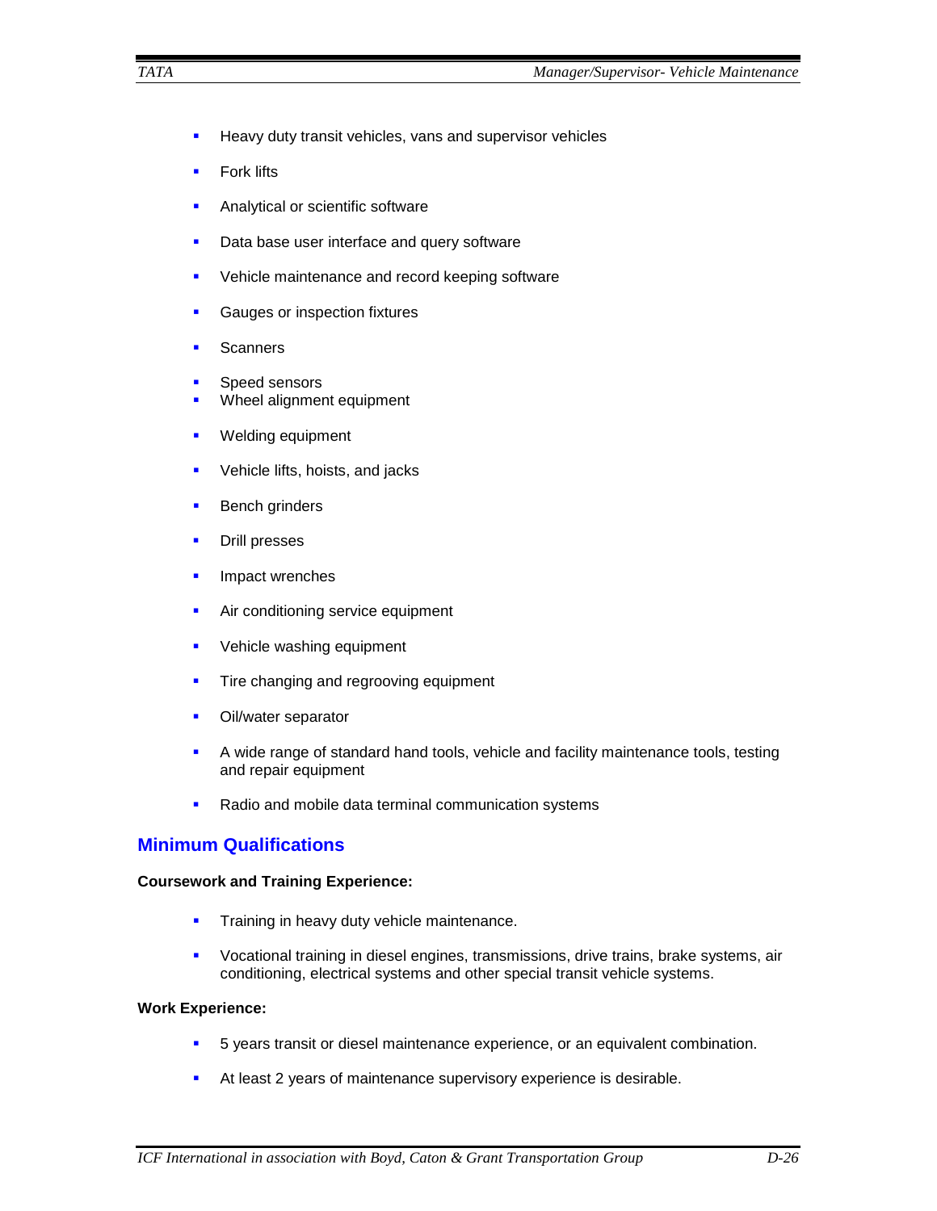- Heavy duty transit vehicles, vans and supervisor vehicles
- Fork lifts
- Analytical or scientific software
- Data base user interface and query software
- Vehicle maintenance and record keeping software
- Gauges or inspection fixtures
- Scanners
- Speed sensors
- Wheel alignment equipment
- Welding equipment
- Vehicle lifts, hoists, and jacks
- Bench grinders
- Drill presses
- Impact wrenches
- Air conditioning service equipment
- Vehicle washing equipment
- Tire changing and regrooving equipment
- Oil/water separator
- A wide range of standard hand tools, vehicle and facility maintenance tools, testing and repair equipment
- Radio and mobile data terminal communication systems

## Minimum Qualifications

**Coursework and Training Experience:**

- Training in heavy duty vehicle maintenance.
- Vocational training in diesel engines, transmissions, drive trains, brake systems, air conditioning, electrical systems and other special transit vehicle systems.

**Work Experience:**

- 5 years transit or diesel maintenance experience, or an equivalent combination.
- At least 2 years of maintenance supervisory experience is desirable.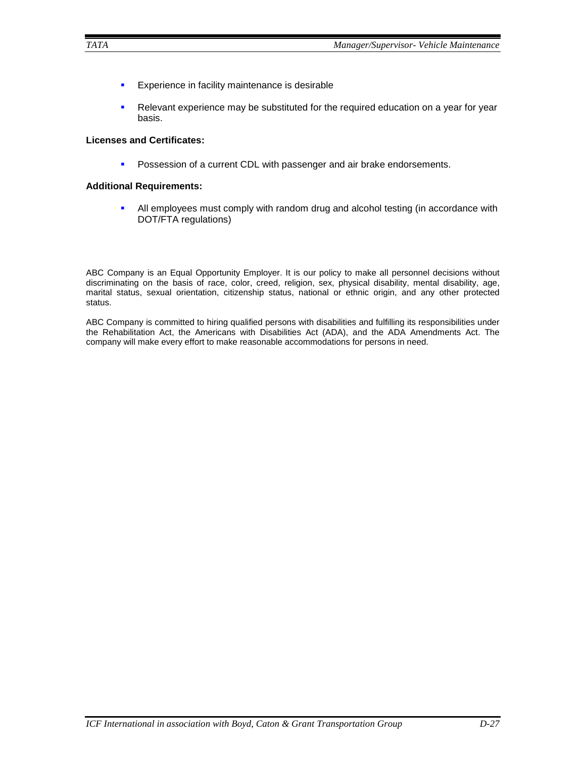- Experience in facility maintenance is desirable
- Relevant experience may be substituted for the required education on a year for year basis.

**Licenses and Certificates:**

- Possession of a current CDL with passenger and air brake endorsements.

**Additional Requirements:**

- All employees must comply with random drug and alcohol testing (in accordance with DOT/FTA regulations)

ABC Company is an Equal Opportunity Employer. It is our policy to make all personnel decisions without discriminating on the basis of race, color, creed, religion, sex, physical disability, mental disability, age, marital status, sexual orientation, citizenship status, national or ethnic origin, and any other protected status.

ABC Company is committed to hiring qualified persons with disabilities and fulfilling its responsibilities under the Rehabilitation Act, the Americans with Disabilities Act (ADA), and the ADA Amendments Act. The company will make every effort to make reasonable accommodations for persons in need.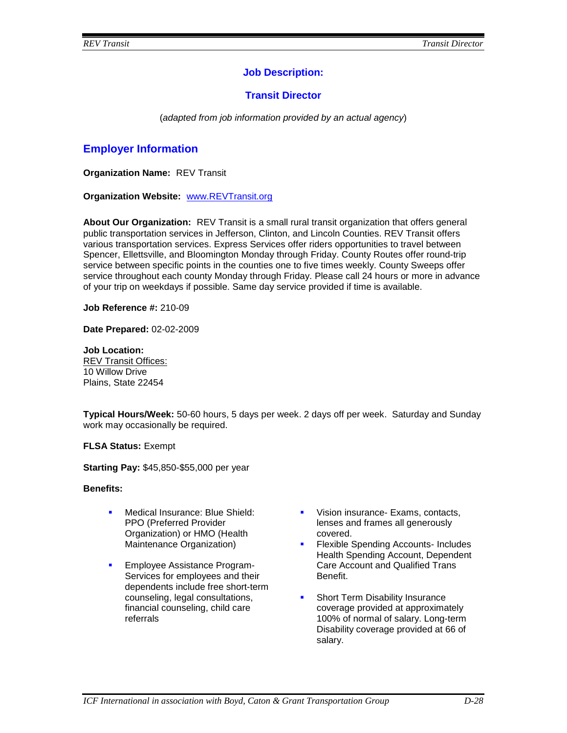## Job Description:

## Transit Director

(*adapted from job information provided by an actual agency*)

### Employer Information

**Organization Name:** REV Transit

**Organization Website:** www.REVTransit.org

**About Our Organization:** REV Transit is a small rural transit organization that offers general public transportation services in Jefferson, Clinton, and Lincoln Counties. REV Transit offers various transportation services. Express Services offer riders opportunities to travel between Spencer, Ellettsville, and Bloomington Monday through Friday. County Routes offer round-trip service between specific points in the counties one to five times weekly. County Sweeps offer service throughout each county Monday through Friday. Please call 24 hours or more in advance of your trip on weekdays if possible. Same day service provided if time is available.

**Job Reference #:** 210-09

**Date Prepared:** 02-02-2009

**Job Location:**
REV Transit Offices:
10 Willow Drive
Plains, State 22454

**Typical Hours/Week:** 50-60 hours, 5 days per week. 2 days off per week. Saturday and Sunday work may occasionally be required.

**FLSA Status:** Exempt

**Starting Pay:** $45,850-$55,000 per year

**Benefits:**

- Medical Insurance: Blue Shield: PPO (Preferred Provider Organization) or HMO (Health Maintenance Organization)
- Employee Assistance Program- Services for employees and their dependents include free short-term counseling, legal consultations, financial counseling, child care referrals
- Vision insurance- Exams, contacts, lenses and frames all generously covered.
- Flexible Spending Accounts- Includes Health Spending Account, Dependent Care Account and Qualified Trans Benefit.
- Short Term Disability Insurance coverage provided at approximately 100% of normal of salary. Long-term Disability coverage provided at 66 of salary.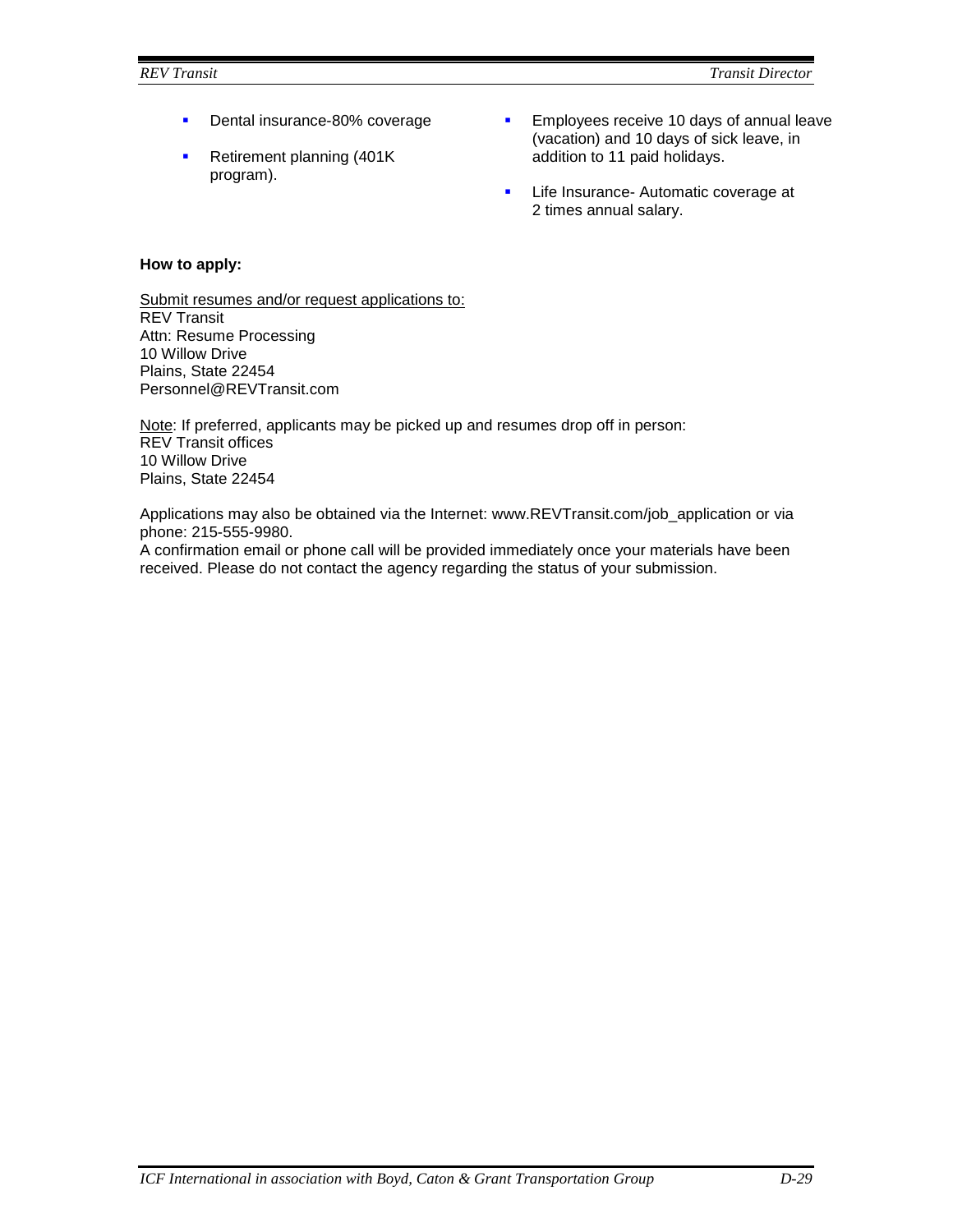- Dental insurance-80% coverage
- Retirement planning (401K program).
- Employees receive 10 days of annual leave (vacation) and 10 days of sick leave, in addition to 11 paid holidays.
- Life Insurance- Automatic coverage at 2 times annual salary.

**How to apply:**

Submit resumes and/or request applications to:
REV Transit
Attn: Resume Processing
10 Willow Drive
Plains, State 22454
Personnel@REVTransit.com

Note: If preferred, applicants may be picked up and resumes drop off in person:
REV Transit offices
10 Willow Drive
Plains, State 22454

Applications may also be obtained via the Internet: www.REVTransit.com/job_application or via phone: 215-555-9980.
A confirmation email or phone call will be provided immediately once your materials have been received. Please do not contact the agency regarding the status of your submission.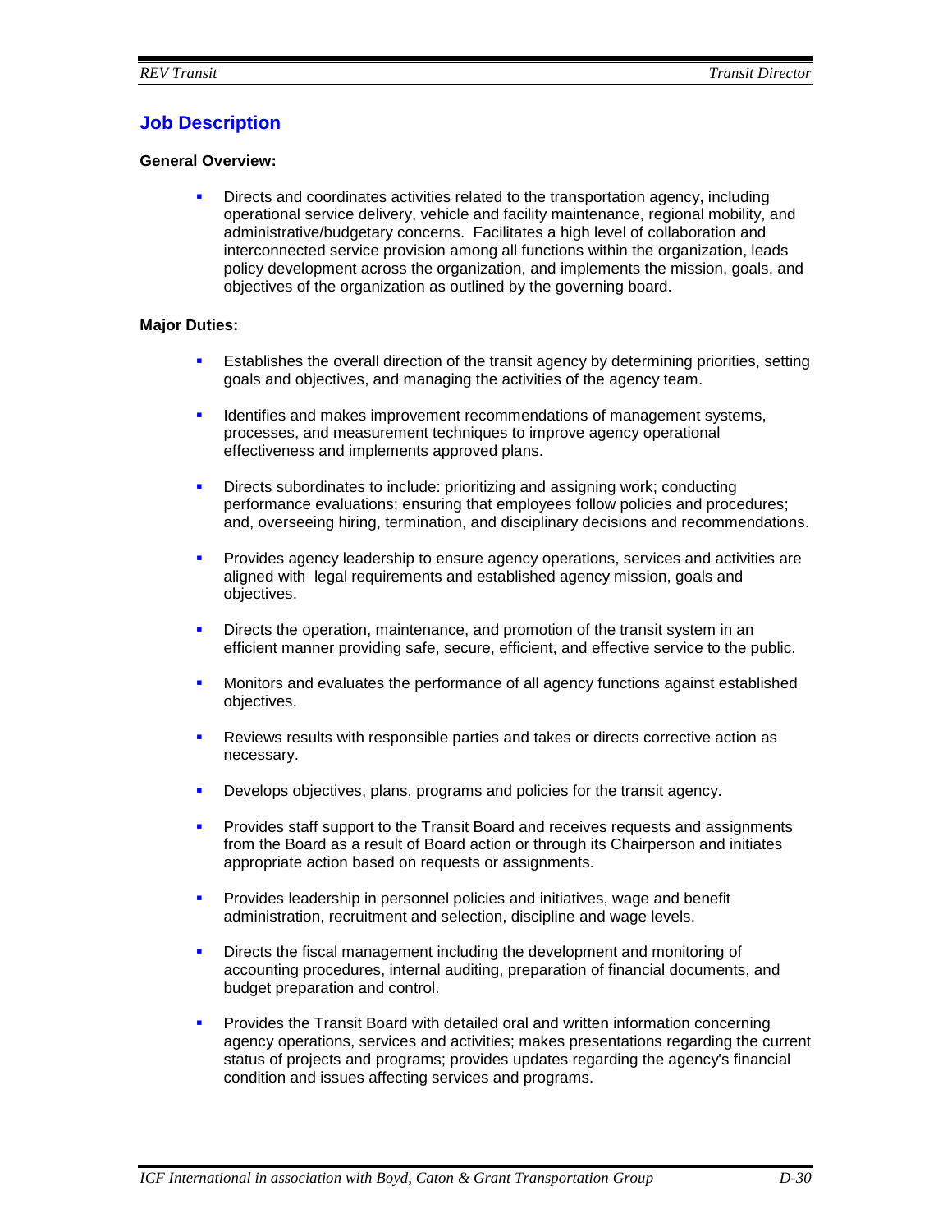## Job Description

**General Overview:**

- Directs and coordinates activities related to the transportation agency, including operational service delivery, vehicle and facility maintenance, regional mobility, and administrative/budgetary concerns. Facilitates a high level of collaboration and interconnected service provision among all functions within the organization, leads policy development across the organization, and implements the mission, goals, and objectives of the organization as outlined by the governing board.

**Major Duties:**

- Establishes the overall direction of the transit agency by determining priorities, setting goals and objectives, and managing the activities of the agency team.
- Identifies and makes improvement recommendations of management systems, processes, and measurement techniques to improve agency operational effectiveness and implements approved plans.
- Directs subordinates to include: prioritizing and assigning work; conducting performance evaluations; ensuring that employees follow policies and procedures; and, overseeing hiring, termination, and disciplinary decisions and recommendations.
- Provides agency leadership to ensure agency operations, services and activities are aligned with legal requirements and established agency mission, goals and objectives.
- Directs the operation, maintenance, and promotion of the transit system in an efficient manner providing safe, secure, efficient, and effective service to the public.
- Monitors and evaluates the performance of all agency functions against established objectives.
- Reviews results with responsible parties and takes or directs corrective action as necessary.
- Develops objectives, plans, programs and policies for the transit agency.
- Provides staff support to the Transit Board and receives requests and assignments from the Board as a result of Board action or through its Chairperson and initiates appropriate action based on requests or assignments.
- Provides leadership in personnel policies and initiatives, wage and benefit administration, recruitment and selection, discipline and wage levels.
- Directs the fiscal management including the development and monitoring of accounting procedures, internal auditing, preparation of financial documents, and budget preparation and control.
- Provides the Transit Board with detailed oral and written information concerning agency operations, services and activities; makes presentations regarding the current status of projects and programs; provides updates regarding the agency's financial condition and issues affecting services and programs.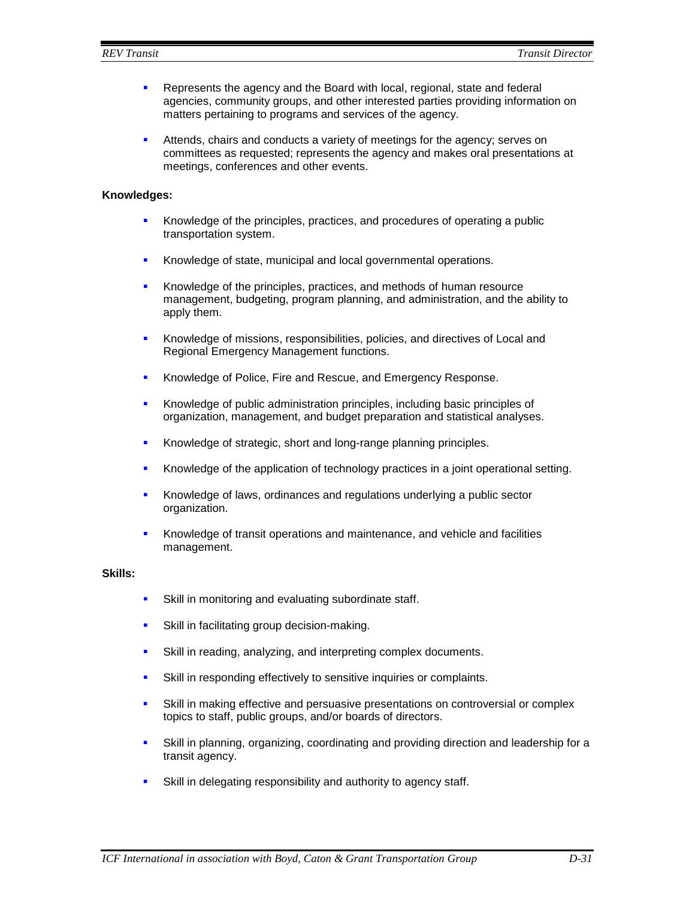- Represents the agency and the Board with local, regional, state and federal agencies, community groups, and other interested parties providing information on matters pertaining to programs and services of the agency.

- Attends, chairs and conducts a variety of meetings for the agency; serves on committees as requested; represents the agency and makes oral presentations at meetings, conferences and other events.

**Knowledges:**

- Knowledge of the principles, practices, and procedures of operating a public transportation system.

- Knowledge of state, municipal and local governmental operations.

- Knowledge of the principles, practices, and methods of human resource management, budgeting, program planning, and administration, and the ability to apply them.

- Knowledge of missions, responsibilities, policies, and directives of Local and Regional Emergency Management functions.

- Knowledge of Police, Fire and Rescue, and Emergency Response.

- Knowledge of public administration principles, including basic principles of organization, management, and budget preparation and statistical analyses.

- Knowledge of strategic, short and long-range planning principles.

- Knowledge of the application of technology practices in a joint operational setting.

- Knowledge of laws, ordinances and regulations underlying a public sector organization.

- Knowledge of transit operations and maintenance, and vehicle and facilities management.

**Skills:**

- Skill in monitoring and evaluating subordinate staff.

- Skill in facilitating group decision-making.

- Skill in reading, analyzing, and interpreting complex documents.

- Skill in responding effectively to sensitive inquiries or complaints.

- Skill in making effective and persuasive presentations on controversial or complex topics to staff, public groups, and/or boards of directors.

- Skill in planning, organizing, coordinating and providing direction and leadership for a transit agency.

- Skill in delegating responsibility and authority to agency staff.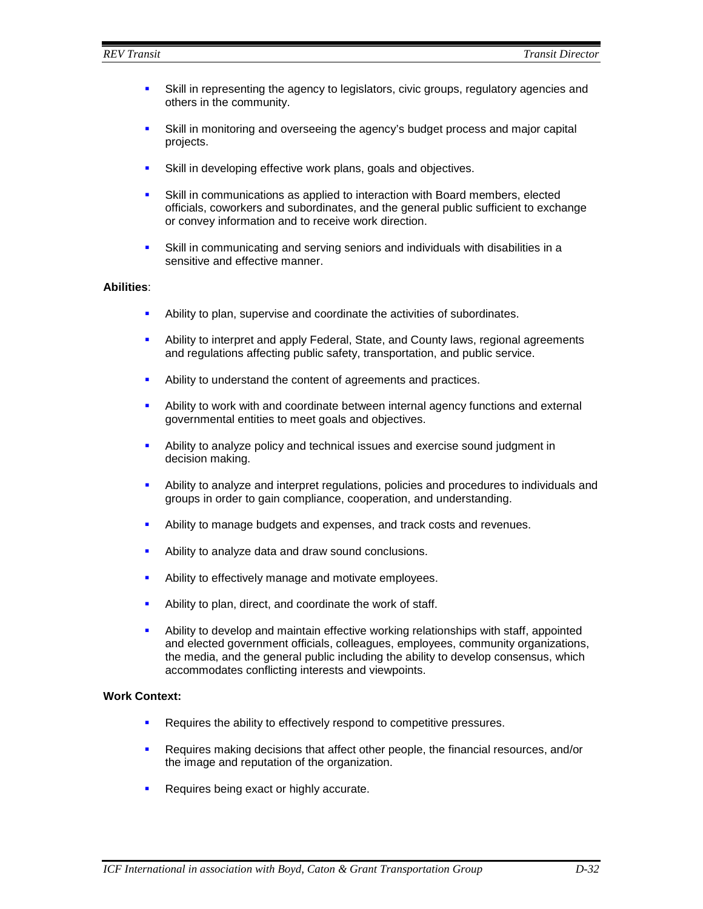- Skill in representing the agency to legislators, civic groups, regulatory agencies and others in the community.

- Skill in monitoring and overseeing the agency's budget process and major capital projects.

- Skill in developing effective work plans, goals and objectives.

- Skill in communications as applied to interaction with Board members, elected officials, coworkers and subordinates, and the general public sufficient to exchange or convey information and to receive work direction.

- Skill in communicating and serving seniors and individuals with disabilities in a sensitive and effective manner.

**Abilities**:

- Ability to plan, supervise and coordinate the activities of subordinates.

- Ability to interpret and apply Federal, State, and County laws, regional agreements and regulations affecting public safety, transportation, and public service.

- Ability to understand the content of agreements and practices.

- Ability to work with and coordinate between internal agency functions and external governmental entities to meet goals and objectives.

- Ability to analyze policy and technical issues and exercise sound judgment in decision making.

- Ability to analyze and interpret regulations, policies and procedures to individuals and groups in order to gain compliance, cooperation, and understanding.

- Ability to manage budgets and expenses, and track costs and revenues.

- Ability to analyze data and draw sound conclusions.

- Ability to effectively manage and motivate employees.

- Ability to plan, direct, and coordinate the work of staff.

- Ability to develop and maintain effective working relationships with staff, appointed and elected government officials, colleagues, employees, community organizations, the media, and the general public including the ability to develop consensus, which accommodates conflicting interests and viewpoints.

**Work Context:**

- Requires the ability to effectively respond to competitive pressures.

- Requires making decisions that affect other people, the financial resources, and/or the image and reputation of the organization.

- Requires being exact or highly accurate.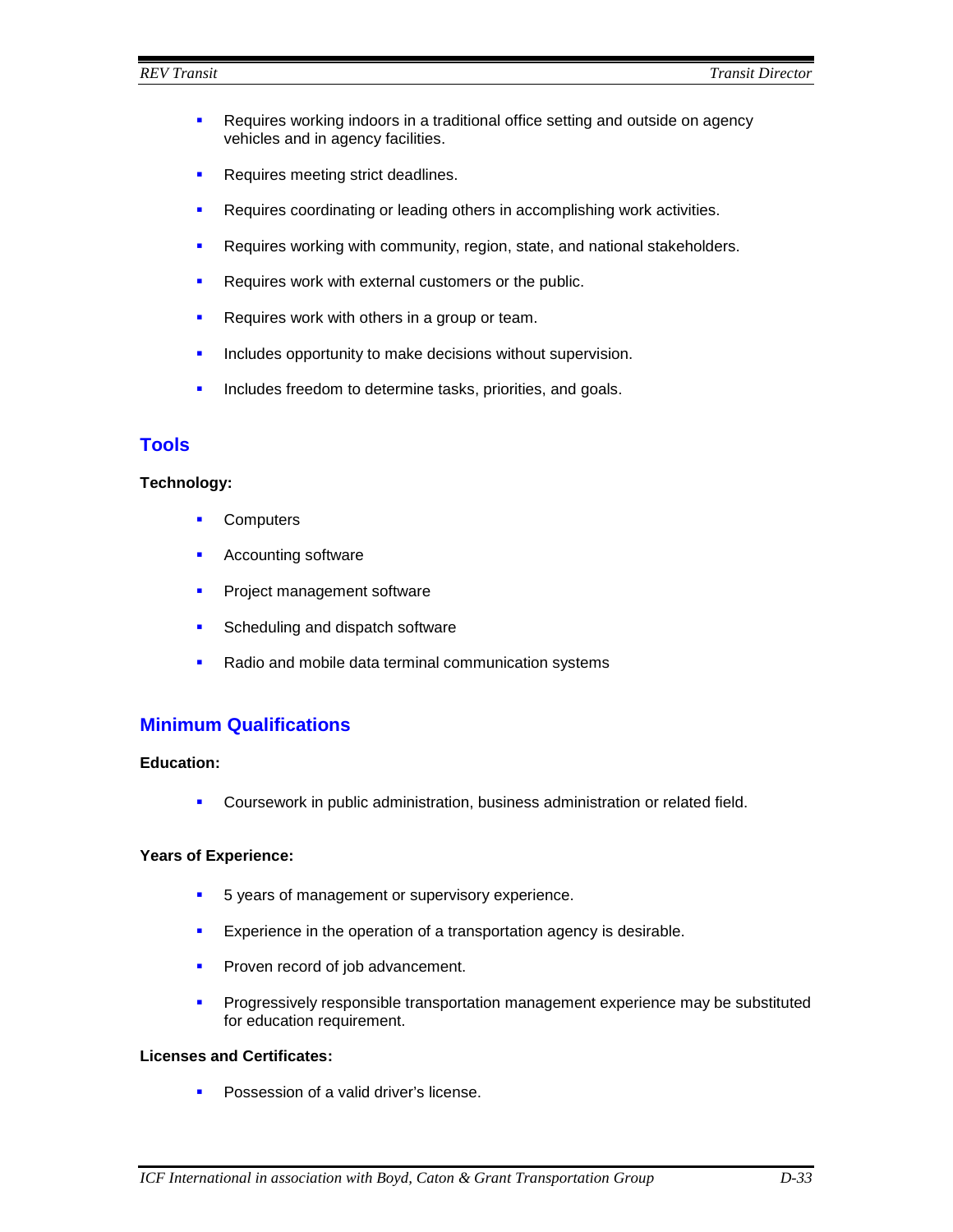- Requires working indoors in a traditional office setting and outside on agency vehicles and in agency facilities.
- Requires meeting strict deadlines.
- Requires coordinating or leading others in accomplishing work activities.
- Requires working with community, region, state, and national stakeholders.
- Requires work with external customers or the public.
- Requires work with others in a group or team.
- Includes opportunity to make decisions without supervision.
- Includes freedom to determine tasks, priorities, and goals.

## Tools

**Technology:**

- Computers
- Accounting software
- Project management software
- Scheduling and dispatch software
- Radio and mobile data terminal communication systems

## Minimum Qualifications

**Education:**

- Coursework in public administration, business administration or related field.

**Years of Experience:**

- 5 years of management or supervisory experience.
- Experience in the operation of a transportation agency is desirable.
- Proven record of job advancement.
- Progressively responsible transportation management experience may be substituted for education requirement.

**Licenses and Certificates:**

- Possession of a valid driver's license.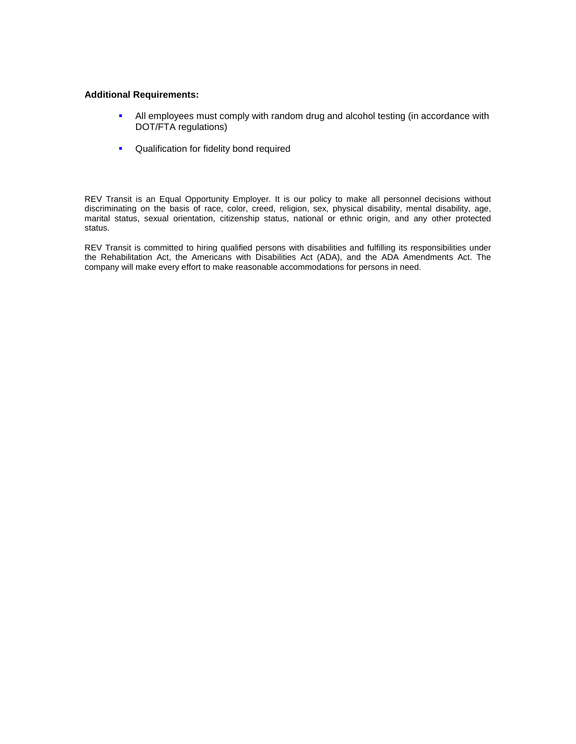**Additional Requirements:**

- All employees must comply with random drug and alcohol testing (in accordance with DOT/FTA regulations)
- Qualification for fidelity bond required

REV Transit is an Equal Opportunity Employer. It is our policy to make all personnel decisions without discriminating on the basis of race, color, creed, religion, sex, physical disability, mental disability, age, marital status, sexual orientation, citizenship status, national or ethnic origin, and any other protected status.

REV Transit is committed to hiring qualified persons with disabilities and fulfilling its responsibilities under the Rehabilitation Act, the Americans with Disabilities Act (ADA), and the ADA Amendments Act. The company will make every effort to make reasonable accommodations for persons in need.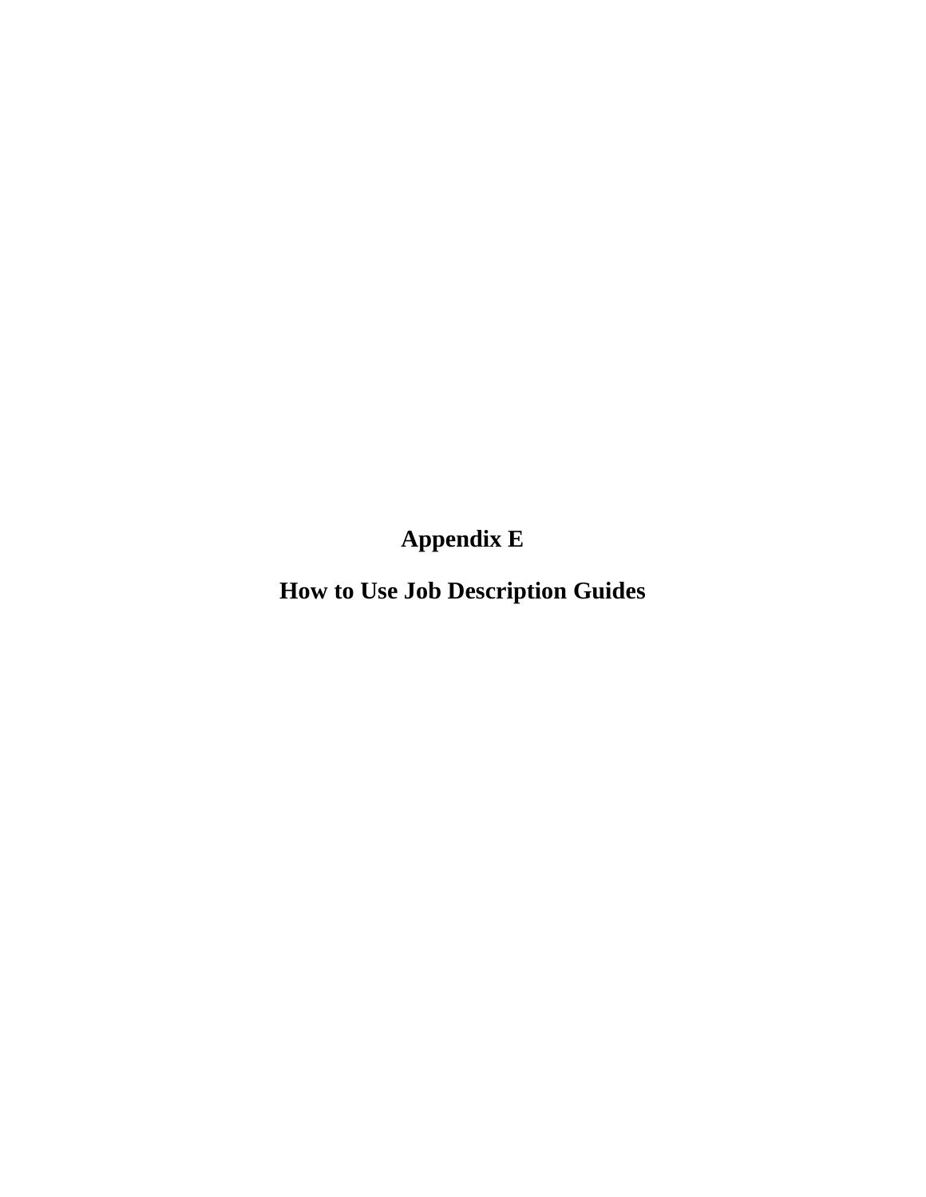# Appendix E

# How to Use Job Description Guides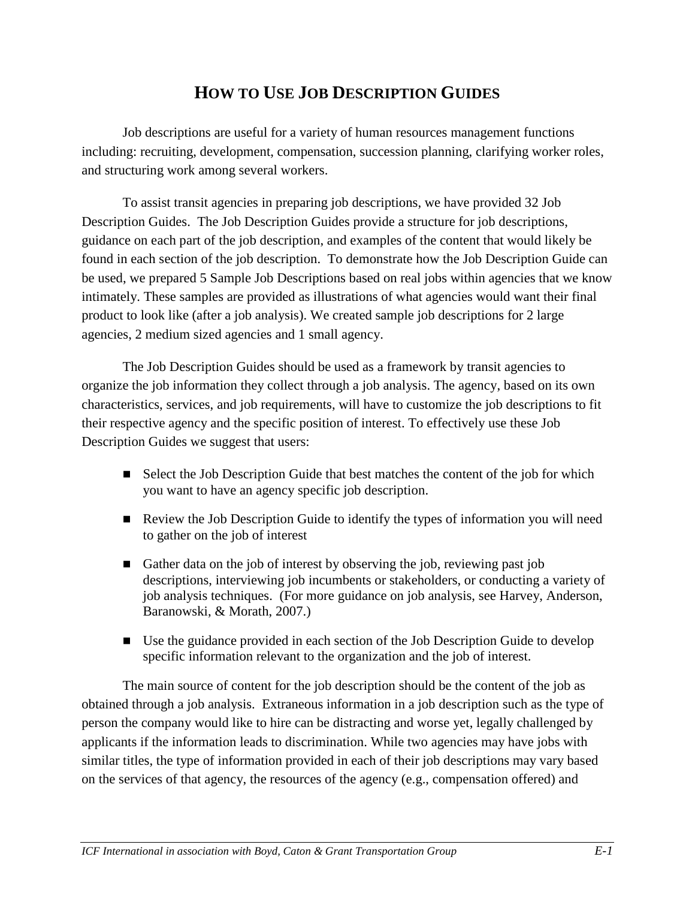# HOW TO USE JOB DESCRIPTION GUIDES

Job descriptions are useful for a variety of human resources management functions including: recruiting, development, compensation, succession planning, clarifying worker roles, and structuring work among several workers.

To assist transit agencies in preparing job descriptions, we have provided 32 Job Description Guides. The Job Description Guides provide a structure for job descriptions, guidance on each part of the job description, and examples of the content that would likely be found in each section of the job description. To demonstrate how the Job Description Guide can be used, we prepared 5 Sample Job Descriptions based on real jobs within agencies that we know intimately. These samples are provided as illustrations of what agencies would want their final product to look like (after a job analysis). We created sample job descriptions for 2 large agencies, 2 medium sized agencies and 1 small agency.

The Job Description Guides should be used as a framework by transit agencies to organize the job information they collect through a job analysis. The agency, based on its own characteristics, services, and job requirements, will have to customize the job descriptions to fit their respective agency and the specific position of interest. To effectively use these Job Description Guides we suggest that users:

- Select the Job Description Guide that best matches the content of the job for which you want to have an agency specific job description.
- Review the Job Description Guide to identify the types of information you will need to gather on the job of interest
- Gather data on the job of interest by observing the job, reviewing past job descriptions, interviewing job incumbents or stakeholders, or conducting a variety of job analysis techniques. (For more guidance on job analysis, see Harvey, Anderson, Baranowski, & Morath, 2007.)
- Use the guidance provided in each section of the Job Description Guide to develop specific information relevant to the organization and the job of interest.

The main source of content for the job description should be the content of the job as obtained through a job analysis. Extraneous information in a job description such as the type of person the company would like to hire can be distracting and worse yet, legally challenged by applicants if the information leads to discrimination. While two agencies may have jobs with similar titles, the type of information provided in each of their job descriptions may vary based on the services of that agency, the resources of the agency (e.g., compensation offered) and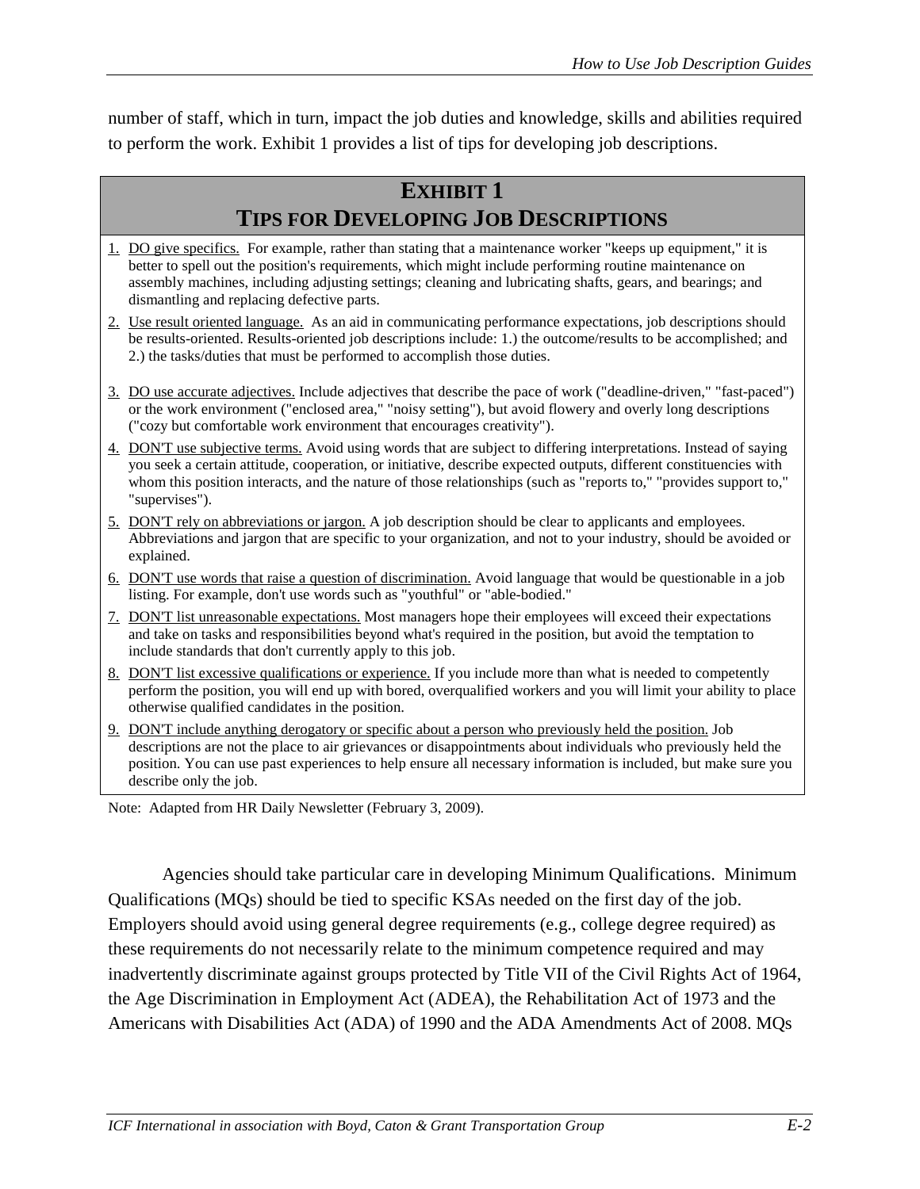number of staff, which in turn, impact the job duties and knowledge, skills and abilities required to perform the work. Exhibit 1 provides a list of tips for developing job descriptions.

## EXHIBIT 1
## TIPS FOR DEVELOPING JOB DESCRIPTIONS

1. DO give specifics. For example, rather than stating that a maintenance worker "keeps up equipment," it is better to spell out the position's requirements, which might include performing routine maintenance on assembly machines, including adjusting settings; cleaning and lubricating shafts, gears, and bearings; and dismantling and replacing defective parts.
2. Use result oriented language. As an aid in communicating performance expectations, job descriptions should be results-oriented. Results-oriented job descriptions include: 1.) the outcome/results to be accomplished; and 2.) the tasks/duties that must be performed to accomplish those duties.
3. DO use accurate adjectives. Include adjectives that describe the pace of work ("deadline-driven," "fast-paced") or the work environment ("enclosed area," "noisy setting"), but avoid flowery and overly long descriptions ("cozy but comfortable work environment that encourages creativity").
4. DON'T use subjective terms. Avoid using words that are subject to differing interpretations. Instead of saying you seek a certain attitude, cooperation, or initiative, describe expected outputs, different constituencies with whom this position interacts, and the nature of those relationships (such as "reports to," "provides support to," "supervises").
5. DON'T rely on abbreviations or jargon. A job description should be clear to applicants and employees. Abbreviations and jargon that are specific to your organization, and not to your industry, should be avoided or explained.
6. DON'T use words that raise a question of discrimination. Avoid language that would be questionable in a job listing. For example, don't use words such as "youthful" or "able-bodied."
7. DON'T list unreasonable expectations. Most managers hope their employees will exceed their expectations and take on tasks and responsibilities beyond what's required in the position, but avoid the temptation to include standards that don't currently apply to this job.
8. DON'T list excessive qualifications or experience. If you include more than what is needed to competently perform the position, you will end up with bored, overqualified workers and you will limit your ability to place otherwise qualified candidates in the position.
9. DON'T include anything derogatory or specific about a person who previously held the position. Job descriptions are not the place to air grievances or disappointments about individuals who previously held the position. You can use past experiences to help ensure all necessary information is included, but make sure you describe only the job.

Note: Adapted from HR Daily Newsletter (February 3, 2009).

Agencies should take particular care in developing Minimum Qualifications. Minimum Qualifications (MQs) should be tied to specific KSAs needed on the first day of the job. Employers should avoid using general degree requirements (e.g., college degree required) as these requirements do not necessarily relate to the minimum competence required and may inadvertently discriminate against groups protected by Title VII of the Civil Rights Act of 1964, the Age Discrimination in Employment Act (ADEA), the Rehabilitation Act of 1973 and the Americans with Disabilities Act (ADA) of 1990 and the ADA Amendments Act of 2008. MQs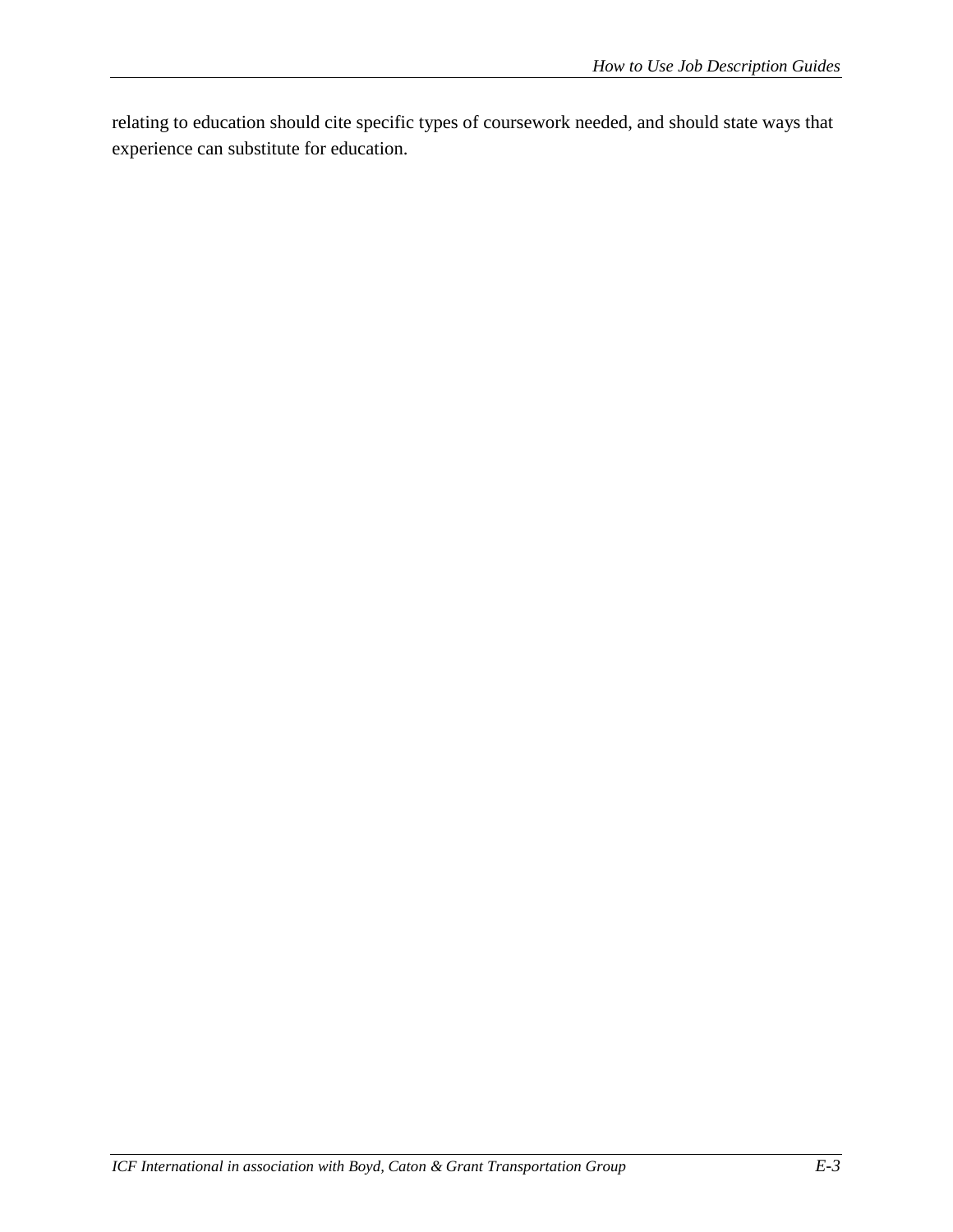relating to education should cite specific types of coursework needed, and should state ways that experience can substitute for education.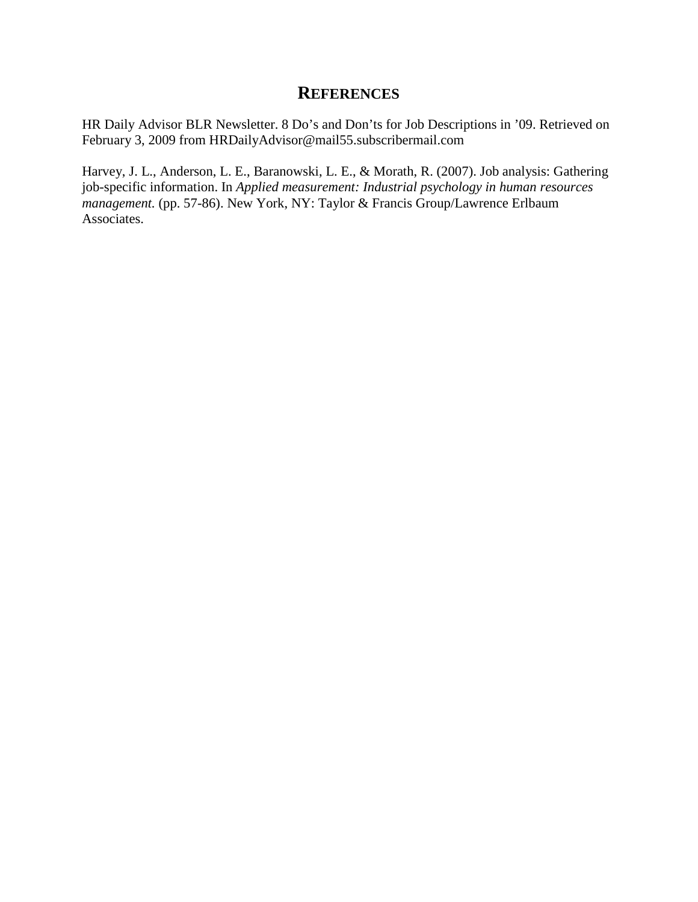# References

HR Daily Advisor BLR Newsletter. 8 Do's and Don'ts for Job Descriptions in '09. Retrieved on February 3, 2009 from HRDailyAdvisor@mail55.subscribermail.com

Harvey, J. L., Anderson, L. E., Baranowski, L. E., & Morath, R. (2007). Job analysis: Gathering job-specific information. In *Applied measurement: Industrial psychology in human resources management.* (pp. 57-86). New York, NY: Taylor & Francis Group/Lawrence Erlbaum Associates.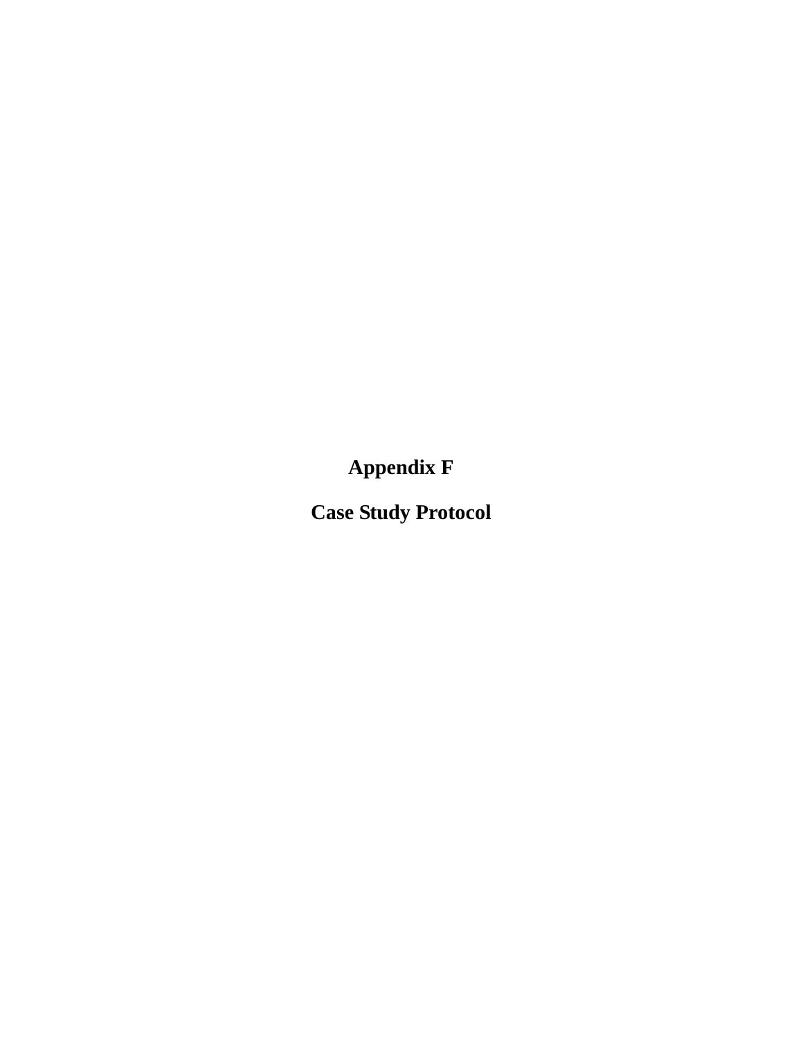# Appendix F

# Case Study Protocol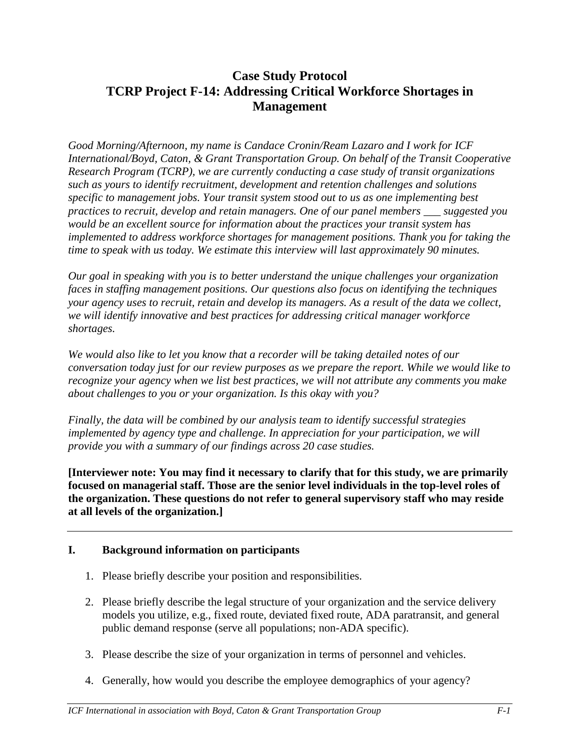# Case Study Protocol
# TCRP Project F-14: Addressing Critical Workforce Shortages in Management

*Good Morning/Afternoon, my name is Candace Cronin/Ream Lazaro and I work for ICF International/Boyd, Caton, & Grant Transportation Group. On behalf of the Transit Cooperative Research Program (TCRP), we are currently conducting a case study of transit organizations such as yours to identify recruitment, development and retention challenges and solutions specific to management jobs. Your transit system stood out to us as one implementing best practices to recruit, develop and retain managers. One of our panel members ___ suggested you would be an excellent source for information about the practices your transit system has implemented to address workforce shortages for management positions. Thank you for taking the time to speak with us today. We estimate this interview will last approximately 90 minutes.*

*Our goal in speaking with you is to better understand the unique challenges your organization faces in staffing management positions. Our questions also focus on identifying the techniques your agency uses to recruit, retain and develop its managers. As a result of the data we collect, we will identify innovative and best practices for addressing critical manager workforce shortages.*

*We would also like to let you know that a recorder will be taking detailed notes of our conversation today just for our review purposes as we prepare the report. While we would like to recognize your agency when we list best practices, we will not attribute any comments you make about challenges to you or your organization. Is this okay with you?*

*Finally, the data will be combined by our analysis team to identify successful strategies implemented by agency type and challenge. In appreciation for your participation, we will provide you with a summary of our findings across 20 case studies.*

**[Interviewer note: You may find it necessary to clarify that for this study, we are primarily focused on managerial staff. Those are the senior level individuals in the top-level roles of the organization. These questions do not refer to general supervisory staff who may reside at all levels of the organization.]**

---

## I. Background information on participants

1. Please briefly describe your position and responsibilities.

2. Please briefly describe the legal structure of your organization and the service delivery models you utilize, e.g., fixed route, deviated fixed route, ADA paratransit, and general public demand response (serve all populations; non-ADA specific).

3. Please describe the size of your organization in terms of personnel and vehicles.

4. Generally, how would you describe the employee demographics of your agency?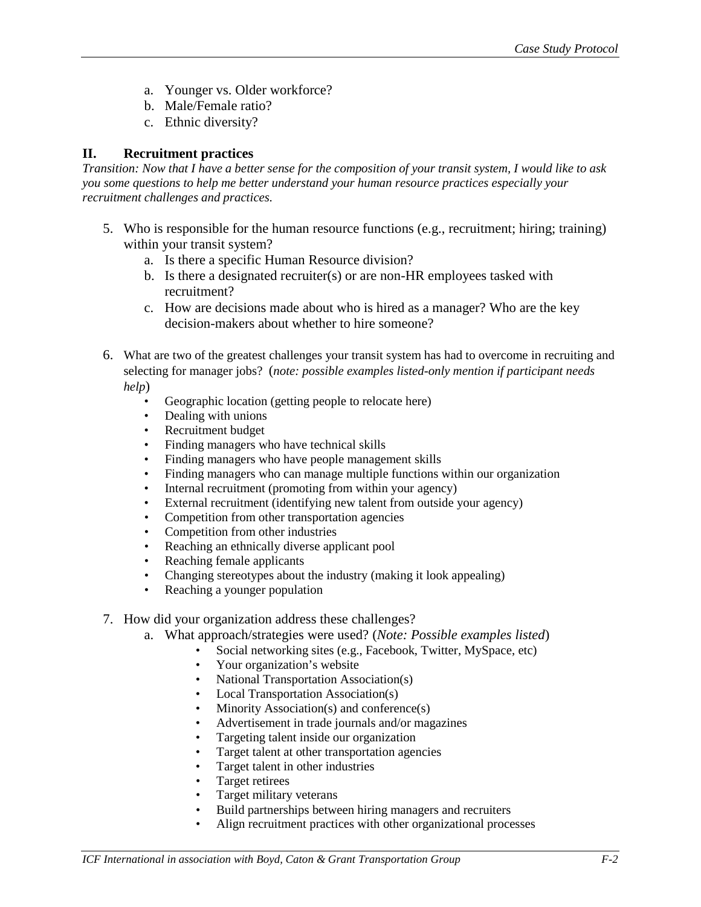a. Younger vs. Older workforce?
   b. Male/Female ratio?
   c. Ethnic diversity?

## II. Recruitment practices

*Transition: Now that I have a better sense for the composition of your transit system, I would like to ask you some questions to help me better understand your human resource practices especially your recruitment challenges and practices.*

5. Who is responsible for the human resource functions (e.g., recruitment; hiring; training) within your transit system?
   a. Is there a specific Human Resource division?
   b. Is there a designated recruiter(s) or are non-HR employees tasked with recruitment?
   c. How are decisions made about who is hired as a manager? Who are the key decision-makers about whether to hire someone?

6. What are two of the greatest challenges your transit system has had to overcome in recruiting and selecting for manager jobs? (*note: possible examples listed-only mention if participant needs help*)
   - Geographic location (getting people to relocate here)
   - Dealing with unions
   - Recruitment budget
   - Finding managers who have technical skills
   - Finding managers who have people management skills
   - Finding managers who can manage multiple functions within our organization
   - Internal recruitment (promoting from within your agency)
   - External recruitment (identifying new talent from outside your agency)
   - Competition from other transportation agencies
   - Competition from other industries
   - Reaching an ethnically diverse applicant pool
   - Reaching female applicants
   - Changing stereotypes about the industry (making it look appealing)
   - Reaching a younger population

7. How did your organization address these challenges?
   a. What approach/strategies were used? (*Note: Possible examples listed*)
      - Social networking sites (e.g., Facebook, Twitter, MySpace, etc)
      - Your organization's website
      - National Transportation Association(s)
      - Local Transportation Association(s)
      - Minority Association(s) and conference(s)
      - Advertisement in trade journals and/or magazines
      - Targeting talent inside our organization
      - Target talent at other transportation agencies
      - Target talent in other industries
      - Target retirees
      - Target military veterans
      - Build partnerships between hiring managers and recruiters
      - Align recruitment practices with other organizational processes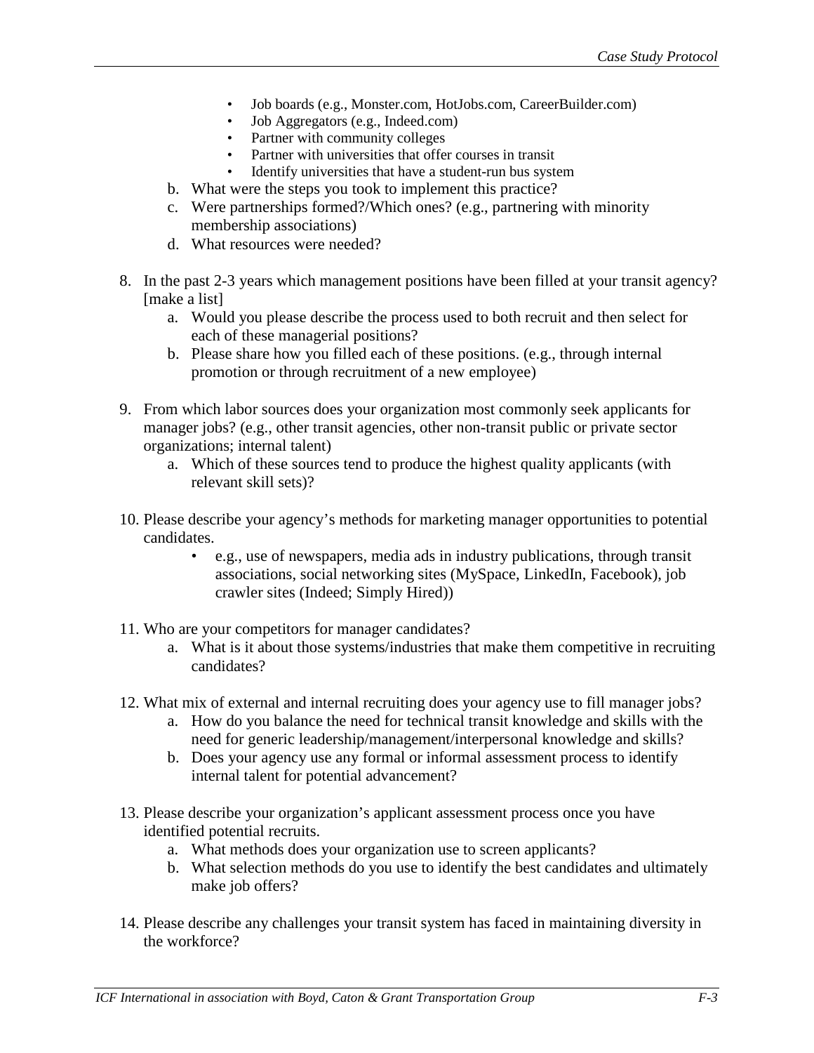- Job boards (e.g., Monster.com, HotJobs.com, CareerBuilder.com)
- Job Aggregators (e.g., Indeed.com)
- Partner with community colleges
- Partner with universities that offer courses in transit
- Identify universities that have a student-run bus system

b. What were the steps you took to implement this practice?

c. Were partnerships formed?/Which ones? (e.g., partnering with minority membership associations)

d. What resources were needed?

8. In the past 2-3 years which management positions have been filled at your transit agency? [make a list]
   a. Would you please describe the process used to both recruit and then select for each of these managerial positions?
   b. Please share how you filled each of these positions. (e.g., through internal promotion or through recruitment of a new employee)

9. From which labor sources does your organization most commonly seek applicants for manager jobs? (e.g., other transit agencies, other non-transit public or private sector organizations; internal talent)
   a. Which of these sources tend to produce the highest quality applicants (with relevant skill sets)?

10. Please describe your agency's methods for marketing manager opportunities to potential candidates.
    - e.g., use of newspapers, media ads in industry publications, through transit associations, social networking sites (MySpace, LinkedIn, Facebook), job crawler sites (Indeed; Simply Hired))

11. Who are your competitors for manager candidates?
    a. What is it about those systems/industries that make them competitive in recruiting candidates?

12. What mix of external and internal recruiting does your agency use to fill manager jobs?
    a. How do you balance the need for technical transit knowledge and skills with the need for generic leadership/management/interpersonal knowledge and skills?
    b. Does your agency use any formal or informal assessment process to identify internal talent for potential advancement?

13. Please describe your organization's applicant assessment process once you have identified potential recruits.
    a. What methods does your organization use to screen applicants?
    b. What selection methods do you use to identify the best candidates and ultimately make job offers?

14. Please describe any challenges your transit system has faced in maintaining diversity in the workforce?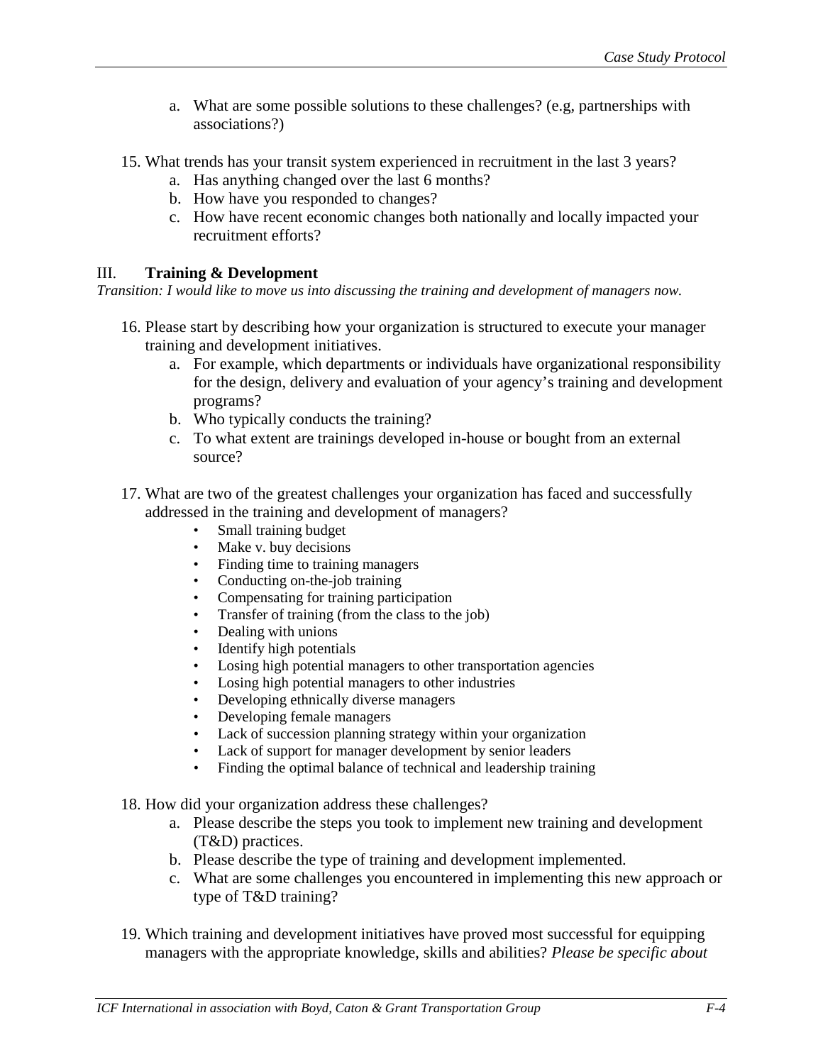a. What are some possible solutions to these challenges? (e.g, partnerships with associations?)

15. What trends has your transit system experienced in recruitment in the last 3 years?
    a. Has anything changed over the last 6 months?
    b. How have you responded to changes?
    c. How have recent economic changes both nationally and locally impacted your recruitment efforts?

## III. Training & Development

*Transition: I would like to move us into discussing the training and development of managers now.*

16. Please start by describing how your organization is structured to execute your manager training and development initiatives.
    a. For example, which departments or individuals have organizational responsibility for the design, delivery and evaluation of your agency's training and development programs?
    b. Who typically conducts the training?
    c. To what extent are trainings developed in-house or bought from an external source?

17. What are two of the greatest challenges your organization has faced and successfully addressed in the training and development of managers?
    - Small training budget
    - Make v. buy decisions
    - Finding time to training managers
    - Conducting on-the-job training
    - Compensating for training participation
    - Transfer of training (from the class to the job)
    - Dealing with unions
    - Identify high potentials
    - Losing high potential managers to other transportation agencies
    - Losing high potential managers to other industries
    - Developing ethnically diverse managers
    - Developing female managers
    - Lack of succession planning strategy within your organization
    - Lack of support for manager development by senior leaders
    - Finding the optimal balance of technical and leadership training

18. How did your organization address these challenges?
    a. Please describe the steps you took to implement new training and development (T&D) practices.
    b. Please describe the type of training and development implemented.
    c. What are some challenges you encountered in implementing this new approach or type of T&D training?

19. Which training and development initiatives have proved most successful for equipping managers with the appropriate knowledge, skills and abilities? *Please be specific about*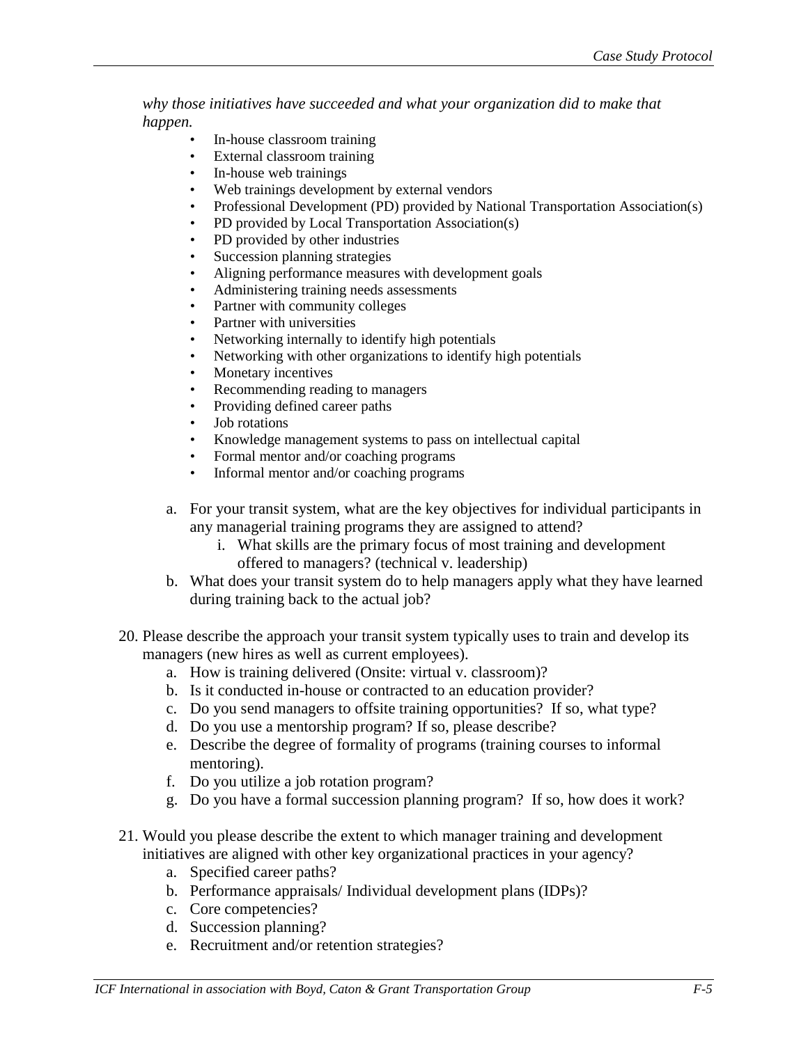*why those initiatives have succeeded and what your organization did to make that happen.*

- In-house classroom training
- External classroom training
- In-house web trainings
- Web trainings development by external vendors
- Professional Development (PD) provided by National Transportation Association(s)
- PD provided by Local Transportation Association(s)
- PD provided by other industries
- Succession planning strategies
- Aligning performance measures with development goals
- Administering training needs assessments
- Partner with community colleges
- Partner with universities
- Networking internally to identify high potentials
- Networking with other organizations to identify high potentials
- Monetary incentives
- Recommending reading to managers
- Providing defined career paths
- Job rotations
- Knowledge management systems to pass on intellectual capital
- Formal mentor and/or coaching programs
- Informal mentor and/or coaching programs

a. For your transit system, what are the key objectives for individual participants in any managerial training programs they are assigned to attend?
   i. What skills are the primary focus of most training and development offered to managers? (technical v. leadership)

b. What does your transit system do to help managers apply what they have learned during training back to the actual job?

20. Please describe the approach your transit system typically uses to train and develop its managers (new hires as well as current employees).
    a. How is training delivered (Onsite: virtual v. classroom)?
    b. Is it conducted in-house or contracted to an education provider?
    c. Do you send managers to offsite training opportunities? If so, what type?
    d. Do you use a mentorship program? If so, please describe?
    e. Describe the degree of formality of programs (training courses to informal mentoring).
    f. Do you utilize a job rotation program?
    g. Do you have a formal succession planning program? If so, how does it work?

21. Would you please describe the extent to which manager training and development initiatives are aligned with other key organizational practices in your agency?
    a. Specified career paths?
    b. Performance appraisals/ Individual development plans (IDPs)?
    c. Core competencies?
    d. Succession planning?
    e. Recruitment and/or retention strategies?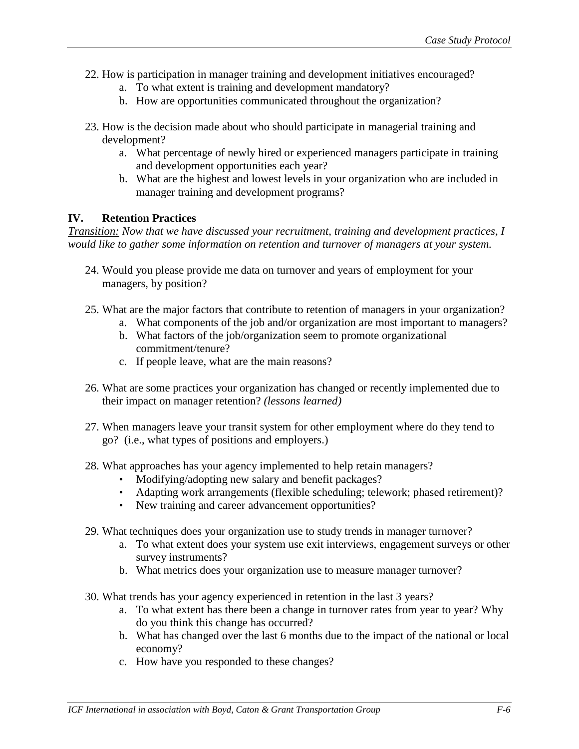22. How is participation in manager training and development initiatives encouraged?
    a. To what extent is training and development mandatory?
    b. How are opportunities communicated throughout the organization?

23. How is the decision made about who should participate in managerial training and development?
    a. What percentage of newly hired or experienced managers participate in training and development opportunities each year?
    b. What are the highest and lowest levels in your organization who are included in manager training and development programs?

## IV. Retention Practices

*<u>Transition:</u> Now that we have discussed your recruitment, training and development practices, I would like to gather some information on retention and turnover of managers at your system.*

24. Would you please provide me data on turnover and years of employment for your managers, by position?

25. What are the major factors that contribute to retention of managers in your organization?
    a. What components of the job and/or organization are most important to managers?
    b. What factors of the job/organization seem to promote organizational commitment/tenure?
    c. If people leave, what are the main reasons?

26. What are some practices your organization has changed or recently implemented due to their impact on manager retention? *(lessons learned)*

27. When managers leave your transit system for other employment where do they tend to go? (i.e., what types of positions and employers.)

28. What approaches has your agency implemented to help retain managers?
    - Modifying/adopting new salary and benefit packages?
    - Adapting work arrangements (flexible scheduling; telework; phased retirement)?
    - New training and career advancement opportunities?

29. What techniques does your organization use to study trends in manager turnover?
    a. To what extent does your system use exit interviews, engagement surveys or other survey instruments?
    b. What metrics does your organization use to measure manager turnover?

30. What trends has your agency experienced in retention in the last 3 years?
    a. To what extent has there been a change in turnover rates from year to year? Why do you think this change has occurred?
    b. What has changed over the last 6 months due to the impact of the national or local economy?
    c. How have you responded to these changes?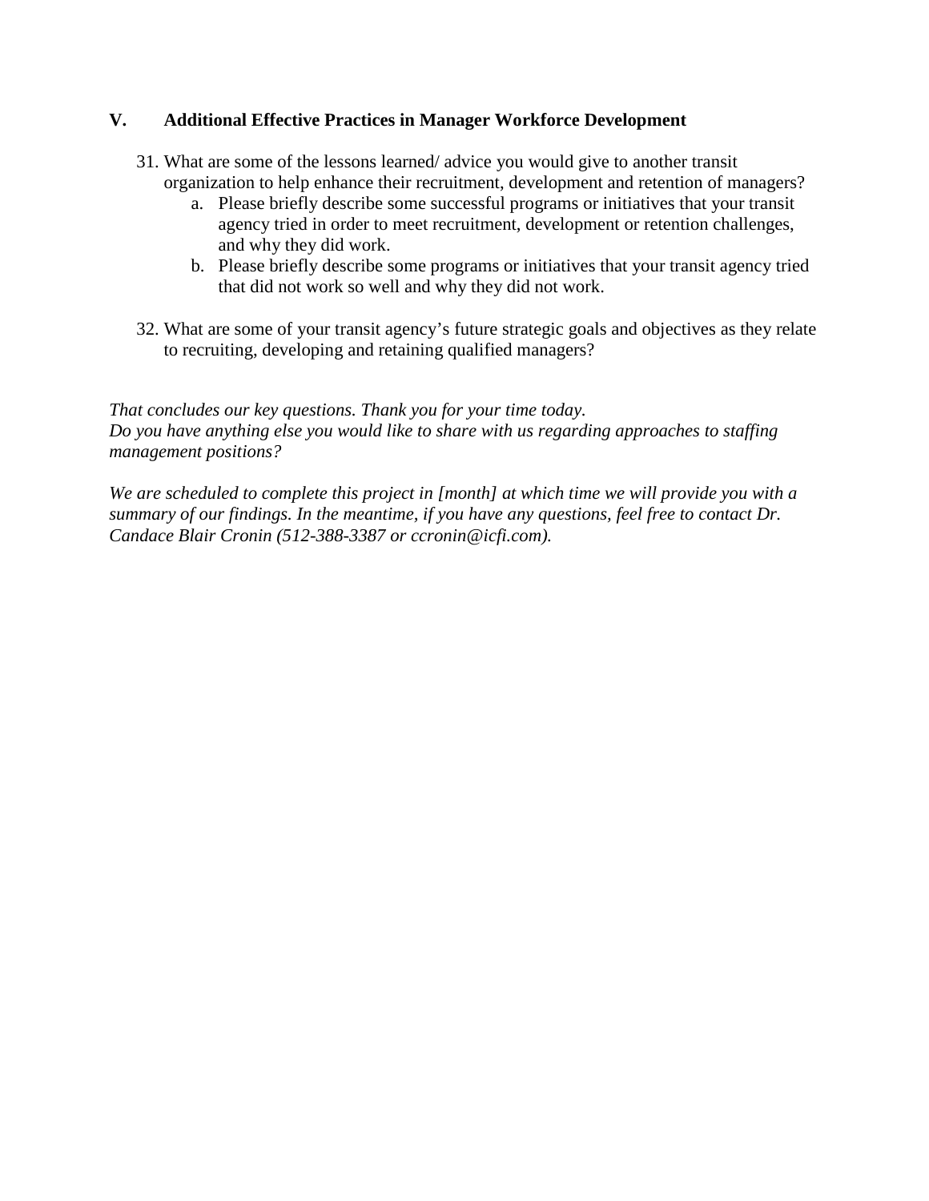## V. Additional Effective Practices in Manager Workforce Development

31. What are some of the lessons learned/ advice you would give to another transit organization to help enhance their recruitment, development and retention of managers?
    a. Please briefly describe some successful programs or initiatives that your transit agency tried in order to meet recruitment, development or retention challenges, and why they did work.
    b. Please briefly describe some programs or initiatives that your transit agency tried that did not work so well and why they did not work.

32. What are some of your transit agency's future strategic goals and objectives as they relate to recruiting, developing and retaining qualified managers?

*That concludes our key questions. Thank you for your time today.*
*Do you have anything else you would like to share with us regarding approaches to staffing management positions?*

*We are scheduled to complete this project in [month] at which time we will provide you with a summary of our findings. In the meantime, if you have any questions, feel free to contact Dr. Candace Blair Cronin (512-388-3387 or ccronin@icfi.com).*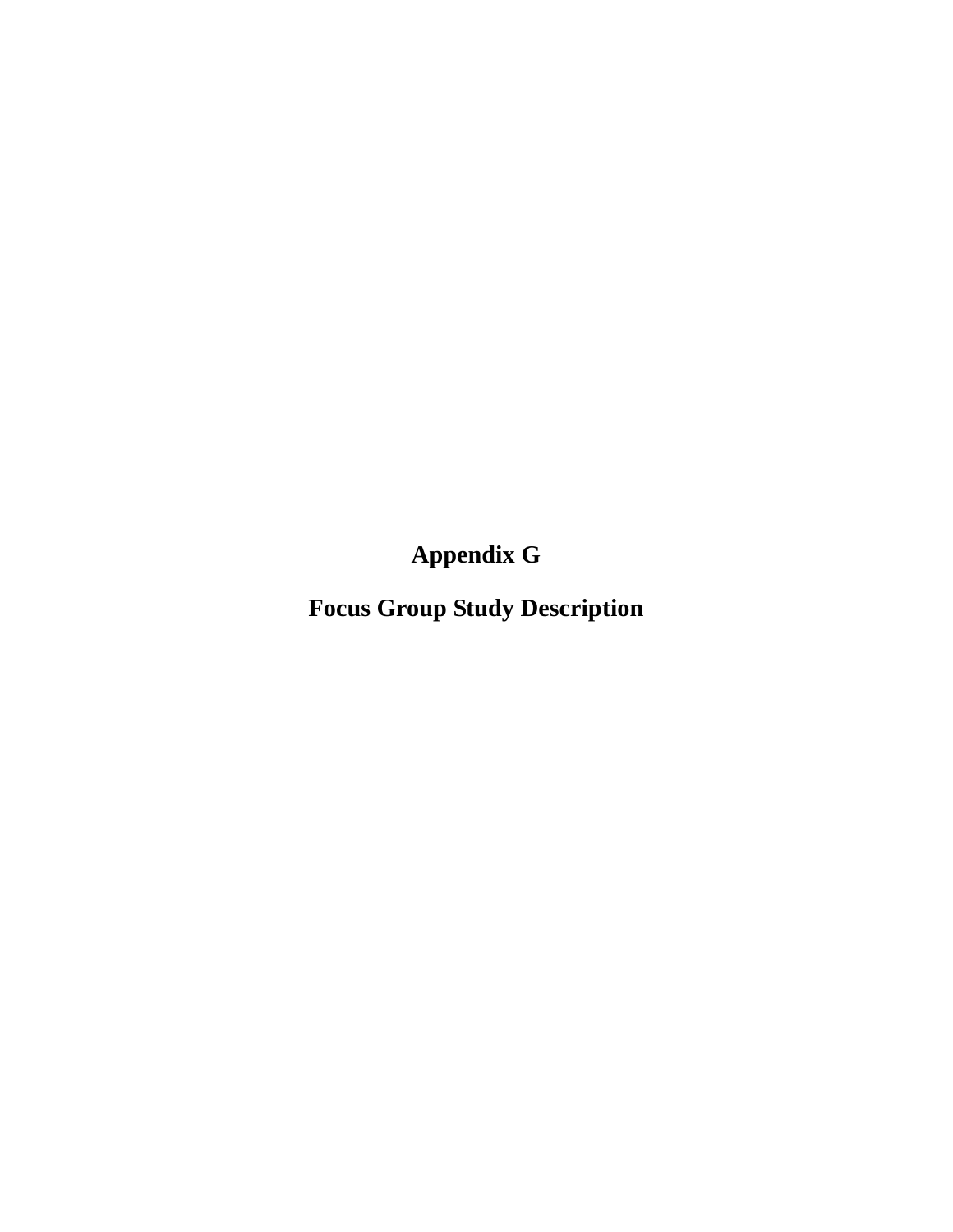# Appendix G

# Focus Group Study Description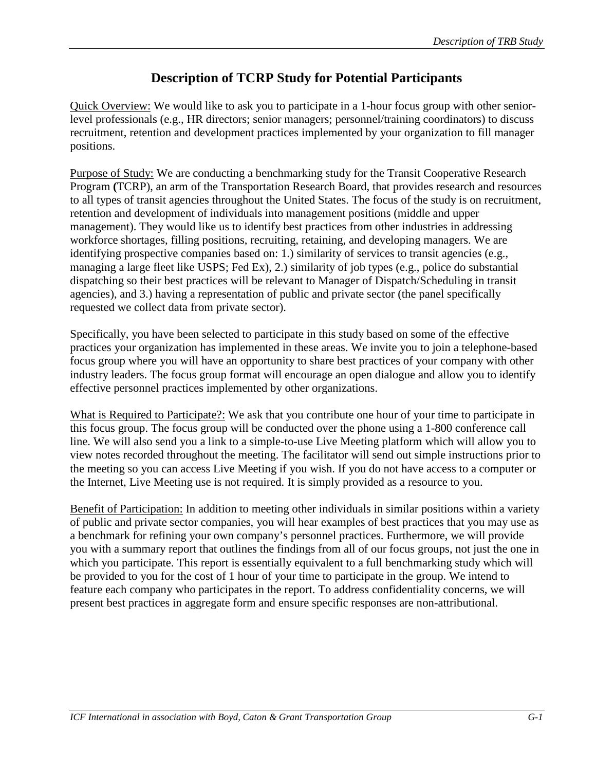# Description of TCRP Study for Potential Participants

Quick Overview: We would like to ask you to participate in a 1-hour focus group with other senior-level professionals (e.g., HR directors; senior managers; personnel/training coordinators) to discuss recruitment, retention and development practices implemented by your organization to fill manager positions.

Purpose of Study: We are conducting a benchmarking study for the Transit Cooperative Research Program **(**TCRP), an arm of the Transportation Research Board, that provides research and resources to all types of transit agencies throughout the United States. The focus of the study is on recruitment, retention and development of individuals into management positions (middle and upper management). They would like us to identify best practices from other industries in addressing workforce shortages, filling positions, recruiting, retaining, and developing managers. We are identifying prospective companies based on: 1.) similarity of services to transit agencies (e.g., managing a large fleet like USPS; Fed Ex), 2.) similarity of job types (e.g., police do substantial dispatching so their best practices will be relevant to Manager of Dispatch/Scheduling in transit agencies), and 3.) having a representation of public and private sector (the panel specifically requested we collect data from private sector).

Specifically, you have been selected to participate in this study based on some of the effective practices your organization has implemented in these areas. We invite you to join a telephone-based focus group where you will have an opportunity to share best practices of your company with other industry leaders. The focus group format will encourage an open dialogue and allow you to identify effective personnel practices implemented by other organizations.

What is Required to Participate?: We ask that you contribute one hour of your time to participate in this focus group. The focus group will be conducted over the phone using a 1-800 conference call line. We will also send you a link to a simple-to-use Live Meeting platform which will allow you to view notes recorded throughout the meeting. The facilitator will send out simple instructions prior to the meeting so you can access Live Meeting if you wish. If you do not have access to a computer or the Internet, Live Meeting use is not required. It is simply provided as a resource to you.

Benefit of Participation: In addition to meeting other individuals in similar positions within a variety of public and private sector companies, you will hear examples of best practices that you may use as a benchmark for refining your own company's personnel practices. Furthermore, we will provide you with a summary report that outlines the findings from all of our focus groups, not just the one in which you participate. This report is essentially equivalent to a full benchmarking study which will be provided to you for the cost of 1 hour of your time to participate in the group. We intend to feature each company who participates in the report. To address confidentiality concerns, we will present best practices in aggregate form and ensure specific responses are non-attributional.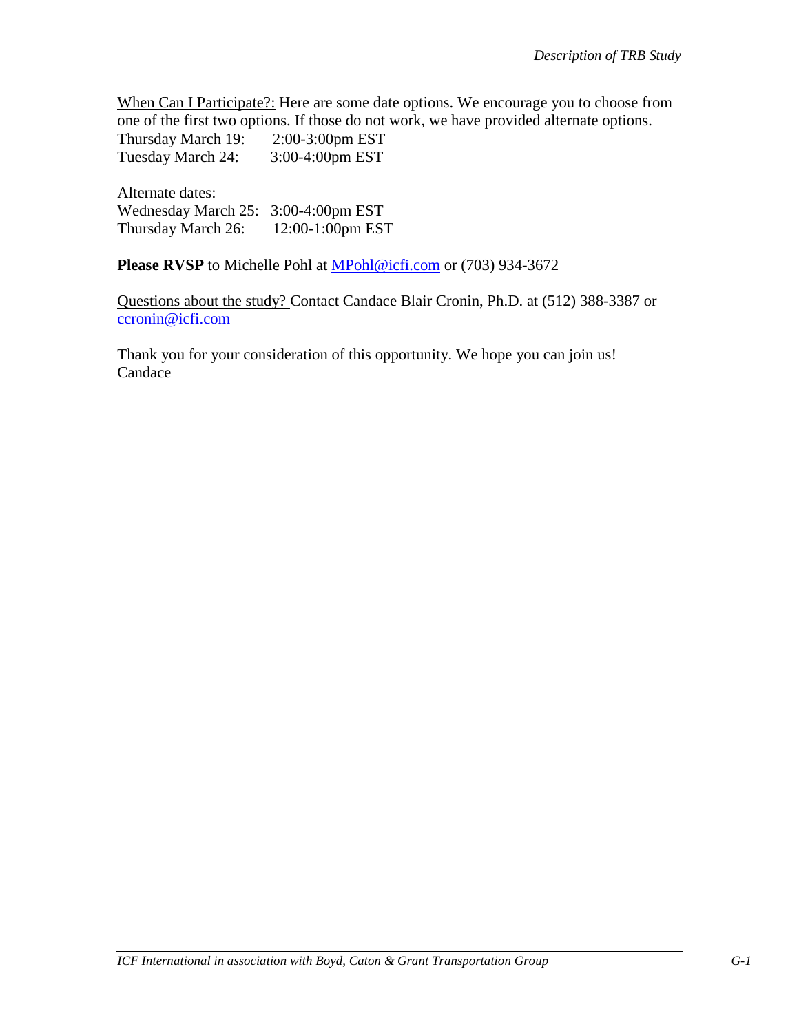When Can I Participate?: Here are some date options. We encourage you to choose from one of the first two options. If those do not work, we have provided alternate options.
Thursday March 19: 2:00-3:00pm EST
Tuesday March 24: 3:00-4:00pm EST

Alternate dates:
Wednesday March 25: 3:00-4:00pm EST
Thursday March 26: 12:00-1:00pm EST

**Please RVSP** to Michelle Pohl at MPohl@icfi.com or (703) 934-3672

Questions about the study? Contact Candace Blair Cronin, Ph.D. at (512) 388-3387 or ccronin@icfi.com

Thank you for your consideration of this opportunity. We hope you can join us!
Candace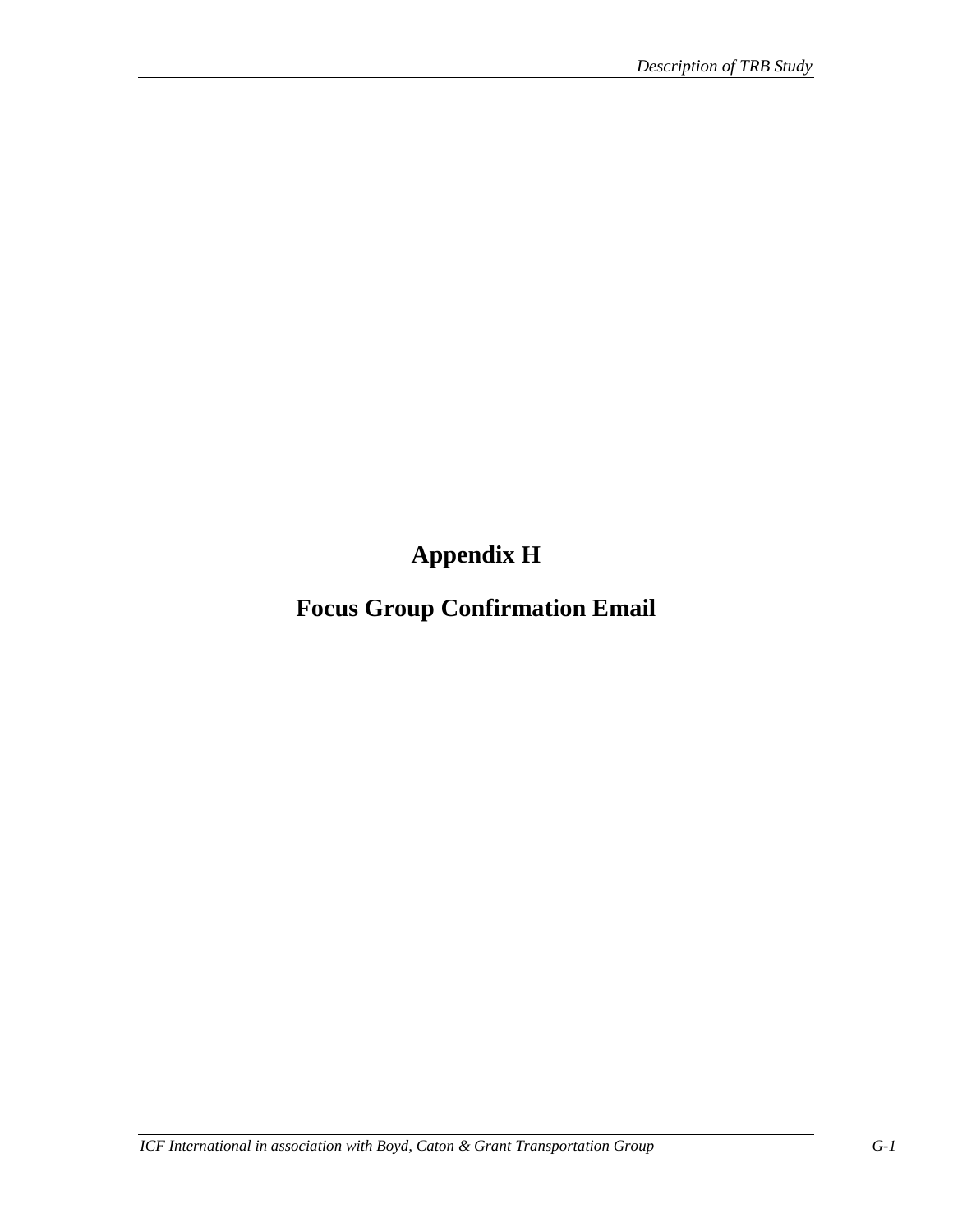# Appendix H

# Focus Group Confirmation Email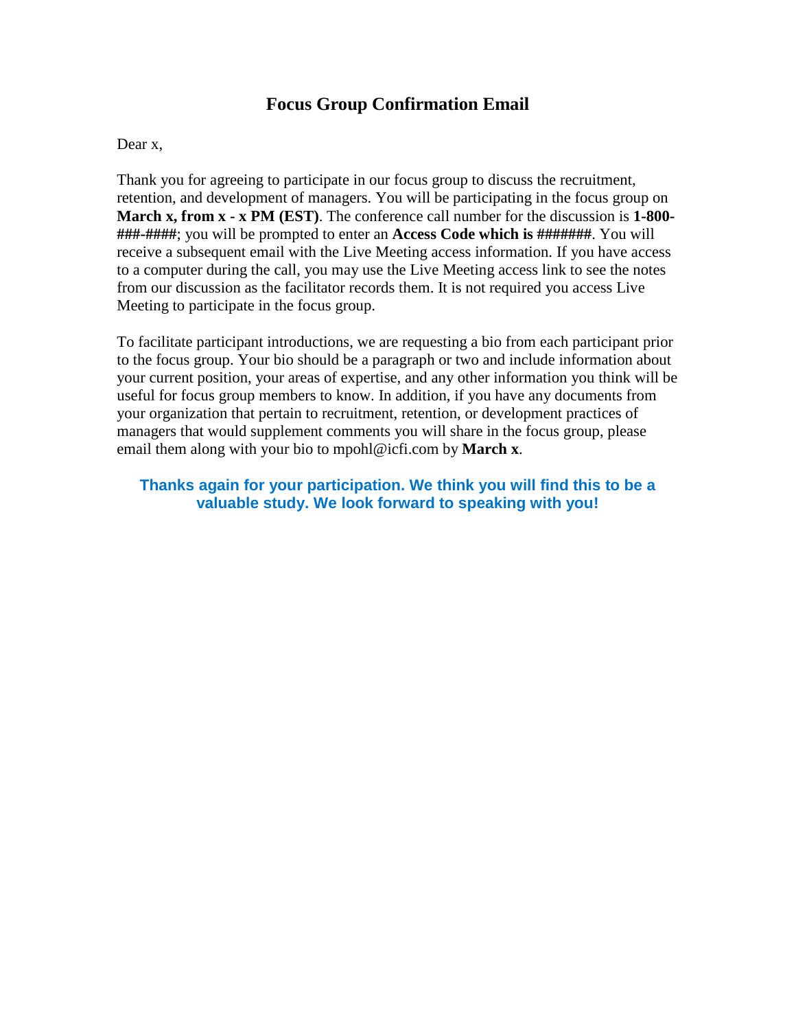# Focus Group Confirmation Email

Dear x,

Thank you for agreeing to participate in our focus group to discuss the recruitment, retention, and development of managers. You will be participating in the focus group on **March x, from x - x PM (EST)**. The conference call number for the discussion is **1-800-###-####**; you will be prompted to enter an **Access Code which is #######**. You will receive a subsequent email with the Live Meeting access information. If you have access to a computer during the call, you may use the Live Meeting access link to see the notes from our discussion as the facilitator records them. It is not required you access Live Meeting to participate in the focus group.

To facilitate participant introductions, we are requesting a bio from each participant prior to the focus group. Your bio should be a paragraph or two and include information about your current position, your areas of expertise, and any other information you think will be useful for focus group members to know. In addition, if you have any documents from your organization that pertain to recruitment, retention, or development practices of managers that would supplement comments you will share in the focus group, please email them along with your bio to mpohl@icfi.com by **March x**.

**Thanks again for your participation. We think you will find this to be a valuable study. We look forward to speaking with you!**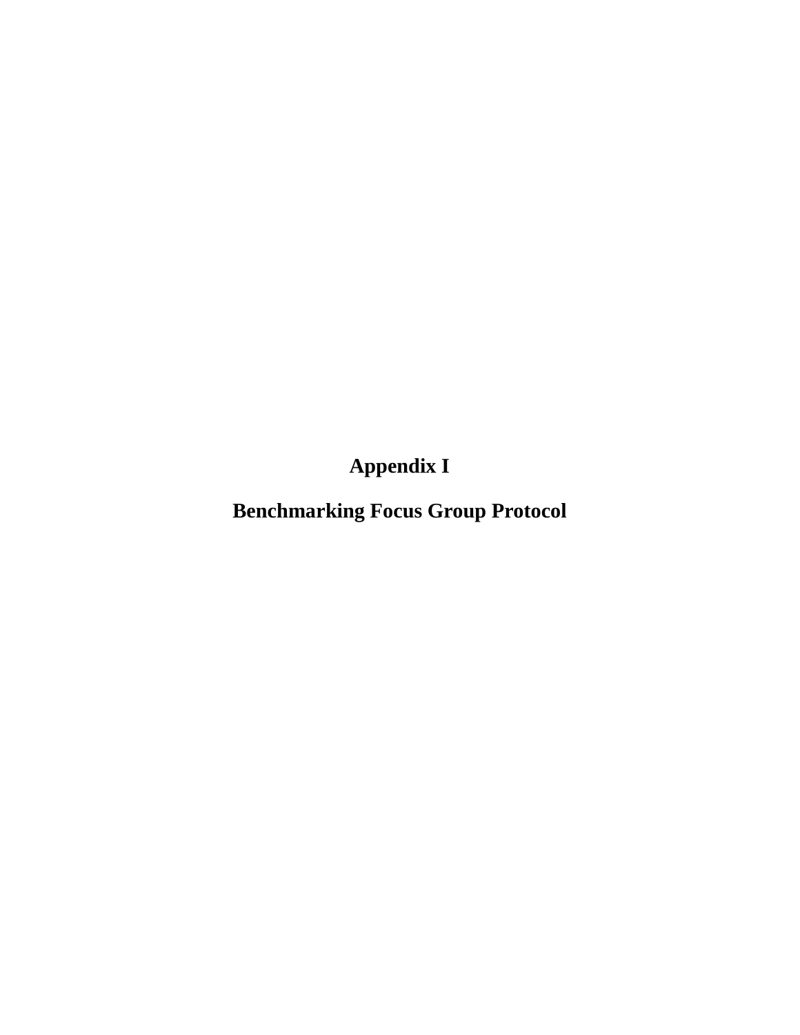# Appendix I

# Benchmarking Focus Group Protocol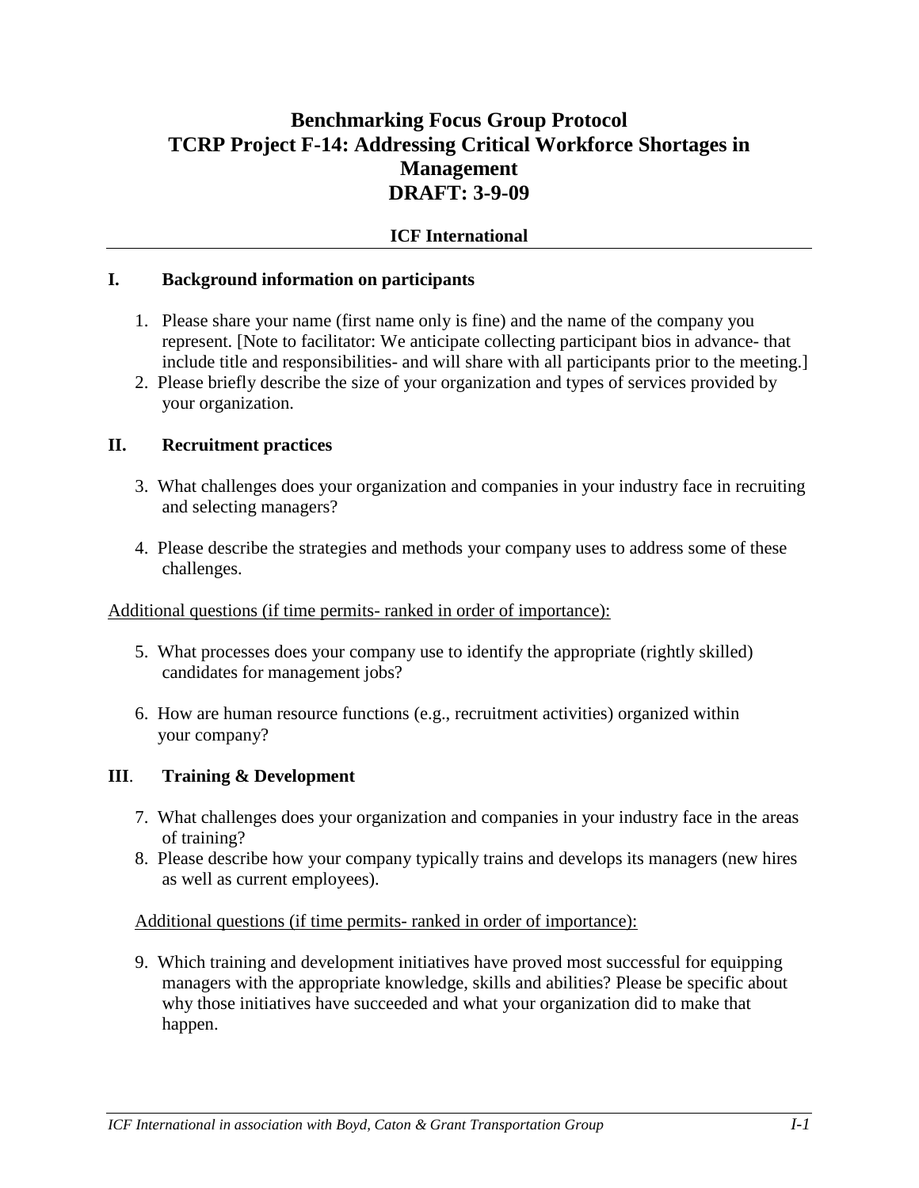# Benchmarking Focus Group Protocol
# TCRP Project F-14: Addressing Critical Workforce Shortages in Management
# DRAFT: 3-9-09

**ICF International**

---

## I. Background information on participants

1. Please share your name (first name only is fine) and the name of the company you represent. [Note to facilitator: We anticipate collecting participant bios in advance- that include title and responsibilities- and will share with all participants prior to the meeting.]
2. Please briefly describe the size of your organization and types of services provided by your organization.

## II. Recruitment practices

3. What challenges does your organization and companies in your industry face in recruiting and selecting managers?

4. Please describe the strategies and methods your company uses to address some of these challenges.

Additional questions (if time permits- ranked in order of importance):

5. What processes does your company use to identify the appropriate (rightly skilled) candidates for management jobs?

6. How are human resource functions (e.g., recruitment activities) organized within your company?

## III. Training & Development

7. What challenges does your organization and companies in your industry face in the areas of training?
8. Please describe how your company typically trains and develops its managers (new hires as well as current employees).

Additional questions (if time permits- ranked in order of importance):

9. Which training and development initiatives have proved most successful for equipping managers with the appropriate knowledge, skills and abilities? Please be specific about why those initiatives have succeeded and what your organization did to make that happen.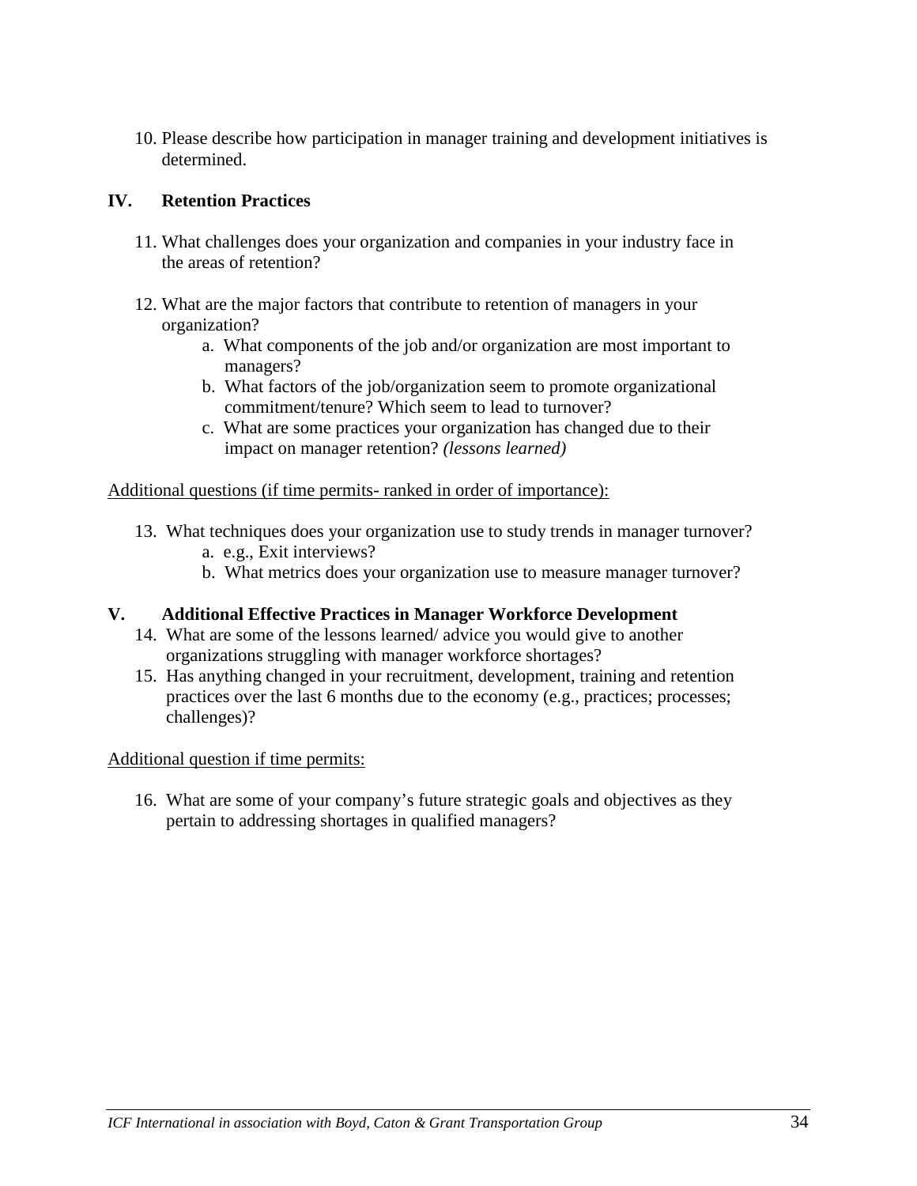10. Please describe how participation in manager training and development initiatives is determined.

## IV. Retention Practices

11. What challenges does your organization and companies in your industry face in the areas of retention?

12. What are the major factors that contribute to retention of managers in your organization?
    a. What components of the job and/or organization are most important to managers?
    b. What factors of the job/organization seem to promote organizational commitment/tenure? Which seem to lead to turnover?
    c. What are some practices your organization has changed due to their impact on manager retention? *(lessons learned)*

<u>Additional questions (if time permits- ranked in order of importance):</u>

13. What techniques does your organization use to study trends in manager turnover?
    a. e.g., Exit interviews?
    b. What metrics does your organization use to measure manager turnover?

## V. Additional Effective Practices in Manager Workforce Development

14. What are some of the lessons learned/ advice you would give to another organizations struggling with manager workforce shortages?
15. Has anything changed in your recruitment, development, training and retention practices over the last 6 months due to the economy (e.g., practices; processes; challenges)?

<u>Additional question if time permits:</u>

16. What are some of your company's future strategic goals and objectives as they pertain to addressing shortages in qualified managers?